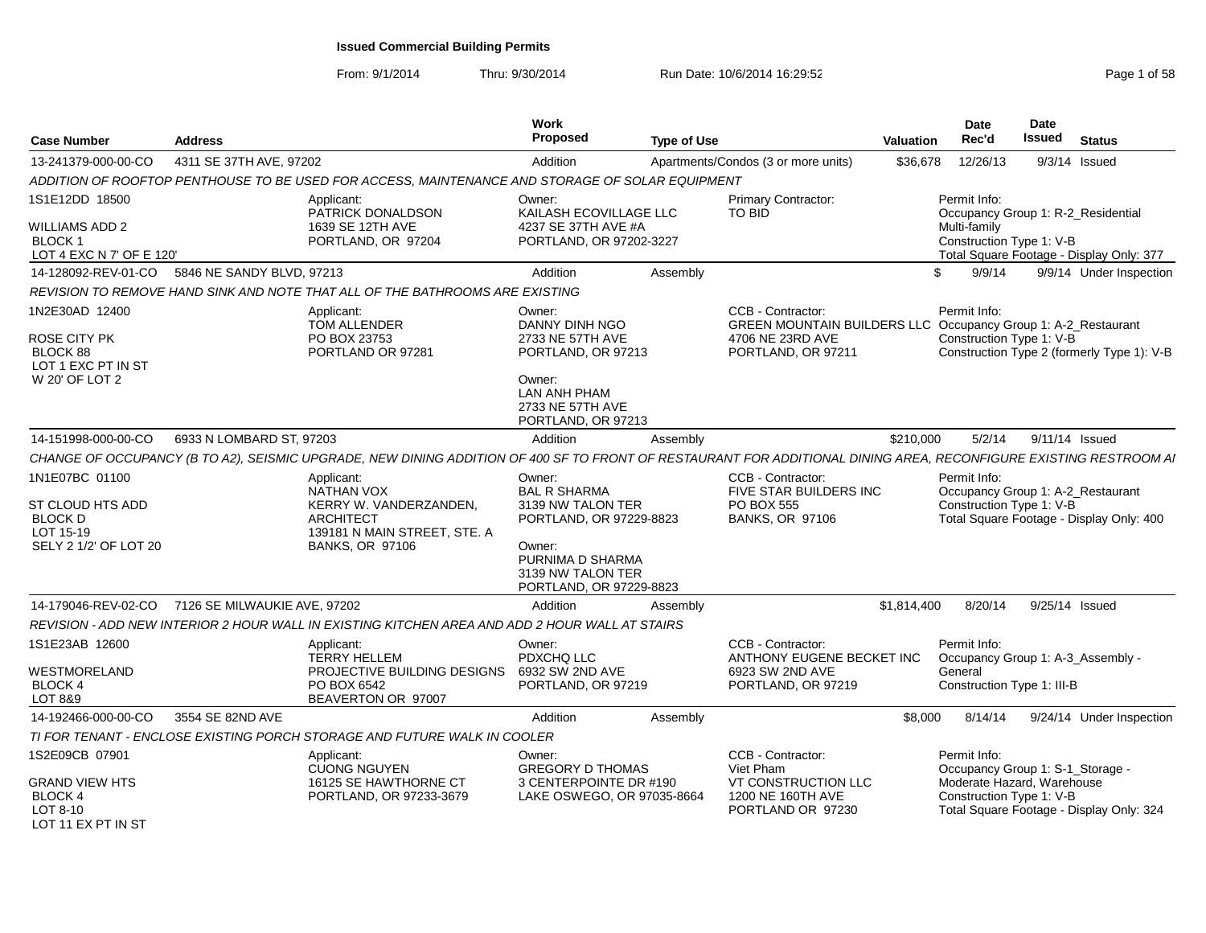# Issued Commercial Building Permits

From: 9/1/2014 Thru: 9/30/2014 Run Date: 10/6/2014 16:29:52

| Case Number | Address | Work Proposed | Type of Use | Valuation | Date Rec'd | Date Issued | Status |
|---|---|---|---|---|---|---|---|
| 13-241379-000-00-CO | 4311 SE 37TH AVE, 97202 | Addition | Apartments/Condos (3 or more units) | $36,678 | 12/26/13 | 9/3/14 | Issued |

*ADDITION OF ROOFTOP PENTHOUSE TO BE USED FOR ACCESS, MAINTENANCE AND STORAGE OF SOLAR EQUIPMENT*

- 1S1E12DD 18500 / WILLIAMS ADD 2 / BLOCK 1 / LOT 4 EXC N 7' OF E 120'
- Applicant: PATRICK DONALDSON, 1639 SE 12TH AVE, PORTLAND, OR 97204
- Owner: KAILASH ECOVILLAGE LLC, 4237 SE 37TH AVE #A, PORTLAND, OR 97202-3227
- Primary Contractor: TO BID
- Permit Info: Occupancy Group 1: R-2_Residential Multi-family; Construction Type 1: V-B; Total Square Footage - Display Only: 377

| Case Number | Address | Work Proposed | Type of Use | Valuation | Date Rec'd | Date Issued | Status |
|---|---|---|---|---|---|---|---|
| 14-128092-REV-01-CO | 5846 NE SANDY BLVD, 97213 | Addition | Assembly | $ | 9/9/14 | 9/9/14 | Under Inspection |

*REVISION TO REMOVE HAND SINK AND NOTE THAT ALL OF THE BATHROOMS ARE EXISTING*

- 1N2E30AD 12400 / ROSE CITY PK / BLOCK 88 / LOT 1 EXC PT IN ST / W 20' OF LOT 2
- Applicant: TOM ALLENDER, PO BOX 23753, PORTLAND OR 97281
- Owner: DANNY DINH NGO, 2733 NE 57TH AVE, PORTLAND, OR 97213
- Owner: LAN ANH PHAM, 2733 NE 57TH AVE, PORTLAND, OR 97213
- CCB - Contractor: GREEN MOUNTAIN BUILDERS LLC, 4706 NE 23RD AVE, PORTLAND, OR 97211
- Permit Info: Occupancy Group 1: A-2_Restaurant; Construction Type 1: V-B; Construction Type 2 (formerly Type 1): V-B

| Case Number | Address | Work Proposed | Type of Use | Valuation | Date Rec'd | Date Issued | Status |
|---|---|---|---|---|---|---|---|
| 14-151998-000-00-CO | 6933 N LOMBARD ST, 97203 | Addition | Assembly | $210,000 | 5/2/14 | 9/11/14 | Issued |

*CHANGE OF OCCUPANCY (B TO A2), SEISMIC UPGRADE, NEW DINING ADDITION OF 400 SF TO FRONT OF RESTAURANT FOR ADDITIONAL DINING AREA, RECONFIGURE EXISTING RESTROOM AI*

- 1N1E07BC 01100 / ST CLOUD HTS ADD / BLOCK D / LOT 15-19 / SELY 2 1/2' OF LOT 20
- Applicant: NATHAN VOX, KERRY W. VANDERZANDEN, ARCHITECT, 139181 N MAIN STREET, STE. A, BANKS, OR 97106
- Owner: BAL R SHARMA, 3139 NW TALON TER, PORTLAND, OR 97229-8823
- Owner: PURNIMA D SHARMA, 3139 NW TALON TER, PORTLAND, OR 97229-8823
- CCB - Contractor: FIVE STAR BUILDERS INC, PO BOX 555, BANKS, OR 97106
- Permit Info: Occupancy Group 1: A-2_Restaurant; Construction Type 1: V-B; Total Square Footage - Display Only: 400

| Case Number | Address | Work Proposed | Type of Use | Valuation | Date Rec'd | Date Issued | Status |
|---|---|---|---|---|---|---|---|
| 14-179046-REV-02-CO | 7126 SE MILWAUKIE AVE, 97202 | Addition | Assembly | $1,814,400 | 8/20/14 | 9/25/14 | Issued |

*REVISION - ADD NEW INTERIOR 2 HOUR WALL IN EXISTING KITCHEN AREA AND ADD 2 HOUR WALL AT STAIRS*

- 1S1E23AB 12600 / WESTMORELAND / BLOCK 4 / LOT 8&9
- Applicant: TERRY HELLEM, PROJECTIVE BUILDING DESIGNS, PO BOX 6542, BEAVERTON OR 97007
- Owner: PDXCHQ LLC, 6932 SW 2ND AVE, PORTLAND, OR 97219
- CCB - Contractor: ANTHONY EUGENE BECKET INC, 6923 SW 2ND AVE, PORTLAND, OR 97219
- Permit Info: Occupancy Group 1: A-3_Assembly - General; Construction Type 1: III-B

| Case Number | Address | Work Proposed | Type of Use | Valuation | Date Rec'd | Date Issued | Status |
|---|---|---|---|---|---|---|---|
| 14-192466-000-00-CO | 3554 SE 82ND AVE | Addition | Assembly | $8,000 | 8/14/14 | 9/24/14 | Under Inspection |

*TI FOR TENANT - ENCLOSE EXISTING PORCH STORAGE AND FUTURE WALK IN COOLER*

- 1S2E09CB 07901 / GRAND VIEW HTS / BLOCK 4 / LOT 8-10 / LOT 11 EX PT IN ST
- Applicant: CUONG NGUYEN, 16125 SE HAWTHORNE CT, PORTLAND, OR 97233-3679
- Owner: GREGORY D THOMAS, 3 CENTERPOINTE DR #190, LAKE OSWEGO, OR 97035-8664
- CCB - Contractor: Viet Pham, VT CONSTRUCTION LLC, 1200 NE 160TH AVE, PORTLAND OR 97230
- Permit Info: Occupancy Group 1: S-1_Storage - Moderate Hazard, Warehouse; Construction Type 1: V-B; Total Square Footage - Display Only: 324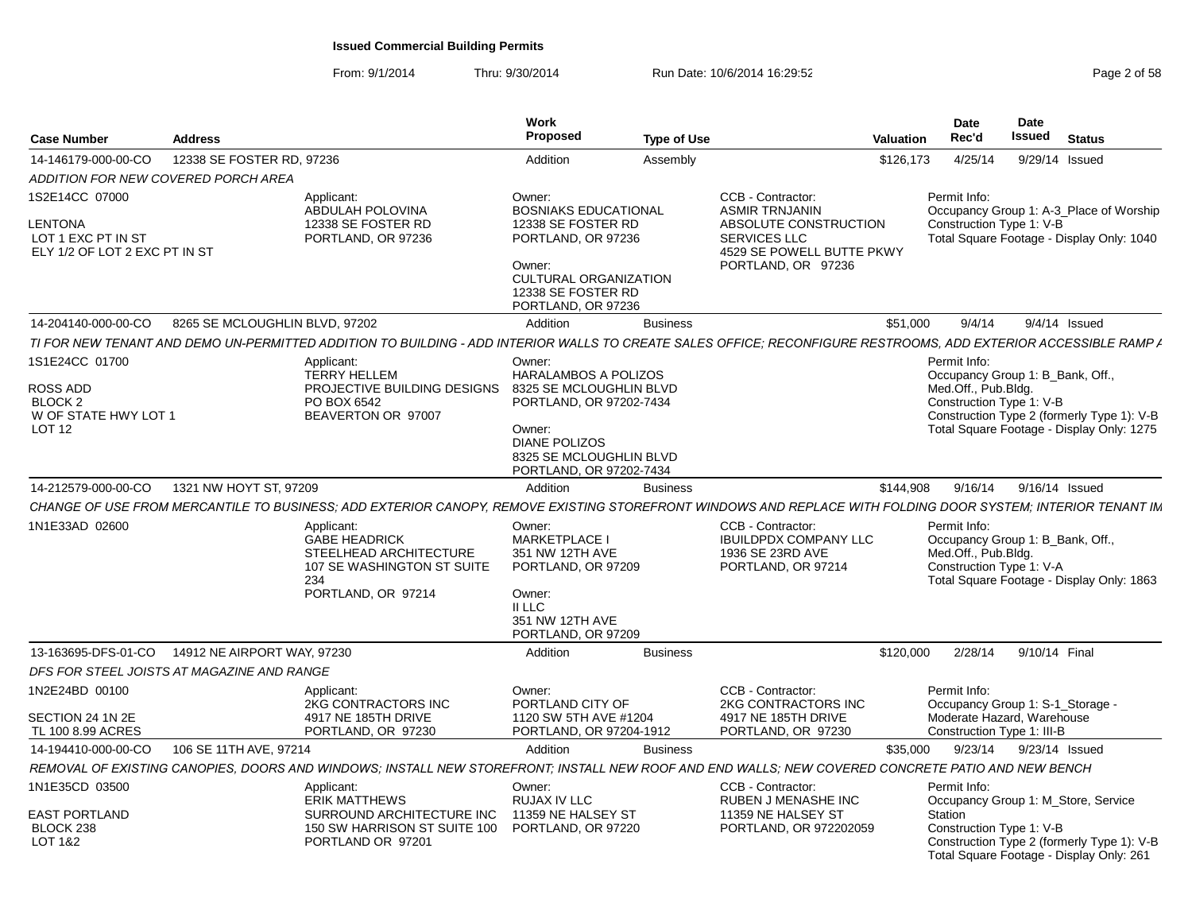**Issued Commercial Building Permits**

From: 9/1/2014 Thru: 9/30/2014 Run Date: 10/6/2014 16:29:52

| Case Number | Address | Work Proposed | Type of Use | Valuation | Date Rec'd | Date Issued | Status |
|---|---|---|---|---|---|---|---|
| 14-146179-000-00-CO | 12338 SE FOSTER RD, 97236 | Addition | Assembly | $126,173 | 4/25/14 | 9/29/14 | Issued |

*ADDITION FOR NEW COVERED PORCH AREA*

1S2E14CC 07000

LENTONA
LOT 1 EXC PT IN ST
ELY 1/2 OF LOT 2 EXC PT IN ST

Applicant:
ABDULAH POLOVINA
12338 SE FOSTER RD
PORTLAND, OR 97236

Owner:
BOSNIAKS EDUCATIONAL
12338 SE FOSTER RD
PORTLAND, OR 97236

Owner:
CULTURAL ORGANIZATION
12338 SE FOSTER RD
PORTLAND, OR 97236

CCB - Contractor:
ASMIR TRNJANIN
ABSOLUTE CONSTRUCTION SERVICES LLC
4529 SE POWELL BUTTE PKWY
PORTLAND, OR 97236

Permit Info:
Occupancy Group 1: A-3_Place of Worship
Construction Type 1: V-B
Total Square Footage - Display Only: 1040

---

| Case Number | Address | Work Proposed | Type of Use | Valuation | Date Rec'd | Date Issued | Status |
|---|---|---|---|---|---|---|---|
| 14-204140-000-00-CO | 8265 SE MCLOUGHLIN BLVD, 97202 | Addition | Business | $51,000 | 9/4/14 | 9/4/14 | Issued |

*TI FOR NEW TENANT AND DEMO UN-PERMITTED ADDITION TO BUILDING - ADD INTERIOR WALLS TO CREATE SALES OFFICE; RECONFIGURE RESTROOMS, ADD EXTERIOR ACCESSIBLE RAMP A*

1S1E24CC 01700

ROSS ADD
BLOCK 2
W OF STATE HWY LOT 1
LOT 12

Applicant:
TERRY HELLEM
PROJECTIVE BUILDING DESIGNS
PO BOX 6542
BEAVERTON OR 97007

Owner:
HARALAMBOS A POLIZOS
8325 SE MCLOUGHLIN BLVD
PORTLAND, OR 97202-7434

Owner:
DIANE POLIZOS
8325 SE MCLOUGHLIN BLVD
PORTLAND, OR 97202-7434

Permit Info:
Occupancy Group 1: B_Bank, Off., Med.Off., Pub.Bldg.
Construction Type 1: V-B
Construction Type 2 (formerly Type 1): V-B
Total Square Footage - Display Only: 1275

---

| Case Number | Address | Work Proposed | Type of Use | Valuation | Date Rec'd | Date Issued | Status |
|---|---|---|---|---|---|---|---|
| 14-212579-000-00-CO | 1321 NW HOYT ST, 97209 | Addition | Business | $144,908 | 9/16/14 | 9/16/14 | Issued |

*CHANGE OF USE FROM MERCANTILE TO BUSINESS; ADD EXTERIOR CANOPY, REMOVE EXISTING STOREFRONT WINDOWS AND REPLACE WITH FOLDING DOOR SYSTEM; INTERIOR TENANT IM*

1N1E33AD 02600

Applicant:
GABE HEADRICK
STEELHEAD ARCHITECTURE
107 SE WASHINGTON ST SUITE 234
PORTLAND, OR 97214

Owner:
MARKETPLACE I
351 NW 12TH AVE
PORTLAND, OR 97209

Owner:
II LLC
351 NW 12TH AVE
PORTLAND, OR 97209

CCB - Contractor:
IBUILDPDX COMPANY LLC
1936 SE 23RD AVE
PORTLAND, OR 97214

Permit Info:
Occupancy Group 1: B_Bank, Off., Med.Off., Pub.Bldg.
Construction Type 1: V-A
Total Square Footage - Display Only: 1863

---

| Case Number | Address | Work Proposed | Type of Use | Valuation | Date Rec'd | Date Issued | Status |
|---|---|---|---|---|---|---|---|
| 13-163695-DFS-01-CO | 14912 NE AIRPORT WAY, 97230 | Addition | Business | $120,000 | 2/28/14 | 9/10/14 | Final |

*DFS FOR STEEL JOISTS AT MAGAZINE AND RANGE*

1N2E24BD 00100

SECTION 24 1N 2E
TL 100 8.99 ACRES

Applicant:
2KG CONTRACTORS INC
4917 NE 185TH DRIVE
PORTLAND, OR 97230

Owner:
PORTLAND CITY OF
1120 SW 5TH AVE #1204
PORTLAND, OR 97204-1912

CCB - Contractor:
2KG CONTRACTORS INC
4917 NE 185TH DRIVE
PORTLAND, OR 97230

Permit Info:
Occupancy Group 1: S-1_Storage - Moderate Hazard, Warehouse
Construction Type 1: III-B

---

| Case Number | Address | Work Proposed | Type of Use | Valuation | Date Rec'd | Date Issued | Status |
|---|---|---|---|---|---|---|---|
| 14-194410-000-00-CO | 106 SE 11TH AVE, 97214 | Addition | Business | $35,000 | 9/23/14 | 9/23/14 | Issued |

*REMOVAL OF EXISTING CANOPIES, DOORS AND WINDOWS; INSTALL NEW STOREFRONT; INSTALL NEW ROOF AND END WALLS; NEW COVERED CONCRETE PATIO AND NEW BENCH*

1N1E35CD 03500

EAST PORTLAND
BLOCK 238
LOT 1&2

Applicant:
ERIK MATTHEWS
SURROUND ARCHITECTURE INC
150 SW HARRISON ST SUITE 100
PORTLAND OR 97201

Owner:
RUJAX IV LLC
11359 NE HALSEY ST
PORTLAND, OR 97220

CCB - Contractor:
RUBEN J MENASHE INC
11359 NE HALSEY ST
PORTLAND, OR 972202059

Permit Info:
Occupancy Group 1: M_Store, Service Station
Construction Type 1: V-B
Construction Type 2 (formerly Type 1): V-B
Total Square Footage - Display Only: 261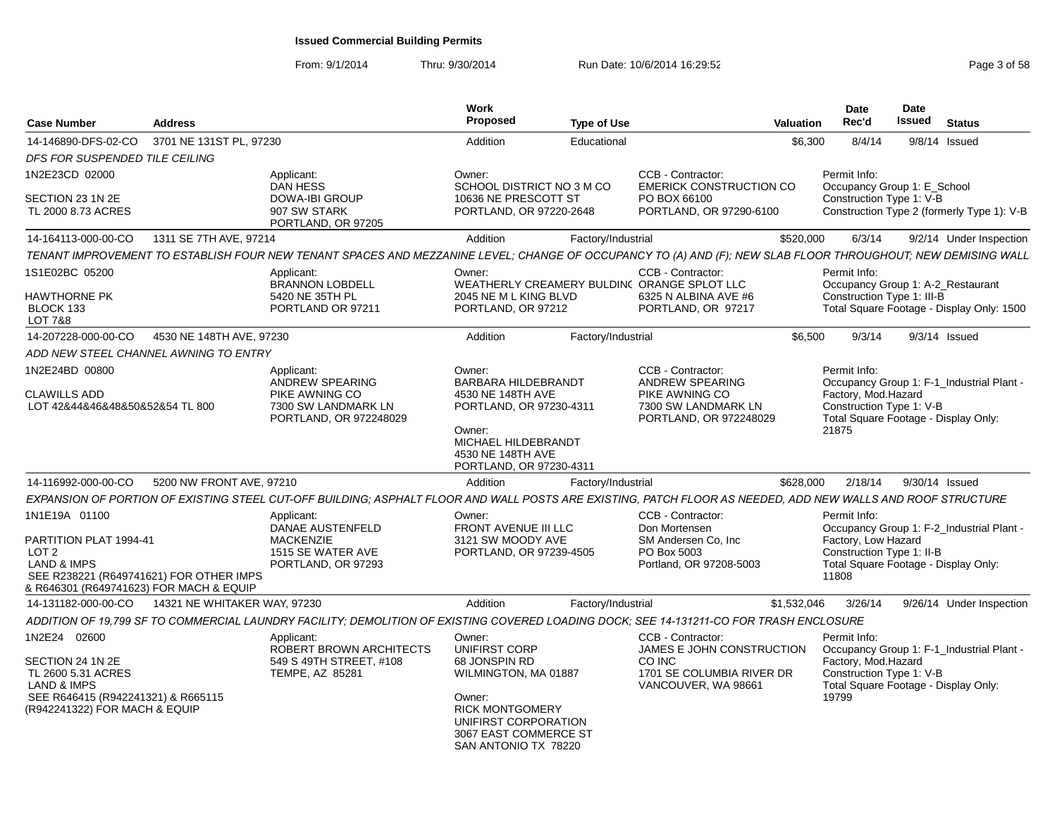# Issued Commercial Building Permits

From: 9/1/2014 Thru: 9/30/2014 Run Date: 10/6/2014 16:29:52

| Case Number | Address | Work Proposed | Type of Use | Valuation | Date Rec'd | Date Issued | Status |
|---|---|---|---|---|---|---|---|
| 14-146890-DFS-02-CO | 3701 NE 131ST PL, 97230 | Addition | Educational | $6,300 | 8/4/14 | 9/8/14 | Issued |

*DFS FOR SUSPENDED TILE CEILING*

1N2E23CD 02000
SECTION 23 1N2E
TL 2000 8.73 ACRES

Applicant: DAN HESS, DOWA-IBI GROUP, 907 SW STARK, PORTLAND, OR 97205

Owner: SCHOOL DISTRICT NO 3 M CO, 10636 NE PRESCOTT ST, PORTLAND, OR 97220-2648

CCB - Contractor: EMERICK CONSTRUCTION CO, PO BOX 66100, PORTLAND, OR 97290-6100

Permit Info: Occupancy Group 1: E_School; Construction Type 1: V-B; Construction Type 2 (formerly Type 1): V-B

| Case Number | Address | Work Proposed | Type of Use | Valuation | Date Rec'd | Date Issued | Status |
|---|---|---|---|---|---|---|---|
| 14-164113-000-00-CO | 1311 SE 7TH AVE, 97214 | Addition | Factory/Industrial | $520,000 | 6/3/14 | 9/2/14 | Under Inspection |

*TENANT IMPROVEMENT TO ESTABLISH FOUR NEW TENANT SPACES AND MEZZANINE LEVEL; CHANGE OF OCCUPANCY TO (A) AND (F); NEW SLAB FLOOR THROUGHOUT; NEW DEMISING WALL*

1S1E02BC 05200
HAWTHORNE PK
BLOCK 133
LOT 7&8

Applicant: BRANNON LOBDELL, 5420 NE 35TH PL, PORTLAND OR 97211

Owner: WEATHERLY CREAMERY BULDINC ORANGE SPLOT LLC, 2045 NE M L KING BLVD, PORTLAND, OR 97212

CCB - Contractor: 6325 N ALBINA AVE #6, PORTLAND, OR 97217

Permit Info: Occupancy Group 1: A-2_Restaurant; Construction Type 1: III-B; Total Square Footage - Display Only: 1500

| Case Number | Address | Work Proposed | Type of Use | Valuation | Date Rec'd | Date Issued | Status |
|---|---|---|---|---|---|---|---|
| 14-207228-000-00-CO | 4530 NE 148TH AVE, 97230 | Addition | Factory/Industrial | $6,500 | 9/3/14 | 9/3/14 | Issued |

*ADD NEW STEEL CHANNEL AWNING TO ENTRY*

1N2E24BD 00800
CLAWILLS ADD
LOT 42&44&46&48&50&52&54 TL 800

Applicant: ANDREW SPEARING, PIKE AWNING CO, 7300 SW LANDMARK LN, PORTLAND, OR 972248029

Owner: BARBARA HILDEBRANDT, 4530 NE 148TH AVE, PORTLAND, OR 97230-4311

Owner: MICHAEL HILDEBRANDT, 4530 NE 148TH AVE, PORTLAND, OR 97230-4311

CCB - Contractor: ANDREW SPEARING, PIKE AWNING CO, 7300 SW LANDMARK LN, PORTLAND, OR 972248029

Permit Info: Occupancy Group 1: F-1_Industrial Plant - Factory, Mod.Hazard; Construction Type 1: V-B; Total Square Footage - Display Only: 21875

| Case Number | Address | Work Proposed | Type of Use | Valuation | Date Rec'd | Date Issued | Status |
|---|---|---|---|---|---|---|---|
| 14-116992-000-00-CO | 5200 NW FRONT AVE, 97210 | Addition | Factory/Industrial | $628,000 | 2/18/14 | 9/30/14 | Issued |

*EXPANSION OF PORTION OF EXISTING STEEL CUT-OFF BUILDING; ASPHALT FLOOR AND WALL POSTS ARE EXISTING, PATCH FLOOR AS NEEDED, ADD NEW WALLS AND ROOF STRUCTURE*

1N1E19A 01100
PARTITION PLAT 1994-41
LOT 2
LAND & IMPS
SEE R238221 (R649741621) FOR OTHER IMPS & R646301 (R649741623) FOR MACH & EQUIP

Applicant: DANAE AUSTENFELD, MACKENZIE, 1515 SE WATER AVE, PORTLAND, OR 97293

Owner: FRONT AVENUE III LLC, 3121 SW MOODY AVE, PORTLAND, OR 97239-4505

CCB - Contractor: Don Mortensen, SM Andersen Co, Inc, PO Box 5003, Portland, OR 97208-5003

Permit Info: Occupancy Group 1: F-2_Industrial Plant - Factory, Low Hazard; Construction Type 1: II-B; Total Square Footage - Display Only: 11808

| Case Number | Address | Work Proposed | Type of Use | Valuation | Date Rec'd | Date Issued | Status |
|---|---|---|---|---|---|---|---|
| 14-131182-000-00-CO | 14321 NE WHITAKER WAY, 97230 | Addition | Factory/Industrial | $1,532,046 | 3/26/14 | 9/26/14 | Under Inspection |

*ADDITION OF 19,799 SF TO COMMERCIAL LAUNDRY FACILITY; DEMOLITION OF EXISTING COVERED LOADING DOCK; SEE 14-131211-CO FOR TRASH ENCLOSURE*

1N2E24 02600
SECTION 24 1N 2E
TL 2600 5.31 ACRES
LAND & IMPS
SEE R646415 (R942241321) & R665115 (R942241322) FOR MACH & EQUIP

Applicant: ROBERT BROWN ARCHITECTS, 549 S 49TH STREET, #108, TEMPE, AZ 85281

Owner: UNIFIRST CORP, 68 JONSPIN RD, WILMINGTON, MA 01887

Owner: RICK MONTGOMERY, UNIFIRST CORPORATION, 3067 EAST COMMERCE ST, SAN ANTONIO TX 78220

CCB - Contractor: JAMES E JOHN CONSTRUCTION CO INC, 1701 SE COLUMBIA RIVER DR, VANCOUVER, WA 98661

Permit Info: Occupancy Group 1: F-1_Industrial Plant - Factory, Mod.Hazard; Construction Type 1: V-B; Total Square Footage - Display Only: 19799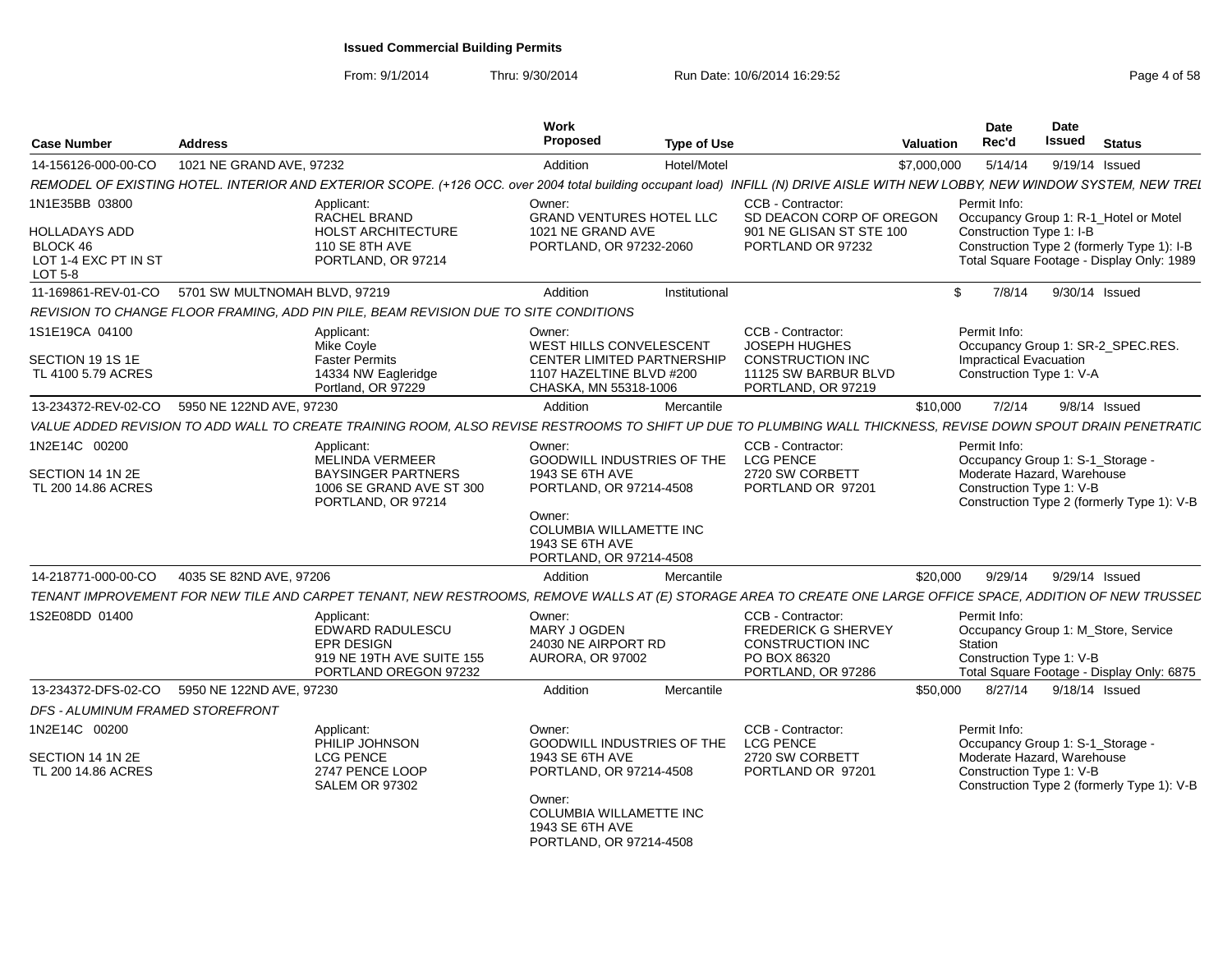**Issued Commercial Building Permits**

From: 9/1/2014 Thru: 9/30/2014 Run Date: 10/6/2014 16:29:52

| Case Number | Address | Work Proposed | Type of Use | Valuation | Date Rec'd | Date Issued | Status |
|---|---|---|---|---|---|---|---|
| 14-156126-000-00-CO | 1021 NE GRAND AVE, 97232 | Addition | Hotel/Motel | $7,000,000 | 5/14/14 | 9/19/14 | Issued |

*REMODEL OF EXISTING HOTEL. INTERIOR AND EXTERIOR SCOPE. (+126 OCC. over 2004 total building occupant load) INFILL (N) DRIVE AISLE WITH NEW LOBBY, NEW WINDOW SYSTEM, NEW TREL*

1N1E35BB 03800
HOLLADAYS ADD
BLOCK 46
LOT 1-4 EXC PT IN ST
LOT 5-8

Applicant: RACHEL BRAND, HOLST ARCHITECTURE, 110 SE 8TH AVE, PORTLAND, OR 97214

Owner: GRAND VENTURES HOTEL LLC, 1021 NE GRAND AVE, PORTLAND, OR 97232-2060

CCB - Contractor: SD DEACON CORP OF OREGON, 901 NE GLISAN ST STE 100, PORTLAND OR 97232

Permit Info: Occupancy Group 1: R-1_Hotel or Motel; Construction Type 1: I-B; Construction Type 2 (formerly Type 1): I-B; Total Square Footage - Display Only: 1989

| Case Number | Address | Work Proposed | Type of Use | Valuation | Date Rec'd | Date Issued | Status |
|---|---|---|---|---|---|---|---|
| 11-169861-REV-01-CO | 5701 SW MULTNOMAH BLVD, 97219 | Addition | Institutional | $ | 7/8/14 | 9/30/14 | Issued |

*REVISION TO CHANGE FLOOR FRAMING, ADD PIN PILE, BEAM REVISION DUE TO SITE CONDITIONS*

1S1E19CA 04100
SECTION 19 1S 1E
TL 4100 5.79 ACRES

Applicant: Mike Coyle, Faster Permits, 14334 NW Eagleridge, Portland, OR 97229

Owner: WEST HILLS CONVELESCENT CENTER LIMITED PARTNERSHIP, 1107 HAZELTINE BLVD #200, CHASKA, MN 55318-1006

CCB - Contractor: JOSEPH HUGHES CONSTRUCTION INC, 11125 SW BARBUR BLVD, PORTLAND, OR 97219

Permit Info: Occupancy Group 1: SR-2_SPEC.RES. Impractical Evacuation; Construction Type 1: V-A

| Case Number | Address | Work Proposed | Type of Use | Valuation | Date Rec'd | Date Issued | Status |
|---|---|---|---|---|---|---|---|
| 13-234372-REV-02-CO | 5950 NE 122ND AVE, 97230 | Addition | Mercantile | $10,000 | 7/2/14 | 9/8/14 | Issued |

*VALUE ADDED REVISION TO ADD WALL TO CREATE TRAINING ROOM, ALSO REVISE RESTROOMS TO SHIFT UP DUE TO PLUMBING WALL THICKNESS, REVISE DOWN SPOUT DRAIN PENETRATIC*

1N2E14C 00200
SECTION 14 1N 2E
TL 200 14.86 ACRES

Applicant: MELINDA VERMEER, BAYSINGER PARTNERS, 1006 SE GRAND AVE ST 300, PORTLAND, OR 97214

Owner: GOODWILL INDUSTRIES OF THE, 1943 SE 6TH AVE, PORTLAND, OR 97214-4508

Owner: COLUMBIA WILLAMETTE INC, 1943 SE 6TH AVE, PORTLAND, OR 97214-4508

CCB - Contractor: LCG PENCE, 2720 SW CORBETT, PORTLAND OR 97201

Permit Info: Occupancy Group 1: S-1_Storage - Moderate Hazard, Warehouse; Construction Type 1: V-B; Construction Type 2 (formerly Type 1): V-B

| Case Number | Address | Work Proposed | Type of Use | Valuation | Date Rec'd | Date Issued | Status |
|---|---|---|---|---|---|---|---|
| 14-218771-000-00-CO | 4035 SE 82ND AVE, 97206 | Addition | Mercantile | $20,000 | 9/29/14 | 9/29/14 | Issued |

*TENANT IMPROVEMENT FOR NEW TILE AND CARPET TENANT, NEW RESTROOMS, REMOVE WALLS AT (E) STORAGE AREA TO CREATE ONE LARGE OFFICE SPACE, ADDITION OF NEW TRUSSED*

1S2E08DD 01400

Applicant: EDWARD RADULESCU, EPR DESIGN, 919 NE 19TH AVE SUITE 155, PORTLAND OREGON 97232

Owner: MARY J OGDEN, 24030 NE AIRPORT RD, AURORA, OR 97002

CCB - Contractor: FREDERICK G SHERVEY CONSTRUCTION INC, PO BOX 86320, PORTLAND, OR 97286

Permit Info: Occupancy Group 1: M_Store, Service Station; Construction Type 1: V-B; Total Square Footage - Display Only: 6875

| Case Number | Address | Work Proposed | Type of Use | Valuation | Date Rec'd | Date Issued | Status |
|---|---|---|---|---|---|---|---|
| 13-234372-DFS-02-CO | 5950 NE 122ND AVE, 97230 | Addition | Mercantile | $50,000 | 8/27/14 | 9/18/14 | Issued |

*DFS - ALUMINUM FRAMED STOREFRONT*

1N2E14C 00200
SECTION 14 1N 2E
TL 200 14.86 ACRES

Applicant: PHILIP JOHNSON, LCG PENCE, 2747 PENCE LOOP, SALEM OR 97302

Owner: GOODWILL INDUSTRIES OF THE, 1943 SE 6TH AVE, PORTLAND, OR 97214-4508

Owner: COLUMBIA WILLAMETTE INC, 1943 SE 6TH AVE, PORTLAND, OR 97214-4508

CCB - Contractor: LCG PENCE, 2720 SW CORBETT, PORTLAND OR 97201

Permit Info: Occupancy Group 1: S-1_Storage - Moderate Hazard, Warehouse; Construction Type 1: V-B; Construction Type 2 (formerly Type 1): V-B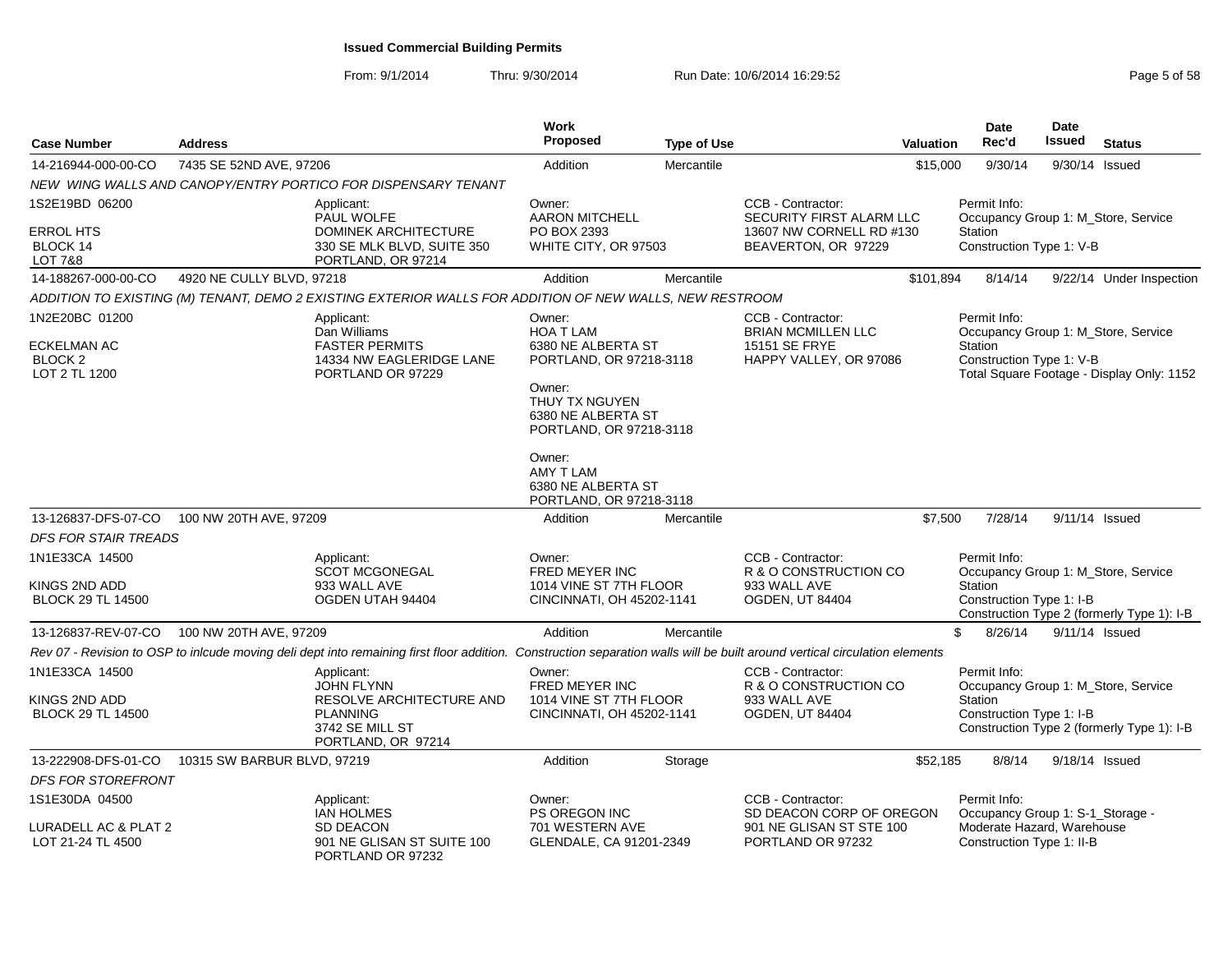# Issued Commercial Building Permits

From: 9/1/2014 Thru: 9/30/2014 Run Date: 10/6/2014 16:29:52

| Case Number | Address | Work Proposed | Type of Use | Valuation | Date Rec'd | Date Issued | Status |
|---|---|---|---|---|---|---|---|
| 14-216944-000-00-CO | 7435 SE 52ND AVE, 97206 | Addition | Mercantile | $15,000 | 9/30/14 | 9/30/14 | Issued |

*NEW WING WALLS AND CANOPY/ENTRY PORTICO FOR DISPENSARY TENANT*

- **Legal:** 1S2E19BD 06200, ERROL HTS, BLOCK 14, LOT 7&8
- **Applicant:** PAUL WOLFE, DOMINEK ARCHITECTURE, 330 SE MLK BLVD, SUITE 350, PORTLAND, OR 97214
- **Owner:** AARON MITCHELL, PO BOX 2393, WHITE CITY, OR 97503
- **CCB - Contractor:** SECURITY FIRST ALARM LLC, 13607 NW CORNELL RD #130, BEAVERTON, OR 97229
- **Permit Info:** Occupancy Group 1: M_Store, Service Station; Construction Type 1: V-B

| Case Number | Address | Work Proposed | Type of Use | Valuation | Date Rec'd | Date Issued | Status |
|---|---|---|---|---|---|---|---|
| 14-188267-000-00-CO | 4920 NE CULLY BLVD, 97218 | Addition | Mercantile | $101,894 | 8/14/14 | 9/22/14 | Under Inspection |

*ADDITION TO EXISTING (M) TENANT, DEMO 2 EXISTING EXTERIOR WALLS FOR ADDITION OF NEW WALLS, NEW RESTROOM*

- **Legal:** 1N2E20BC 01200, ECKELMAN AC, BLOCK 2, LOT 2 TL 1200
- **Applicant:** Dan Williams, FASTER PERMITS, 14334 NW EAGLERIDGE LANE, PORTLAND OR 97229
- **Owner:** HOA T LAM, 6380 NE ALBERTA ST, PORTLAND, OR 97218-3118
- **Owner:** THUY TX NGUYEN, 6380 NE ALBERTA ST, PORTLAND, OR 97218-3118
- **Owner:** AMY T LAM, 6380 NE ALBERTA ST, PORTLAND, OR 97218-3118
- **CCB - Contractor:** BRIAN MCMILLEN LLC, 15151 SE FRYE, HAPPY VALLEY, OR 97086
- **Permit Info:** Occupancy Group 1: M_Store, Service Station; Construction Type 1: V-B; Total Square Footage - Display Only: 1152

| Case Number | Address | Work Proposed | Type of Use | Valuation | Date Rec'd | Date Issued | Status |
|---|---|---|---|---|---|---|---|
| 13-126837-DFS-07-CO | 100 NW 20TH AVE, 97209 | Addition | Mercantile | $7,500 | 7/28/14 | 9/11/14 | Issued |

*DFS FOR STAIR TREADS*

- **Legal:** 1N1E33CA 14500, KINGS 2ND ADD, BLOCK 29 TL 14500
- **Applicant:** SCOT MCGONEGAL, 933 WALL AVE, OGDEN UTAH 94404
- **Owner:** FRED MEYER INC, 1014 VINE ST 7TH FLOOR, CINCINNATI, OH 45202-1141
- **CCB - Contractor:** R & O CONSTRUCTION CO, 933 WALL AVE, OGDEN, UT 84404
- **Permit Info:** Occupancy Group 1: M_Store, Service Station; Construction Type 1: I-B; Construction Type 2 (formerly Type 1): I-B

| Case Number | Address | Work Proposed | Type of Use | Valuation | Date Rec'd | Date Issued | Status |
|---|---|---|---|---|---|---|---|
| 13-126837-REV-07-CO | 100 NW 20TH AVE, 97209 | Addition | Mercantile | $ | 8/26/14 | 9/11/14 | Issued |

*Rev 07 - Revision to OSP to inlcude moving deli dept into remaining first floor addition. Construction separation walls will be built around vertical circulation elements*

- **Legal:** 1N1E33CA 14500, KINGS 2ND ADD, BLOCK 29 TL 14500
- **Applicant:** JOHN FLYNN, RESOLVE ARCHITECTURE AND PLANNING, 3742 SE MILL ST, PORTLAND, OR 97214
- **Owner:** FRED MEYER INC, 1014 VINE ST 7TH FLOOR, CINCINNATI, OH 45202-1141
- **CCB - Contractor:** R & O CONSTRUCTION CO, 933 WALL AVE, OGDEN, UT 84404
- **Permit Info:** Occupancy Group 1: M_Store, Service Station; Construction Type 1: I-B; Construction Type 2 (formerly Type 1): I-B

| Case Number | Address | Work Proposed | Type of Use | Valuation | Date Rec'd | Date Issued | Status |
|---|---|---|---|---|---|---|---|
| 13-222908-DFS-01-CO | 10315 SW BARBUR BLVD, 97219 | Addition | Storage | $52,185 | 8/8/14 | 9/18/14 | Issued |

*DFS FOR STOREFRONT*

- **Legal:** 1S1E30DA 04500, LURADELL AC & PLAT 2, LOT 21-24 TL 4500
- **Applicant:** IAN HOLMES, SD DEACON, 901 NE GLISAN ST SUITE 100, PORTLAND OR 97232
- **Owner:** PS OREGON INC, 701 WESTERN AVE, GLENDALE, CA 91201-2349
- **CCB - Contractor:** SD DEACON CORP OF OREGON, 901 NE GLISAN ST STE 100, PORTLAND OR 97232
- **Permit Info:** Occupancy Group 1: S-1_Storage - Moderate Hazard, Warehouse; Construction Type 1: II-B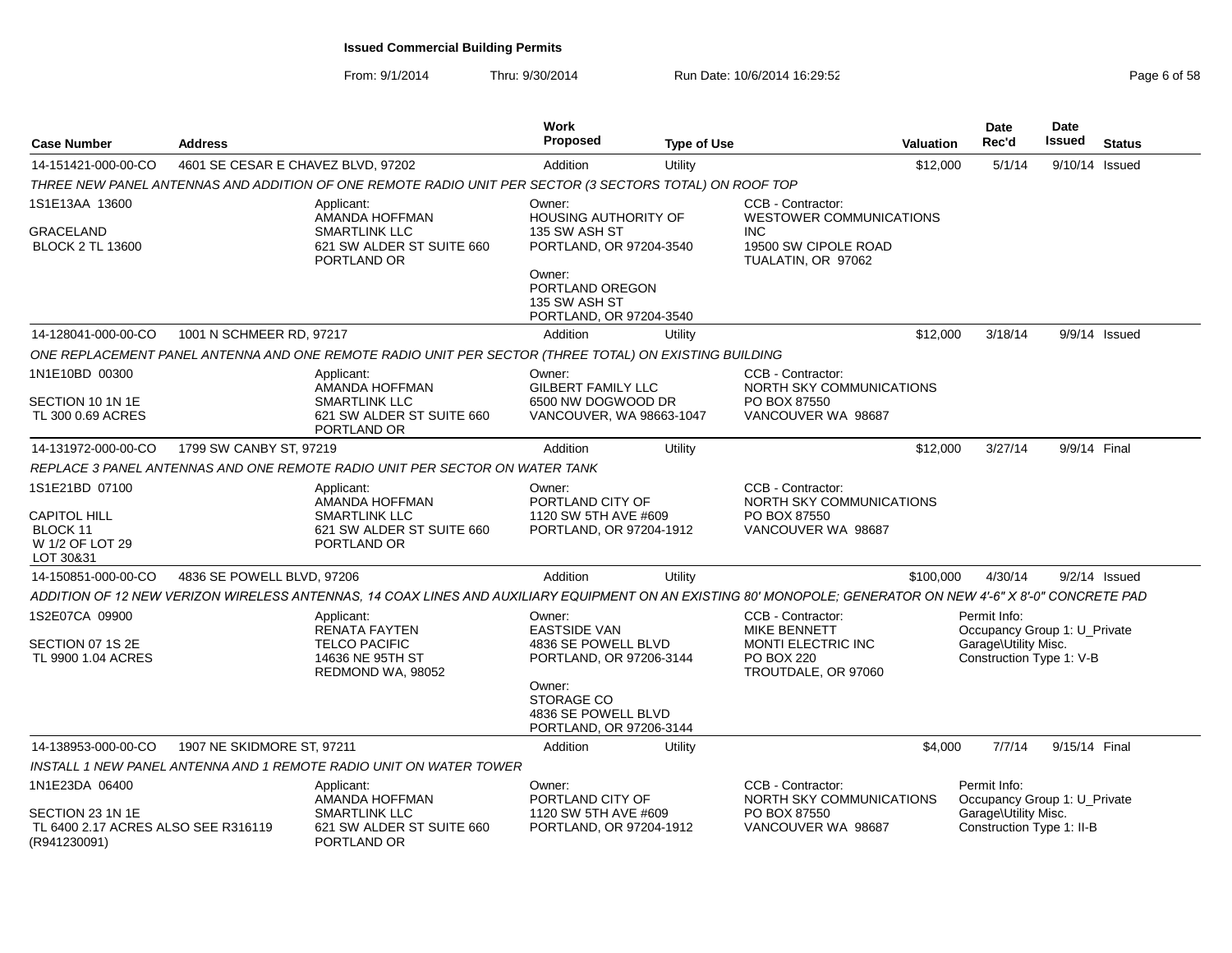# Issued Commercial Building Permits

From: 9/1/2014 Thru: 9/30/2014 Run Date: 10/6/2014 16:29:52

| Case Number | Address | Work Proposed | Type of Use | Valuation | Date Rec'd | Date Issued | Status |
|---|---|---|---|---|---|---|---|
| 14-151421-000-00-CO | 4601 SE CESAR E CHAVEZ BLVD, 97202 | Addition | Utility | $12,000 | 5/1/14 | 9/10/14 | Issued |
| 14-128041-000-00-CO | 1001 N SCHMEER RD, 97217 | Addition | Utility | $12,000 | 3/18/14 | 9/9/14 | Issued |
| 14-131972-000-00-CO | 1799 SW CANBY ST, 97219 | Addition | Utility | $12,000 | 3/27/14 | 9/9/14 | Final |
| 14-150851-000-00-CO | 4836 SE POWELL BLVD, 97206 | Addition | Utility | $100,000 | 4/30/14 | 9/2/14 | Issued |
| 14-138953-000-00-CO | 1907 NE SKIDMORE ST, 97211 | Addition | Utility | $4,000 | 7/7/14 | 9/15/14 | Final |

**14-151421-000-00-CO** — 4601 SE CESAR E CHAVEZ BLVD, 97202

*THREE NEW PANEL ANTENNAS AND ADDITION OF ONE REMOTE RADIO UNIT PER SECTOR (3 SECTORS TOTAL) ON ROOF TOP*

- 1S1E13AA 13600
- GRACELAND
- BLOCK 2 TL 13600
- Applicant: AMANDA HOFFMAN, SMARTLINK LLC, 621 SW ALDER ST SUITE 660, PORTLAND OR
- Owner: HOUSING AUTHORITY OF, 135 SW ASH ST, PORTLAND, OR 97204-3540
- Owner: PORTLAND OREGON, 135 SW ASH ST, PORTLAND, OR 97204-3540
- CCB - Contractor: WESTOWER COMMUNICATIONS INC, 19500 SW CIPOLE ROAD, TUALATIN, OR 97062

**14-128041-000-00-CO** — 1001 N SCHMEER RD, 97217

*ONE REPLACEMENT PANEL ANTENNA AND ONE REMOTE RADIO UNIT PER SECTOR (THREE TOTAL) ON EXISTING BUILDING*

- 1N1E10BD 00300
- SECTION 10 1N 1E
- TL 300 0.69 ACRES
- Applicant: AMANDA HOFFMAN, SMARTLINK LLC, 621 SW ALDER ST SUITE 660, PORTLAND OR
- Owner: GILBERT FAMILY LLC, 6500 NW DOGWOOD DR, VANCOUVER, WA 98663-1047
- CCB - Contractor: NORTH SKY COMMUNICATIONS, PO BOX 87550, VANCOUVER WA 98687

**14-131972-000-00-CO** — 1799 SW CANBY ST, 97219

*REPLACE 3 PANEL ANTENNAS AND ONE REMOTE RADIO UNIT PER SECTOR ON WATER TANK*

- 1S1E21BD 07100
- CAPITOL HILL
- BLOCK 11
- W 1/2 OF LOT 29
- LOT 30&31
- Applicant: AMANDA HOFFMAN, SMARTLINK LLC, 621 SW ALDER ST SUITE 660, PORTLAND OR
- Owner: PORTLAND CITY OF, 1120 SW 5TH AVE #609, PORTLAND, OR 97204-1912
- CCB - Contractor: NORTH SKY COMMUNICATIONS, PO BOX 87550, VANCOUVER WA 98687

**14-150851-000-00-CO** — 4836 SE POWELL BLVD, 97206

*ADDITION OF 12 NEW VERIZON WIRELESS ANTENNAS, 14 COAX LINES AND AUXILIARY EQUIPMENT ON AN EXISTING 80' MONOPOLE; GENERATOR ON NEW 4'-6" X 8'-0" CONCRETE PAD*

- 1S2E07CA 09900
- SECTION 07 1S 2E
- TL 9900 1.04 ACRES
- Applicant: RENATA FAYTEN, TELCO PACIFIC, 14636 NE 95TH ST, REDMOND WA, 98052
- Owner: EASTSIDE VAN, 4836 SE POWELL BLVD, PORTLAND, OR 97206-3144
- Owner: STORAGE CO, 4836 SE POWELL BLVD, PORTLAND, OR 97206-3144
- CCB - Contractor: MIKE BENNETT, MONTI ELECTRIC INC, PO BOX 220, TROUTDALE, OR 97060
- Permit Info: Occupancy Group 1: U_Private Garage\Utility Misc. Construction Type 1: V-B

**14-138953-000-00-CO** — 1907 NE SKIDMORE ST, 97211

*INSTALL 1 NEW PANEL ANTENNA AND 1 REMOTE RADIO UNIT ON WATER TOWER*

- 1N1E23DA 06400
- SECTION 23 1N 1E
- TL 6400 2.17 ACRES ALSO SEE R316119 (R941230091)
- Applicant: AMANDA HOFFMAN, SMARTLINK LLC, 621 SW ALDER ST SUITE 660, PORTLAND OR
- Owner: PORTLAND CITY OF, 1120 SW 5TH AVE #609, PORTLAND, OR 97204-1912
- CCB - Contractor: NORTH SKY COMMUNICATIONS, PO BOX 87550, VANCOUVER WA 98687
- Permit Info: Occupancy Group 1: U_Private Garage\Utility Misc. Construction Type 1: II-B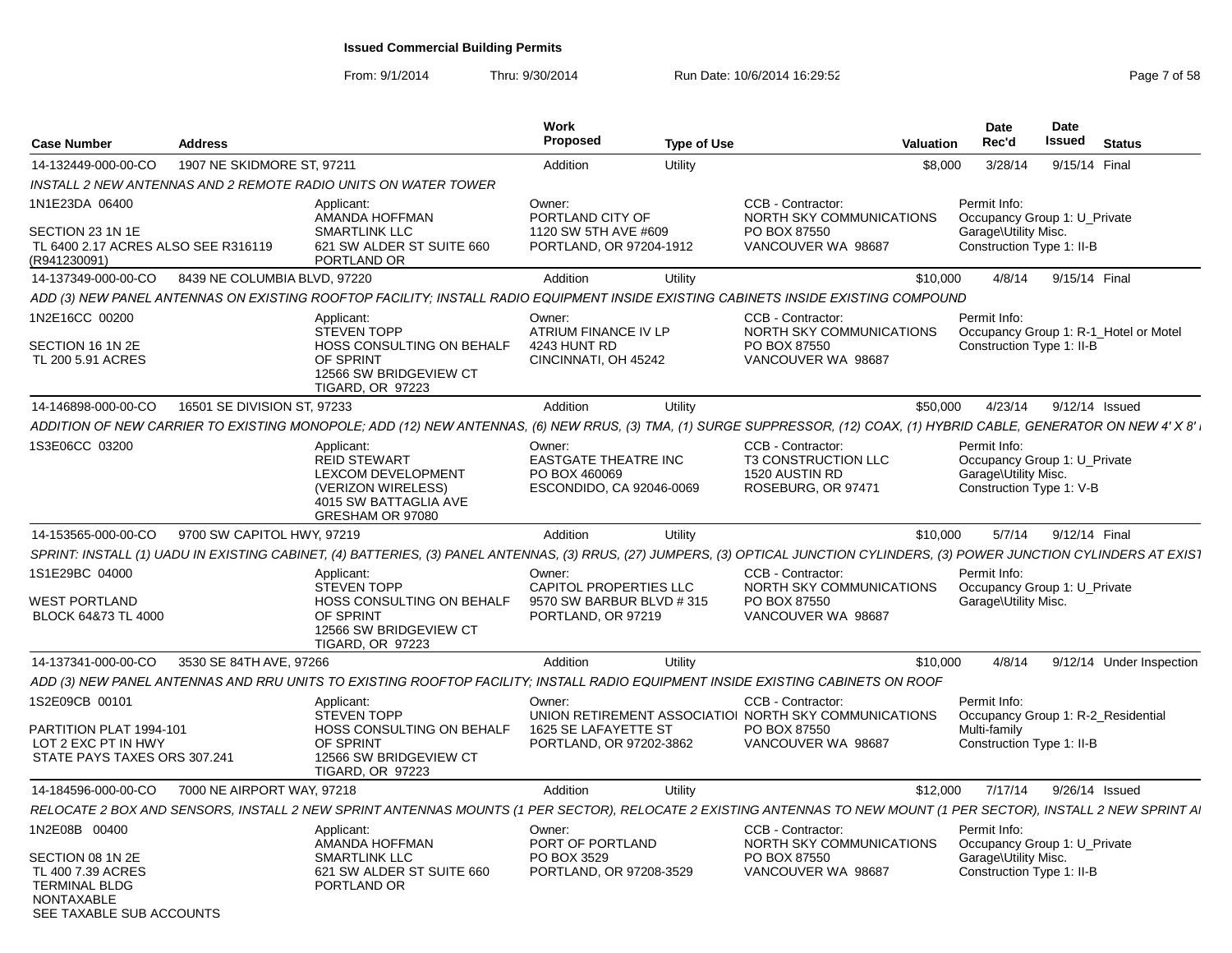# Issued Commercial Building Permits

From: 9/1/2014 Thru: 9/30/2014 Run Date: 10/6/2014 16:29:52

| Case Number | Address | Work Proposed | Type of Use | Valuation | Date Rec'd | Date Issued | Status |
|---|---|---|---|---|---|---|---|
| 14-132449-000-00-CO | 1907 NE SKIDMORE ST, 97211 | Addition | Utility | $8,000 | 3/28/14 | 9/15/14 | Final |

*INSTALL 2 NEW ANTENNAS AND 2 REMOTE RADIO UNITS ON WATER TOWER*

1N1E23DA 06400
SECTION 23 1N 1E
TL 6400 2.17 ACRES ALSO SEE R316119 (R941230091)

Applicant: AMANDA HOFFMAN, SMARTLINK LLC, 621 SW ALDER ST SUITE 660, PORTLAND OR

Owner: PORTLAND CITY OF, 1120 SW 5TH AVE #609, PORTLAND, OR 97204-1912

CCB - Contractor: NORTH SKY COMMUNICATIONS, PO BOX 87550, VANCOUVER WA 98687

Permit Info: Occupancy Group 1: U_Private Garage\Utility Misc.; Construction Type 1: II-B

| Case Number | Address | Work Proposed | Type of Use | Valuation | Date Rec'd | Date Issued | Status |
|---|---|---|---|---|---|---|---|
| 14-137349-000-00-CO | 8439 NE COLUMBIA BLVD, 97220 | Addition | Utility | $10,000 | 4/8/14 | 9/15/14 | Final |

*ADD (3) NEW PANEL ANTENNAS ON EXISTING ROOFTOP FACILITY; INSTALL RADIO EQUIPMENT INSIDE EXISTING CABINETS INSIDE EXISTING COMPOUND*

1N2E16CC 00200
SECTION 16 1N 2E
TL 200 5.91 ACRES

Applicant: STEVEN TOPP, HOSS CONSULTING ON BEHALF OF SPRINT, 12566 SW BRIDGEVIEW CT, TIGARD, OR 97223

Owner: ATRIUM FINANCE IV LP, 4243 HUNT RD, CINCINNATI, OH 45242

CCB - Contractor: NORTH SKY COMMUNICATIONS, PO BOX 87550, VANCOUVER WA 98687

Permit Info: Occupancy Group 1: R-1_Hotel or Motel; Construction Type 1: II-B

| Case Number | Address | Work Proposed | Type of Use | Valuation | Date Rec'd | Date Issued | Status |
|---|---|---|---|---|---|---|---|
| 14-146898-000-00-CO | 16501 SE DIVISION ST, 97233 | Addition | Utility | $50,000 | 4/23/14 | 9/12/14 | Issued |

*ADDITION OF NEW CARRIER TO EXISTING MONOPOLE; ADD (12) NEW ANTENNAS, (6) NEW RRUS, (3) TMA, (1) SURGE SUPPRESSOR, (12) COAX, (1) HYBRID CABLE, GENERATOR ON NEW 4' X 8'*

1S3E06CC 03200

Applicant: REID STEWART, LEXCOM DEVELOPMENT (VERIZON WIRELESS), 4015 SW BATTAGLIA AVE, GRESHAM OR 97080

Owner: EASTGATE THEATRE INC, PO BOX 460069, ESCONDIDO, CA 92046-0069

CCB - Contractor: T3 CONSTRUCTION LLC, 1520 AUSTIN RD, ROSEBURG, OR 97471

Permit Info: Occupancy Group 1: U_Private Garage\Utility Misc.; Construction Type 1: V-B

| Case Number | Address | Work Proposed | Type of Use | Valuation | Date Rec'd | Date Issued | Status |
|---|---|---|---|---|---|---|---|
| 14-153565-000-00-CO | 9700 SW CAPITOL HWY, 97219 | Addition | Utility | $10,000 | 5/7/14 | 9/12/14 | Final |

*SPRINT: INSTALL (1) UADU IN EXISTING CABINET, (4) BATTERIES, (3) PANEL ANTENNAS, (3) RRUS, (27) JUMPERS, (3) OPTICAL JUNCTION CYLINDERS, (3) POWER JUNCTION CYLINDERS AT EXIST*

1S1E29BC 04000
WEST PORTLAND
BLOCK 64&73 TL 4000

Applicant: STEVEN TOPP, HOSS CONSULTING ON BEHALF OF SPRINT, 12566 SW BRIDGEVIEW CT, TIGARD, OR 97223

Owner: CAPITOL PROPERTIES LLC, 9570 SW BARBUR BLVD # 315, PORTLAND, OR 97219

CCB - Contractor: NORTH SKY COMMUNICATIONS, PO BOX 87550, VANCOUVER WA 98687

Permit Info: Occupancy Group 1: U_Private Garage\Utility Misc.

| Case Number | Address | Work Proposed | Type of Use | Valuation | Date Rec'd | Date Issued | Status |
|---|---|---|---|---|---|---|---|
| 14-137341-000-00-CO | 3530 SE 84TH AVE, 97266 | Addition | Utility | $10,000 | 4/8/14 | 9/12/14 | Under Inspection |

*ADD (3) NEW PANEL ANTENNAS AND RRU UNITS TO EXISTING ROOFTOP FACILITY; INSTALL RADIO EQUIPMENT INSIDE EXISTING CABINETS ON ROOF*

1S2E09CB 00101
PARTITION PLAT 1994-101
LOT 2 EXC PT IN HWY
STATE PAYS TAXES ORS 307.241

Applicant: STEVEN TOPP, HOSS CONSULTING ON BEHALF OF SPRINT, 12566 SW BRIDGEVIEW CT, TIGARD, OR 97223

Owner: UNION RETIREMENT ASSOCIATIO, 1625 SE LAFAYETTE ST, PORTLAND, OR 97202-3862

CCB - Contractor: NORTH SKY COMMUNICATIONS, PO BOX 87550, VANCOUVER WA 98687

Permit Info: Occupancy Group 1: R-2_Residential Multi-family; Construction Type 1: II-B

| Case Number | Address | Work Proposed | Type of Use | Valuation | Date Rec'd | Date Issued | Status |
|---|---|---|---|---|---|---|---|
| 14-184596-000-00-CO | 7000 NE AIRPORT WAY, 97218 | Addition | Utility | $12,000 | 7/17/14 | 9/26/14 | Issued |

*RELOCATE 2 BOX AND SENSORS, INSTALL 2 NEW SPRINT ANTENNAS MOUNTS (1 PER SECTOR), RELOCATE 2 EXISTING ANTENNAS TO NEW MOUNT (1 PER SECTOR), INSTALL 2 NEW SPRINT A*

1N2E08B 00400
SECTION 08 1N 2E
TL 400 7.39 ACRES
TERMINAL BLDG
NONTAXABLE
SEE TAXABLE SUB ACCOUNTS

Applicant: AMANDA HOFFMAN, SMARTLINK LLC, 621 SW ALDER ST SUITE 660, PORTLAND OR

Owner: PORT OF PORTLAND, PO BOX 3529, PORTLAND, OR 97208-3529

CCB - Contractor: NORTH SKY COMMUNICATIONS, PO BOX 87550, VANCOUVER WA 98687

Permit Info: Occupancy Group 1: U_Private Garage\Utility Misc.; Construction Type 1: II-B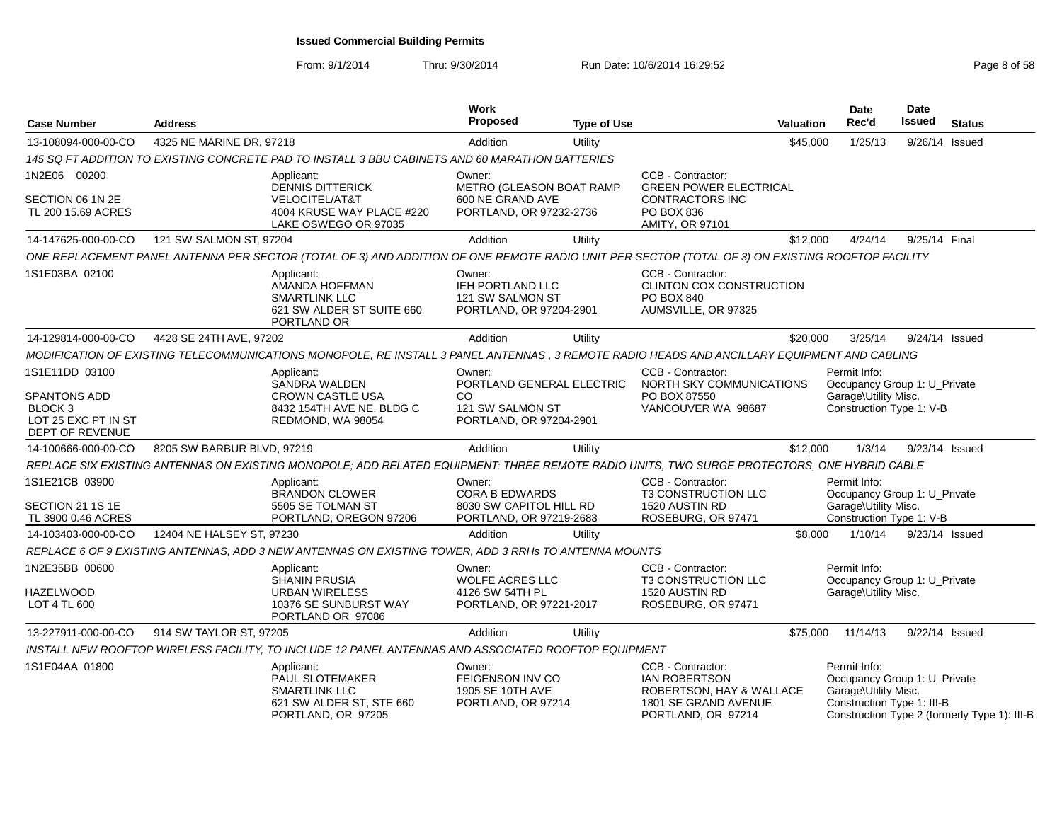# Issued Commercial Building Permits

From: 9/1/2014 Thru: 9/30/2014 Run Date: 10/6/2014 16:29:52

| Case Number | Address | Work Proposed | Type of Use | Valuation | Date Rec'd | Date Issued | Status |
|---|---|---|---|---|---|---|---|
| 13-108094-000-00-CO | 4325 NE MARINE DR, 97218 | Addition | Utility | $45,000 | 1/25/13 | 9/26/14 | Issued |

145 SQ FT ADDITION TO EXISTING CONCRETE PAD TO INSTALL 3 BBU CABINETS AND 60 MARATHON BATTERIES

1N2E06 00200
SECTION 06 1N 2E
TL 200 15.69 ACRES

Applicant: DENNIS DITTERICK, VELOCITEL/AT&T, 4004 KRUSE WAY PLACE #220, LAKE OSWEGO OR 97035

Owner: METRO (GLEASON BOAT RAMP, 600 NE GRAND AVE, PORTLAND, OR 97232-2736

CCB - Contractor: GREEN POWER ELECTRICAL CONTRACTORS INC, PO BOX 836, AMITY, OR 97101

| Case Number | Address | Work Proposed | Type of Use | Valuation | Date Rec'd | Date Issued | Status |
|---|---|---|---|---|---|---|---|
| 14-147625-000-00-CO | 121 SW SALMON ST, 97204 | Addition | Utility | $12,000 | 4/24/14 | 9/25/14 | Final |

ONE REPLACEMENT PANEL ANTENNA PER SECTOR (TOTAL OF 3) AND ADDITION OF ONE REMOTE RADIO UNIT PER SECTOR (TOTAL OF 3) ON EXISTING ROOFTOP FACILITY

1S1E03BA 02100

Applicant: AMANDA HOFFMAN, SMARTLINK LLC, 621 SW ALDER ST SUITE 660, PORTLAND OR

Owner: IEH PORTLAND LLC, 121 SW SALMON ST, PORTLAND, OR 97204-2901

CCB - Contractor: CLINTON COX CONSTRUCTION, PO BOX 840, AUMSVILLE, OR 97325

| Case Number | Address | Work Proposed | Type of Use | Valuation | Date Rec'd | Date Issued | Status |
|---|---|---|---|---|---|---|---|
| 14-129814-000-00-CO | 4428 SE 24TH AVE, 97202 | Addition | Utility | $20,000 | 3/25/14 | 9/24/14 | Issued |

MODIFICATION OF EXISTING TELECOMMUNICATIONS MONOPOLE, RE INSTALL 3 PANEL ANTENNAS , 3 REMOTE RADIO HEADS AND ANCILLARY EQUIPMENT AND CABLING

1S1E11DD 03100
SPANTONS ADD
BLOCK 3
LOT 25 EXC PT IN ST
DEPT OF REVENUE

Applicant: SANDRA WALDEN, CROWN CASTLE USA, 8432 154TH AVE NE, BLDG C, REDMOND, WA 98054

Owner: PORTLAND GENERAL ELECTRIC CO, 121 SW SALMON ST, PORTLAND, OR 97204-2901

CCB - Contractor: NORTH SKY COMMUNICATIONS, PO BOX 87550, VANCOUVER WA 98687

Permit Info: Occupancy Group 1: U_Private Garage\Utility Misc. Construction Type 1: V-B

| Case Number | Address | Work Proposed | Type of Use | Valuation | Date Rec'd | Date Issued | Status |
|---|---|---|---|---|---|---|---|
| 14-100666-000-00-CO | 8205 SW BARBUR BLVD, 97219 | Addition | Utility | $12,000 | 1/3/14 | 9/23/14 | Issued |

REPLACE SIX EXISTING ANTENNAS ON EXISTING MONOPOLE; ADD RELATED EQUIPMENT: THREE REMOTE RADIO UNITS, TWO SURGE PROTECTORS, ONE HYBRID CABLE

1S1E21CB 03900
SECTION 21 1S 1E
TL 3900 0.46 ACRES

Applicant: BRANDON CLOWER, 5505 SE TOLMAN ST, PORTLAND, OREGON 97206

Owner: CORA B EDWARDS, 8030 SW CAPITOL HILL RD, PORTLAND, OR 97219-2683

CCB - Contractor: T3 CONSTRUCTION LLC, 1520 AUSTIN RD, ROSEBURG, OR 97471

Permit Info: Occupancy Group 1: U_Private Garage\Utility Misc. Construction Type 1: V-B

| Case Number | Address | Work Proposed | Type of Use | Valuation | Date Rec'd | Date Issued | Status |
|---|---|---|---|---|---|---|---|
| 14-103403-000-00-CO | 12404 NE HALSEY ST, 97230 | Addition | Utility | $8,000 | 1/10/14 | 9/23/14 | Issued |

REPLACE 6 OF 9 EXISTING ANTENNAS, ADD 3 NEW ANTENNAS ON EXISTING TOWER, ADD 3 RRHs TO ANTENNA MOUNTS

1N2E35BB 00600
HAZELWOOD
LOT 4 TL 600

Applicant: SHANIN PRUSIA, URBAN WIRELESS, 10376 SE SUNBURST WAY, PORTLAND OR 97086

Owner: WOLFE ACRES LLC, 4126 SW 54TH PL, PORTLAND, OR 97221-2017

CCB - Contractor: T3 CONSTRUCTION LLC, 1520 AUSTIN RD, ROSEBURG, OR 97471

Permit Info: Occupancy Group 1: U_Private Garage\Utility Misc.

| Case Number | Address | Work Proposed | Type of Use | Valuation | Date Rec'd | Date Issued | Status |
|---|---|---|---|---|---|---|---|
| 13-227911-000-00-CO | 914 SW TAYLOR ST, 97205 | Addition | Utility | $75,000 | 11/14/13 | 9/22/14 | Issued |

INSTALL NEW ROOFTOP WIRELESS FACILITY, TO INCLUDE 12 PANEL ANTENNAS AND ASSOCIATED ROOFTOP EQUIPMENT

1S1E04AA 01800

Applicant: PAUL SLOTEMAKER, SMARTLINK LLC, 621 SW ALDER ST, STE 660, PORTLAND, OR 97205

Owner: FEIGENSON INV CO, 1905 SE 10TH AVE, PORTLAND, OR 97214

CCB - Contractor: IAN ROBERTSON, ROBERTSON, HAY & WALLACE, 1801 SE GRAND AVENUE, PORTLAND, OR 97214

Permit Info: Occupancy Group 1: U_Private Garage\Utility Misc. Construction Type 1: III-B Construction Type 2 (formerly Type 1): III-B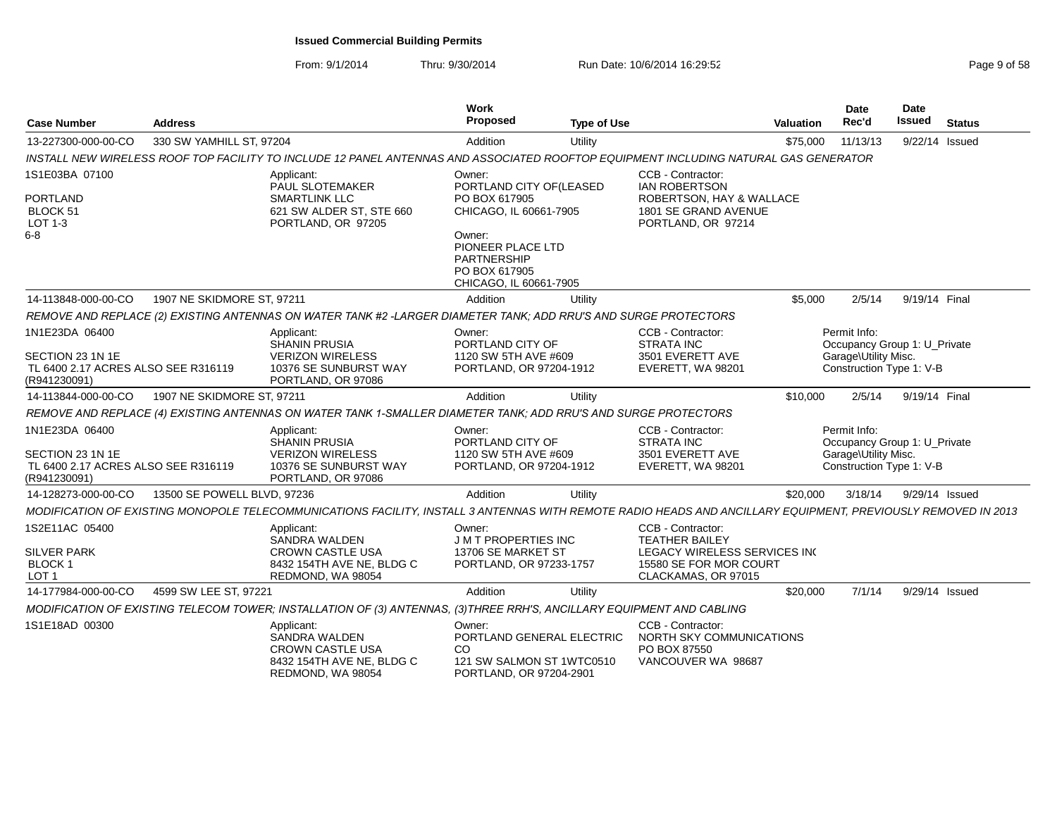**Issued Commercial Building Permits**

From: 9/1/2014 Thru: 9/30/2014 Run Date: 10/6/2014 16:29:52

| Case Number | Address | Work Proposed | Type of Use | Valuation | Date Rec'd | Date Issued | Status |
|---|---|---|---|---|---|---|---|
| 13-227300-000-00-CO | 330 SW YAMHILL ST, 97204 | Addition | Utility | $75,000 | 11/13/13 | 9/22/14 | Issued |

INSTALL NEW WIRELESS ROOF TOP FACILITY TO INCLUDE 12 PANEL ANTENNAS AND ASSOCIATED ROOFTOP EQUIPMENT INCLUDING NATURAL GAS GENERATOR

1S1E03BA 07100
PORTLAND
BLOCK 51
LOT 1-3
6-8

Applicant:
PAUL SLOTEMAKER
SMARTLINK LLC
621 SW ALDER ST, STE 660
PORTLAND, OR 97205

Owner:
PORTLAND CITY OF(LEASED
PO BOX 617905
CHICAGO, IL 60661-7905

Owner:
PIONEER PLACE LTD PARTNERSHIP
PO BOX 617905
CHICAGO, IL 60661-7905

CCB - Contractor:
IAN ROBERTSON
ROBERTSON, HAY & WALLACE
1801 SE GRAND AVENUE
PORTLAND, OR 97214

---

| Case Number | Address | Work Proposed | Type of Use | Valuation | Date Rec'd | Date Issued | Status |
|---|---|---|---|---|---|---|---|
| 14-113848-000-00-CO | 1907 NE SKIDMORE ST, 97211 | Addition | Utility | $5,000 | 2/5/14 | 9/19/14 | Final |

REMOVE AND REPLACE (2) EXISTING ANTENNAS ON WATER TANK #2 -LARGER DIAMETER TANK; ADD RRU'S AND SURGE PROTECTORS

1N1E23DA 06400
SECTION 23 1N 1E
TL 6400 2.17 ACRES ALSO SEE R316119 (R941230091)

Applicant:
SHANIN PRUSIA
VERIZON WIRELESS
10376 SE SUNBURST WAY
PORTLAND, OR 97086

Owner:
PORTLAND CITY OF
1120 SW 5TH AVE #609
PORTLAND, OR 97204-1912

CCB - Contractor:
STRATA INC
3501 EVERETT AVE
EVERETT, WA 98201

Permit Info:
Occupancy Group 1: U_Private Garage\Utility Misc.
Construction Type 1: V-B

---

| Case Number | Address | Work Proposed | Type of Use | Valuation | Date Rec'd | Date Issued | Status |
|---|---|---|---|---|---|---|---|
| 14-113844-000-00-CO | 1907 NE SKIDMORE ST, 97211 | Addition | Utility | $10,000 | 2/5/14 | 9/19/14 | Final |

REMOVE AND REPLACE (4) EXISTING ANTENNAS ON WATER TANK 1-SMALLER DIAMETER TANK; ADD RRU'S AND SURGE PROTECTORS

1N1E23DA 06400
SECTION 23 1N 1E
TL 6400 2.17 ACRES ALSO SEE R316119 (R941230091)

Applicant:
SHANIN PRUSIA
VERIZON WIRELESS
10376 SE SUNBURST WAY
PORTLAND, OR 97086

Owner:
PORTLAND CITY OF
1120 SW 5TH AVE #609
PORTLAND, OR 97204-1912

CCB - Contractor:
STRATA INC
3501 EVERETT AVE
EVERETT, WA 98201

Permit Info:
Occupancy Group 1: U_Private Garage\Utility Misc.
Construction Type 1: V-B

---

| Case Number | Address | Work Proposed | Type of Use | Valuation | Date Rec'd | Date Issued | Status |
|---|---|---|---|---|---|---|---|
| 14-128273-000-00-CO | 13500 SE POWELL BLVD, 97236 | Addition | Utility | $20,000 | 3/18/14 | 9/29/14 | Issued |

MODIFICATION OF EXISTING MONOPOLE TELECOMMUNICATIONS FACILITY, INSTALL 3 ANTENNAS WITH REMOTE RADIO HEADS AND ANCILLARY EQUIPMENT, PREVIOUSLY REMOVED IN 2013

1S2E11AC 05400
SILVER PARK
BLOCK 1
LOT 1

Applicant:
SANDRA WALDEN
CROWN CASTLE USA
8432 154TH AVE NE, BLDG C
REDMOND, WA 98054

Owner:
J M T PROPERTIES INC
13706 SE MARKET ST
PORTLAND, OR 97233-1757

CCB - Contractor:
TEATHER BAILEY
LEGACY WIRELESS SERVICES INC
15580 SE FOR MOR COURT
CLACKAMAS, OR 97015

---

| Case Number | Address | Work Proposed | Type of Use | Valuation | Date Rec'd | Date Issued | Status |
|---|---|---|---|---|---|---|---|
| 14-177984-000-00-CO | 4599 SW LEE ST, 97221 | Addition | Utility | $20,000 | 7/1/14 | 9/29/14 | Issued |

MODIFICATION OF EXISTING TELECOM TOWER; INSTALLATION OF (3) ANTENNAS, (3)THREE RRH'S, ANCILLARY EQUIPMENT AND CABLING

1S1E18AD 00300

Applicant:
SANDRA WALDEN
CROWN CASTLE USA
8432 154TH AVE NE, BLDG C
REDMOND, WA 98054

Owner:
PORTLAND GENERAL ELECTRIC CO
121 SW SALMON ST 1WTC0510
PORTLAND, OR 97204-2901

CCB - Contractor:
NORTH SKY COMMUNICATIONS
PO BOX 87550
VANCOUVER WA 98687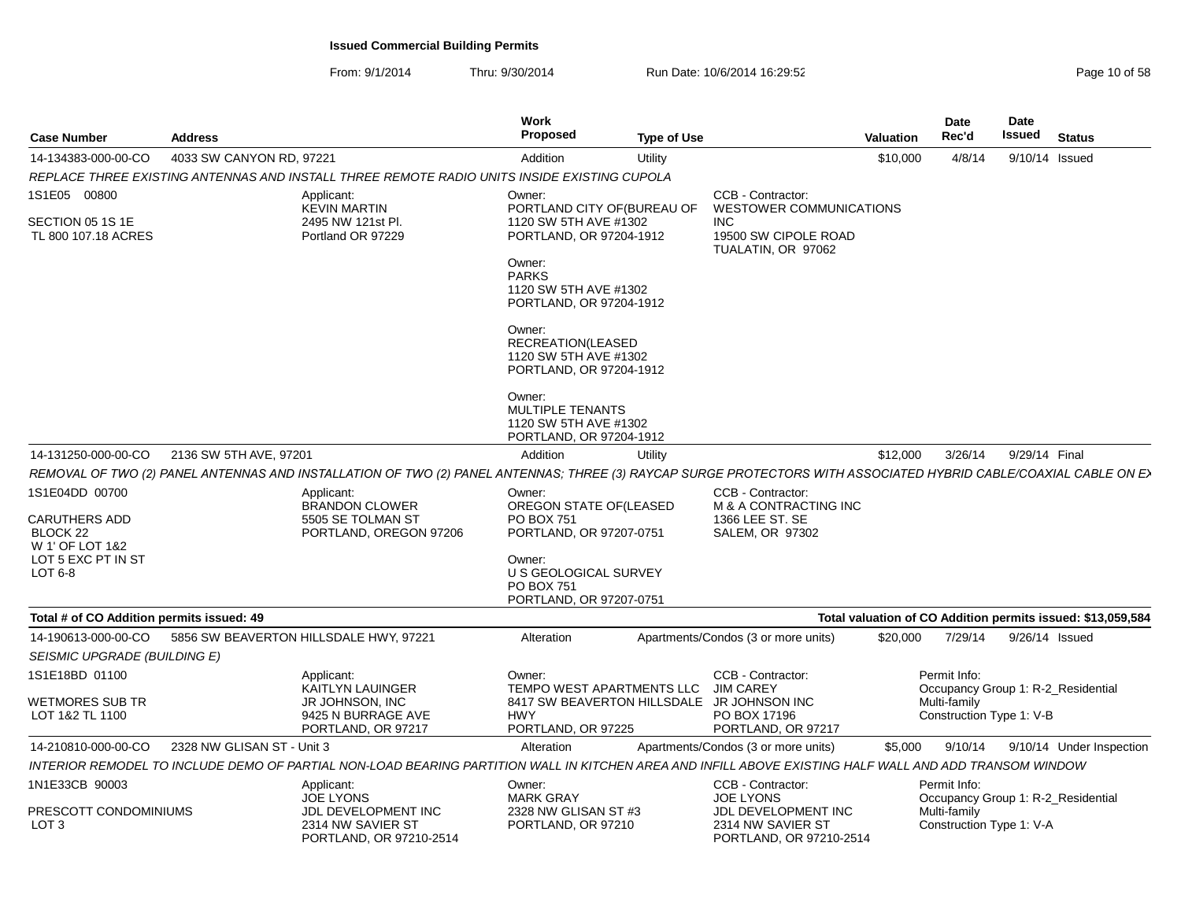## Issued Commercial Building Permits

From: 9/1/2014 Thru: 9/30/2014 Run Date: 10/6/2014 16:29:52

| Case Number | Address | Work Proposed | Type of Use | Valuation | Date Rec'd | Date Issued | Status |
|---|---|---|---|---|---|---|---|
| 14-134383-000-00-CO | 4033 SW CANYON RD, 97221 | Addition | Utility | $10,000 | 4/8/14 | 9/10/14 | Issued |

*REPLACE THREE EXISTING ANTENNAS AND INSTALL THREE REMOTE RADIO UNITS INSIDE EXISTING CUPOLA*

1S1E05 00800
SECTION 05 1S 1E
TL 800 107.18 ACRES

Applicant:
KEVIN MARTIN
2495 NW 121st Pl.
Portland OR 97229

Owner:
PORTLAND CITY OF(BUREAU OF
1120 SW 5TH AVE #1302
PORTLAND, OR 97204-1912

Owner:
PARKS
1120 SW 5TH AVE #1302
PORTLAND, OR 97204-1912

Owner:
RECREATION(LEASED
1120 SW 5TH AVE #1302
PORTLAND, OR 97204-1912

Owner:
MULTIPLE TENANTS
1120 SW 5TH AVE #1302
PORTLAND, OR 97204-1912

CCB - Contractor:
WESTOWER COMMUNICATIONS INC
19500 SW CIPOLE ROAD
TUALATIN, OR 97062

| Case Number | Address | Work Proposed | Type of Use | Valuation | Date Rec'd | Date Issued | Status |
|---|---|---|---|---|---|---|---|
| 14-131250-000-00-CO | 2136 SW 5TH AVE, 97201 | Addition | Utility | $12,000 | 3/26/14 | 9/29/14 | Final |

*REMOVAL OF TWO (2) PANEL ANTENNAS AND INSTALLATION OF TWO (2) PANEL ANTENNAS; THREE (3) RAYCAP SURGE PROTECTORS WITH ASSOCIATED HYBRID CABLE/COAXIAL CABLE ON EX*

1S1E04DD 00700
CARUTHERS ADD
BLOCK 22
W 1' OF LOT 1&2
LOT 5 EXC PT IN ST
LOT 6-8

Applicant:
BRANDON CLOWER
5505 SE TOLMAN ST
PORTLAND, OREGON 97206

Owner:
OREGON STATE OF(LEASED
PO BOX 751
PORTLAND, OR 97207-0751

Owner:
U S GEOLOGICAL SURVEY
PO BOX 751
PORTLAND, OR 97207-0751

CCB - Contractor:
M & A CONTRACTING INC
1366 LEE ST. SE
SALEM, OR 97302

**Total # of CO Addition permits issued: 49** — **Total valuation of CO Addition permits issued: $13,059,584**

| Case Number | Address | Work Proposed | Type of Use | Valuation | Date Rec'd | Date Issued | Status |
|---|---|---|---|---|---|---|---|
| 14-190613-000-00-CO | 5856 SW BEAVERTON HILLSDALE HWY, 97221 | Alteration | Apartments/Condos (3 or more units) | $20,000 | 7/29/14 | 9/26/14 | Issued |

*SEISMIC UPGRADE (BUILDING E)*

1S1E18BD 01100
WETMORES SUB TR
LOT 1&2 TL 1100

Applicant:
KAITLYN LAUINGER
JR JOHNSON, INC
9425 N BURRAGE AVE
PORTLAND, OR 97217

Owner:
TEMPO WEST APARTMENTS LLC
8417 SW BEAVERTON HILLSDALE HWY
PORTLAND, OR 97225

CCB - Contractor:
JIM CAREY
JR JOHNSON INC
PO BOX 17196
PORTLAND, OR 97217

Permit Info:
Occupancy Group 1: R-2_Residential Multi-family
Construction Type 1: V-B

| Case Number | Address | Work Proposed | Type of Use | Valuation | Date Rec'd | Date Issued | Status |
|---|---|---|---|---|---|---|---|
| 14-210810-000-00-CO | 2328 NW GLISAN ST - Unit 3 | Alteration | Apartments/Condos (3 or more units) | $5,000 | 9/10/14 | 9/10/14 | Under Inspection |

*INTERIOR REMODEL TO INCLUDE DEMO OF PARTIAL NON-LOAD BEARING PARTITION WALL IN KITCHEN AREA AND INFILL ABOVE EXISTING HALF WALL AND ADD TRANSOM WINDOW*

1N1E33CB 90003
PRESCOTT CONDOMINIUMS
LOT 3

Applicant:
JOE LYONS
JDL DEVELOPMENT INC
2314 NW SAVIER ST
PORTLAND, OR 97210-2514

Owner:
MARK GRAY
2328 NW GLISAN ST #3
PORTLAND, OR 97210

CCB - Contractor:
JOE LYONS
JDL DEVELOPMENT INC
2314 NW SAVIER ST
PORTLAND, OR 97210-2514

Permit Info:
Occupancy Group 1: R-2_Residential Multi-family
Construction Type 1: V-A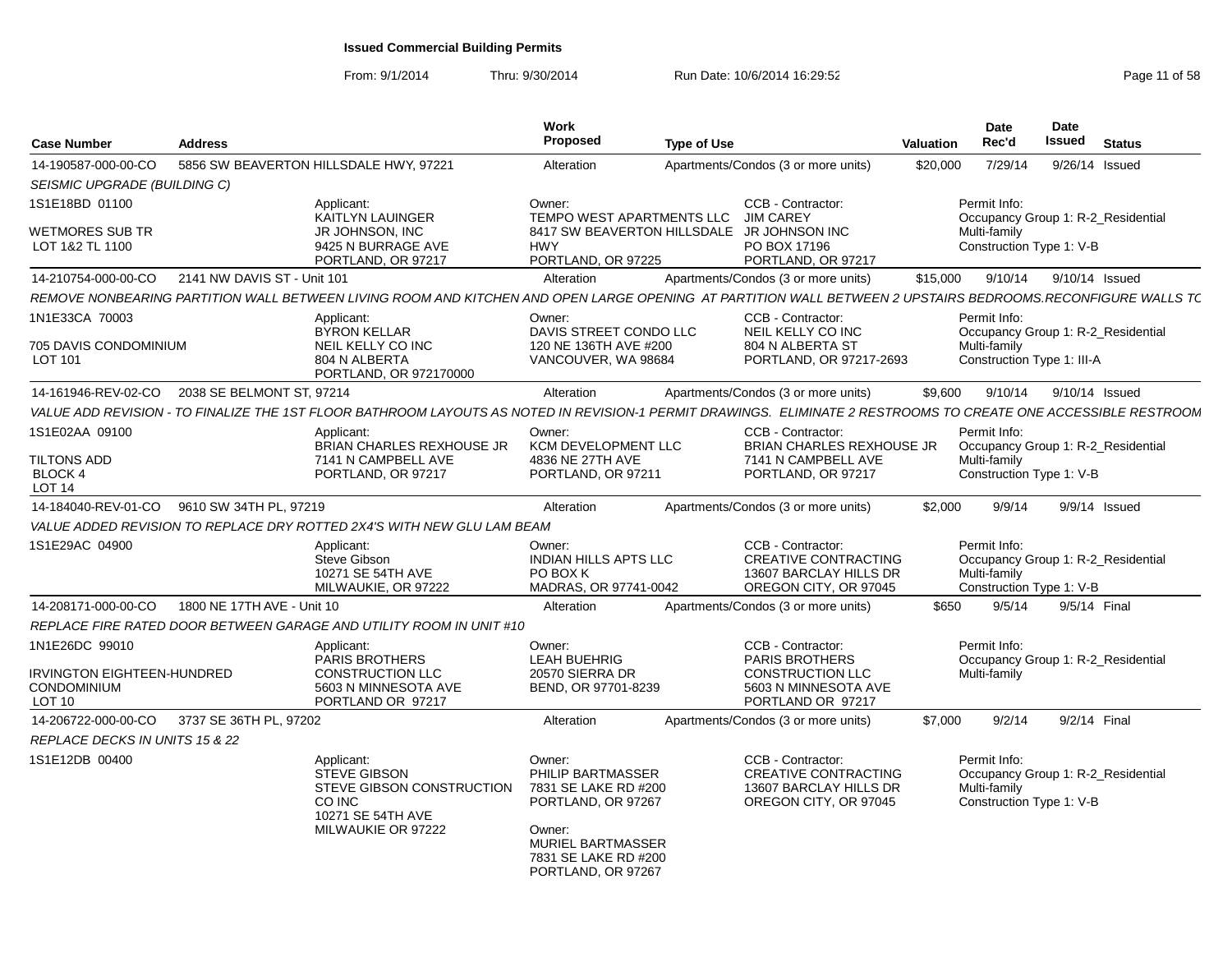# Issued Commercial Building Permits

From: 9/1/2014 Thru: 9/30/2014 Run Date: 10/6/2014 16:29:52

| Case Number | Address | Work Proposed | Type of Use | Valuation | Date Rec'd | Date Issued | Status |
|---|---|---|---|---|---|---|---|
| 14-190587-000-00-CO | 5856 SW BEAVERTON HILLSDALE HWY, 97221 | Alteration | Apartments/Condos (3 or more units) | $20,000 | 7/29/14 | 9/26/14 | Issued |

*SEISMIC UPGRADE (BUILDING C)*

1S1E18BD 01100

WETMORES SUB TR
LOT 1&2 TL 1100

Applicant: KAITLYN LAUINGER, JR JOHNSON, INC, 9425 N BURRAGE AVE, PORTLAND, OR 97217

Owner: TEMPO WEST APARTMENTS LLC, 8417 SW BEAVERTON HILLSDALE HWY, PORTLAND, OR 97225

CCB - Contractor: JIM CAREY, JR JOHNSON INC, PO BOX 17196, PORTLAND, OR 97217

Permit Info: Occupancy Group 1: R-2_Residential Multi-family; Construction Type 1: V-B

| Case Number | Address | Work Proposed | Type of Use | Valuation | Date Rec'd | Date Issued | Status |
|---|---|---|---|---|---|---|---|
| 14-210754-000-00-CO | 2141 NW DAVIS ST - Unit 101 | Alteration | Apartments/Condos (3 or more units) | $15,000 | 9/10/14 | 9/10/14 | Issued |

*REMOVE NONBEARING PARTITION WALL BETWEEN LIVING ROOM AND KITCHEN AND OPEN LARGE OPENING AT PARTITION WALL BETWEEN 2 UPSTAIRS BEDROOMS.RECONFIGURE WALLS TC*

1N1E33CA 70003

705 DAVIS CONDOMINIUM
LOT 101

Applicant: BYRON KELLAR, NEIL KELLY CO INC, 804 N ALBERTA, PORTLAND, OR 972170000

Owner: DAVIS STREET CONDO LLC, 120 NE 136TH AVE #200, VANCOUVER, WA 98684

CCB - Contractor: NEIL KELLY CO INC, 804 N ALBERTA ST, PORTLAND, OR 97217-2693

Permit Info: Occupancy Group 1: R-2_Residential Multi-family; Construction Type 1: III-A

| Case Number | Address | Work Proposed | Type of Use | Valuation | Date Rec'd | Date Issued | Status |
|---|---|---|---|---|---|---|---|
| 14-161946-REV-02-CO | 2038 SE BELMONT ST, 97214 | Alteration | Apartments/Condos (3 or more units) | $9,600 | 9/10/14 | 9/10/14 | Issued |

*VALUE ADD REVISION - TO FINALIZE THE 1ST FLOOR BATHROOM LAYOUTS AS NOTED IN REVISION-1 PERMIT DRAWINGS. ELIMINATE 2 RESTROOMS TO CREATE ONE ACCESSIBLE RESTROOM*

1S1E02AA 09100

TILTONS ADD
BLOCK 4
LOT 14

Applicant: BRIAN CHARLES REXHOUSE JR, 7141 N CAMPBELL AVE, PORTLAND, OR 97217

Owner: KCM DEVELOPMENT LLC, 4836 NE 27TH AVE, PORTLAND, OR 97211

CCB - Contractor: BRIAN CHARLES REXHOUSE JR, 7141 N CAMPBELL AVE, PORTLAND, OR 97217

Permit Info: Occupancy Group 1: R-2_Residential Multi-family; Construction Type 1: V-B

| Case Number | Address | Work Proposed | Type of Use | Valuation | Date Rec'd | Date Issued | Status |
|---|---|---|---|---|---|---|---|
| 14-184040-REV-01-CO | 9610 SW 34TH PL, 97219 | Alteration | Apartments/Condos (3 or more units) | $2,000 | 9/9/14 | 9/9/14 | Issued |

*VALUE ADDED REVISION TO REPLACE DRY ROTTED 2X4'S WITH NEW GLU LAM BEAM*

1S1E29AC 04900

Applicant: Steve Gibson, 10271 SE 54TH AVE, MILWAUKIE, OR 97222

Owner: INDIAN HILLS APTS LLC, PO BOX K, MADRAS, OR 97741-0042

CCB - Contractor: CREATIVE CONTRACTING, 13607 BARCLAY HILLS DR, OREGON CITY, OR 97045

Permit Info: Occupancy Group 1: R-2_Residential Multi-family; Construction Type 1: V-B

| Case Number | Address | Work Proposed | Type of Use | Valuation | Date Rec'd | Date Issued | Status |
|---|---|---|---|---|---|---|---|
| 14-208171-000-00-CO | 1800 NE 17TH AVE - Unit 10 | Alteration | Apartments/Condos (3 or more units) | $650 | 9/5/14 | 9/5/14 | Final |

*REPLACE FIRE RATED DOOR BETWEEN GARAGE AND UTILITY ROOM IN UNIT #10*

1N1E26DC 99010

IRVINGTON EIGHTEEN-HUNDRED CONDOMINIUM
LOT 10

Applicant: PARIS BROTHERS CONSTRUCTION LLC, 5603 N MINNESOTA AVE, PORTLAND OR 97217

Owner: LEAH BUEHRIG, 20570 SIERRA DR, BEND, OR 97701-8239

CCB - Contractor: PARIS BROTHERS CONSTRUCTION LLC, 5603 N MINNESOTA AVE, PORTLAND OR 97217

Permit Info: Occupancy Group 1: R-2_Residential Multi-family

| Case Number | Address | Work Proposed | Type of Use | Valuation | Date Rec'd | Date Issued | Status |
|---|---|---|---|---|---|---|---|
| 14-206722-000-00-CO | 3737 SE 36TH PL, 97202 | Alteration | Apartments/Condos (3 or more units) | $7,000 | 9/2/14 | 9/2/14 | Final |

*REPLACE DECKS IN UNITS 15 & 22*

1S1E12DB 00400

Applicant: STEVE GIBSON, STEVE GIBSON CONSTRUCTION CO INC, 10271 SE 54TH AVE, MILWAUKIE OR 97222

Owner: PHILIP BARTMASSER, 7831 SE LAKE RD #200, PORTLAND, OR 97267

Owner: MURIEL BARTMASSER, 7831 SE LAKE RD #200, PORTLAND, OR 97267

CCB - Contractor: CREATIVE CONTRACTING, 13607 BARCLAY HILLS DR, OREGON CITY, OR 97045

Permit Info: Occupancy Group 1: R-2_Residential Multi-family; Construction Type 1: V-B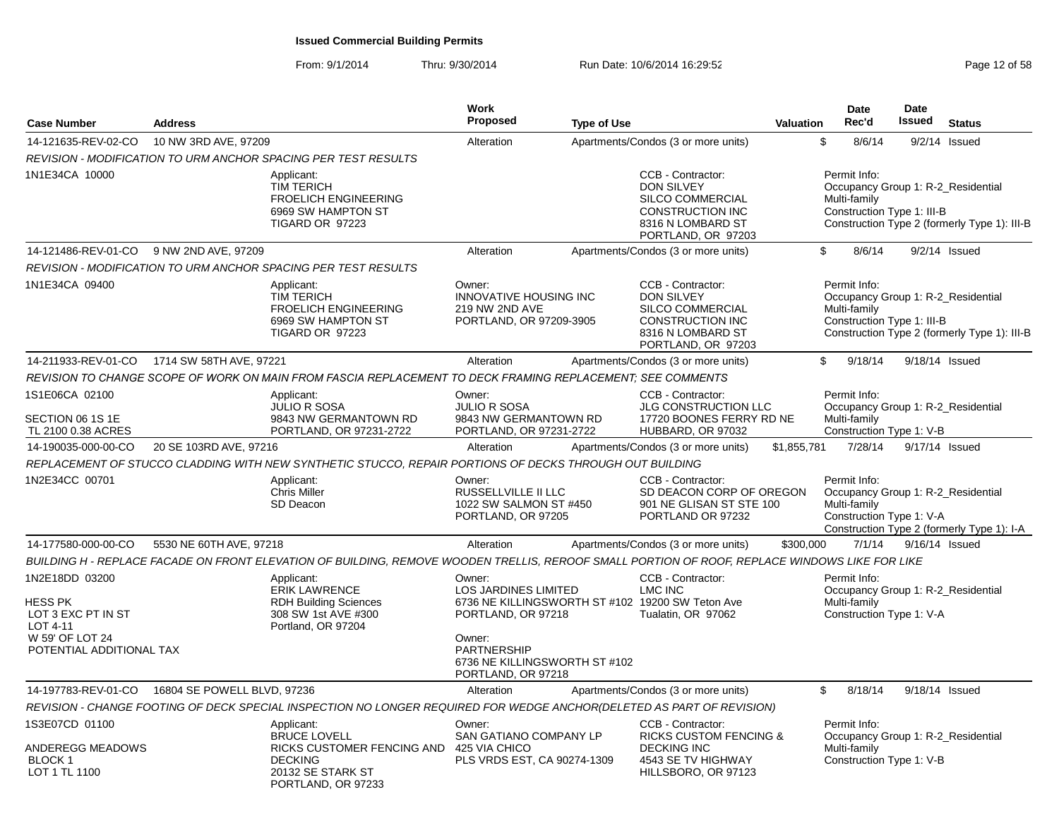**Issued Commercial Building Permits**

From: 9/1/2014 Thru: 9/30/2014 Run Date: 10/6/2014 16:29:52

| Case Number | Address | Work Proposed | Type of Use | Valuation | Date Rec'd | Date Issued | Status |
|---|---|---|---|---|---|---|---|
| 14-121635-REV-02-CO | 10 NW 3RD AVE, 97209 | Alteration | Apartments/Condos (3 or more units) | $ | 8/6/14 | 9/2/14 | Issued |

REVISION - MODIFICATION TO URM ANCHOR SPACING PER TEST RESULTS

1N1E34CA 10000

Applicant: TIM TERICH, FROELICH ENGINEERING, 6969 SW HAMPTON ST, TIGARD OR 97223

CCB - Contractor: DON SILVEY, SILCO COMMERCIAL CONSTRUCTION INC, 8316 N LOMBARD ST, PORTLAND, OR 97203

Permit Info: Occupancy Group 1: R-2_Residential Multi-family; Construction Type 1: III-B; Construction Type 2 (formerly Type 1): III-B

| Case Number | Address | Work Proposed | Type of Use | Valuation | Date Rec'd | Date Issued | Status |
|---|---|---|---|---|---|---|---|
| 14-121486-REV-01-CO | 9 NW 2ND AVE, 97209 | Alteration | Apartments/Condos (3 or more units) | $ | 8/6/14 | 9/2/14 | Issued |

REVISION - MODIFICATION TO URM ANCHOR SPACING PER TEST RESULTS

1N1E34CA 09400

Applicant: TIM TERICH, FROELICH ENGINEERING, 6969 SW HAMPTON ST, TIGARD OR 97223

Owner: INNOVATIVE HOUSING INC, 219 NW 2ND AVE, PORTLAND, OR 97209-3905

CCB - Contractor: DON SILVEY, SILCO COMMERCIAL CONSTRUCTION INC, 8316 N LOMBARD ST, PORTLAND, OR 97203

Permit Info: Occupancy Group 1: R-2_Residential Multi-family; Construction Type 1: III-B; Construction Type 2 (formerly Type 1): III-B

| Case Number | Address | Work Proposed | Type of Use | Valuation | Date Rec'd | Date Issued | Status |
|---|---|---|---|---|---|---|---|
| 14-211933-REV-01-CO | 1714 SW 58TH AVE, 97221 | Alteration | Apartments/Condos (3 or more units) | $ | 9/18/14 | 9/18/14 | Issued |

REVISION TO CHANGE SCOPE OF WORK ON MAIN FROM FASCIA REPLACEMENT TO DECK FRAMING REPLACEMENT; SEE COMMENTS

1S1E06CA 02100; SECTION 06 1S 1E; TL 2100 0.38 ACRES

Applicant: JULIO R SOSA, 9843 NW GERMANTOWN RD, PORTLAND, OR 97231-2722

Owner: JULIO R SOSA, 9843 NW GERMANTOWN RD, PORTLAND, OR 97231-2722

CCB - Contractor: JLG CONSTRUCTION LLC, 17720 BOONES FERRY RD NE, HUBBARD, OR 97032

Permit Info: Occupancy Group 1: R-2_Residential Multi-family; Construction Type 1: V-B

| Case Number | Address | Work Proposed | Type of Use | Valuation | Date Rec'd | Date Issued | Status |
|---|---|---|---|---|---|---|---|
| 14-190035-000-00-CO | 20 SE 103RD AVE, 97216 | Alteration | Apartments/Condos (3 or more units) | $1,855,781 | 7/28/14 | 9/17/14 | Issued |

REPLACEMENT OF STUCCO CLADDING WITH NEW SYNTHETIC STUCCO, REPAIR PORTIONS OF DECKS THROUGH OUT BUILDING

1N2E34CC 00701

Applicant: Chris Miller, SD Deacon

Owner: RUSSELLVILLE II LLC, 1022 SW SALMON ST #450, PORTLAND, OR 97205

CCB - Contractor: SD DEACON CORP OF OREGON, 901 NE GLISAN ST STE 100, PORTLAND OR 97232

Permit Info: Occupancy Group 1: R-2_Residential Multi-family; Construction Type 1: V-A; Construction Type 2 (formerly Type 1): I-A

| Case Number | Address | Work Proposed | Type of Use | Valuation | Date Rec'd | Date Issued | Status |
|---|---|---|---|---|---|---|---|
| 14-177580-000-00-CO | 5530 NE 60TH AVE, 97218 | Alteration | Apartments/Condos (3 or more units) | $300,000 | 7/1/14 | 9/16/14 | Issued |

BUILDING H - REPLACE FACADE ON FRONT ELEVATION OF BUILDING, REMOVE WOODEN TRELLIS, REROOF SMALL PORTION OF ROOF, REPLACE WINDOWS LIKE FOR LIKE

1N2E18DD 03200; HESS PK; LOT 3 EXC PT IN ST; LOT 4-11; W 59' OF LOT 24; POTENTIAL ADDITIONAL TAX

Applicant: ERIK LAWRENCE, RDH Building Sciences, 308 SW 1st AVE #300, Portland, OR 97204

Owner: LOS JARDINES LIMITED, 6736 NE KILLINGSWORTH ST #102, PORTLAND, OR 97218

Owner: PARTNERSHIP, 6736 NE KILLINGSWORTH ST #102, PORTLAND, OR 97218

CCB - Contractor: LMC INC, 19200 SW Teton Ave, Tualatin, OR 97062

Permit Info: Occupancy Group 1: R-2_Residential Multi-family; Construction Type 1: V-A

| Case Number | Address | Work Proposed | Type of Use | Valuation | Date Rec'd | Date Issued | Status |
|---|---|---|---|---|---|---|---|
| 14-197783-REV-01-CO | 16804 SE POWELL BLVD, 97236 | Alteration | Apartments/Condos (3 or more units) | $ | 8/18/14 | 9/18/14 | Issued |

REVISION - CHANGE FOOTING OF DECK SPECIAL INSPECTION NO LONGER REQUIRED FOR WEDGE ANCHOR(DELETED AS PART OF REVISION)

1S3E07CD 01100; ANDEREGG MEADOWS; BLOCK 1; LOT 1 TL 1100

Applicant: BRUCE LOVELL, RICKS CUSTOMER FENCING AND DECKING, 20132 SE STARK ST, PORTLAND, OR 97233

Owner: SAN GATIANO COMPANY LP, 425 VIA CHICO, PLS VRDS EST, CA 90274-1309

CCB - Contractor: RICKS CUSTOM FENCING & DECKING INC, 4543 SE TV HIGHWAY, HILLSBORO, OR 97123

Permit Info: Occupancy Group 1: R-2_Residential Multi-family; Construction Type 1: V-B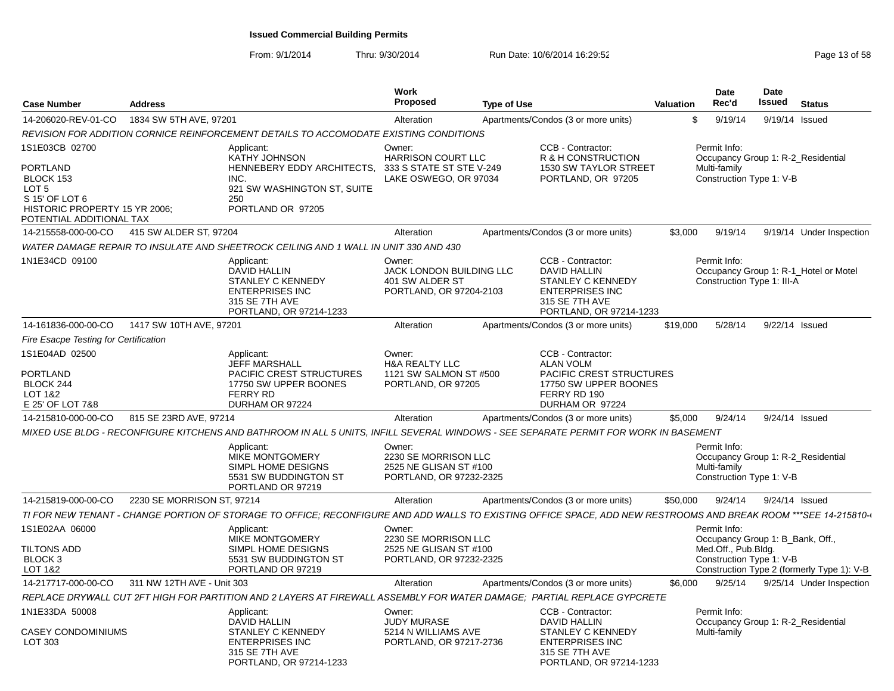# Issued Commercial Building Permits

From: 9/1/2014 Thru: 9/30/2014 Run Date: 10/6/2014 16:29:52

| Case Number | Address | Work Proposed | Type of Use | Valuation | Date Rec'd | Date Issued | Status |
|---|---|---|---|---|---|---|---|
| 14-206020-REV-01-CO | 1834 SW 5TH AVE, 97201 | Alteration | Apartments/Condos (3 or more units) | $ | 9/19/14 | 9/19/14 | Issued |

*REVISION FOR ADDITION CORNICE REINFORCEMENT DETAILS TO ACCOMODATE EXISTING CONDITIONS*

1S1E03CB 02700

PORTLAND
BLOCK 153
LOT 5
S 15' OF LOT 6
HISTORIC PROPERTY 15 YR 2006;
POTENTIAL ADDITIONAL TAX

Applicant:
KATHY JOHNSON
HENNEBERY EDDY ARCHITECTS, INC.
921 SW WASHINGTON ST, SUITE 250
PORTLAND OR 97205

Owner:
HARRISON COURT LLC
333 S STATE ST STE V-249
LAKE OSWEGO, OR 97034

CCB - Contractor:
R & H CONSTRUCTION
1530 SW TAYLOR STREET
PORTLAND, OR 97205

Permit Info:
Occupancy Group 1: R-2_Residential Multi-family
Construction Type 1: V-B

---

| Case Number | Address | Work Proposed | Type of Use | Valuation | Date Rec'd | Date Issued | Status |
|---|---|---|---|---|---|---|---|
| 14-215558-000-00-CO | 415 SW ALDER ST, 97204 | Alteration | Apartments/Condos (3 or more units) | $3,000 | 9/19/14 | 9/19/14 | Under Inspection |

*WATER DAMAGE REPAIR TO INSULATE AND SHEETROCK CEILING AND 1 WALL IN UNIT 330 AND 430*

1N1E34CD 09100

Applicant:
DAVID HALLIN
STANLEY C KENNEDY ENTERPRISES INC
315 SE 7TH AVE
PORTLAND, OR 97214-1233

Owner:
JACK LONDON BUILDING LLC
401 SW ALDER ST
PORTLAND, OR 97204-2103

CCB - Contractor:
DAVID HALLIN
STANLEY C KENNEDY ENTERPRISES INC
315 SE 7TH AVE
PORTLAND, OR 97214-1233

Permit Info:
Occupancy Group 1: R-1_Hotel or Motel
Construction Type 1: III-A

---

| Case Number | Address | Work Proposed | Type of Use | Valuation | Date Rec'd | Date Issued | Status |
|---|---|---|---|---|---|---|---|
| 14-161836-000-00-CO | 1417 SW 10TH AVE, 97201 | Alteration | Apartments/Condos (3 or more units) | $19,000 | 5/28/14 | 9/22/14 | Issued |

*Fire Esacpe Testing for Certification*

1S1E04AD 02500

PORTLAND
BLOCK 244
LOT 1&2
E 25' OF LOT 7&8

Applicant:
JEFF MARSHALL
PACIFIC CREST STRUCTURES
17750 SW UPPER BOONES FERRY RD
DURHAM OR 97224

Owner:
H&A REALTY LLC
1121 SW SALMON ST #500
PORTLAND, OR 97205

CCB - Contractor:
ALAN VOLM
PACIFIC CREST STRUCTURES
17750 SW UPPER BOONES FERRY RD 190
DURHAM OR 97224

---

| Case Number | Address | Work Proposed | Type of Use | Valuation | Date Rec'd | Date Issued | Status |
|---|---|---|---|---|---|---|---|
| 14-215810-000-00-CO | 815 SE 23RD AVE, 97214 | Alteration | Apartments/Condos (3 or more units) | $5,000 | 9/24/14 | 9/24/14 | Issued |

*MIXED USE BLDG - RECONFIGURE KITCHENS AND BATHROOM IN ALL 5 UNITS, INFILL SEVERAL WINDOWS - SEE SEPARATE PERMIT FOR WORK IN BASEMENT*

Applicant:
MIKE MONTGOMERY
SIMPL HOME DESIGNS
5531 SW BUDDINGTON ST
PORTLAND OR 97219

Owner:
2230 SE MORRISON LLC
2525 NE GLISAN ST #100
PORTLAND, OR 97232-2325

Permit Info:
Occupancy Group 1: R-2_Residential Multi-family
Construction Type 1: V-B

---

| Case Number | Address | Work Proposed | Type of Use | Valuation | Date Rec'd | Date Issued | Status |
|---|---|---|---|---|---|---|---|
| 14-215819-000-00-CO | 2230 SE MORRISON ST, 97214 | Alteration | Apartments/Condos (3 or more units) | $50,000 | 9/24/14 | 9/24/14 | Issued |

*TI FOR NEW TENANT - CHANGE PORTION OF STORAGE TO OFFICE; RECONFIGURE AND ADD WALLS TO EXISTING OFFICE SPACE, ADD NEW RESTROOMS AND BREAK ROOM \*\*\*SEE 14-215810-(*

1S1E02AA 06000

TILTONS ADD
BLOCK 3
LOT 1&2

Applicant:
MIKE MONTGOMERY
SIMPL HOME DESIGNS
5531 SW BUDDINGTON ST
PORTLAND OR 97219

Owner:
2230 SE MORRISON LLC
2525 NE GLISAN ST #100
PORTLAND, OR 97232-2325

Permit Info:
Occupancy Group 1: B_Bank, Off., Med.Off., Pub.Bldg.
Construction Type 1: V-B
Construction Type 2 (formerly Type 1): V-B

---

| Case Number | Address | Work Proposed | Type of Use | Valuation | Date Rec'd | Date Issued | Status |
|---|---|---|---|---|---|---|---|
| 14-217717-000-00-CO | 311 NW 12TH AVE - Unit 303 | Alteration | Apartments/Condos (3 or more units) | $6,000 | 9/25/14 | 9/25/14 | Under Inspection |

*REPLACE DRYWALL CUT 2FT HIGH FOR PARTITION AND 2 LAYERS AT FIREWALL ASSEMBLY FOR WATER DAMAGE; PARTIAL REPLACE GYPCRETE*

1N1E33DA 50008

CASEY CONDOMINIUMS
LOT 303

Applicant:
DAVID HALLIN
STANLEY C KENNEDY ENTERPRISES INC
315 SE 7TH AVE
PORTLAND, OR 97214-1233

Owner:
JUDY MURASE
5214 N WILLIAMS AVE
PORTLAND, OR 97217-2736

CCB - Contractor:
DAVID HALLIN
STANLEY C KENNEDY ENTERPRISES INC
315 SE 7TH AVE
PORTLAND, OR 97214-1233

Permit Info:
Occupancy Group 1: R-2_Residential Multi-family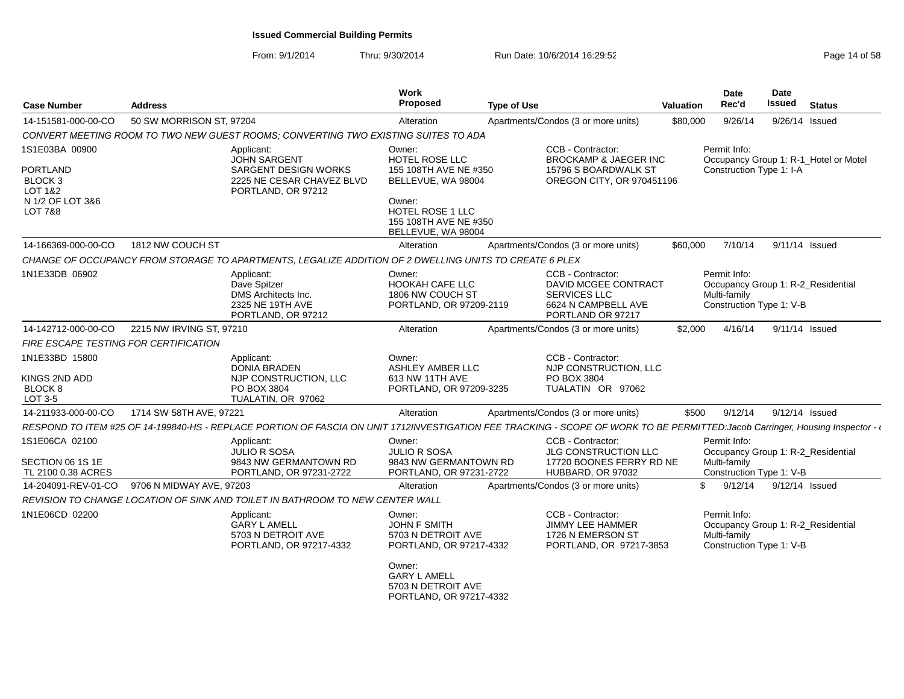**Issued Commercial Building Permits**

From: 9/1/2014 Thru: 9/30/2014 Run Date: 10/6/2014 16:29:52

| Case Number | Address | Work Proposed | Type of Use | Valuation | Date Rec'd | Date Issued | Status |
|---|---|---|---|---|---|---|---|
| 14-151581-000-00-CO | 50 SW MORRISON ST, 97204 | Alteration | Apartments/Condos (3 or more units) | $80,000 | 9/26/14 | 9/26/14 | Issued |

*CONVERT MEETING ROOM TO TWO NEW GUEST ROOMS; CONVERTING TWO EXISTING SUITES TO ADA*

1S1E03BA 00900
PORTLAND
BLOCK 3
LOT 1&2
N 1/2 OF LOT 3&6
LOT 7&8

Applicant: JOHN SARGENT, SARGENT DESIGN WORKS, 2225 NE CESAR CHAVEZ BLVD, PORTLAND, OR 97212

Owner: HOTEL ROSE LLC, 155 108TH AVE NE #350, BELLEVUE, WA 98004

Owner: HOTEL ROSE 1 LLC, 155 108TH AVE NE #350, BELLEVUE, WA 98004

CCB - Contractor: BROCKAMP & JAEGER INC, 15796 S BOARDWALK ST, OREGON CITY, OR 970451196

Permit Info: Occupancy Group 1: R-1_Hotel or Motel; Construction Type 1: I-A

| Case Number | Address | Work Proposed | Type of Use | Valuation | Date Rec'd | Date Issued | Status |
|---|---|---|---|---|---|---|---|
| 14-166369-000-00-CO | 1812 NW COUCH ST | Alteration | Apartments/Condos (3 or more units) | $60,000 | 7/10/14 | 9/11/14 | Issued |

*CHANGE OF OCCUPANCY FROM STORAGE TO APARTMENTS, LEGALIZE ADDITION OF 2 DWELLING UNITS TO CREATE 6 PLEX*

1N1E33DB 06902

Applicant: Dave Spitzer, DMS Architects Inc., 2325 NE 19TH AVE, PORTLAND, OR 97212

Owner: HOOKAH CAFE LLC, 1806 NW COUCH ST, PORTLAND, OR 97209-2119

CCB - Contractor: DAVID MCGEE CONTRACT SERVICES LLC, 6624 N CAMPBELL AVE, PORTLAND OR 97217

Permit Info: Occupancy Group 1: R-2_Residential Multi-family; Construction Type 1: V-B

| Case Number | Address | Work Proposed | Type of Use | Valuation | Date Rec'd | Date Issued | Status |
|---|---|---|---|---|---|---|---|
| 14-142712-000-00-CO | 2215 NW IRVING ST, 97210 | Alteration | Apartments/Condos (3 or more units) | $2,000 | 4/16/14 | 9/11/14 | Issued |

*FIRE ESCAPE TESTING FOR CERTIFICATION*

1N1E33BD 15800
KINGS 2ND ADD
BLOCK 8
LOT 3-5

Applicant: DONIA BRADEN, NJP CONSTRUCTION, LLC, PO BOX 3804, TUALATIN, OR 97062

Owner: ASHLEY AMBER LLC, 613 NW 11TH AVE, PORTLAND, OR 97209-3235

CCB - Contractor: NJP CONSTRUCTION, LLC, PO BOX 3804, TUALATIN OR 97062

| Case Number | Address | Work Proposed | Type of Use | Valuation | Date Rec'd | Date Issued | Status |
|---|---|---|---|---|---|---|---|
| 14-211933-000-00-CO | 1714 SW 58TH AVE, 97221 | Alteration | Apartments/Condos (3 or more units) | $500 | 9/12/14 | 9/12/14 | Issued |

*RESPOND TO ITEM #25 OF 14-199840-HS - REPLACE PORTION OF FASCIA ON UNIT 1712INVESTIGATION FEE TRACKING - SCOPE OF WORK TO BE PERMITTED:Jacob Carringer, Housing Inspector - (*

1S1E06CA 02100
SECTION 06 1S 1E
TL 2100 0.38 ACRES

Applicant: JULIO R SOSA, 9843 NW GERMANTOWN RD, PORTLAND, OR 97231-2722

Owner: JULIO R SOSA, 9843 NW GERMANTOWN RD, PORTLAND, OR 97231-2722

CCB - Contractor: JLG CONSTRUCTION LLC, 17720 BOONES FERRY RD NE, HUBBARD, OR 97032

Permit Info: Occupancy Group 1: R-2_Residential Multi-family; Construction Type 1: V-B

| Case Number | Address | Work Proposed | Type of Use | Valuation | Date Rec'd | Date Issued | Status |
|---|---|---|---|---|---|---|---|
| 14-204091-REV-01-CO | 9706 N MIDWAY AVE, 97203 | Alteration | Apartments/Condos (3 or more units) | $ | 9/12/14 | 9/12/14 | Issued |

*REVISION TO CHANGE LOCATION OF SINK AND TOILET IN BATHROOM TO NEW CENTER WALL*

1N1E06CD 02200

Applicant: GARY L AMELL, 5703 N DETROIT AVE, PORTLAND, OR 97217-4332

Owner: JOHN F SMITH, 5703 N DETROIT AVE, PORTLAND, OR 97217-4332

Owner: GARY L AMELL, 5703 N DETROIT AVE, PORTLAND, OR 97217-4332

CCB - Contractor: JIMMY LEE HAMMER, 1726 N EMERSON ST, PORTLAND, OR 97217-3853

Permit Info: Occupancy Group 1: R-2_Residential Multi-family; Construction Type 1: V-B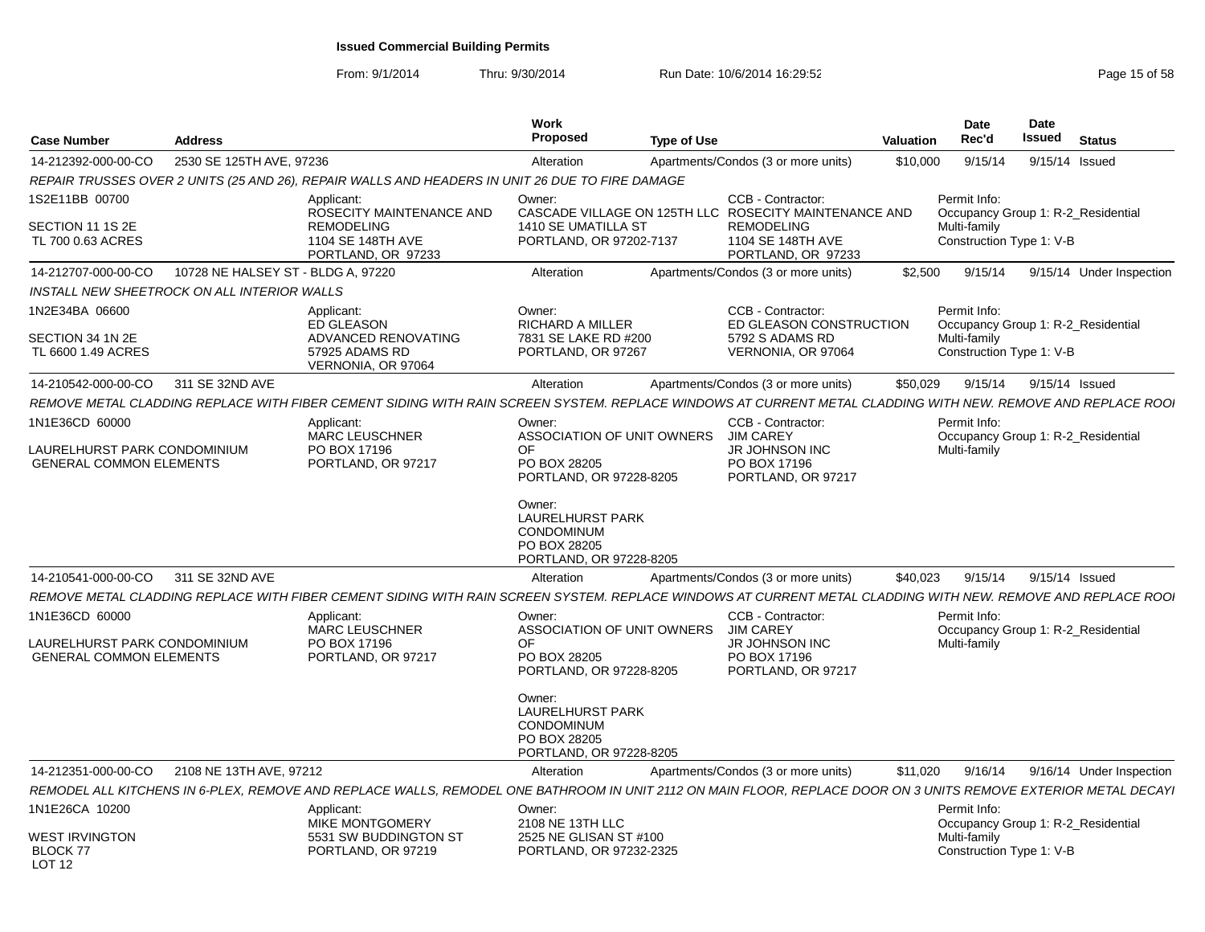# Issued Commercial Building Permits

From: 9/1/2014 Thru: 9/30/2014 Run Date: 10/6/2014 16:29:52

| Case Number | Address | Work Proposed | Type of Use | Valuation | Date Rec'd | Date Issued | Status |
|---|---|---|---|---|---|---|---|
| 14-212392-000-00-CO | 2530 SE 125TH AVE, 97236 | Alteration | Apartments/Condos (3 or more units) | $10,000 | 9/15/14 | 9/15/14 | Issued |

REPAIR TRUSSES OVER 2 UNITS (25 AND 26), REPAIR WALLS AND HEADERS IN UNIT 26 DUE TO FIRE DAMAGE

1S2E11BB 00700
SECTION 11 1S 2E
TL 700 0.63 ACRES

Applicant:
ROSECITY MAINTENANCE AND REMODELING
1104 SE 148TH AVE
PORTLAND, OR 97233

Owner:
CASCADE VILLAGE ON 125TH LLC
1410 SE UMATILLA ST
PORTLAND, OR 97202-7137

CCB - Contractor:
ROSECITY MAINTENANCE AND REMODELING
1104 SE 148TH AVE
PORTLAND, OR 97233

Permit Info:
Occupancy Group 1: R-2_Residential Multi-family
Construction Type 1: V-B

| Case Number | Address | Work Proposed | Type of Use | Valuation | Date Rec'd | Date Issued | Status |
|---|---|---|---|---|---|---|---|
| 14-212707-000-00-CO | 10728 NE HALSEY ST - BLDG A, 97220 | Alteration | Apartments/Condos (3 or more units) | $2,500 | 9/15/14 | 9/15/14 | Under Inspection |

INSTALL NEW SHEETROCK ON ALL INTERIOR WALLS

1N2E34BA 06600
SECTION 34 1N 2E
TL 6600 1.49 ACRES

Applicant:
ED GLEASON
ADVANCED RENOVATING
57925 ADAMS RD
VERNONIA, OR 97064

Owner:
RICHARD A MILLER
7831 SE LAKE RD #200
PORTLAND, OR 97267

CCB - Contractor:
ED GLEASON CONSTRUCTION
5792 S ADAMS RD
VERNONIA, OR 97064

Permit Info:
Occupancy Group 1: R-2_Residential Multi-family
Construction Type 1: V-B

| Case Number | Address | Work Proposed | Type of Use | Valuation | Date Rec'd | Date Issued | Status |
|---|---|---|---|---|---|---|---|
| 14-210542-000-00-CO | 311 SE 32ND AVE | Alteration | Apartments/Condos (3 or more units) | $50,029 | 9/15/14 | 9/15/14 | Issued |

REMOVE METAL CLADDING REPLACE WITH FIBER CEMENT SIDING WITH RAIN SCREEN SYSTEM. REPLACE WINDOWS AT CURRENT METAL CLADDING WITH NEW. REMOVE AND REPLACE ROOI

1N1E36CD 60000
LAURELHURST PARK CONDOMINIUM
GENERAL COMMON ELEMENTS

Applicant:
MARC LEUSCHNER
PO BOX 17196
PORTLAND, OR 97217

Owner:
ASSOCIATION OF UNIT OWNERS OF
PO BOX 28205
PORTLAND, OR 97228-8205

Owner:
LAURELHURST PARK CONDOMINIUM
PO BOX 28205
PORTLAND, OR 97228-8205

CCB - Contractor:
JIM CAREY
JR JOHNSON INC
PO BOX 17196
PORTLAND, OR 97217

Permit Info:
Occupancy Group 1: R-2_Residential Multi-family

| Case Number | Address | Work Proposed | Type of Use | Valuation | Date Rec'd | Date Issued | Status |
|---|---|---|---|---|---|---|---|
| 14-210541-000-00-CO | 311 SE 32ND AVE | Alteration | Apartments/Condos (3 or more units) | $40,023 | 9/15/14 | 9/15/14 | Issued |

REMOVE METAL CLADDING REPLACE WITH FIBER CEMENT SIDING WITH RAIN SCREEN SYSTEM. REPLACE WINDOWS AT CURRENT METAL CLADDING WITH NEW. REMOVE AND REPLACE ROOI

1N1E36CD 60000
LAURELHURST PARK CONDOMINIUM
GENERAL COMMON ELEMENTS

Applicant:
MARC LEUSCHNER
PO BOX 17196
PORTLAND, OR 97217

Owner:
ASSOCIATION OF UNIT OWNERS OF
PO BOX 28205
PORTLAND, OR 97228-8205

Owner:
LAURELHURST PARK CONDOMINIUM
PO BOX 28205
PORTLAND, OR 97228-8205

CCB - Contractor:
JIM CAREY
JR JOHNSON INC
PO BOX 17196
PORTLAND, OR 97217

Permit Info:
Occupancy Group 1: R-2_Residential Multi-family

| Case Number | Address | Work Proposed | Type of Use | Valuation | Date Rec'd | Date Issued | Status |
|---|---|---|---|---|---|---|---|
| 14-212351-000-00-CO | 2108 NE 13TH AVE, 97212 | Alteration | Apartments/Condos (3 or more units) | $11,020 | 9/16/14 | 9/16/14 | Under Inspection |

REMODEL ALL KITCHENS IN 6-PLEX, REMOVE AND REPLACE WALLS, REMODEL ONE BATHROOM IN UNIT 2112 ON MAIN FLOOR, REPLACE DOOR ON 3 UNITS REMOVE EXTERIOR METAL DECAYI

1N1E26CA 10200
WEST IRVINGTON
BLOCK 77
LOT 12

Applicant:
MIKE MONTGOMERY
5531 SW BUDDINGTON ST
PORTLAND, OR 97219

Owner:
2108 NE 13TH LLC
2525 NE GLISAN ST #100
PORTLAND, OR 97232-2325

Permit Info:
Occupancy Group 1: R-2_Residential Multi-family
Construction Type 1: V-B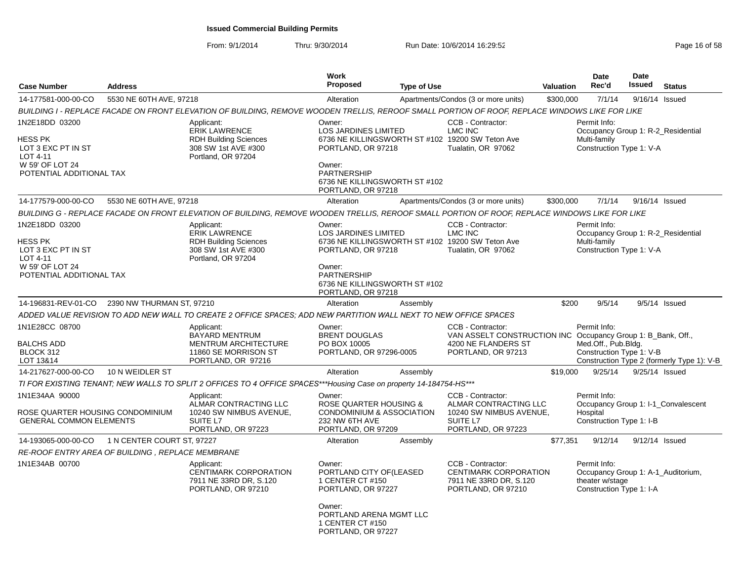# Issued Commercial Building Permits

From: 9/1/2014 Thru: 9/30/2014 Run Date: 10/6/2014 16:29:52

| Case Number | Address | Work Proposed | Type of Use | Valuation | Date Rec'd | Date Issued | Status |
|---|---|---|---|---|---|---|---|
| 14-177581-000-00-CO | 5530 NE 60TH AVE, 97218 | Alteration | Apartments/Condos (3 or more units) | $300,000 | 7/1/14 | 9/16/14 | Issued |

*BUILDING I - REPLACE FACADE ON FRONT ELEVATION OF BUILDING, REMOVE WOODEN TRELLIS, REROOF SMALL PORTION OF ROOF, REPLACE WINDOWS LIKE FOR LIKE*

- 1N2E18DD 03200
- HESS PK
- LOT 3 EXC PT IN ST
- LOT 4-11
- W 59' OF LOT 24
- POTENTIAL ADDITIONAL TAX

Applicant: ERIK LAWRENCE, RDH Building Sciences, 308 SW 1st AVE #300, Portland, OR 97204

Owner: LOS JARDINES LIMITED, 6736 NE KILLINGSWORTH ST #102, PORTLAND, OR 97218

Owner: PARTNERSHIP, 6736 NE KILLINGSWORTH ST #102, PORTLAND, OR 97218

CCB - Contractor: LMC INC, 19200 SW Teton Ave, Tualatin, OR 97062

Permit Info: Occupancy Group 1: R-2_Residential Multi-family; Construction Type 1: V-A

| Case Number | Address | Work Proposed | Type of Use | Valuation | Date Rec'd | Date Issued | Status |
|---|---|---|---|---|---|---|---|
| 14-177579-000-00-CO | 5530 NE 60TH AVE, 97218 | Alteration | Apartments/Condos (3 or more units) | $300,000 | 7/1/14 | 9/16/14 | Issued |

*BUILDING G - REPLACE FACADE ON FRONT ELEVATION OF BUILDING, REMOVE WOODEN TRELLIS, REROOF SMALL PORTION OF ROOF, REPLACE WINDOWS LIKE FOR LIKE*

- 1N2E18DD 03200
- HESS PK
- LOT 3 EXC PT IN ST
- LOT 4-11
- W 59' OF LOT 24
- POTENTIAL ADDITIONAL TAX

Applicant: ERIK LAWRENCE, RDH Building Sciences, 308 SW 1st AVE #300, Portland, OR 97204

Owner: LOS JARDINES LIMITED, 6736 NE KILLINGSWORTH ST #102, PORTLAND, OR 97218

Owner: PARTNERSHIP, 6736 NE KILLINGSWORTH ST #102, PORTLAND, OR 97218

CCB - Contractor: LMC INC, 19200 SW Teton Ave, Tualatin, OR 97062

Permit Info: Occupancy Group 1: R-2_Residential Multi-family; Construction Type 1: V-A

| Case Number | Address | Work Proposed | Type of Use | Valuation | Date Rec'd | Date Issued | Status |
|---|---|---|---|---|---|---|---|
| 14-196831-REV-01-CO | 2390 NW THURMAN ST, 97210 | Alteration | Assembly | $200 | 9/5/14 | 9/5/14 | Issued |

*ADDED VALUE REVISION TO ADD NEW WALL TO CREATE 2 OFFICE SPACES; ADD NEW PARTITION WALL NEXT TO NEW OFFICE SPACES*

- 1N1E28CC 08700
- BALCHS ADD
- BLOCK 312
- LOT 13&14

Applicant: BAYARD MENTRUM, MENTRUM ARCHITECTURE, 11860 SE MORRISON ST, PORTLAND, OR 97216

Owner: BRENT DOUGLAS, PO BOX 10005, PORTLAND, OR 97296-0005

CCB - Contractor: VAN ASSELT CONSTRUCTION INC, 4200 NE FLANDERS ST, PORTLAND, OR 97213

Permit Info: Occupancy Group 1: B_Bank, Off., Med.Off., Pub.Bldg.; Construction Type 1: V-B; Construction Type 2 (formerly Type 1): V-B

| Case Number | Address | Work Proposed | Type of Use | Valuation | Date Rec'd | Date Issued | Status |
|---|---|---|---|---|---|---|---|
| 14-217627-000-00-CO | 10 N WEIDLER ST | Alteration | Assembly | $19,000 | 9/25/14 | 9/25/14 | Issued |

*TI FOR EXISTING TENANT; NEW WALLS TO SPLIT 2 OFFICES TO 4 OFFICE SPACES***Housing Case on property 14-184754-HS****

- 1N1E34AA 90000
- ROSE QUARTER HOUSING CONDOMINIUM
- GENERAL COMMON ELEMENTS

Applicant: ALMAR CONTRACTING LLC, 10240 SW NIMBUS AVENUE, SUITE L7, PORTLAND, OR 97223

Owner: ROSE QUARTER HOUSING & CONDOMINIUM & ASSOCIATION, 232 NW 6TH AVE, PORTLAND, OR 97209

CCB - Contractor: ALMAR CONTRACTING LLC, 10240 SW NIMBUS AVENUE, SUITE L7, PORTLAND, OR 97223

Permit Info: Occupancy Group 1: I-1_Convalescent Hospital; Construction Type 1: I-B

| Case Number | Address | Work Proposed | Type of Use | Valuation | Date Rec'd | Date Issued | Status |
|---|---|---|---|---|---|---|---|
| 14-193065-000-00-CO | 1 N CENTER COURT ST, 97227 | Alteration | Assembly | $77,351 | 9/12/14 | 9/12/14 | Issued |

*RE-ROOF ENTRY AREA OF BUILDING , REPLACE MEMBRANE*

- 1N1E34AB 00700

Applicant: CENTIMARK CORPORATION, 7911 NE 33RD DR, S.120, PORTLAND, OR 97210

Owner: PORTLAND CITY OF(LEASED, 1 CENTER CT #150, PORTLAND, OR 97227

Owner: PORTLAND ARENA MGMT LLC, 1 CENTER CT #150, PORTLAND, OR 97227

CCB - Contractor: CENTIMARK CORPORATION, 7911 NE 33RD DR, S.120, PORTLAND, OR 97210

Permit Info: Occupancy Group 1: A-1_Auditorium, theater w/stage; Construction Type 1: I-A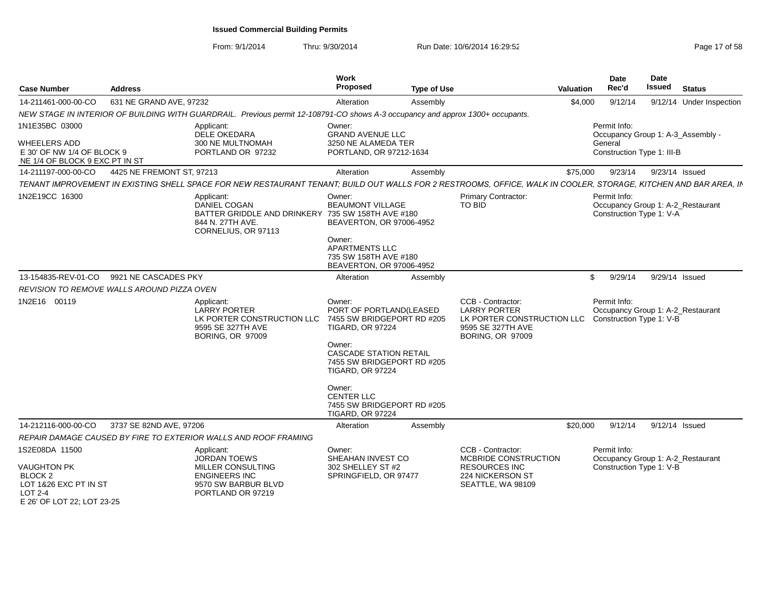# Issued Commercial Building Permits

From: 9/1/2014 Thru: 9/30/2014 Run Date: 10/6/2014 16:29:52

| Case Number | Address | Work Proposed | Type of Use | Valuation | Date Rec'd | Date Issued | Status |
|---|---|---|---|---|---|---|---|
| 14-211461-000-00-CO | 631 NE GRAND AVE, 97232 | Alteration | Assembly | $4,000 | 9/12/14 | 9/12/14 | Under Inspection |

*NEW STAGE IN INTERIOR OF BUILDING WITH GUARDRAIL. Previous permit 12-108791-CO shows A-3 occupancy and approx 1300+ occupants.*

1N1E35BC 03000
WHEELERS ADD
E 30' OF NW 1/4 OF BLOCK 9
NE 1/4 OF BLOCK 9 EXC PT IN ST

Applicant: DELE OKEDARA, 300 NE MULTNOMAH, PORTLAND OR 97232

Owner: GRAND AVENUE LLC, 3250 NE ALAMEDA TER, PORTLAND, OR 97212-1634

Permit Info: Occupancy Group 1: A-3_Assembly - General; Construction Type 1: III-B

| Case Number | Address | Work Proposed | Type of Use | Valuation | Date Rec'd | Date Issued | Status |
|---|---|---|---|---|---|---|---|
| 14-211197-000-00-CO | 4425 NE FREMONT ST, 97213 | Alteration | Assembly | $75,000 | 9/23/14 | 9/23/14 | Issued |

*TENANT IMPROVEMENT IN EXISTING SHELL SPACE FOR NEW RESTAURANT TENANT; BUILD OUT WALLS FOR 2 RESTROOMS, OFFICE, WALK IN COOLER, STORAGE, KITCHEN AND BAR AREA, IN*

1N2E19CC 16300

Applicant: DANIEL COGAN, BATTER GRIDDLE AND DRINKERY, 844 N. 27TH AVE., CORNELIUS, OR 97113

Owner: BEAUMONT VILLAGE, 735 SW 158TH AVE #180, BEAVERTON, OR 97006-4952

Owner: APARTMENTS LLC, 735 SW 158TH AVE #180, BEAVERTON, OR 97006-4952

Primary Contractor: TO BID

Permit Info: Occupancy Group 1: A-2_Restaurant; Construction Type 1: V-A

| Case Number | Address | Work Proposed | Type of Use | Valuation | Date Rec'd | Date Issued | Status |
|---|---|---|---|---|---|---|---|
| 13-154835-REV-01-CO | 9921 NE CASCADES PKY | Alteration | Assembly | $ | 9/29/14 | 9/29/14 | Issued |

*REVISION TO REMOVE WALLS AROUND PIZZA OVEN*

1N2E16 00119

Applicant: LARRY PORTER, LK PORTER CONSTRUCTION LLC, 9595 SE 327TH AVE, BORING, OR 97009

Owner: PORT OF PORTLAND(LEASED, 7455 SW BRIDGEPORT RD #205, TIGARD, OR 97224

Owner: CASCADE STATION RETAIL, 7455 SW BRIDGEPORT RD #205, TIGARD, OR 97224

Owner: CENTER LLC, 7455 SW BRIDGEPORT RD #205, TIGARD, OR 97224

CCB - Contractor: LARRY PORTER, LK PORTER CONSTRUCTION LLC, 9595 SE 327TH AVE, BORING, OR 97009

Permit Info: Occupancy Group 1: A-2_Restaurant; Construction Type 1: V-B

| Case Number | Address | Work Proposed | Type of Use | Valuation | Date Rec'd | Date Issued | Status |
|---|---|---|---|---|---|---|---|
| 14-212116-000-00-CO | 3737 SE 82ND AVE, 97206 | Alteration | Assembly | $20,000 | 9/12/14 | 9/12/14 | Issued |

*REPAIR DAMAGE CAUSED BY FIRE TO EXTERIOR WALLS AND ROOF FRAMING*

1S2E08DA 11500
VAUGHTON PK
BLOCK 2
LOT 1&26 EXC PT IN ST
LOT 2-4
E 26' OF LOT 22; LOT 23-25

Applicant: JORDAN TOEWS, MILLER CONSULTING ENGINEERS INC, 9570 SW BARBUR BLVD, PORTLAND OR 97219

Owner: SHEAHAN INVEST CO, 302 SHELLEY ST #2, SPRINGFIELD, OR 97477

CCB - Contractor: MCBRIDE CONSTRUCTION RESOURCES INC, 224 NICKERSON ST, SEATTLE, WA 98109

Permit Info: Occupancy Group 1: A-2_Restaurant; Construction Type 1: V-B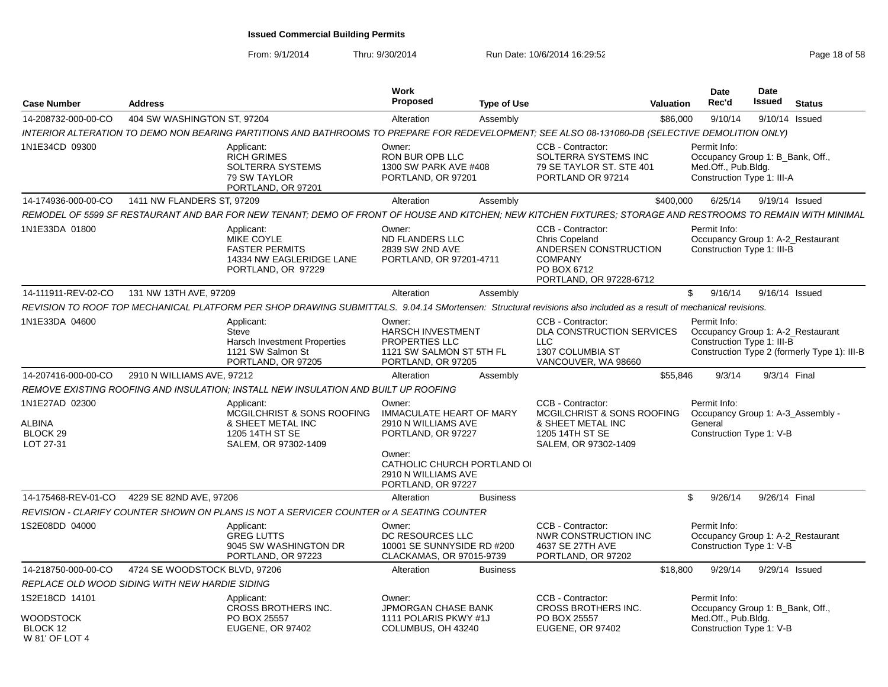**Issued Commercial Building Permits**

From: 9/1/2014 Thru: 9/30/2014 Run Date: 10/6/2014 16:29:52

| Case Number | Address | Work Proposed | Type of Use | Valuation | Date Rec'd | Date Issued | Status |
|---|---|---|---|---|---|---|---|
| 14-208732-000-00-CO | 404 SW WASHINGTON ST, 97204 | Alteration | Assembly | $86,000 | 9/10/14 | 9/10/14 | Issued |

*INTERIOR ALTERATION TO DEMO NON BEARING PARTITIONS AND BATHROOMS TO PREPARE FOR REDEVELOPMENT; SEE ALSO 08-131060-DB (SELECTIVE DEMOLITION ONLY)*

1N1E34CD 09300

Applicant: RICH GRIMES, SOLTERRA SYSTEMS, 79 SW TAYLOR, PORTLAND, OR 97201

Owner: RON BUR OPB LLC, 1300 SW PARK AVE #408, PORTLAND, OR 97201

CCB - Contractor: SOLTERRA SYSTEMS INC, 79 SE TAYLOR ST. STE 401, PORTLAND OR 97214

Permit Info: Occupancy Group 1: B_Bank, Off., Med.Off., Pub.Bldg. Construction Type 1: III-A

| Case Number | Address | Work Proposed | Type of Use | Valuation | Date Rec'd | Date Issued | Status |
|---|---|---|---|---|---|---|---|
| 14-174936-000-00-CO | 1411 NW FLANDERS ST, 97209 | Alteration | Assembly | $400,000 | 6/25/14 | 9/19/14 | Issued |

*REMODEL OF 5599 SF RESTAURANT AND BAR FOR NEW TENANT; DEMO OF FRONT OF HOUSE AND KITCHEN; NEW KITCHEN FIXTURES; STORAGE AND RESTROOMS TO REMAIN WITH MINIMAL*

1N1E33DA 01800

Applicant: MIKE COYLE, FASTER PERMITS, 14334 NW EAGLERIDGE LANE, PORTLAND, OR 97229

Owner: ND FLANDERS LLC, 2839 SW 2ND AVE, PORTLAND, OR 97201-4711

CCB - Contractor: Chris Copeland, ANDERSEN CONSTRUCTION COMPANY, PO BOX 6712, PORTLAND, OR 97228-6712

Permit Info: Occupancy Group 1: A-2_Restaurant Construction Type 1: III-B

| Case Number | Address | Work Proposed | Type of Use | Valuation | Date Rec'd | Date Issued | Status |
|---|---|---|---|---|---|---|---|
| 14-111911-REV-02-CO | 131 NW 13TH AVE, 97209 | Alteration | Assembly | $ | 9/16/14 | 9/16/14 | Issued |

*REVISION TO ROOF TOP MECHANICAL PLATFORM PER SHOP DRAWING SUBMITTALS. 9.04.14 SMortensen: Structural revisions also included as a result of mechanical revisions.*

1N1E33DA 04600

Applicant: Steve, Harsch Investment Properties, 1121 SW Salmon St, PORTLAND, OR 97205

Owner: HARSCH INVESTMENT PROPERTIES LLC, 1121 SW SALMON ST 5TH FL, PORTLAND, OR 97205

CCB - Contractor: DLA CONSTRUCTION SERVICES LLC, 1307 COLUMBIA ST, VANCOUVER, WA 98660

Permit Info: Occupancy Group 1: A-2_Restaurant Construction Type 1: III-B Construction Type 2 (formerly Type 1): III-B

| Case Number | Address | Work Proposed | Type of Use | Valuation | Date Rec'd | Date Issued | Status |
|---|---|---|---|---|---|---|---|
| 14-207416-000-00-CO | 2910 N WILLIAMS AVE, 97212 | Alteration | Assembly | $55,846 | 9/3/14 | 9/3/14 | Final |

*REMOVE EXISTING ROOFING AND INSULATION; INSTALL NEW INSULATION AND BUILT UP ROOFING*

1N1E27AD 02300, ALBINA, BLOCK 29, LOT 27-31

Applicant: MCGILCHRIST & SONS ROOFING & SHEET METAL INC, 1205 14TH ST SE, SALEM, OR 97302-1409

Owner: IMMACULATE HEART OF MARY, 2910 N WILLIAMS AVE, PORTLAND, OR 97227

Owner: CATHOLIC CHURCH PORTLAND OI, 2910 N WILLIAMS AVE, PORTLAND, OR 97227

CCB - Contractor: MCGILCHRIST & SONS ROOFING & SHEET METAL INC, 1205 14TH ST SE, SALEM, OR 97302-1409

Permit Info: Occupancy Group 1: A-3_Assembly - General Construction Type 1: V-B

| Case Number | Address | Work Proposed | Type of Use | Valuation | Date Rec'd | Date Issued | Status |
|---|---|---|---|---|---|---|---|
| 14-175468-REV-01-CO | 4229 SE 82ND AVE, 97206 | Alteration | Business | $ | 9/26/14 | 9/26/14 | Final |

*REVISION - CLARIFY COUNTER SHOWN ON PLANS IS NOT A SERVICER COUNTER or A SEATING COUNTER*

1S2E08DD 04000

Applicant: GREG LUTTS, 9045 SW WASHINGTON DR, PORTLAND, OR 97223

Owner: DC RESOURCES LLC, 10001 SE SUNNYSIDE RD #200, CLACKAMAS, OR 97015-9739

CCB - Contractor: NWR CONSTRUCTION INC, 4637 SE 27TH AVE, PORTLAND, OR 97202

Permit Info: Occupancy Group 1: A-2_Restaurant Construction Type 1: V-B

| Case Number | Address | Work Proposed | Type of Use | Valuation | Date Rec'd | Date Issued | Status |
|---|---|---|---|---|---|---|---|
| 14-218750-000-00-CO | 4724 SE WOODSTOCK BLVD, 97206 | Alteration | Business | $18,800 | 9/29/14 | 9/29/14 | Issued |

*REPLACE OLD WOOD SIDING WITH NEW HARDIE SIDING*

1S2E18CD 14101, WOODSTOCK, BLOCK 12, W 81' OF LOT 4

Applicant: CROSS BROTHERS INC., PO BOX 25557, EUGENE, OR 97402

Owner: JPMORGAN CHASE BANK, 1111 POLARIS PKWY #1J, COLUMBUS, OH 43240

CCB - Contractor: CROSS BROTHERS INC., PO BOX 25557, EUGENE, OR 97402

Permit Info: Occupancy Group 1: B_Bank, Off., Med.Off., Pub.Bldg. Construction Type 1: V-B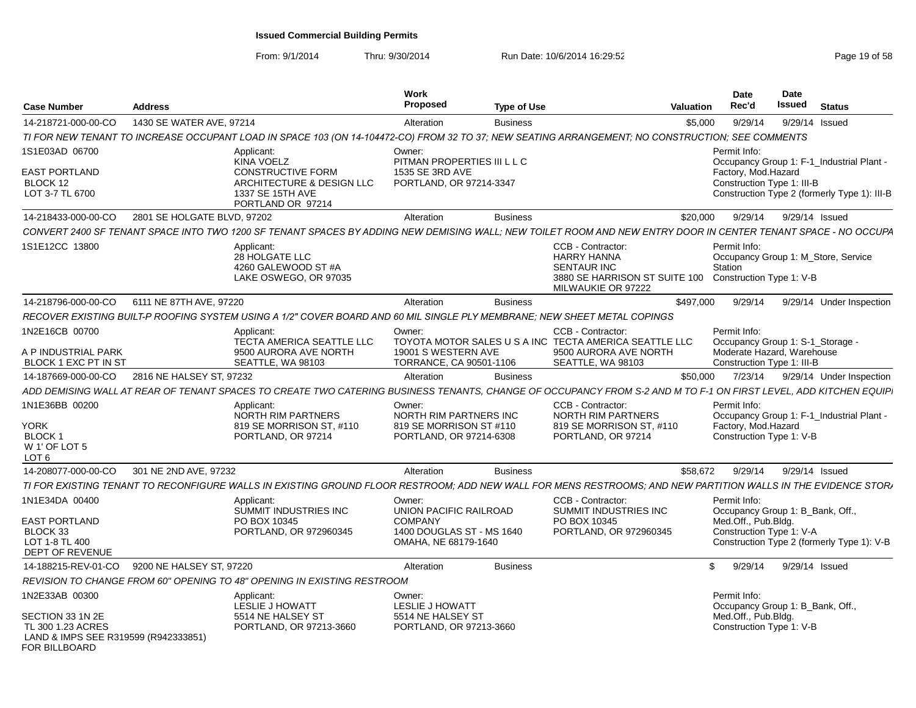**Issued Commercial Building Permits**

From: 9/1/2014 Thru: 9/30/2014 Run Date: 10/6/2014 16:29:52

| Case Number | Address | | Work Proposed | Type of Use | | Valuation | Date Rec'd | Date Issued | Status |
|---|---|---|---|---|---|---|---|---|---|
| 14-218721-000-00-CO | 1430 SE WATER AVE, 97214 | | Alteration | Business | | $5,000 | 9/29/14 | 9/29/14 | Issued |
| TI FOR NEW TENANT TO INCREASE OCCUPANT LOAD IN SPACE 103 (ON 14-104472-CO) FROM 32 TO 37; NEW SEATING ARRANGEMENT; NO CONSTRUCTION; SEE COMMENTS | | | | | | | | | |
| 1S1E03AD 06700<br>EAST PORTLAND<br>BLOCK 12<br>LOT 3-7 TL 6700 | | Applicant:<br>KINA VOELZ<br>CONSTRUCTIVE FORM ARCHITECTURE & DESIGN LLC<br>1337 SE 15TH AVE<br>PORTLAND OR 97214 | Owner:<br>PITMAN PROPERTIES III L L C<br>1535 SE 3RD AVE<br>PORTLAND, OR 97214-3347 | | | | Permit Info:<br>Occupancy Group 1: F-1_Industrial Plant - Factory, Mod.Hazard<br>Construction Type 1: III-B<br>Construction Type 2 (formerly Type 1): III-B | | |
| 14-218433-000-00-CO | 2801 SE HOLGATE BLVD, 97202 | | Alteration | Business | | $20,000 | 9/29/14 | 9/29/14 | Issued |
| CONVERT 2400 SF TENANT SPACE INTO TWO 1200 SF TENANT SPACES BY ADDING NEW DEMISING WALL; NEW TOILET ROOM AND NEW ENTRY DOOR IN CENTER TENANT SPACE - NO OCCUPA | | | | | | | | | |
| 1S1E12CC 13800 | | Applicant:<br>28 HOLGATE LLC<br>4260 GALEWOOD ST #A<br>LAKE OSWEGO, OR 97035 | | | CCB - Contractor:<br>HARRY HANNA<br>SENTAUR INC<br>3880 SE HARRISON ST SUITE 100<br>MILWAUKIE OR 97222 | | Permit Info:<br>Occupancy Group 1: M_Store, Service Station<br>Construction Type 1: V-B | | |
| 14-218796-000-00-CO | 6111 NE 87TH AVE, 97220 | | Alteration | Business | | $497,000 | 9/29/14 | 9/29/14 | Under Inspection |
| RECOVER EXISTING BUILT-P ROOFING SYSTEM USING A 1/2" COVER BOARD AND 60 MIL SINGLE PLY MEMBRANE; NEW SHEET METAL COPINGS | | | | | | | | | |
| 1N2E16CB 00700<br>A P INDUSTRIAL PARK<br>BLOCK 1 EXC PT IN ST | | Applicant:<br>TECTA AMERICA SEATTLE LLC<br>9500 AURORA AVE NORTH<br>SEATTLE, WA 98103 | Owner:<br>TOYOTA MOTOR SALES U S A INC<br>19001 S WESTERN AVE<br>TORRANCE, CA 90501-1106 | | CCB - Contractor:<br>TECTA AMERICA SEATTLE LLC<br>9500 AURORA AVE NORTH<br>SEATTLE, WA 98103 | | Permit Info:<br>Occupancy Group 1: S-1_Storage - Moderate Hazard, Warehouse<br>Construction Type 1: III-B | | |
| 14-187669-000-00-CO | 2816 NE HALSEY ST, 97232 | | Alteration | Business | | $50,000 | 7/23/14 | 9/29/14 | Under Inspection |
| ADD DEMISING WALL AT REAR OF TENANT SPACES TO CREATE TWO CATERING BUSINESS TENANTS, CHANGE OF OCCUPANCY FROM S-2 AND M TO F-1 ON FIRST LEVEL, ADD KITCHEN EQUIP | | | | | | | | | |
| 1N1E36BB 00200<br>YORK<br>BLOCK 1<br>W 1' OF LOT 5<br>LOT 6 | | Applicant:<br>NORTH RIM PARTNERS<br>819 SE MORRISON ST, #110<br>PORTLAND, OR 97214 | Owner:<br>NORTH RIM PARTNERS INC<br>819 SE MORRISON ST #110<br>PORTLAND, OR 97214-6308 | | CCB - Contractor:<br>NORTH RIM PARTNERS<br>819 SE MORRISON ST, #110<br>PORTLAND, OR 97214 | | Permit Info:<br>Occupancy Group 1: F-1_Industrial Plant - Factory, Mod.Hazard<br>Construction Type 1: V-B | | |
| 14-208077-000-00-CO | 301 NE 2ND AVE, 97232 | | Alteration | Business | | $58,672 | 9/29/14 | 9/29/14 | Issued |
| TI FOR EXISTING TENANT TO RECONFIGURE WALLS IN EXISTING GROUND FLOOR RESTROOM; ADD NEW WALL FOR MENS RESTROOMS; AND NEW PARTITION WALLS IN THE EVIDENCE STOR | | | | | | | | | |
| 1N1E34DA 00400<br>EAST PORTLAND<br>BLOCK 33<br>LOT 1-8 TL 400<br>DEPT OF REVENUE | | Applicant:<br>SUMMIT INDUSTRIES INC<br>PO BOX 10345<br>PORTLAND, OR 972960345 | Owner:<br>UNION PACIFIC RAILROAD COMPANY<br>1400 DOUGLAS ST - MS 1640<br>OMAHA, NE 68179-1640 | | CCB - Contractor:<br>SUMMIT INDUSTRIES INC<br>PO BOX 10345<br>PORTLAND, OR 972960345 | | Permit Info:<br>Occupancy Group 1: B_Bank, Off., Med.Off., Pub.Bldg.<br>Construction Type 1: V-A<br>Construction Type 2 (formerly Type 1): V-B | | |
| 14-188215-REV-01-CO | 9200 NE HALSEY ST, 97220 | | Alteration | Business | | $ | 9/29/14 | 9/29/14 | Issued |
| REVISION TO CHANGE FROM 60" OPENING TO 48" OPENING IN EXISTING RESTROOM | | | | | | | | | |
| 1N2E33AB 00300<br>SECTION 33 1N 2E<br>TL 300 1.23 ACRES<br>LAND & IMPS SEE R319599 (R942333851) FOR BILLBOARD | | Applicant:<br>LESLIE J HOWATT<br>5514 NE HALSEY ST<br>PORTLAND, OR 97213-3660 | Owner:<br>LESLIE J HOWATT<br>5514 NE HALSEY ST<br>PORTLAND, OR 97213-3660 | | | | Permit Info:<br>Occupancy Group 1: B_Bank, Off., Med.Off., Pub.Bldg.<br>Construction Type 1: V-B | | |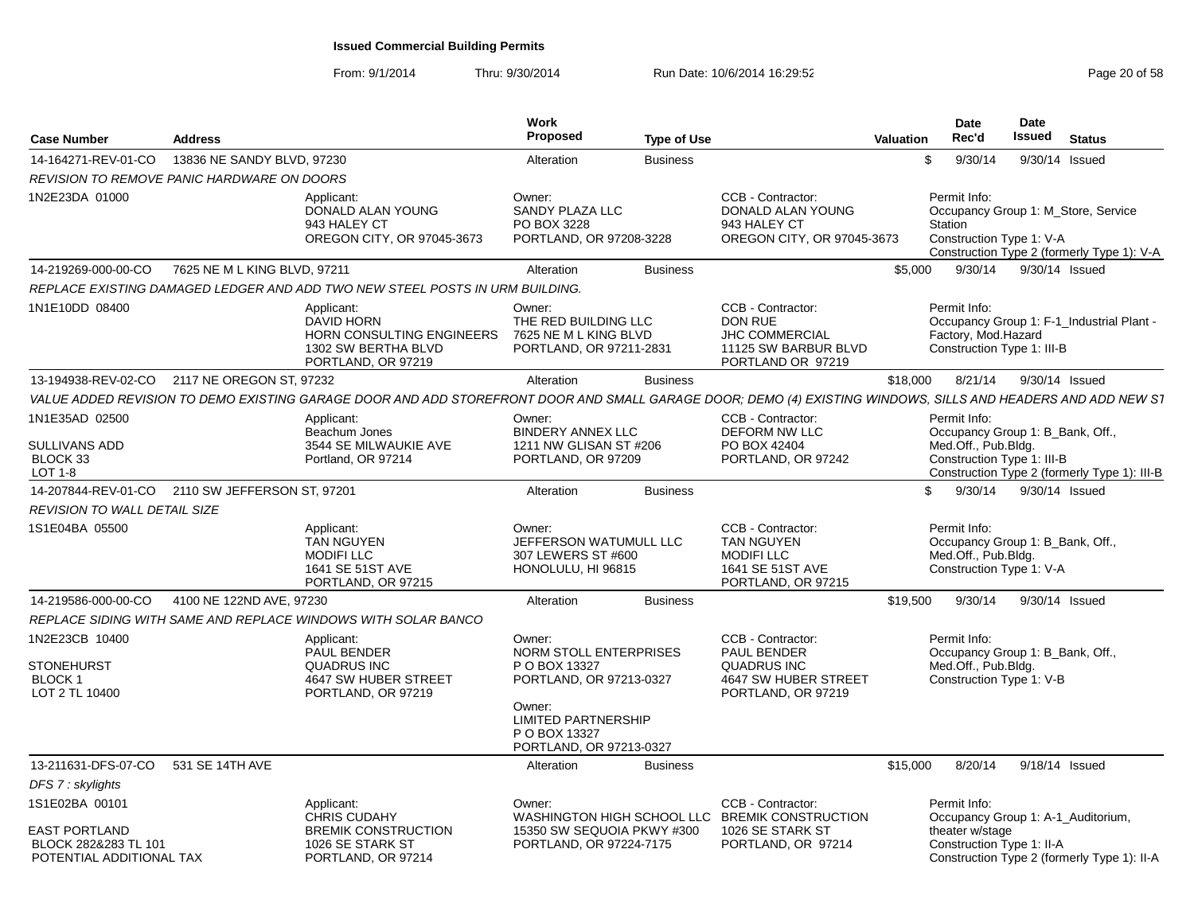**Issued Commercial Building Permits**

From: 9/1/2014 Thru: 9/30/2014 Run Date: 10/6/2014 16:29:52

| Case Number | Address | Work Proposed | Type of Use | Valuation | Date Rec'd | Date Issued | Status |
|---|---|---|---|---|---|---|---|
| 14-164271-REV-01-CO | 13836 NE SANDY BLVD, 97230 | Alteration | Business | $ | 9/30/14 | 9/30/14 | Issued |

*REVISION TO REMOVE PANIC HARDWARE ON DOORS*

1N2E23DA 01000

Applicant: DONALD ALAN YOUNG, 943 HALEY CT, OREGON CITY, OR 97045-3673
Owner: SANDY PLAZA LLC, PO BOX 3228, PORTLAND, OR 97208-3228
CCB - Contractor: DONALD ALAN YOUNG, 943 HALEY CT, OREGON CITY, OR 97045-3673
Permit Info: Occupancy Group 1: M_Store, Service Station; Construction Type 1: V-A; Construction Type 2 (formerly Type 1): V-A

| Case Number | Address | Work Proposed | Type of Use | Valuation | Date Rec'd | Date Issued | Status |
|---|---|---|---|---|---|---|---|
| 14-219269-000-00-CO | 7625 NE M L KING BLVD, 97211 | Alteration | Business | $5,000 | 9/30/14 | 9/30/14 | Issued |

*REPLACE EXISTING DAMAGED LEDGER AND ADD TWO NEW STEEL POSTS IN URM BUILDING.*

1N1E10DD 08400

Applicant: DAVID HORN, HORN CONSULTING ENGINEERS, 1302 SW BERTHA BLVD, PORTLAND, OR 97219
Owner: THE RED BUILDING LLC, 7625 NE M L KING BLVD, PORTLAND, OR 97211-2831
CCB - Contractor: DON RUE, JHC COMMERCIAL, 11125 SW BARBUR BLVD, PORTLAND OR 97219
Permit Info: Occupancy Group 1: F-1_Industrial Plant - Factory, Mod.Hazard; Construction Type 1: III-B

| Case Number | Address | Work Proposed | Type of Use | Valuation | Date Rec'd | Date Issued | Status |
|---|---|---|---|---|---|---|---|
| 13-194938-REV-02-CO | 2117 NE OREGON ST, 97232 | Alteration | Business | $18,000 | 8/21/14 | 9/30/14 | Issued |

*VALUE ADDED REVISION TO DEMO EXISTING GARAGE DOOR AND ADD STOREFRONT DOOR AND SMALL GARAGE DOOR; DEMO (4) EXISTING WINDOWS, SILLS AND HEADERS AND ADD NEW ST*

1N1E35AD 02500, SULLIVANS ADD, BLOCK 33, LOT 1-8

Applicant: Beachum Jones, 3544 SE MILWAUKIE AVE, Portland, OR 97214
Owner: BINDERY ANNEX LLC, 1211 NW GLISAN ST #206, PORTLAND, OR 97209
CCB - Contractor: DEFORM NW LLC, PO BOX 42404, PORTLAND, OR 97242
Permit Info: Occupancy Group 1: B_Bank, Off., Med.Off., Pub.Bldg.; Construction Type 1: III-B; Construction Type 2 (formerly Type 1): III-B

| Case Number | Address | Work Proposed | Type of Use | Valuation | Date Rec'd | Date Issued | Status |
|---|---|---|---|---|---|---|---|
| 14-207844-REV-01-CO | 2110 SW JEFFERSON ST, 97201 | Alteration | Business | $ | 9/30/14 | 9/30/14 | Issued |

*REVISION TO WALL DETAIL SIZE*

1S1E04BA 05500

Applicant: TAN NGUYEN, MODIFI LLC, 1641 SE 51ST AVE, PORTLAND, OR 97215
Owner: JEFFERSON WATUMULL LLC, 307 LEWERS ST #600, HONOLULU, HI 96815
CCB - Contractor: TAN NGUYEN, MODIFI LLC, 1641 SE 51ST AVE, PORTLAND, OR 97215
Permit Info: Occupancy Group 1: B_Bank, Off., Med.Off., Pub.Bldg.; Construction Type 1: V-A

| Case Number | Address | Work Proposed | Type of Use | Valuation | Date Rec'd | Date Issued | Status |
|---|---|---|---|---|---|---|---|
| 14-219586-000-00-CO | 4100 NE 122ND AVE, 97230 | Alteration | Business | $19,500 | 9/30/14 | 9/30/14 | Issued |

*REPLACE SIDING WITH SAME AND REPLACE WINDOWS WITH SOLAR BANCO*

1N2E23CB 10400, STONEHURST, BLOCK 1, LOT 2 TL 10400

Applicant: PAUL BENDER, QUADRUS INC, 4647 SW HUBER STREET, PORTLAND, OR 97219
Owner: NORM STOLL ENTERPRISES, P O BOX 13327, PORTLAND, OR 97213-0327
Owner: LIMITED PARTNERSHIP, P O BOX 13327, PORTLAND, OR 97213-0327
CCB - Contractor: PAUL BENDER, QUADRUS INC, 4647 SW HUBER STREET, PORTLAND, OR 97219
Permit Info: Occupancy Group 1: B_Bank, Off., Med.Off., Pub.Bldg.; Construction Type 1: V-B

| Case Number | Address | Work Proposed | Type of Use | Valuation | Date Rec'd | Date Issued | Status |
|---|---|---|---|---|---|---|---|
| 13-211631-DFS-07-CO | 531 SE 14TH AVE | Alteration | Business | $15,000 | 8/20/14 | 9/18/14 | Issued |

*DFS 7 : skylights*

1S1E02BA 00101, EAST PORTLAND, BLOCK 282&283 TL 101, POTENTIAL ADDITIONAL TAX

Applicant: CHRIS CUDAHY, BREMIK CONSTRUCTION, 1026 SE STARK ST, PORTLAND, OR 97214
Owner: WASHINGTON HIGH SCHOOL LLC, 15350 SW SEQUOIA PKWY #300, PORTLAND, OR 97224-7175
CCB - Contractor: BREMIK CONSTRUCTION, 1026 SE STARK ST, PORTLAND, OR 97214
Permit Info: Occupancy Group 1: A-1_Auditorium, theater w/stage; Construction Type 1: II-A; Construction Type 2 (formerly Type 1): II-A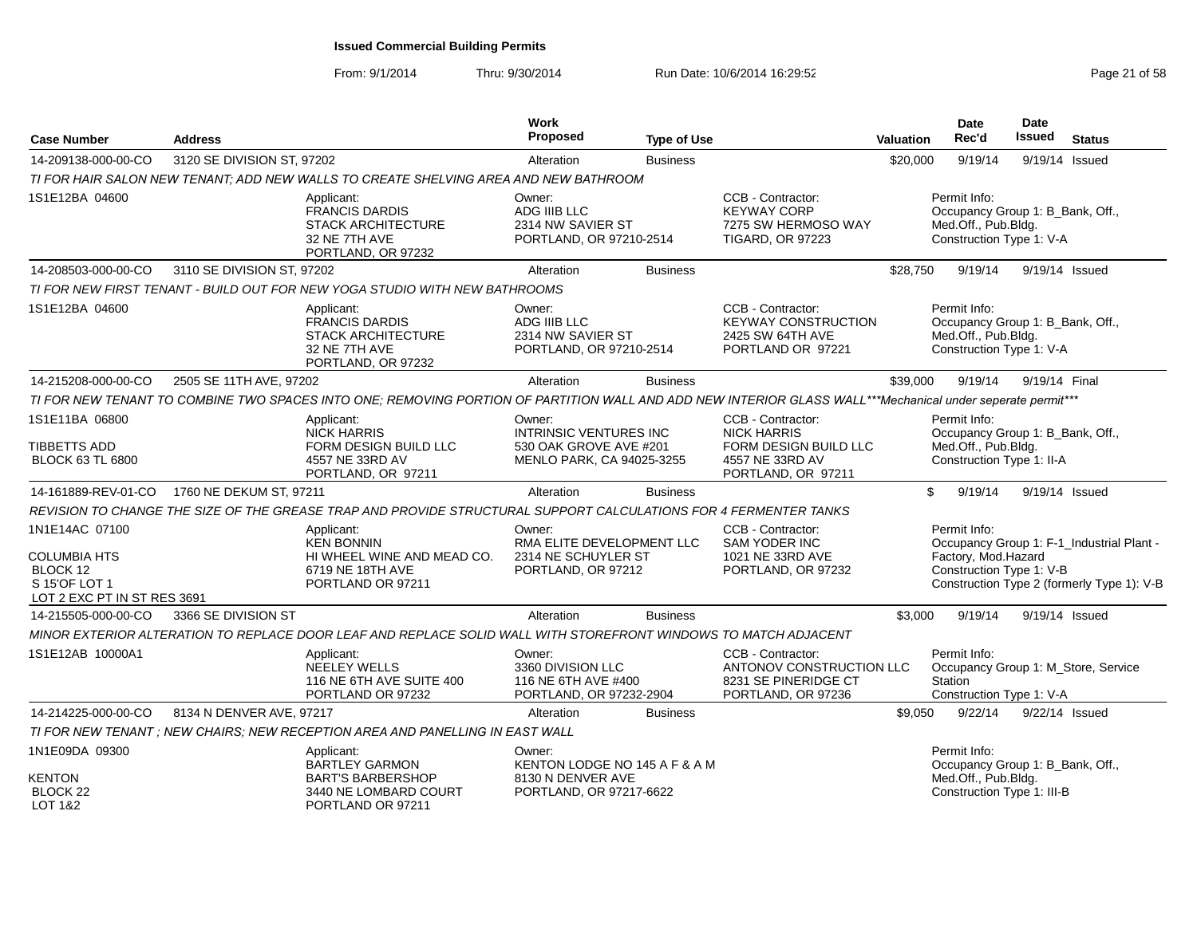**Issued Commercial Building Permits**

From: 9/1/2014 Thru: 9/30/2014 Run Date: 10/6/2014 16:29:52

| Case Number | Address | | Work Proposed | Type of Use | | Valuation | Date Rec'd | Date Issued | Status |
|---|---|---|---|---|---|---|---|---|---|
| 14-209138-000-00-CO | 3120 SE DIVISION ST, 97202 | | Alteration | Business | | $20,000 | 9/19/14 | 9/19/14 | Issued |
| TI FOR HAIR SALON NEW TENANT; ADD NEW WALLS TO CREATE SHELVING AREA AND NEW BATHROOM | | | | | | | | | |
| 1S1E12BA 04600 | | Applicant: FRANCIS DARDIS STACK ARCHITECTURE 32 NE 7TH AVE PORTLAND, OR 97232 | Owner: ADG IIIB LLC 2314 NW SAVIER ST PORTLAND, OR 97210-2514 | | CCB - Contractor: KEYWAY CORP 7275 SW HERMOSO WAY TIGARD, OR 97223 | | Permit Info: Occupancy Group 1: B_Bank, Off., Med.Off., Pub.Bldg. Construction Type 1: V-A | | |
| 14-208503-000-00-CO | 3110 SE DIVISION ST, 97202 | | Alteration | Business | | $28,750 | 9/19/14 | 9/19/14 | Issued |
| TI FOR NEW FIRST TENANT - BUILD OUT FOR NEW YOGA STUDIO WITH NEW BATHROOMS | | | | | | | | | |
| 1S1E12BA 04600 | | Applicant: FRANCIS DARDIS STACK ARCHITECTURE 32 NE 7TH AVE PORTLAND, OR 97232 | Owner: ADG IIIB LLC 2314 NW SAVIER ST PORTLAND, OR 97210-2514 | | CCB - Contractor: KEYWAY CONSTRUCTION 2425 SW 64TH AVE PORTLAND OR 97221 | | Permit Info: Occupancy Group 1: B_Bank, Off., Med.Off., Pub.Bldg. Construction Type 1: V-A | | |
| 14-215208-000-00-CO | 2505 SE 11TH AVE, 97202 | | Alteration | Business | | $39,000 | 9/19/14 | 9/19/14 | Final |
| TI FOR NEW TENANT TO COMBINE TWO SPACES INTO ONE; REMOVING PORTION OF PARTITION WALL AND ADD NEW INTERIOR GLASS WALL***Mechanical under seperate permit*** | | | | | | | | | |
| 1S1E11BA 06800 TIBBETTS ADD BLOCK 63 TL 6800 | | Applicant: NICK HARRIS FORM DESIGN BUILD LLC 4557 NE 33RD AV PORTLAND, OR 97211 | Owner: INTRINSIC VENTURES INC 530 OAK GROVE AVE #201 MENLO PARK, CA 94025-3255 | | CCB - Contractor: NICK HARRIS FORM DESIGN BUILD LLC 4557 NE 33RD AV PORTLAND, OR 97211 | | Permit Info: Occupancy Group 1: B_Bank, Off., Med.Off., Pub.Bldg. Construction Type 1: II-A | | |
| 14-161889-REV-01-CO | 1760 NE DEKUM ST, 97211 | | Alteration | Business | | $ | 9/19/14 | 9/19/14 | Issued |
| REVISION TO CHANGE THE SIZE OF THE GREASE TRAP AND PROVIDE STRUCTURAL SUPPORT CALCULATIONS FOR 4 FERMENTER TANKS | | | | | | | | | |
| 1N1E14AC 07100 COLUMBIA HTS BLOCK 12 S 15'OF LOT 1 LOT 2 EXC PT IN ST RES 3691 | | Applicant: KEN BONNIN HI WHEEL WINE AND MEAD CO. 6719 NE 18TH AVE PORTLAND OR 97211 | Owner: RMA ELITE DEVELOPMENT LLC 2314 NE SCHUYLER ST PORTLAND, OR 97212 | | CCB - Contractor: SAM YODER INC 1021 NE 33RD AVE PORTLAND, OR 97232 | | Permit Info: Occupancy Group 1: F-1_Industrial Plant - Factory, Mod.Hazard Construction Type 1: V-B Construction Type 2 (formerly Type 1): V-B | | |
| 14-215505-000-00-CO | 3366 SE DIVISION ST | | Alteration | Business | | $3,000 | 9/19/14 | 9/19/14 | Issued |
| MINOR EXTERIOR ALTERATION TO REPLACE DOOR LEAF AND REPLACE SOLID WALL WITH STOREFRONT WINDOWS TO MATCH ADJACENT | | | | | | | | | |
| 1S1E12AB 10000A1 | | Applicant: NEELEY WELLS 116 NE 6TH AVE SUITE 400 PORTLAND OR 97232 | Owner: 3360 DIVISION LLC 116 NE 6TH AVE #400 PORTLAND, OR 97232-2904 | | CCB - Contractor: ANTONOV CONSTRUCTION LLC 8231 SE PINERIDGE CT PORTLAND, OR 97236 | | Permit Info: Occupancy Group 1: M_Store, Service Station Construction Type 1: V-A | | |
| 14-214225-000-00-CO | 8134 N DENVER AVE, 97217 | | Alteration | Business | | $9,050 | 9/22/14 | 9/22/14 | Issued |
| TI FOR NEW TENANT ; NEW CHAIRS; NEW RECEPTION AREA AND PANELLING IN EAST WALL | | | | | | | | | |
| 1N1E09DA 09300 KENTON BLOCK 22 LOT 1&2 | | Applicant: BARTLEY GARMON BART'S BARBERSHOP 3440 NE LOMBARD COURT PORTLAND OR 97211 | Owner: KENTON LODGE NO 145 A F & A M 8130 N DENVER AVE PORTLAND, OR 97217-6622 | | | | Permit Info: Occupancy Group 1: B_Bank, Off., Med.Off., Pub.Bldg. Construction Type 1: III-B | | |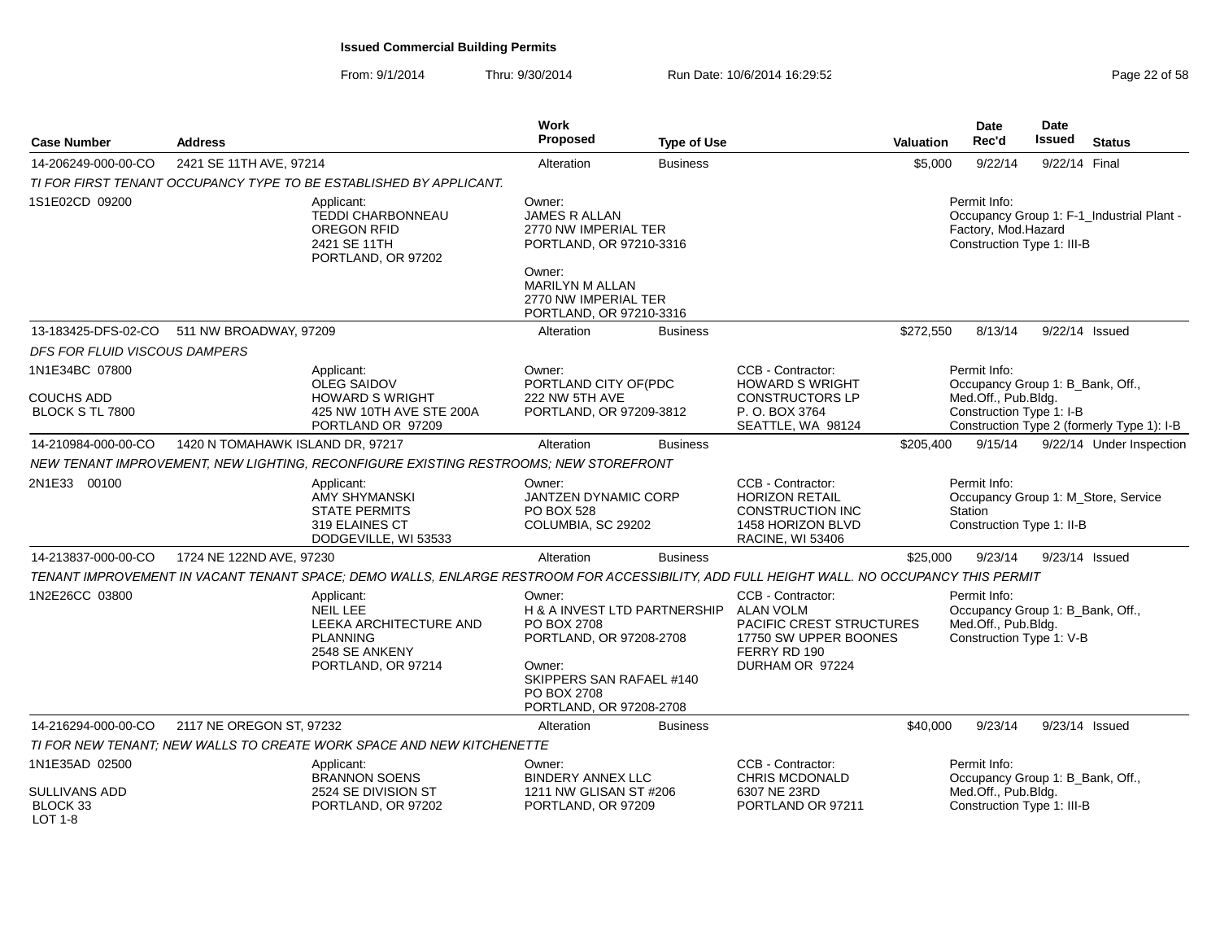# Issued Commercial Building Permits

From: 9/1/2014 Thru: 9/30/2014 Run Date: 10/6/2014 16:29:52

| Case Number | Address | Work Proposed | Type of Use | Valuation | Date Rec'd | Date Issued | Status |
|---|---|---|---|---|---|---|---|
| 14-206249-000-00-CO | 2421 SE 11TH AVE, 97214 | Alteration | Business | $5,000 | 9/22/14 | 9/22/14 | Final |

TI FOR FIRST TENANT OCCUPANCY TYPE TO BE ESTABLISHED BY APPLICANT.

- 1S1E02CD 09200
- Applicant: TEDDI CHARBONNEAU, OREGON RFID, 2421 SE 11TH, PORTLAND, OR 97202
- Owner: JAMES R ALLAN, 2770 NW IMPERIAL TER, PORTLAND, OR 97210-3316
- Owner: MARILYN M ALLAN, 2770 NW IMPERIAL TER, PORTLAND, OR 97210-3316
- Permit Info: Occupancy Group 1: F-1_Industrial Plant - Factory, Mod.Hazard; Construction Type 1: III-B

| Case Number | Address | Work Proposed | Type of Use | Valuation | Date Rec'd | Date Issued | Status |
|---|---|---|---|---|---|---|---|
| 13-183425-DFS-02-CO | 511 NW BROADWAY, 97209 | Alteration | Business | $272,550 | 8/13/14 | 9/22/14 | Issued |

*DFS FOR FLUID VISCOUS DAMPERS*

- 1N1E34BC 07800, COUCHS ADD, BLOCK S TL 7800
- Applicant: OLEG SAIDOV, HOWARD S WRIGHT, 425 NW 10TH AVE STE 200A, PORTLAND OR 97209
- Owner: PORTLAND CITY OF(PDC, 222 NW 5TH AVE, PORTLAND, OR 97209-3812
- CCB - Contractor: HOWARD S WRIGHT CONSTRUCTORS LP, P. O. BOX 3764, SEATTLE, WA 98124
- Permit Info: Occupancy Group 1: B_Bank, Off., Med.Off., Pub.Bldg.; Construction Type 1: I-B; Construction Type 2 (formerly Type 1): I-B

| Case Number | Address | Work Proposed | Type of Use | Valuation | Date Rec'd | Date Issued | Status |
|---|---|---|---|---|---|---|---|
| 14-210984-000-00-CO | 1420 N TOMAHAWK ISLAND DR, 97217 | Alteration | Business | $205,400 | 9/15/14 | 9/22/14 | Under Inspection |

*NEW TENANT IMPROVEMENT, NEW LIGHTING, RECONFIGURE EXISTING RESTROOMS; NEW STOREFRONT*

- 2N1E33 00100
- Applicant: AMY SHYMANSKI, STATE PERMITS, 319 ELAINES CT, DODGEVILLE, WI 53533
- Owner: JANTZEN DYNAMIC CORP, PO BOX 528, COLUMBIA, SC 29202
- CCB - Contractor: HORIZON RETAIL CONSTRUCTION INC, 1458 HORIZON BLVD, RACINE, WI 53406
- Permit Info: Occupancy Group 1: M_Store, Service Station; Construction Type 1: II-B

| Case Number | Address | Work Proposed | Type of Use | Valuation | Date Rec'd | Date Issued | Status |
|---|---|---|---|---|---|---|---|
| 14-213837-000-00-CO | 1724 NE 122ND AVE, 97230 | Alteration | Business | $25,000 | 9/23/14 | 9/23/14 | Issued |

*TENANT IMPROVEMENT IN VACANT TENANT SPACE; DEMO WALLS, ENLARGE RESTROOM FOR ACCESSIBILITY, ADD FULL HEIGHT WALL. NO OCCUPANCY THIS PERMIT*

- 1N2E26CC 03800
- Applicant: NEIL LEE, LEEKA ARCHITECTURE AND PLANNING, 2548 SE ANKENY, PORTLAND, OR 97214
- Owner: H & A INVEST LTD PARTNERSHIP, PO BOX 2708, PORTLAND, OR 97208-2708
- Owner: SKIPPERS SAN RAFAEL #140, PO BOX 2708, PORTLAND, OR 97208-2708
- CCB - Contractor: ALAN VOLM, PACIFIC CREST STRUCTURES, 17750 SW UPPER BOONES FERRY RD 190, DURHAM OR 97224
- Permit Info: Occupancy Group 1: B_Bank, Off., Med.Off., Pub.Bldg.; Construction Type 1: V-B

| Case Number | Address | Work Proposed | Type of Use | Valuation | Date Rec'd | Date Issued | Status |
|---|---|---|---|---|---|---|---|
| 14-216294-000-00-CO | 2117 NE OREGON ST, 97232 | Alteration | Business | $40,000 | 9/23/14 | 9/23/14 | Issued |

*TI FOR NEW TENANT; NEW WALLS TO CREATE WORK SPACE AND NEW KITCHENETTE*

- 1N1E35AD 02500, SULLIVANS ADD, BLOCK 33, LOT 1-8
- Applicant: BRANNON SOENS, 2524 SE DIVISION ST, PORTLAND, OR 97202
- Owner: BINDERY ANNEX LLC, 1211 NW GLISAN ST #206, PORTLAND, OR 97209
- CCB - Contractor: CHRIS MCDONALD, 6307 NE 23RD, PORTLAND OR 97211
- Permit Info: Occupancy Group 1: B_Bank, Off., Med.Off., Pub.Bldg.; Construction Type 1: III-B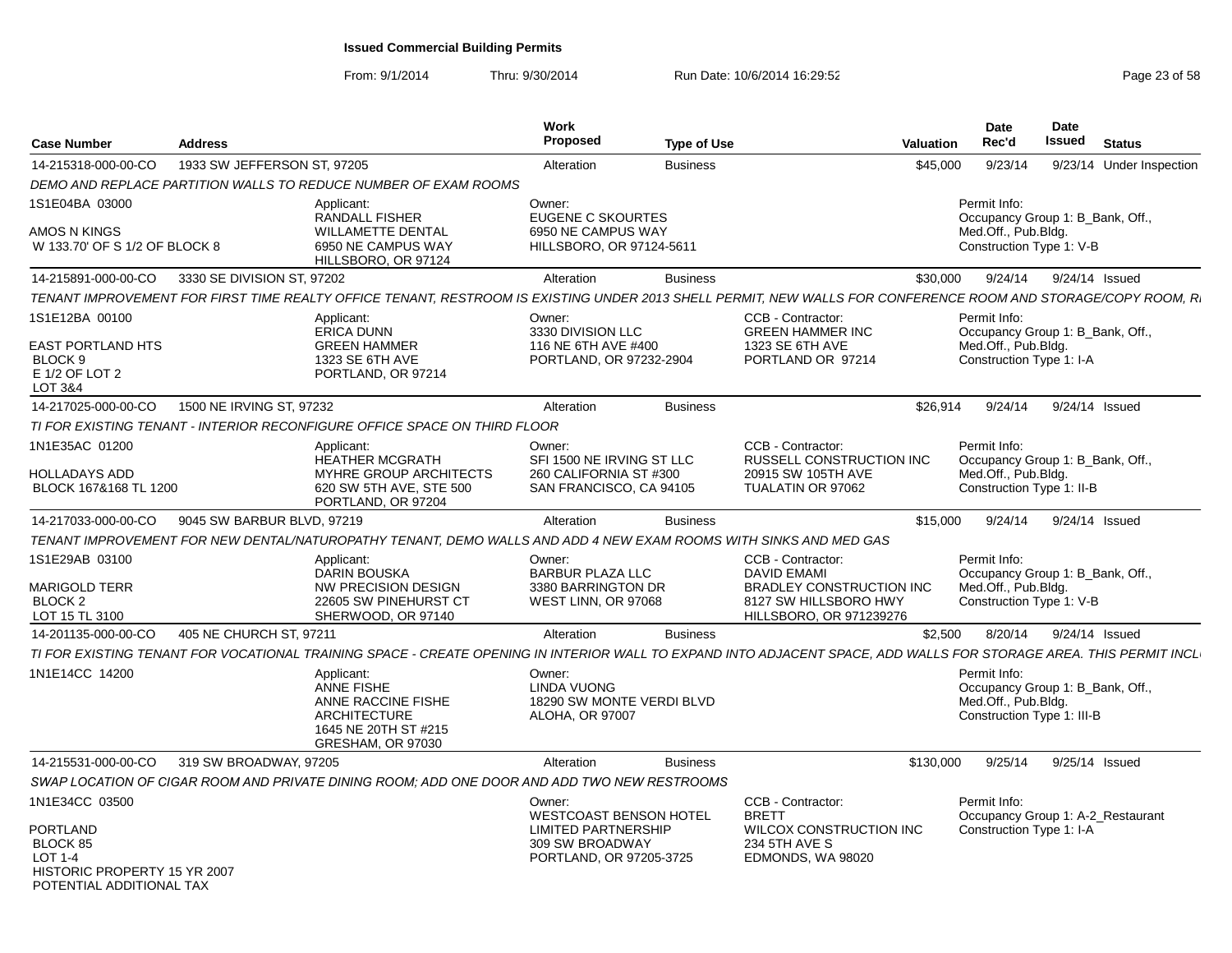# Issued Commercial Building Permits

From: 9/1/2014 Thru: 9/30/2014 Run Date: 10/6/2014 16:29:52

| Case Number | Address | Work Proposed | Type of Use | Valuation | Date Rec'd | Date Issued | Status |
|---|---|---|---|---|---|---|---|
| 14-215318-000-00-CO | 1933 SW JEFFERSON ST, 97205 | Alteration | Business | $45,000 | 9/23/14 | 9/23/14 | Under Inspection |

DEMO AND REPLACE PARTITION WALLS TO REDUCE NUMBER OF EXAM ROOMS

1S1E04BA 03000
AMOS N KINGS
W 133.70' OF S 1/2 OF BLOCK 8

Applicant: RANDALL FISHER, WILLAMETTE DENTAL, 6950 NE CAMPUS WAY, HILLSBORO, OR 97124

Owner: EUGENE C SKOURTES, 6950 NE CAMPUS WAY, HILLSBORO, OR 97124-5611

Permit Info: Occupancy Group 1: B_Bank, Off., Med.Off., Pub.Bldg. Construction Type 1: V-B

---

| Case Number | Address | Work Proposed | Type of Use | Valuation | Date Rec'd | Date Issued | Status |
|---|---|---|---|---|---|---|---|
| 14-215891-000-00-CO | 3330 SE DIVISION ST, 97202 | Alteration | Business | $30,000 | 9/24/14 | 9/24/14 | Issued |

TENANT IMPROVEMENT FOR FIRST TIME REALTY OFFICE TENANT, RESTROOM IS EXISTING UNDER 2013 SHELL PERMIT, NEW WALLS FOR CONFERENCE ROOM AND STORAGE/COPY ROOM, R

1S1E12BA 00100
EAST PORTLAND HTS
BLOCK 9
E 1/2 OF LOT 2
LOT 3&4

Applicant: ERICA DUNN, GREEN HAMMER, 1323 SE 6TH AVE, PORTLAND, OR 97214

Owner: 3330 DIVISION LLC, 116 NE 6TH AVE #400, PORTLAND, OR 97232-2904

CCB - Contractor: GREEN HAMMER INC, 1323 SE 6TH AVE, PORTLAND OR 97214

Permit Info: Occupancy Group 1: B_Bank, Off., Med.Off., Pub.Bldg. Construction Type 1: I-A

---

| Case Number | Address | Work Proposed | Type of Use | Valuation | Date Rec'd | Date Issued | Status |
|---|---|---|---|---|---|---|---|
| 14-217025-000-00-CO | 1500 NE IRVING ST, 97232 | Alteration | Business | $26,914 | 9/24/14 | 9/24/14 | Issued |

TI FOR EXISTING TENANT - INTERIOR RECONFIGURE OFFICE SPACE ON THIRD FLOOR

1N1E35AC 01200
HOLLADAYS ADD
BLOCK 167&168 TL 1200

Applicant: HEATHER MCGRATH, MYHRE GROUP ARCHITECTS, 620 SW 5TH AVE, STE 500, PORTLAND, OR 97204

Owner: SFI 1500 NE IRVING ST LLC, 260 CALIFORNIA ST #300, SAN FRANCISCO, CA 94105

CCB - Contractor: RUSSELL CONSTRUCTION INC, 20915 SW 105TH AVE, TUALATIN OR 97062

Permit Info: Occupancy Group 1: B_Bank, Off., Med.Off., Pub.Bldg. Construction Type 1: II-B

---

| Case Number | Address | Work Proposed | Type of Use | Valuation | Date Rec'd | Date Issued | Status |
|---|---|---|---|---|---|---|---|
| 14-217033-000-00-CO | 9045 SW BARBUR BLVD, 97219 | Alteration | Business | $15,000 | 9/24/14 | 9/24/14 | Issued |

TENANT IMPROVEMENT FOR NEW DENTAL/NATUROPATHY TENANT, DEMO WALLS AND ADD 4 NEW EXAM ROOMS WITH SINKS AND MED GAS

1S1E29AB 03100
MARIGOLD TERR
BLOCK 2
LOT 15 TL 3100

Applicant: DARIN BOUSKA, NW PRECISION DESIGN, 22605 SW PINEHURST CT, SHERWOOD, OR 97140

Owner: BARBUR PLAZA LLC, 3380 BARRINGTON DR, WEST LINN, OR 97068

CCB - Contractor: DAVID EMAMI, BRADLEY CONSTRUCTION INC, 8127 SW HILLSBORO HWY, HILLSBORO, OR 971239276

Permit Info: Occupancy Group 1: B_Bank, Off., Med.Off., Pub.Bldg. Construction Type 1: V-B

---

| Case Number | Address | Work Proposed | Type of Use | Valuation | Date Rec'd | Date Issued | Status |
|---|---|---|---|---|---|---|---|
| 14-201135-000-00-CO | 405 NE CHURCH ST, 97211 | Alteration | Business | $2,500 | 8/20/14 | 9/24/14 | Issued |

TI FOR EXISTING TENANT FOR VOCATIONAL TRAINING SPACE - CREATE OPENING IN INTERIOR WALL TO EXPAND INTO ADJACENT SPACE, ADD WALLS FOR STORAGE AREA. THIS PERMIT INCL

1N1E14CC 14200

Applicant: ANNE FISHE, ANNE RACCINE FISHE ARCHITECTURE, 1645 NE 20TH ST #215, GRESHAM, OR 97030

Owner: LINDA VUONG, 18290 SW MONTE VERDI BLVD, ALOHA, OR 97007

Permit Info: Occupancy Group 1: B_Bank, Off., Med.Off., Pub.Bldg. Construction Type 1: III-B

---

| Case Number | Address | Work Proposed | Type of Use | Valuation | Date Rec'd | Date Issued | Status |
|---|---|---|---|---|---|---|---|
| 14-215531-000-00-CO | 319 SW BROADWAY, 97205 | Alteration | Business | $130,000 | 9/25/14 | 9/25/14 | Issued |

SWAP LOCATION OF CIGAR ROOM AND PRIVATE DINING ROOM; ADD ONE DOOR AND ADD TWO NEW RESTROOMS

1N1E34CC 03500
PORTLAND
BLOCK 85
LOT 1-4
HISTORIC PROPERTY 15 YR 2007
POTENTIAL ADDITIONAL TAX

Owner: WESTCOAST BENSON HOTEL LIMITED PARTNERSHIP, 309 SW BROADWAY, PORTLAND, OR 97205-3725

CCB - Contractor: BRETT, WILCOX CONSTRUCTION INC, 234 5TH AVE S, EDMONDS, WA 98020

Permit Info: Occupancy Group 1: A-2_Restaurant Construction Type 1: I-A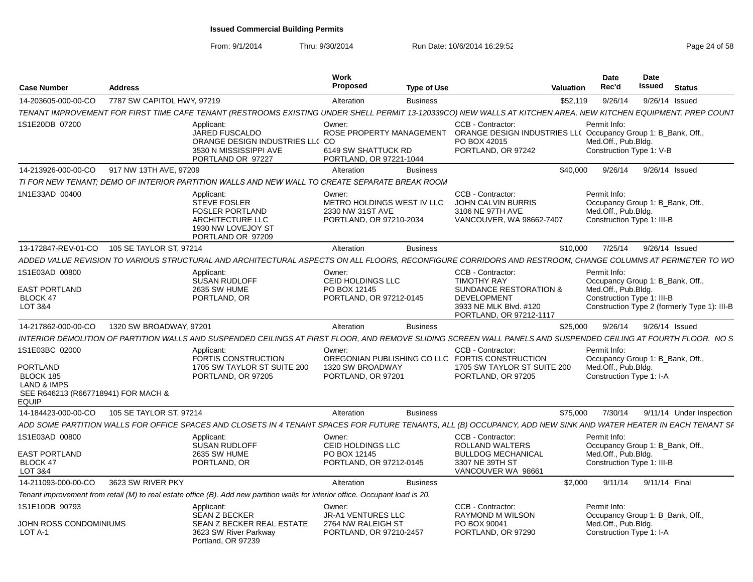# Issued Commercial Building Permits

From: 9/1/2014 Thru: 9/30/2014 Run Date: 10/6/2014 16:29:52

| Case Number | Address | Work Proposed | Type of Use | Valuation | Date Rec'd | Date Issued | Status |
|---|---|---|---|---|---|---|---|
| 14-203605-000-00-CO | 7787 SW CAPITOL HWY, 97219 | Alteration | Business | $52,119 | 9/26/14 | 9/26/14 | Issued |

TENANT IMPROVEMENT FOR FIRST TIME CAFE TENANT (RESTROOMS EXISTING UNDER SHELL PERMIT 13-120339CO) NEW WALLS AT KITCHEN AREA, NEW KITCHEN EQUIPMENT, PREP COUNT

1S1E20DB 07200

Applicant: JARED FUSCALDO, ORANGE DESIGN INDUSTRIES LLC, 3530 N MISSISSIPPI AVE, PORTLAND OR 97227

Owner: ROSE PROPERTY MANAGEMENT CO, 6149 SW SHATTUCK RD, PORTLAND, OR 97221-1044

CCB - Contractor: ORANGE DESIGN INDUSTRIES LLC, PO BOX 42015, PORTLAND, OR 97242

Permit Info: Occupancy Group 1: B_Bank, Off., Med.Off., Pub.Bldg. Construction Type 1: V-B

| Case Number | Address | Work Proposed | Type of Use | Valuation | Date Rec'd | Date Issued | Status |
|---|---|---|---|---|---|---|---|
| 14-213926-000-00-CO | 917 NW 13TH AVE, 97209 | Alteration | Business | $40,000 | 9/26/14 | 9/26/14 | Issued |

TI FOR NEW TENANT; DEMO OF INTERIOR PARTITION WALLS AND NEW WALL TO CREATE SEPARATE BREAK ROOM

1N1E33AD 00400

Applicant: STEVE FOSLER, FOSLER PORTLAND ARCHITECTURE LLC, 1930 NW LOVEJOY ST, PORTLAND OR 97209

Owner: METRO HOLDINGS WEST IV LLC, 2330 NW 31ST AVE, PORTLAND, OR 97210-2034

CCB - Contractor: JOHN CALVIN BURRIS, 3106 NE 97TH AVE, VANCOUVER, WA 98662-7407

Permit Info: Occupancy Group 1: B_Bank, Off., Med.Off., Pub.Bldg. Construction Type 1: III-B

| Case Number | Address | Work Proposed | Type of Use | Valuation | Date Rec'd | Date Issued | Status |
|---|---|---|---|---|---|---|---|
| 13-172847-REV-01-CO | 105 SE TAYLOR ST, 97214 | Alteration | Business | $10,000 | 7/25/14 | 9/26/14 | Issued |

ADDED VALUE REVISION TO VARIOUS STRUCTURAL AND ARCHITECTURAL ASPECTS ON ALL FLOORS, RECONFIGURE CORRIDORS AND RESTROOM, CHANGE COLUMNS AT PERIMETER TO WO

1S1E03AD 00800
EAST PORTLAND
BLOCK 47
LOT 3&4

Applicant: SUSAN RUDLOFF, 2635 SW HUME, PORTLAND, OR

Owner: CEID HOLDINGS LLC, PO BOX 12145, PORTLAND, OR 97212-0145

CCB - Contractor: TIMOTHY RAY, SUNDANCE RESTORATION & DEVELOPMENT, 3933 NE MLK Blvd. #120, PORTLAND, OR 97212-1117

Permit Info: Occupancy Group 1: B_Bank, Off., Med.Off., Pub.Bldg. Construction Type 1: III-B Construction Type 2 (formerly Type 1): III-B

| Case Number | Address | Work Proposed | Type of Use | Valuation | Date Rec'd | Date Issued | Status |
|---|---|---|---|---|---|---|---|
| 14-217862-000-00-CO | 1320 SW BROADWAY, 97201 | Alteration | Business | $25,000 | 9/26/14 | 9/26/14 | Issued |

INTERIOR DEMOLITION OF PARTITION WALLS AND SUSPENDED CEILINGS AT FIRST FLOOR, AND REMOVE SLIDING SCREEN WALL PANELS AND SUSPENDED CEILING AT FOURTH FLOOR. NO S

1S1E03BC 02000
PORTLAND
BLOCK 185
LAND & IMPS
SEE R646213 (R667718941) FOR MACH & EQUIP

Applicant: FORTIS CONSTRUCTION, 1705 SW TAYLOR ST SUITE 200, PORTLAND, OR 97205

Owner: OREGONIAN PUBLISHING CO LLC, 1320 SW BROADWAY, PORTLAND, OR 97201

CCB - Contractor: FORTIS CONSTRUCTION, 1705 SW TAYLOR ST SUITE 200, PORTLAND, OR 97205

Permit Info: Occupancy Group 1: B_Bank, Off., Med.Off., Pub.Bldg. Construction Type 1: I-A

| Case Number | Address | Work Proposed | Type of Use | Valuation | Date Rec'd | Date Issued | Status |
|---|---|---|---|---|---|---|---|
| 14-184423-000-00-CO | 105 SE TAYLOR ST, 97214 | Alteration | Business | $75,000 | 7/30/14 | 9/11/14 | Under Inspection |

ADD SOME PARTITION WALLS FOR OFFICE SPACES AND CLOSETS IN 4 TENANT SPACES FOR FUTURE TENANTS, ALL (B) OCCUPANCY, ADD NEW SINK AND WATER HEATER IN EACH TENANT SF

1S1E03AD 00800
EAST PORTLAND
BLOCK 47
LOT 3&4

Applicant: SUSAN RUDLOFF, 2635 SW HUME, PORTLAND, OR

Owner: CEID HOLDINGS LLC, PO BOX 12145, PORTLAND, OR 97212-0145

CCB - Contractor: ROLLAND WALTERS, BULLDOG MECHANICAL, 3307 NE 39TH ST, VANCOUVER WA 98661

Permit Info: Occupancy Group 1: B_Bank, Off., Med.Off., Pub.Bldg. Construction Type 1: III-B

| Case Number | Address | Work Proposed | Type of Use | Valuation | Date Rec'd | Date Issued | Status |
|---|---|---|---|---|---|---|---|
| 14-211093-000-00-CO | 3623 SW RIVER PKY | Alteration | Business | $2,000 | 9/11/14 | 9/11/14 | Final |

Tenant improvement from retail (M) to real estate office (B). Add new partition walls for interior office. Occupant load is 20.

1S1E10DB 90793
JOHN ROSS CONDOMINIUMS
LOT A-1

Applicant: SEAN Z BECKER, SEAN Z BECKER REAL ESTATE, 3623 SW River Parkway, Portland, OR 97239

Owner: JR-A1 VENTURES LLC, 2764 NW RALEIGH ST, PORTLAND, OR 97210-2457

CCB - Contractor: RAYMOND M WILSON, PO BOX 90041, PORTLAND, OR 97290

Permit Info: Occupancy Group 1: B_Bank, Off., Med.Off., Pub.Bldg. Construction Type 1: I-A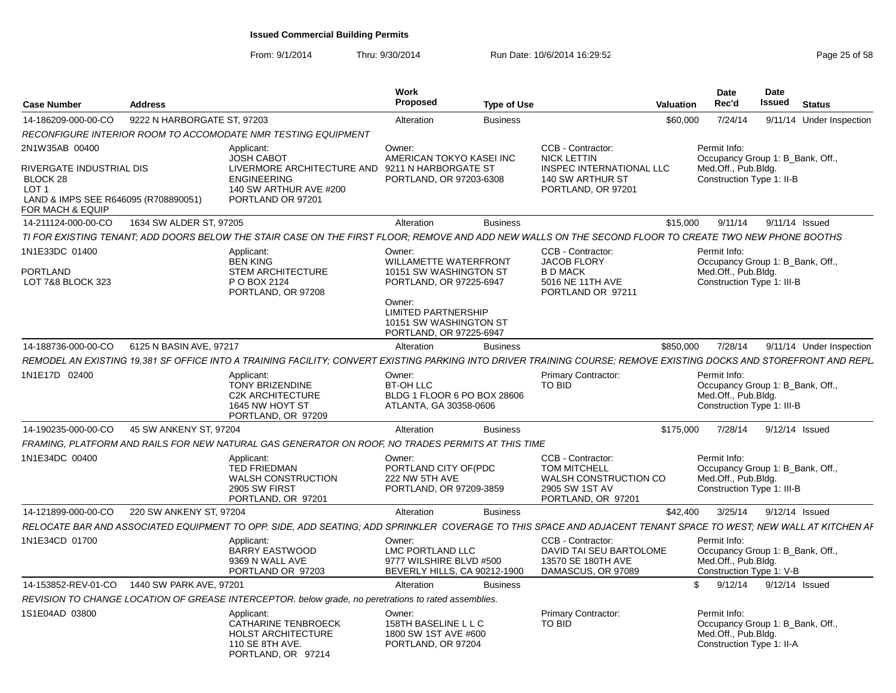**Issued Commercial Building Permits**

From: 9/1/2014 Thru: 9/30/2014 Run Date: 10/6/2014 16:29:52

| Case Number | Address | Work Proposed | Type of Use | Valuation | Date Rec'd | Date Issued | Status |
|---|---|---|---|---|---|---|---|
| 14-186209-000-00-CO | 9222 N HARBORGATE ST, 97203 | Alteration | Business | $60,000 | 7/24/14 | 9/11/14 | Under Inspection |

*RECONFIGURE INTERIOR ROOM TO ACCOMODATE NMR TESTING EQUIPMENT*

2N1W35AB 00400

RIVERGATE INDUSTRIAL DIS
BLOCK 28
LOT 1
LAND & IMPS SEE R646095 (R708890051) FOR MACH & EQUIP

Applicant:
JOSH CABOT
LIVERMORE ARCHITECTURE AND ENGINEERING
140 SW ARTHUR AVE #200
PORTLAND OR 97201

Owner:
AMERICAN TOKYO KASEI INC
9211 N HARBORGATE ST
PORTLAND, OR 97203-6308

CCB - Contractor:
NICK LETTIN
INSPEC INTERNATIONAL LLC
140 SW ARTHUR ST
PORTLAND, OR 97201

Permit Info:
Occupancy Group 1: B_Bank, Off., Med.Off., Pub.Bldg.
Construction Type 1: II-B

| Case Number | Address | Work Proposed | Type of Use | Valuation | Date Rec'd | Date Issued | Status |
|---|---|---|---|---|---|---|---|
| 14-211124-000-00-CO | 1634 SW ALDER ST, 97205 | Alteration | Business | $15,000 | 9/11/14 | 9/11/14 | Issued |

*TI FOR EXISTING TENANT; ADD DOORS BELOW THE STAIR CASE ON THE FIRST FLOOR; REMOVE AND ADD NEW WALLS ON THE SECOND FLOOR TO CREATE TWO NEW PHONE BOOTHS*

1N1E33DC 01400

PORTLAND
LOT 7&8 BLOCK 323

Applicant:
BEN KING
STEM ARCHITECTURE
P O BOX 2124
PORTLAND, OR 97208

Owner:
WILLAMETTE WATERFRONT
10151 SW WASHINGTON ST
PORTLAND, OR 97225-6947

Owner:
LIMITED PARTNERSHIP
10151 SW WASHINGTON ST
PORTLAND, OR 97225-6947

CCB - Contractor:
JACOB FLORY
B D MACK
5016 NE 11TH AVE
PORTLAND OR 97211

Permit Info:
Occupancy Group 1: B_Bank, Off., Med.Off., Pub.Bldg.
Construction Type 1: III-B

| Case Number | Address | Work Proposed | Type of Use | Valuation | Date Rec'd | Date Issued | Status |
|---|---|---|---|---|---|---|---|
| 14-188736-000-00-CO | 6125 N BASIN AVE, 97217 | Alteration | Business | $850,000 | 7/28/14 | 9/11/14 | Under Inspection |

*REMODEL AN EXISTING 19,381 SF OFFICE INTO A TRAINING FACILITY; CONVERT EXISTING PARKING INTO DRIVER TRAINING COURSE; REMOVE EXISTING DOCKS AND STOREFRONT AND REPL*

1N1E17D 02400

Applicant:
TONY BRIZENDINE
C2K ARCHITECTURE
1645 NW HOYT ST
PORTLAND, OR 97209

Owner:
BT-OH LLC
BLDG 1 FLOOR 6 PO BOX 28606
ATLANTA, GA 30358-0606

Primary Contractor:
TO BID

Permit Info:
Occupancy Group 1: B_Bank, Off., Med.Off., Pub.Bldg.
Construction Type 1: III-B

| Case Number | Address | Work Proposed | Type of Use | Valuation | Date Rec'd | Date Issued | Status |
|---|---|---|---|---|---|---|---|
| 14-190235-000-00-CO | 45 SW ANKENY ST, 97204 | Alteration | Business | $175,000 | 7/28/14 | 9/12/14 | Issued |

*FRAMING, PLATFORM AND RAILS FOR NEW NATURAL GAS GENERATOR ON ROOF, NO TRADES PERMITS AT THIS TIME*

1N1E34DC 00400

Applicant:
TED FRIEDMAN
WALSH CONSTRUCTION
2905 SW FIRST
PORTLAND, OR 97201

Owner:
PORTLAND CITY OF(PDC
222 NW 5TH AVE
PORTLAND, OR 97209-3859

CCB - Contractor:
TOM MITCHELL
WALSH CONSTRUCTION CO
2905 SW 1ST AV
PORTLAND, OR 97201

Permit Info:
Occupancy Group 1: B_Bank, Off., Med.Off., Pub.Bldg.
Construction Type 1: III-B

| Case Number | Address | Work Proposed | Type of Use | Valuation | Date Rec'd | Date Issued | Status |
|---|---|---|---|---|---|---|---|
| 14-121899-000-00-CO | 220 SW ANKENY ST, 97204 | Alteration | Business | $42,400 | 3/25/14 | 9/12/14 | Issued |

*RELOCATE BAR AND ASSOCIATED EQUIPMENT TO OPP. SIDE, ADD SEATING; ADD SPRINKLER COVERAGE TO THIS SPACE AND ADJACENT TENANT SPACE TO WEST; NEW WALL AT KITCHEN AF*

1N1E34CD 01700

Applicant:
BARRY EASTWOOD
9369 N WALL AVE
PORTLAND OR 97203

Owner:
LMC PORTLAND LLC
9777 WILSHIRE BLVD #500
BEVERLY HILLS, CA 90212-1900

CCB - Contractor:
DAVID TAI SEU BARTOLOME
13570 SE 180TH AVE
DAMASCUS, OR 97089

Permit Info:
Occupancy Group 1: B_Bank, Off., Med.Off., Pub.Bldg.
Construction Type 1: V-B

| Case Number | Address | Work Proposed | Type of Use | Valuation | Date Rec'd | Date Issued | Status |
|---|---|---|---|---|---|---|---|
| 14-153852-REV-01-CO | 1440 SW PARK AVE, 97201 | Alteration | Business | $ | 9/12/14 | 9/12/14 | Issued |

*REVISION TO CHANGE LOCATION OF GREASE INTERCEPTOR. below grade, no peretrations to rated assemblies.*

1S1E04AD 03800

Applicant:
CATHARINE TENBROECK
HOLST ARCHITECTURE
110 SE 8TH AVE.
PORTLAND, OR 97214

Owner:
158TH BASELINE L L C
1800 SW 1ST AVE #600
PORTLAND, OR 97204

Primary Contractor:
TO BID

Permit Info:
Occupancy Group 1: B_Bank, Off., Med.Off., Pub.Bldg.
Construction Type 1: II-A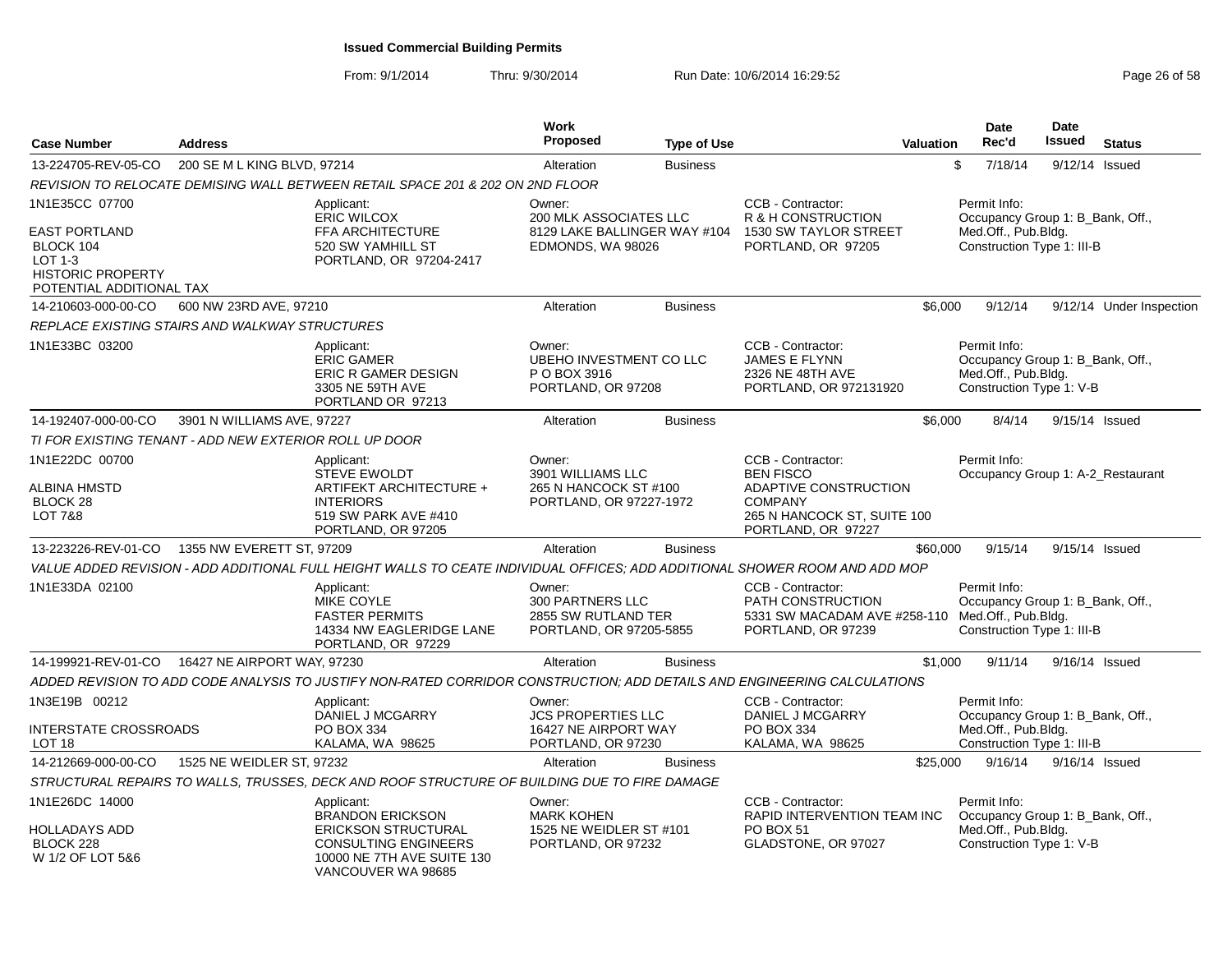# Issued Commercial Building Permits

From: 9/1/2014 Thru: 9/30/2014 Run Date: 10/6/2014 16:29:52

| Case Number | Address | | Work Proposed | Type of Use | | Valuation | Date Rec'd | Date Issued | Status |
|---|---|---|---|---|---|---|---|---|---|
| 13-224705-REV-05-CO | 200 SE M L KING BLVD, 97214 | | Alteration | Business | | $ | 7/18/14 | 9/12/14 | Issued |
| *REVISION TO RELOCATE DEMISING WALL BETWEEN RETAIL SPACE 201 & 202 ON 2ND FLOOR* | | | | | | | | | |
| 1N1E35CC 07700<br><br>EAST PORTLAND<br>BLOCK 104<br>LOT 1-3<br>HISTORIC PROPERTY<br>POTENTIAL ADDITIONAL TAX | | Applicant:<br>ERIC WILCOX<br>FFA ARCHITECTURE<br>520 SW YAMHILL ST<br>PORTLAND, OR 97204-2417 | Owner:<br>200 MLK ASSOCIATES LLC<br>8129 LAKE BALLINGER WAY #104<br>EDMONDS, WA 98026 | | CCB - Contractor:<br>R & H CONSTRUCTION<br>1530 SW TAYLOR STREET<br>PORTLAND, OR 97205 | | Permit Info:<br>Occupancy Group 1: B_Bank, Off., Med.Off., Pub.Bldg.<br>Construction Type 1: III-B | | |
| 14-210603-000-00-CO | 600 NW 23RD AVE, 97210 | | Alteration | Business | | $6,000 | 9/12/14 | 9/12/14 | Under Inspection |
| *REPLACE EXISTING STAIRS AND WALKWAY STRUCTURES* | | | | | | | | | |
| 1N1E33BC 03200 | | Applicant:<br>ERIC GAMER<br>ERIC R GAMER DESIGN<br>3305 NE 59TH AVE<br>PORTLAND OR 97213 | Owner:<br>UBEHO INVESTMENT CO LLC<br>P O BOX 3916<br>PORTLAND, OR 97208 | | CCB - Contractor:<br>JAMES E FLYNN<br>2326 NE 48TH AVE<br>PORTLAND, OR 972131920 | | Permit Info:<br>Occupancy Group 1: B_Bank, Off., Med.Off., Pub.Bldg.<br>Construction Type 1: V-B | | |
| 14-192407-000-00-CO | 3901 N WILLIAMS AVE, 97227 | | Alteration | Business | | $6,000 | 8/4/14 | 9/15/14 | Issued |
| *TI FOR EXISTING TENANT - ADD NEW EXTERIOR ROLL UP DOOR* | | | | | | | | | |
| 1N1E22DC 00700<br><br>ALBINA HMSTD<br>BLOCK 28<br>LOT 7&8 | | Applicant:<br>STEVE EWOLDT<br>ARTIFEKT ARCHITECTURE + INTERIORS<br>519 SW PARK AVE #410<br>PORTLAND, OR 97205 | Owner:<br>3901 WILLIAMS LLC<br>265 N HANCOCK ST #100<br>PORTLAND, OR 97227-1972 | | CCB - Contractor:<br>BEN FISCO<br>ADAPTIVE CONSTRUCTION COMPANY<br>265 N HANCOCK ST, SUITE 100<br>PORTLAND, OR 97227 | | Permit Info:<br>Occupancy Group 1: A-2_Restaurant | | |
| 13-223226-REV-01-CO | 1355 NW EVERETT ST, 97209 | | Alteration | Business | | $60,000 | 9/15/14 | 9/15/14 | Issued |
| *VALUE ADDED REVISION - ADD ADDITIONAL FULL HEIGHT WALLS TO CEATE INDIVIDUAL OFFICES; ADD ADDITIONAL SHOWER ROOM AND ADD MOP* | | | | | | | | | |
| 1N1E33DA 02100 | | Applicant:<br>MIKE COYLE<br>FASTER PERMITS<br>14334 NW EAGLERIDGE LANE<br>PORTLAND, OR 97229 | Owner:<br>300 PARTNERS LLC<br>2855 SW RUTLAND TER<br>PORTLAND, OR 97205-5855 | | CCB - Contractor:<br>PATH CONSTRUCTION<br>5331 SW MACADAM AVE #258-110<br>PORTLAND, OR 97239 | | Permit Info:<br>Occupancy Group 1: B_Bank, Off., Med.Off., Pub.Bldg.<br>Construction Type 1: III-B | | |
| 14-199921-REV-01-CO | 16427 NE AIRPORT WAY, 97230 | | Alteration | Business | | $1,000 | 9/11/14 | 9/16/14 | Issued |
| *ADDED REVISION TO ADD CODE ANALYSIS TO JUSTIFY NON-RATED CORRIDOR CONSTRUCTION; ADD DETAILS AND ENGINEERING CALCULATIONS* | | | | | | | | | |
| 1N3E19B 00212<br><br>INTERSTATE CROSSROADS<br>LOT 18 | | Applicant:<br>DANIEL J MCGARRY<br>PO BOX 334<br>KALAMA, WA 98625 | Owner:<br>JCS PROPERTIES LLC<br>16427 NE AIRPORT WAY<br>PORTLAND, OR 97230 | | CCB - Contractor:<br>DANIEL J MCGARRY<br>PO BOX 334<br>KALAMA, WA 98625 | | Permit Info:<br>Occupancy Group 1: B_Bank, Off., Med.Off., Pub.Bldg.<br>Construction Type 1: III-B | | |
| 14-212669-000-00-CO | 1525 NE WEIDLER ST, 97232 | | Alteration | Business | | $25,000 | 9/16/14 | 9/16/14 | Issued |
| *STRUCTURAL REPAIRS TO WALLS, TRUSSES, DECK AND ROOF STRUCTURE OF BUILDING DUE TO FIRE DAMAGE* | | | | | | | | | |
| 1N1E26DC 14000<br><br>HOLLADAYS ADD<br>BLOCK 228<br>W 1/2 OF LOT 5&6 | | Applicant:<br>BRANDON ERICKSON<br>ERICKSON STRUCTURAL CONSULTING ENGINEERS<br>10000 NE 7TH AVE SUITE 130<br>VANCOUVER WA 98685 | Owner:<br>MARK KOHEN<br>1525 NE WEIDLER ST #101<br>PORTLAND, OR 97232 | | CCB - Contractor:<br>RAPID INTERVENTION TEAM INC<br>PO BOX 51<br>GLADSTONE, OR 97027 | | Permit Info:<br>Occupancy Group 1: B_Bank, Off., Med.Off., Pub.Bldg.<br>Construction Type 1: V-B | | |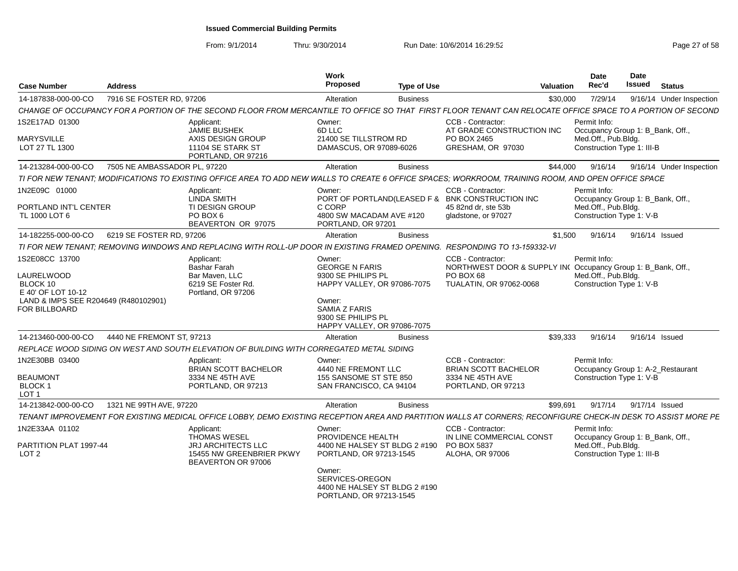# Issued Commercial Building Permits

From: 9/1/2014 Thru: 9/30/2014 Run Date: 10/6/2014 16:29:52

| Case Number | Address | Work Proposed | Type of Use | Valuation | Date Rec'd | Date Issued | Status |
|---|---|---|---|---|---|---|---|
| 14-187838-000-00-CO | 7916 SE FOSTER RD, 97206 | Alteration | Business | $30,000 | 7/29/14 | 9/16/14 | Under Inspection |

CHANGE OF OCCUPANCY FOR A PORTION OF THE SECOND FLOOR FROM MERCANTILE TO OFFICE SO THAT FIRST FLOOR TENANT CAN RELOCATE OFFICE SPACE TO A PORTION OF SECOND

1S2E17AD 01300
MARYSVILLE
LOT 27 TL 1300

Applicant: JAMIE BUSHEK, AXIS DESIGN GROUP, 11104 SE STARK ST, PORTLAND, OR 97216

Owner: 6D LLC, 21400 SE TILLSTROM RD, DAMASCUS, OR 97089-6026

CCB - Contractor: AT GRADE CONSTRUCTION INC, PO BOX 2465, GRESHAM, OR 97030

Permit Info: Occupancy Group 1: B_Bank, Off., Med.Off., Pub.Bldg. Construction Type 1: III-B

| Case Number | Address | Work Proposed | Type of Use | Valuation | Date Rec'd | Date Issued | Status |
|---|---|---|---|---|---|---|---|
| 14-213284-000-00-CO | 7505 NE AMBASSADOR PL, 97220 | Alteration | Business | $44,000 | 9/16/14 | 9/16/14 | Under Inspection |

TI FOR NEW TENANT; MODIFICATIONS TO EXISTING OFFICE AREA TO ADD NEW WALLS TO CREATE 6 OFFICE SPACES; WORKROOM, TRAINING ROOM, AND OPEN OFFICE SPACE

1N2E09C 01000
PORTLAND INT'L CENTER
TL 1000 LOT 6

Applicant: LINDA SMITH, TI DESIGN GROUP, PO BOX 6, BEAVERTON OR 97075

Owner: PORT OF PORTLAND(LEASED F & C CORP, 4800 SW MACADAM AVE #120, PORTLAND, OR 97201

CCB - Contractor: BNK CONSTRUCTION INC, 45 82nd dr, ste 53b, gladstone, or 97027

Permit Info: Occupancy Group 1: B_Bank, Off., Med.Off., Pub.Bldg. Construction Type 1: V-B

| Case Number | Address | Work Proposed | Type of Use | Valuation | Date Rec'd | Date Issued | Status |
|---|---|---|---|---|---|---|---|
| 14-182255-000-00-CO | 6219 SE FOSTER RD, 97206 | Alteration | Business | $1,500 | 9/16/14 | 9/16/14 | Issued |

TI FOR NEW TENANT; REMOVING WINDOWS AND REPLACING WITH ROLL-UP DOOR IN EXISTING FRAMED OPENING. RESPONDING TO 13-159332-VI

1S2E08CC 13700
LAURELWOOD
BLOCK 10
E 40' OF LOT 10-12
LAND & IMPS SEE R204649 (R480102901) FOR BILLBOARD

Applicant: Bashar Farah, Bar Maven, LLC, 6219 SE Foster Rd., Portland, OR 97206

Owner: GEORGE N FARIS, 9300 SE PHILIPS PL, HAPPY VALLEY, OR 97086-7075

Owner: SAMIA Z FARIS, 9300 SE PHILIPS PL, HAPPY VALLEY, OR 97086-7075

CCB - Contractor: NORTHWEST DOOR & SUPPLY INC, PO BOX 68, TUALATIN, OR 97062-0068

Permit Info: Occupancy Group 1: B_Bank, Off., Med.Off., Pub.Bldg. Construction Type 1: V-B

| Case Number | Address | Work Proposed | Type of Use | Valuation | Date Rec'd | Date Issued | Status |
|---|---|---|---|---|---|---|---|
| 14-213460-000-00-CO | 4440 NE FREMONT ST, 97213 | Alteration | Business | $39,333 | 9/16/14 | 9/16/14 | Issued |

REPLACE WOOD SIDING ON WEST AND SOUTH ELEVATION OF BUILDING WITH CORREGATED METAL SIDING

1N2E30BB 03400
BEAUMONT
BLOCK 1
LOT 1

Applicant: BRIAN SCOTT BACHELOR, 3334 NE 45TH AVE, PORTLAND, OR 97213

Owner: 4440 NE FREMONT LLC, 155 SANSOME ST STE 850, SAN FRANCISCO, CA 94104

CCB - Contractor: BRIAN SCOTT BACHELOR, 3334 NE 45TH AVE, PORTLAND, OR 97213

Permit Info: Occupancy Group 1: A-2_Restaurant, Construction Type 1: V-B

| Case Number | Address | Work Proposed | Type of Use | Valuation | Date Rec'd | Date Issued | Status |
|---|---|---|---|---|---|---|---|
| 14-213842-000-00-CO | 1321 NE 99TH AVE, 97220 | Alteration | Business | $99,691 | 9/17/14 | 9/17/14 | Issued |

TENANT IMPROVEMENT FOR EXISTING MEDICAL OFFICE LOBBY, DEMO EXISTING RECEPTION AREA AND PARTITION WALLS AT CORNERS; RECONFIGURE CHECK-IN DESK TO ASSIST MORE PE

1N2E33AA 01102
PARTITION PLAT 1997-44
LOT 2

Applicant: THOMAS WESEL, JRJ ARCHITECTS LLC, 15455 NW GREENBRIER PKWY, BEAVERTON OR 97006

Owner: PROVIDENCE HEALTH, 4400 NE HALSEY ST BLDG 2 #190, PORTLAND, OR 97213-1545

Owner: SERVICES-OREGON, 4400 NE HALSEY ST BLDG 2 #190, PORTLAND, OR 97213-1545

CCB - Contractor: IN LINE COMMERCIAL CONST, PO BOX 5837, ALOHA, OR 97006

Permit Info: Occupancy Group 1: B_Bank, Off., Med.Off., Pub.Bldg. Construction Type 1: III-B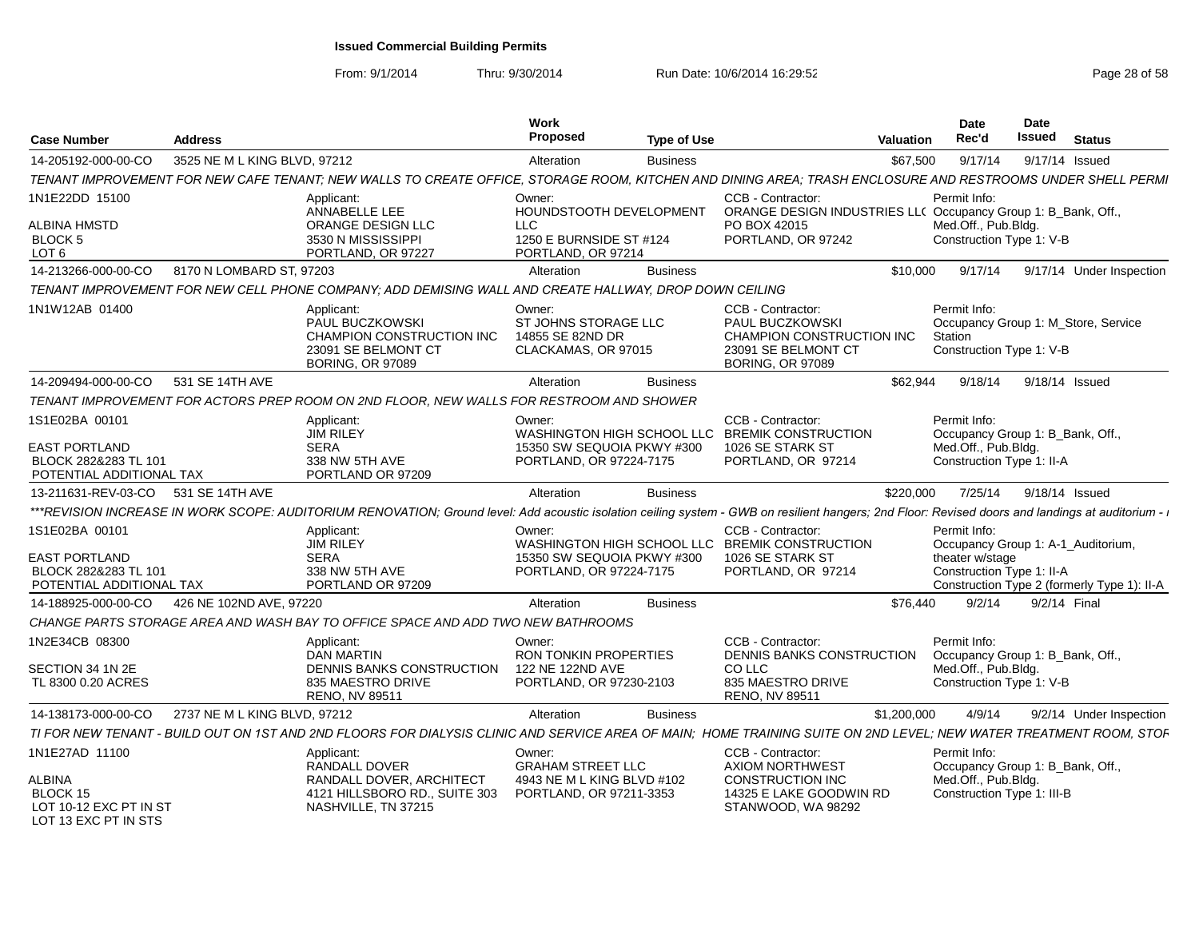# Issued Commercial Building Permits

From: 9/1/2014 Thru: 9/30/2014 Run Date: 10/6/2014 16:29:52

| Case Number | Address | | Work Proposed | Type of Use | | Valuation | Date Rec'd | Date Issued | Status |
|---|---|---|---|---|---|---|---|---|---|
| 14-205192-000-00-CO | 3525 NE M L KING BLVD, 97212 | | Alteration | Business | | $67,500 | 9/17/14 | 9/17/14 | Issued |
| TENANT IMPROVEMENT FOR NEW CAFE TENANT; NEW WALLS TO CREATE OFFICE, STORAGE ROOM, KITCHEN AND DINING AREA; TRASH ENCLOSURE AND RESTROOMS UNDER SHELL PERMI | | | | | | | | | |
| 1N1E22DD 15100<br>ALBINA HMSTD<br>BLOCK 5<br>LOT 6 | | Applicant:<br>ANNABELLE LEE<br>ORANGE DESIGN LLC<br>3530 N MISSISSIPPI<br>PORTLAND, OR 97227 | Owner:<br>HOUNDSTOOTH DEVELOPMENT LLC<br>1250 E BURNSIDE ST #124<br>PORTLAND, OR 97214 | | CCB - Contractor:<br>ORANGE DESIGN INDUSTRIES LL(<br>PO BOX 42015<br>PORTLAND, OR 97242 | | Permit Info:<br>Occupancy Group 1: B_Bank, Off., Med.Off., Pub.Bldg.<br>Construction Type 1: V-B | | |
| 14-213266-000-00-CO | 8170 N LOMBARD ST, 97203 | | Alteration | Business | | $10,000 | 9/17/14 | 9/17/14 | Under Inspection |
| TENANT IMPROVEMENT FOR NEW CELL PHONE COMPANY; ADD DEMISING WALL AND CREATE HALLWAY, DROP DOWN CEILING | | | | | | | | | |
| 1N1W12AB 01400 | | Applicant:<br>PAUL BUCZKOWSKI<br>CHAMPION CONSTRUCTION INC<br>23091 SE BELMONT CT<br>BORING, OR 97089 | Owner:<br>ST JOHNS STORAGE LLC<br>14855 SE 82ND DR<br>CLACKAMAS, OR 97015 | | CCB - Contractor:<br>PAUL BUCZKOWSKI<br>CHAMPION CONSTRUCTION INC<br>23091 SE BELMONT CT<br>BORING, OR 97089 | | Permit Info:<br>Occupancy Group 1: M_Store, Service Station<br>Construction Type 1: V-B | | |
| 14-209494-000-00-CO | 531 SE 14TH AVE | | Alteration | Business | | $62,944 | 9/18/14 | 9/18/14 | Issued |
| TENANT IMPROVEMENT FOR ACTORS PREP ROOM ON 2ND FLOOR, NEW WALLS FOR RESTROOM AND SHOWER | | | | | | | | | |
| 1S1E02BA 00101<br>EAST PORTLAND<br>BLOCK 282&283 TL 101<br>POTENTIAL ADDITIONAL TAX | | Applicant:<br>JIM RILEY<br>SERA<br>338 NW 5TH AVE<br>PORTLAND OR 97209 | Owner:<br>WASHINGTON HIGH SCHOOL LLC<br>15350 SW SEQUOIA PKWY #300<br>PORTLAND, OR 97224-7175 | | CCB - Contractor:<br>BREMIK CONSTRUCTION<br>1026 SE STARK ST<br>PORTLAND, OR 97214 | | Permit Info:<br>Occupancy Group 1: B_Bank, Off., Med.Off., Pub.Bldg.<br>Construction Type 1: II-A | | |
| 13-211631-REV-03-CO | 531 SE 14TH AVE | | Alteration | Business | | $220,000 | 7/25/14 | 9/18/14 | Issued |
| ***REVISION INCREASE IN WORK SCOPE: AUDITORIUM RENOVATION; Ground level: Add acoustic isolation ceiling system - GWB on resilient hangers; 2nd Floor: Revised doors and landings at auditorium - | | | | | | | | | |
| 1S1E02BA 00101<br>EAST PORTLAND<br>BLOCK 282&283 TL 101<br>POTENTIAL ADDITIONAL TAX | | Applicant:<br>JIM RILEY<br>SERA<br>338 NW 5TH AVE<br>PORTLAND OR 97209 | Owner:<br>WASHINGTON HIGH SCHOOL LLC<br>15350 SW SEQUOIA PKWY #300<br>PORTLAND, OR 97224-7175 | | CCB - Contractor:<br>BREMIK CONSTRUCTION<br>1026 SE STARK ST<br>PORTLAND, OR 97214 | | Permit Info:<br>Occupancy Group 1: A-1_Auditorium, theater w/stage<br>Construction Type 1: II-A<br>Construction Type 2 (formerly Type 1): II-A | | |
| 14-188925-000-00-CO | 426 NE 102ND AVE, 97220 | | Alteration | Business | | $76,440 | 9/2/14 | 9/2/14 | Final |
| CHANGE PARTS STORAGE AREA AND WASH BAY TO OFFICE SPACE AND ADD TWO NEW BATHROOMS | | | | | | | | | |
| 1N2E34CB 08300<br>SECTION 34 1N 2E<br>TL 8300 0.20 ACRES | | Applicant:<br>DAN MARTIN<br>DENNIS BANKS CONSTRUCTION<br>835 MAESTRO DRIVE<br>RENO, NV 89511 | Owner:<br>RON TONKIN PROPERTIES<br>122 NE 122ND AVE<br>PORTLAND, OR 97230-2103 | | CCB - Contractor:<br>DENNIS BANKS CONSTRUCTION CO LLC<br>835 MAESTRO DRIVE<br>RENO, NV 89511 | | Permit Info:<br>Occupancy Group 1: B_Bank, Off., Med.Off., Pub.Bldg.<br>Construction Type 1: V-B | | |
| 14-138173-000-00-CO | 2737 NE M L KING BLVD, 97212 | | Alteration | Business | | $1,200,000 | 4/9/14 | 9/2/14 | Under Inspection |
| TI FOR NEW TENANT - BUILD OUT ON 1ST AND 2ND FLOORS FOR DIALYSIS CLINIC AND SERVICE AREA OF MAIN; HOME TRAINING SUITE ON 2ND LEVEL; NEW WATER TREATMENT ROOM, STOF | | | | | | | | | |
| 1N1E27AD 11100<br>ALBINA<br>BLOCK 15<br>LOT 10-12 EXC PT IN ST<br>LOT 13 EXC PT IN STS | | Applicant:<br>RANDALL DOVER<br>RANDALL DOVER, ARCHITECT<br>4121 HILLSBORO RD., SUITE 303<br>NASHVILLE, TN 37215 | Owner:<br>GRAHAM STREET LLC<br>4943 NE M L KING BLVD #102<br>PORTLAND, OR 97211-3353 | | CCB - Contractor:<br>AXIOM NORTHWEST CONSTRUCTION INC<br>14325 E LAKE GOODWIN RD<br>STANWOOD, WA 98292 | | Permit Info:<br>Occupancy Group 1: B_Bank, Off., Med.Off., Pub.Bldg.<br>Construction Type 1: III-B | | |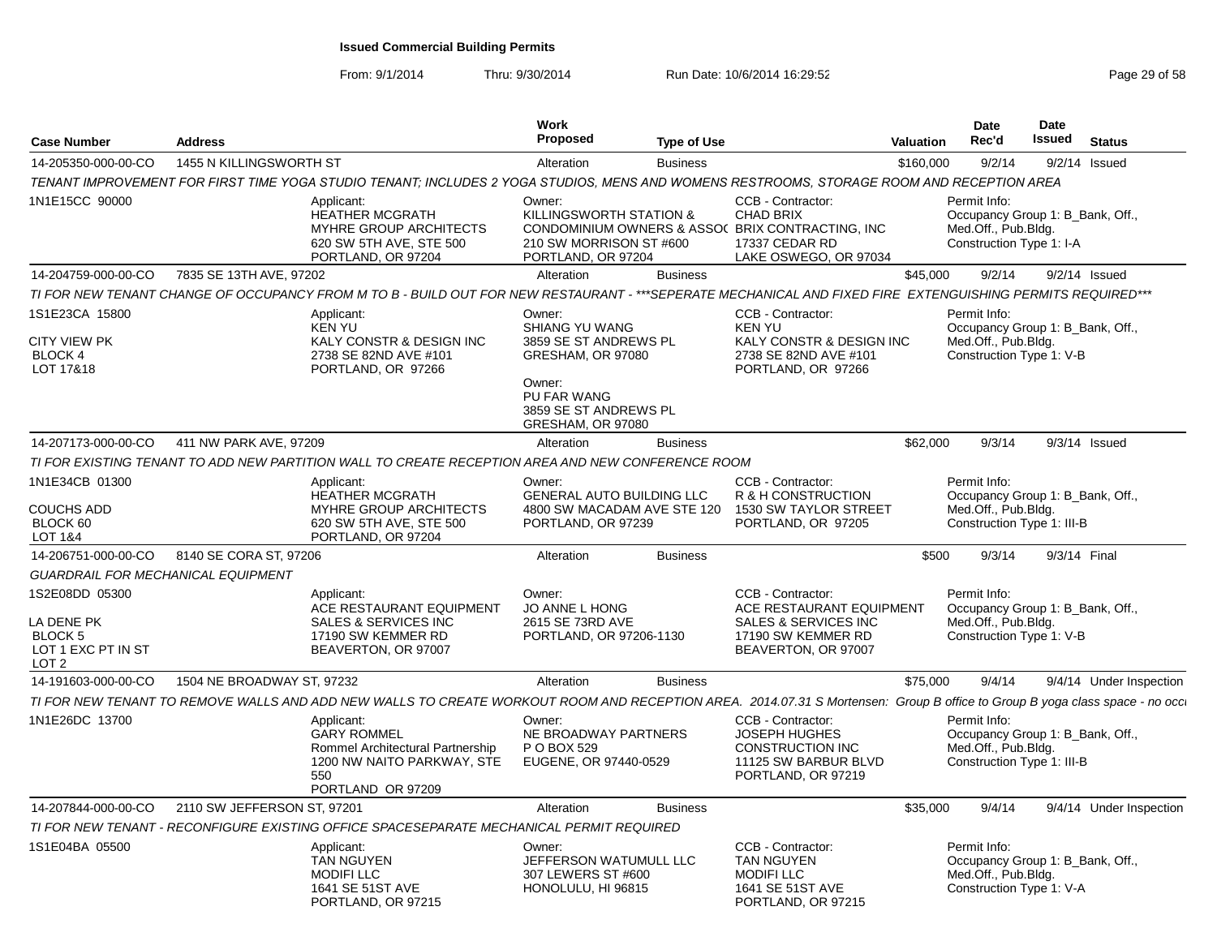**Issued Commercial Building Permits**

From: 9/1/2014 Thru: 9/30/2014 Run Date: 10/6/2014 16:29:52

| Case Number | Address | | Work Proposed | Type of Use | | Valuation | Date Rec'd | Date Issued | Status |
|---|---|---|---|---|---|---|---|---|---|
| 14-205350-000-00-CO | 1455 N KILLINGSWORTH ST | | Alteration | Business | | $160,000 | 9/2/14 | 9/2/14 | Issued |
| *TENANT IMPROVEMENT FOR FIRST TIME YOGA STUDIO TENANT; INCLUDES 2 YOGA STUDIOS, MENS AND WOMENS RESTROOMS, STORAGE ROOM AND RECEPTION AREA* | | | | | | | | | |
| 1N1E15CC 90000 | | Applicant: HEATHER MCGRATH MYHRE GROUP ARCHITECTS 620 SW 5TH AVE, STE 500 PORTLAND, OR 97204 | Owner: KILLINGSWORTH STATION & CONDOMINIUM OWNERS & ASSOC 210 SW MORRISON ST #600 PORTLAND, OR 97204 | | CCB - Contractor: CHAD BRIX BRIX CONTRACTING, INC 17337 CEDAR RD LAKE OSWEGO, OR 97034 | | Permit Info: Occupancy Group 1: B_Bank, Off., Med.Off., Pub.Bldg. Construction Type 1: I-A | | |
| 14-204759-000-00-CO | 7835 SE 13TH AVE, 97202 | | Alteration | Business | | $45,000 | 9/2/14 | 9/2/14 | Issued |
| *TI FOR NEW TENANT CHANGE OF OCCUPANCY FROM M TO B - BUILD OUT FOR NEW RESTAURANT - \*\*\*SEPERATE MECHANICAL AND FIXED FIRE EXTENGUISHING PERMITS REQUIRED\*\*\** | | | | | | | | | |
| 1S1E23CA 15800 CITY VIEW PK BLOCK 4 LOT 17&18 | | Applicant: KEN YU KALY CONSTR & DESIGN INC 2738 SE 82ND AVE #101 PORTLAND, OR 97266 | Owner: SHIANG YU WANG 3859 SE ST ANDREWS PL GRESHAM, OR 97080 Owner: PU FAR WANG 3859 SE ST ANDREWS PL GRESHAM, OR 97080 | | CCB - Contractor: KEN YU KALY CONSTR & DESIGN INC 2738 SE 82ND AVE #101 PORTLAND, OR 97266 | | Permit Info: Occupancy Group 1: B_Bank, Off., Med.Off., Pub.Bldg. Construction Type 1: V-B | | |
| 14-207173-000-00-CO | 411 NW PARK AVE, 97209 | | Alteration | Business | | $62,000 | 9/3/14 | 9/3/14 | Issued |
| *TI FOR EXISTING TENANT TO ADD NEW PARTITION WALL TO CREATE RECEPTION AREA AND NEW CONFERENCE ROOM* | | | | | | | | | |
| 1N1E34CB 01300 COUCHS ADD BLOCK 60 LOT 1&4 | | Applicant: HEATHER MCGRATH MYHRE GROUP ARCHITECTS 620 SW 5TH AVE, STE 500 PORTLAND, OR 97204 | Owner: GENERAL AUTO BUILDING LLC 4800 SW MACADAM AVE STE 120 PORTLAND, OR 97239 | | CCB - Contractor: R & H CONSTRUCTION 1530 SW TAYLOR STREET PORTLAND, OR 97205 | | Permit Info: Occupancy Group 1: B_Bank, Off., Med.Off., Pub.Bldg. Construction Type 1: III-B | | |
| 14-206751-000-00-CO | 8140 SE CORA ST, 97206 | | Alteration | Business | | $500 | 9/3/14 | 9/3/14 | Final |
| *GUARDRAIL FOR MECHANICAL EQUIPMENT* | | | | | | | | | |
| 1S2E08DD 05300 LA DENE PK BLOCK 5 LOT 1 EXC PT IN ST LOT 2 | | Applicant: ACE RESTAURANT EQUIPMENT SALES & SERVICES INC 17190 SW KEMMER RD BEAVERTON, OR 97007 | Owner: JO ANNE L HONG 2615 SE 73RD AVE PORTLAND, OR 97206-1130 | | CCB - Contractor: ACE RESTAURANT EQUIPMENT SALES & SERVICES INC 17190 SW KEMMER RD BEAVERTON, OR 97007 | | Permit Info: Occupancy Group 1: B_Bank, Off., Med.Off., Pub.Bldg. Construction Type 1: V-B | | |
| 14-191603-000-00-CO | 1504 NE BROADWAY ST, 97232 | | Alteration | Business | | $75,000 | 9/4/14 | 9/4/14 | Under Inspection |
| *TI FOR NEW TENANT TO REMOVE WALLS AND ADD NEW WALLS TO CREATE WORKOUT ROOM AND RECEPTION AREA. 2014.07.31 S Mortensen: Group B office to Group B yoga class space - no occ* | | | | | | | | | |
| 1N1E26DC 13700 | | Applicant: GARY ROMMEL Rommel Architectural Partnership 1200 NW NAITO PARKWAY, STE 550 PORTLAND OR 97209 | Owner: NE BROADWAY PARTNERS P O BOX 529 EUGENE, OR 97440-0529 | | CCB - Contractor: JOSEPH HUGHES CONSTRUCTION INC 11125 SW BARBUR BLVD PORTLAND, OR 97219 | | Permit Info: Occupancy Group 1: B_Bank, Off., Med.Off., Pub.Bldg. Construction Type 1: III-B | | |
| 14-207844-000-00-CO | 2110 SW JEFFERSON ST, 97201 | | Alteration | Business | | $35,000 | 9/4/14 | 9/4/14 | Under Inspection |
| *TI FOR NEW TENANT - RECONFIGURE EXISTING OFFICE SPACESEPARATE MECHANICAL PERMIT REQUIRED* | | | | | | | | | |
| 1S1E04BA 05500 | | Applicant: TAN NGUYEN MODIFI LLC 1641 SE 51ST AVE PORTLAND, OR 97215 | Owner: JEFFERSON WATUMULL LLC 307 LEWERS ST #600 HONOLULU, HI 96815 | | CCB - Contractor: TAN NGUYEN MODIFI LLC 1641 SE 51ST AVE PORTLAND, OR 97215 | | Permit Info: Occupancy Group 1: B_Bank, Off., Med.Off., Pub.Bldg. Construction Type 1: V-A | | |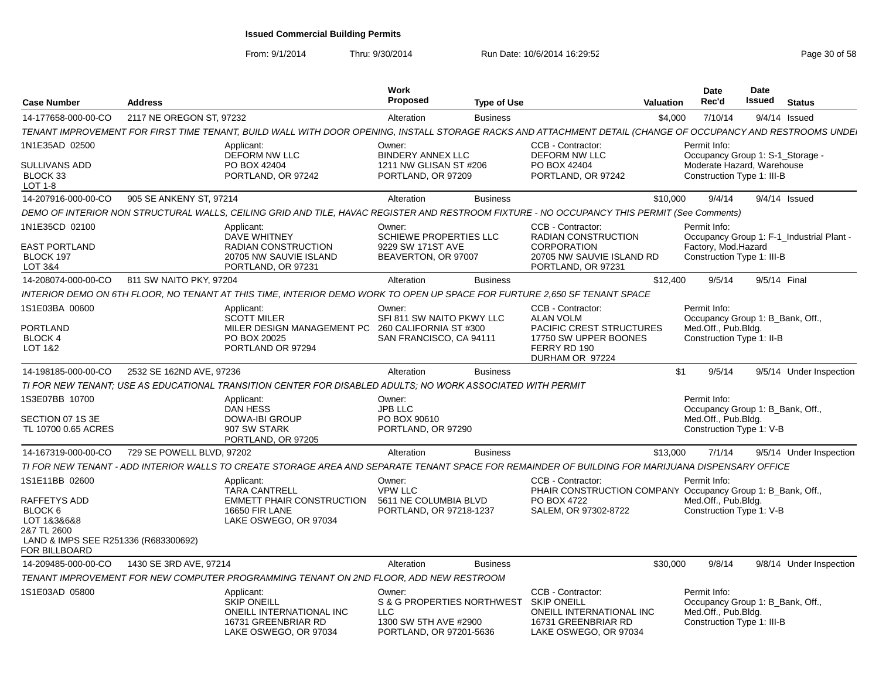# Issued Commercial Building Permits

From: 9/1/2014 Thru: 9/30/2014 Run Date: 10/6/2014 16:29:52

| Case Number | Address | Work Proposed | Type of Use | Valuation | Date Rec'd | Date Issued | Status |
|---|---|---|---|---|---|---|---|
| 14-177658-000-00-CO | 2117 NE OREGON ST, 97232 | Alteration | Business | $4,000 | 7/10/14 | 9/4/14 | Issued |

TENANT IMPROVEMENT FOR FIRST TIME TENANT, BUILD WALL WITH DOOR OPENING, INSTALL STORAGE RACKS AND ATTACHMENT DETAIL (CHANGE OF OCCUPANCY AND RESTROOMS UNDEI

1N1E35AD 02500
SULLIVANS ADD
BLOCK 33
LOT 1-8

Applicant: DEFORM NW LLC, PO BOX 42404, PORTLAND, OR 97242
Owner: BINDERY ANNEX LLC, 1211 NW GLISAN ST #206, PORTLAND, OR 97209
CCB - Contractor: DEFORM NW LLC, PO BOX 42404, PORTLAND, OR 97242
Permit Info: Occupancy Group 1: S-1_Storage - Moderate Hazard, Warehouse; Construction Type 1: III-B

| Case Number | Address | Work Proposed | Type of Use | Valuation | Date Rec'd | Date Issued | Status |
|---|---|---|---|---|---|---|---|
| 14-207916-000-00-CO | 905 SE ANKENY ST, 97214 | Alteration | Business | $10,000 | 9/4/14 | 9/4/14 | Issued |

DEMO OF INTERIOR NON STRUCTURAL WALLS, CEILING GRID AND TILE, HAVAC REGISTER AND RESTROOM FIXTURE - NO OCCUPANCY THIS PERMIT (See Comments)

1N1E35CD 02100
EAST PORTLAND
BLOCK 197
LOT 3&4

Applicant: DAVE WHITNEY, RADIAN CONSTRUCTION, 20705 NW SAUVIE ISLAND, PORTLAND, OR 97231
Owner: SCHIEWE PROPERTIES LLC, 9229 SW 171ST AVE, BEAVERTON, OR 97007
CCB - Contractor: RADIAN CONSTRUCTION CORPORATION, 20705 NW SAUVIE ISLAND RD, PORTLAND, OR 97231
Permit Info: Occupancy Group 1: F-1_Industrial Plant - Factory, Mod.Hazard; Construction Type 1: III-B

| Case Number | Address | Work Proposed | Type of Use | Valuation | Date Rec'd | Date Issued | Status |
|---|---|---|---|---|---|---|---|
| 14-208074-000-00-CO | 811 SW NAITO PKY, 97204 | Alteration | Business | $12,400 | 9/5/14 | 9/5/14 | Final |

INTERIOR DEMO ON 6TH FLOOR, NO TENANT AT THIS TIME, INTERIOR DEMO WORK TO OPEN UP SPACE FOR FURTURE 2,650 SF TENANT SPACE

1S1E03BA 00600
PORTLAND
BLOCK 4
LOT 1&2

Applicant: SCOTT MILER, MILER DESIGN MANAGEMENT PC, PO BOX 20025, PORTLAND OR 97294
Owner: SFI 811 SW NAITO PKWY LLC, 260 CALIFORNIA ST #300, SAN FRANCISCO, CA 94111
CCB - Contractor: ALAN VOLM, PACIFIC CREST STRUCTURES, 17750 SW UPPER BOONES FERRY RD 190, DURHAM OR 97224
Permit Info: Occupancy Group 1: B_Bank, Off., Med.Off., Pub.Bldg.; Construction Type 1: II-B

| Case Number | Address | Work Proposed | Type of Use | Valuation | Date Rec'd | Date Issued | Status |
|---|---|---|---|---|---|---|---|
| 14-198185-000-00-CO | 2532 SE 162ND AVE, 97236 | Alteration | Business | $1 | 9/5/14 | 9/5/14 | Under Inspection |

TI FOR NEW TENANT; USE AS EDUCATIONAL TRANSITION CENTER FOR DISABLED ADULTS; NO WORK ASSOCIATED WITH PERMIT

1S3E07BB 10700
SECTION 07 1S 3E
TL 10700 0.65 ACRES

Applicant: DAN HESS, DOWA-IBI GROUP, 907 SW STARK, PORTLAND, OR 97205
Owner: JPB LLC, PO BOX 90610, PORTLAND, OR 97290
Permit Info: Occupancy Group 1: B_Bank, Off., Med.Off., Pub.Bldg.; Construction Type 1: V-B

| Case Number | Address | Work Proposed | Type of Use | Valuation | Date Rec'd | Date Issued | Status |
|---|---|---|---|---|---|---|---|
| 14-167319-000-00-CO | 729 SE POWELL BLVD, 97202 | Alteration | Business | $13,000 | 7/1/14 | 9/5/14 | Under Inspection |

TI FOR NEW TENANT - ADD INTERIOR WALLS TO CREATE STORAGE AREA AND SEPARATE TENANT SPACE FOR REMAINDER OF BUILDING FOR MARIJUANA DISPENSARY OFFICE

1S1E11BB 02600
RAFFETYS ADD
BLOCK 6
LOT 1&3&6&8
2&7 TL 2600
LAND & IMPS SEE R251336 (R683300692) FOR BILLBOARD

Applicant: TARA CANTRELL, EMMETT PHAIR CONSTRUCTION, 16650 FIR LANE, LAKE OSWEGO, OR 97034
Owner: VPW LLC, 5611 NE COLUMBIA BLVD, PORTLAND, OR 97218-1237
CCB - Contractor: PHAIR CONSTRUCTION COMPANY, PO BOX 4722, SALEM, OR 97302-8722
Permit Info: Occupancy Group 1: B_Bank, Off., Med.Off., Pub.Bldg.; Construction Type 1: V-B

| Case Number | Address | Work Proposed | Type of Use | Valuation | Date Rec'd | Date Issued | Status |
|---|---|---|---|---|---|---|---|
| 14-209485-000-00-CO | 1430 SE 3RD AVE, 97214 | Alteration | Business | $30,000 | 9/8/14 | 9/8/14 | Under Inspection |

TENANT IMPROVEMENT FOR NEW COMPUTER PROGRAMMING TENANT ON 2ND FLOOR, ADD NEW RESTROOM

1S1E03AD 05800

Applicant: SKIP ONEILL, ONEILL INTERNATIONAL INC, 16731 GREENBRIAR RD, LAKE OSWEGO, OR 97034
Owner: S & G PROPERTIES NORTHWEST LLC, 1300 SW 5TH AVE #2900, PORTLAND, OR 97201-5636
CCB - Contractor: SKIP ONEILL, ONEILL INTERNATIONAL INC, 16731 GREENBRIAR RD, LAKE OSWEGO, OR 97034
Permit Info: Occupancy Group 1: B_Bank, Off., Med.Off., Pub.Bldg.; Construction Type 1: III-B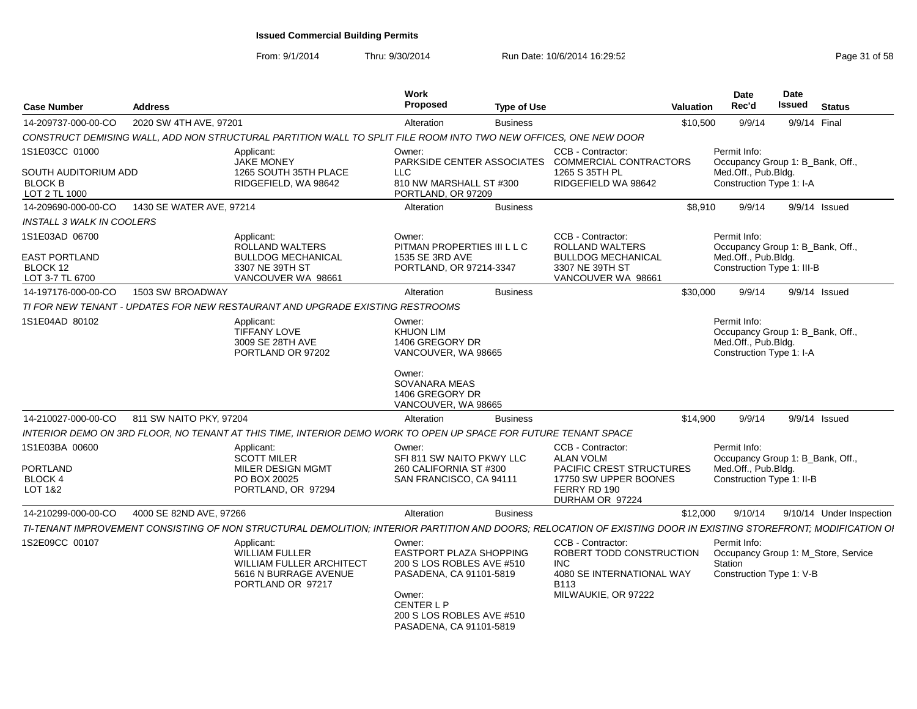## Issued Commercial Building Permits

From: 9/1/2014 Thru: 9/30/2014 Run Date: 10/6/2014 16:29:52

| Case Number | Address | Work Proposed | Type of Use | Valuation | Date Rec'd | Date Issued | Status |
|---|---|---|---|---|---|---|---|
| 14-209737-000-00-CO | 2020 SW 4TH AVE, 97201 | Alteration | Business | $10,500 | 9/9/14 | 9/9/14 | Final |

CONSTRUCT DEMISING WALL, ADD NON STRUCTURAL PARTITION WALL TO SPLIT FILE ROOM INTO TWO NEW OFFICES, ONE NEW DOOR

1S1E03CC 01000
SOUTH AUDITORIUM ADD
BLOCK B
LOT 2 TL 1000

Applicant: JAKE MONEY, 1265 SOUTH 35TH PLACE, RIDGEFIELD, WA 98642

Owner: PARKSIDE CENTER ASSOCIATES LLC, 810 NW MARSHALL ST #300, PORTLAND, OR 97209

CCB - Contractor: COMMERCIAL CONTRACTORS, 1265 S 35TH PL, RIDGEFIELD WA 98642

Permit Info: Occupancy Group 1: B_Bank, Off., Med.Off., Pub.Bldg. Construction Type 1: I-A

| Case Number | Address | Work Proposed | Type of Use | Valuation | Date Rec'd | Date Issued | Status |
|---|---|---|---|---|---|---|---|
| 14-209690-000-00-CO | 1430 SE WATER AVE, 97214 | Alteration | Business | $8,910 | 9/9/14 | 9/9/14 | Issued |

INSTALL 3 WALK IN COOLERS

1S1E03AD 06700
EAST PORTLAND
BLOCK 12
LOT 3-7 TL 6700

Applicant: ROLLAND WALTERS, BULLDOG MECHANICAL, 3307 NE 39TH ST, VANCOUVER WA 98661

Owner: PITMAN PROPERTIES III L L C, 1535 SE 3RD AVE, PORTLAND, OR 97214-3347

CCB - Contractor: ROLLAND WALTERS, BULLDOG MECHANICAL, 3307 NE 39TH ST, VANCOUVER WA 98661

Permit Info: Occupancy Group 1: B_Bank, Off., Med.Off., Pub.Bldg. Construction Type 1: III-B

| Case Number | Address | Work Proposed | Type of Use | Valuation | Date Rec'd | Date Issued | Status |
|---|---|---|---|---|---|---|---|
| 14-197176-000-00-CO | 1503 SW BROADWAY | Alteration | Business | $30,000 | 9/9/14 | 9/9/14 | Issued |

TI FOR NEW TENANT - UPDATES FOR NEW RESTAURANT AND UPGRADE EXISTING RESTROOMS

1S1E04AD 80102

Applicant: TIFFANY LOVE, 3009 SE 28TH AVE, PORTLAND OR 97202

Owner: KHUON LIM, 1406 GREGORY DR, VANCOUVER, WA 98665

Owner: SOVANARA MEAS, 1406 GREGORY DR, VANCOUVER, WA 98665

Permit Info: Occupancy Group 1: B_Bank, Off., Med.Off., Pub.Bldg. Construction Type 1: I-A

| Case Number | Address | Work Proposed | Type of Use | Valuation | Date Rec'd | Date Issued | Status |
|---|---|---|---|---|---|---|---|
| 14-210027-000-00-CO | 811 SW NAITO PKY, 97204 | Alteration | Business | $14,900 | 9/9/14 | 9/9/14 | Issued |

INTERIOR DEMO ON 3RD FLOOR, NO TENANT AT THIS TIME, INTERIOR DEMO WORK TO OPEN UP SPACE FOR FUTURE TENANT SPACE

1S1E03BA 00600
PORTLAND
BLOCK 4
LOT 1&2

Applicant: SCOTT MILER, MILER DESIGN MGMT, PO BOX 20025, PORTLAND, OR 97294

Owner: SFI 811 SW NAITO PKWY LLC, 260 CALIFORNIA ST #300, SAN FRANCISCO, CA 94111

CCB - Contractor: ALAN VOLM, PACIFIC CREST STRUCTURES, 17750 SW UPPER BOONES FERRY RD 190, DURHAM OR 97224

Permit Info: Occupancy Group 1: B_Bank, Off., Med.Off., Pub.Bldg. Construction Type 1: II-B

| Case Number | Address | Work Proposed | Type of Use | Valuation | Date Rec'd | Date Issued | Status |
|---|---|---|---|---|---|---|---|
| 14-210299-000-00-CO | 4000 SE 82ND AVE, 97266 | Alteration | Business | $12,000 | 9/10/14 | 9/10/14 | Under Inspection |

TI-TENANT IMPROVEMENT CONSISTING OF NON STRUCTURAL DEMOLITION; INTERIOR PARTITION AND DOORS; RELOCATION OF EXISTING DOOR IN EXISTING STOREFRONT; MODIFICATION OI

1S2E09CC 00107

Applicant: WILLIAM FULLER, WILLIAM FULLER ARCHITECT, 5616 N BURRAGE AVENUE, PORTLAND OR 97217

Owner: EASTPORT PLAZA SHOPPING, 200 S LOS ROBLES AVE #510, PASADENA, CA 91101-5819

Owner: CENTER L P, 200 S LOS ROBLES AVE #510, PASADENA, CA 91101-5819

CCB - Contractor: ROBERT TODD CONSTRUCTION INC, 4080 SE INTERNATIONAL WAY B113, MILWAUKIE, OR 97222

Permit Info: Occupancy Group 1: M_Store, Service Station. Construction Type 1: V-B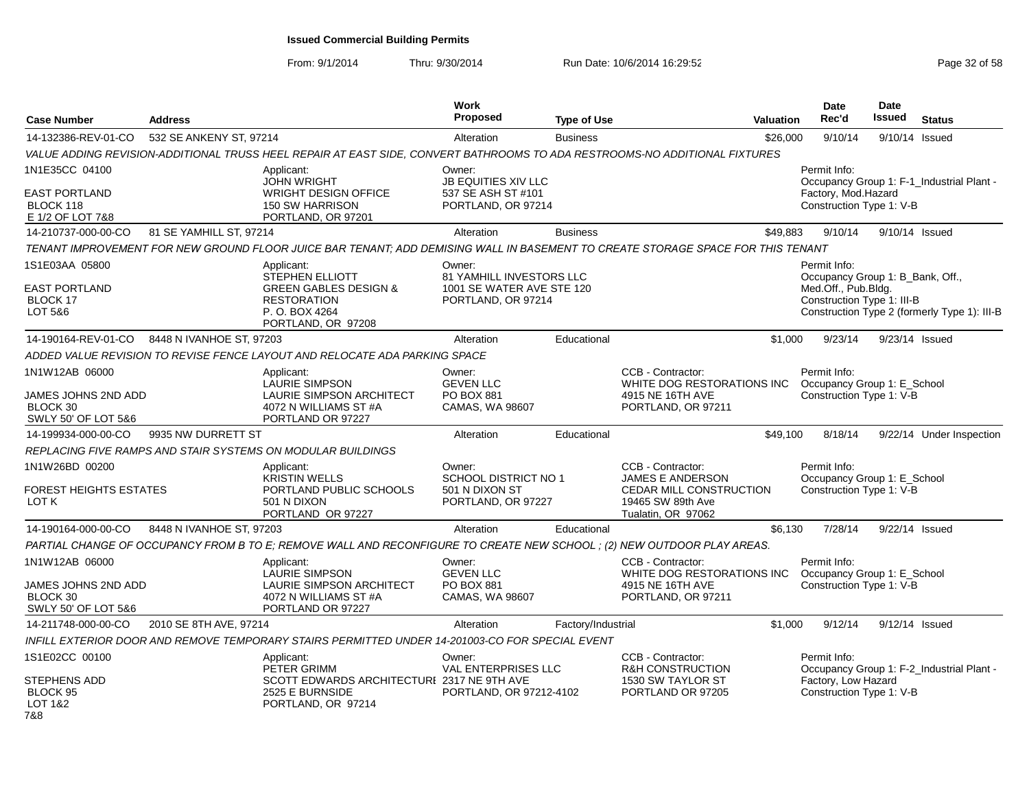**Issued Commercial Building Permits**

From: 9/1/2014 Thru: 9/30/2014 Run Date: 10/6/2014 16:29:52

| Case Number | Address | Work Proposed | Type of Use | Valuation | Date Rec'd | Date Issued | Status |
|---|---|---|---|---|---|---|---|
| 14-132386-REV-01-CO | 532 SE ANKENY ST, 97214 | Alteration | Business | $26,000 | 9/10/14 | 9/10/14 | Issued |

VALUE ADDING REVISION-ADDITIONAL TRUSS HEEL REPAIR AT EAST SIDE, CONVERT BATHROOMS TO ADA RESTROOMS-NO ADDITIONAL FIXTURES

1N1E35CC 04100
EAST PORTLAND
BLOCK 118
E 1/2 OF LOT 7&8

Applicant: JOHN WRIGHT, WRIGHT DESIGN OFFICE, 150 SW HARRISON, PORTLAND, OR 97201

Owner: JB EQUITIES XIV LLC, 537 SE ASH ST #101, PORTLAND, OR 97214

Permit Info: Occupancy Group 1: F-1_Industrial Plant - Factory, Mod.Hazard; Construction Type 1: V-B

| Case Number | Address | Work Proposed | Type of Use | Valuation | Date Rec'd | Date Issued | Status |
|---|---|---|---|---|---|---|---|
| 14-210737-000-00-CO | 81 SE YAMHILL ST, 97214 | Alteration | Business | $49,883 | 9/10/14 | 9/10/14 | Issued |

TENANT IMPROVEMENT FOR NEW GROUND FLOOR JUICE BAR TENANT; ADD DEMISING WALL IN BASEMENT TO CREATE STORAGE SPACE FOR THIS TENANT

1S1E03AA 05800
EAST PORTLAND
BLOCK 17
LOT 5&6

Applicant: STEPHEN ELLIOTT, GREEN GABLES DESIGN & RESTORATION, P. O. BOX 4264, PORTLAND, OR 97208

Owner: 81 YAMHILL INVESTORS LLC, 1001 SE WATER AVE STE 120, PORTLAND, OR 97214

Permit Info: Occupancy Group 1: B_Bank, Off., Med.Off., Pub.Bldg.; Construction Type 1: III-B; Construction Type 2 (formerly Type 1): III-B

| Case Number | Address | Work Proposed | Type of Use | Valuation | Date Rec'd | Date Issued | Status |
|---|---|---|---|---|---|---|---|
| 14-190164-REV-01-CO | 8448 N IVANHOE ST, 97203 | Alteration | Educational | $1,000 | 9/23/14 | 9/23/14 | Issued |

ADDED VALUE REVISION TO REVISE FENCE LAYOUT AND RELOCATE ADA PARKING SPACE

1N1W12AB 06000
JAMES JOHNS 2ND ADD
BLOCK 30
SWLY 50' OF LOT 5&6

Applicant: LAURIE SIMPSON, LAURIE SIMPSON ARCHITECT, 4072 N WILLIAMS ST #A, PORTLAND OR 97227

Owner: GEVEN LLC, PO BOX 881, CAMAS, WA 98607

CCB - Contractor: WHITE DOG RESTORATIONS INC, 4915 NE 16TH AVE, PORTLAND, OR 97211

Permit Info: Occupancy Group 1: E_School; Construction Type 1: V-B

| Case Number | Address | Work Proposed | Type of Use | Valuation | Date Rec'd | Date Issued | Status |
|---|---|---|---|---|---|---|---|
| 14-199934-000-00-CO | 9935 NW DURRETT ST | Alteration | Educational | $49,100 | 8/18/14 | 9/22/14 | Under Inspection |

REPLACING FIVE RAMPS AND STAIR SYSTEMS ON MODULAR BUILDINGS

1N1W26BD 00200
FOREST HEIGHTS ESTATES
LOT K

Applicant: KRISTIN WELLS, PORTLAND PUBLIC SCHOOLS, 501 N DIXON, PORTLAND OR 97227

Owner: SCHOOL DISTRICT NO 1, 501 N DIXON ST, PORTLAND, OR 97227

CCB - Contractor: JAMES E ANDERSON, CEDAR MILL CONSTRUCTION, 19465 SW 89th Ave, Tualatin, OR 97062

Permit Info: Occupancy Group 1: E_School; Construction Type 1: V-B

| Case Number | Address | Work Proposed | Type of Use | Valuation | Date Rec'd | Date Issued | Status |
|---|---|---|---|---|---|---|---|
| 14-190164-000-00-CO | 8448 N IVANHOE ST, 97203 | Alteration | Educational | $6,130 | 7/28/14 | 9/22/14 | Issued |

PARTIAL CHANGE OF OCCUPANCY FROM B TO E; REMOVE WALL AND RECONFIGURE TO CREATE NEW SCHOOL ; (2) NEW OUTDOOR PLAY AREAS.

1N1W12AB 06000
JAMES JOHNS 2ND ADD
BLOCK 30
SWLY 50' OF LOT 5&6

Applicant: LAURIE SIMPSON, LAURIE SIMPSON ARCHITECT, 4072 N WILLIAMS ST #A, PORTLAND OR 97227

Owner: GEVEN LLC, PO BOX 881, CAMAS, WA 98607

CCB - Contractor: WHITE DOG RESTORATIONS INC, 4915 NE 16TH AVE, PORTLAND, OR 97211

Permit Info: Occupancy Group 1: E_School; Construction Type 1: V-B

| Case Number | Address | Work Proposed | Type of Use | Valuation | Date Rec'd | Date Issued | Status |
|---|---|---|---|---|---|---|---|
| 14-211748-000-00-CO | 2010 SE 8TH AVE, 97214 | Alteration | Factory/Industrial | $1,000 | 9/12/14 | 9/12/14 | Issued |

INFILL EXTERIOR DOOR AND REMOVE TEMPORARY STAIRS PERMITTED UNDER 14-201003-CO FOR SPECIAL EVENT

1S1E02CC 00100
STEPHENS ADD
BLOCK 95
LOT 1&2
7&8

Applicant: PETER GRIMM, SCOTT EDWARDS ARCHITECTURE, 2525 E BURNSIDE, PORTLAND, OR 97214

Owner: VAL ENTERPRISES LLC, 2317 NE 9TH AVE, PORTLAND, OR 97212-4102

CCB - Contractor: R&H CONSTRUCTION, 1530 SW TAYLOR ST, PORTLAND OR 97205

Permit Info: Occupancy Group 1: F-2_Industrial Plant - Factory, Low Hazard; Construction Type 1: V-B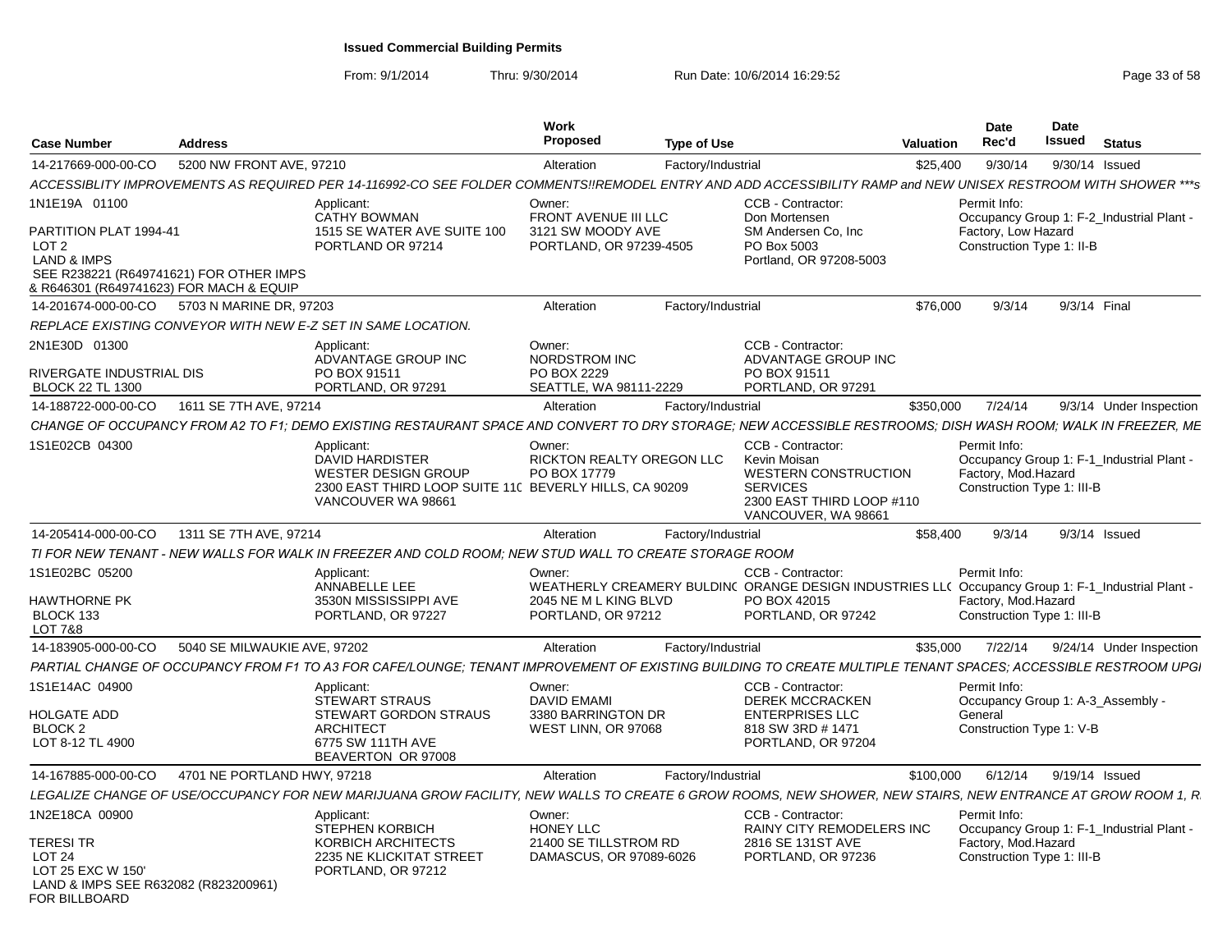# Issued Commercial Building Permits

From: 9/1/2014 Thru: 9/30/2014 Run Date: 10/6/2014 16:29:52

| Case Number | Address | Work Proposed | Type of Use | Valuation | Date Rec'd | Date Issued | Status |
|---|---|---|---|---|---|---|---|
| 14-217669-000-00-CO | 5200 NW FRONT AVE, 97210 | Alteration | Factory/Industrial | $25,400 | 9/30/14 | 9/30/14 | Issued |

*ACCESSIBLITY IMPROVEMENTS AS REQUIRED PER 14-116992-CO SEE FOLDER COMMENTS!!REMODEL ENTRY AND ADD ACCESSIBILITY RAMP and NEW UNISEX RESTROOM WITH SHOWER \*\*\*s*

- 1N1E19A 01100
- PARTITION PLAT 1994-41, LOT 2, LAND & IMPS, SEE R238221 (R649741621) FOR OTHER IMPS & R646301 (R649741623) FOR MACH & EQUIP
- Applicant: CATHY BOWMAN, 1515 SE WATER AVE SUITE 100, PORTLAND OR 97214
- Owner: FRONT AVENUE III LLC, 3121 SW MOODY AVE, PORTLAND, OR 97239-4505
- CCB - Contractor: Don Mortensen, SM Andersen Co, Inc, PO Box 5003, Portland, OR 97208-5003
- Permit Info: Occupancy Group 1: F-2_Industrial Plant - Factory, Low Hazard; Construction Type 1: II-B

| Case Number | Address | Work Proposed | Type of Use | Valuation | Date Rec'd | Date Issued | Status |
|---|---|---|---|---|---|---|---|
| 14-201674-000-00-CO | 5703 N MARINE DR, 97203 | Alteration | Factory/Industrial | $76,000 | 9/3/14 | 9/3/14 | Final |

*REPLACE EXISTING CONVEYOR WITH NEW E-Z SET IN SAME LOCATION.*

- 2N1E30D 01300
- RIVERGATE INDUSTRIAL DIS, BLOCK 22 TL 1300
- Applicant: ADVANTAGE GROUP INC, PO BOX 91511, PORTLAND, OR 97291
- Owner: NORDSTROM INC, PO BOX 2229, SEATTLE, WA 98111-2229
- CCB - Contractor: ADVANTAGE GROUP INC, PO BOX 91511, PORTLAND, OR 97291

| Case Number | Address | Work Proposed | Type of Use | Valuation | Date Rec'd | Date Issued | Status |
|---|---|---|---|---|---|---|---|
| 14-188722-000-00-CO | 1611 SE 7TH AVE, 97214 | Alteration | Factory/Industrial | $350,000 | 7/24/14 | 9/3/14 | Under Inspection |

*CHANGE OF OCCUPANCY FROM A2 TO F1; DEMO EXISTING RESTAURANT SPACE AND CONVERT TO DRY STORAGE; NEW ACCESSIBLE RESTROOMS; DISH WASH ROOM; WALK IN FREEZER, ME*

- 1S1E02CB 04300
- Applicant: DAVID HARDISTER, WESTER DESIGN GROUP, 2300 EAST THIRD LOOP SUITE 110, VANCOUVER WA 98661
- Owner: RICKTON REALTY OREGON LLC, PO BOX 17779, BEVERLY HILLS, CA 90209
- CCB - Contractor: Kevin Moisan, WESTERN CONSTRUCTION SERVICES, 2300 EAST THIRD LOOP #110, VANCOUVER, WA 98661
- Permit Info: Occupancy Group 1: F-1_Industrial Plant - Factory, Mod.Hazard; Construction Type 1: III-B

| Case Number | Address | Work Proposed | Type of Use | Valuation | Date Rec'd | Date Issued | Status |
|---|---|---|---|---|---|---|---|
| 14-205414-000-00-CO | 1311 SE 7TH AVE, 97214 | Alteration | Factory/Industrial | $58,400 | 9/3/14 | 9/3/14 | Issued |

*TI FOR NEW TENANT - NEW WALLS FOR WALK IN FREEZER AND COLD ROOM; NEW STUD WALL TO CREATE STORAGE ROOM*

- 1S1E02BC 05200
- HAWTHORNE PK, BLOCK 133, LOT 7&8
- Applicant: ANNABELLE LEE, 3530N MISSISSIPPI AVE, PORTLAND, OR 97227
- Owner: WEATHERLY CREAMERY BULDING, 2045 NE M L KING BLVD, PORTLAND, OR 97212
- CCB - Contractor: ORANGE DESIGN INDUSTRIES LLC, PO BOX 42015, PORTLAND, OR 97242
- Permit Info: Occupancy Group 1: F-1_Industrial Plant - Factory, Mod.Hazard; Construction Type 1: III-B

| Case Number | Address | Work Proposed | Type of Use | Valuation | Date Rec'd | Date Issued | Status |
|---|---|---|---|---|---|---|---|
| 14-183905-000-00-CO | 5040 SE MILWAUKIE AVE, 97202 | Alteration | Factory/Industrial | $35,000 | 7/22/14 | 9/24/14 | Under Inspection |

*PARTIAL CHANGE OF OCCUPANCY FROM F1 TO A3 FOR CAFE/LOUNGE; TENANT IMPROVEMENT OF EXISTING BUILDING TO CREATE MULTIPLE TENANT SPACES; ACCESSIBLE RESTROOM UPGI*

- 1S1E14AC 04900
- HOLGATE ADD, BLOCK 2, LOT 8-12 TL 4900
- Applicant: STEWART STRAUS, STEWART GORDON STRAUS ARCHITECT, 6775 SW 111TH AVE, BEAVERTON OR 97008
- Owner: DAVID EMAMI, 3380 BARRINGTON DR, WEST LINN, OR 97068
- CCB - Contractor: DEREK MCCRACKEN, ENTERPRISES LLC, 818 SW 3RD # 1471, PORTLAND, OR 97204
- Permit Info: Occupancy Group 1: A-3_Assembly - General; Construction Type 1: V-B

| Case Number | Address | Work Proposed | Type of Use | Valuation | Date Rec'd | Date Issued | Status |
|---|---|---|---|---|---|---|---|
| 14-167885-000-00-CO | 4701 NE PORTLAND HWY, 97218 | Alteration | Factory/Industrial | $100,000 | 6/12/14 | 9/19/14 | Issued |

*LEGALIZE CHANGE OF USE/OCCUPANCY FOR NEW MARIJUANA GROW FACILITY, NEW WALLS TO CREATE 6 GROW ROOMS, NEW SHOWER, NEW STAIRS, NEW ENTRANCE AT GROW ROOM 1, R*

- 1N2E18CA 00900
- TERESI TR, LOT 24, LOT 25 EXC W 150', LAND & IMPS SEE R632082 (R823200961) FOR BILLBOARD
- Applicant: STEPHEN KORBICH, KORBICH ARCHITECTS, 2235 NE KLICKITAT STREET, PORTLAND, OR 97212
- Owner: HONEY LLC, 21400 SE TILLSTROM RD, DAMASCUS, OR 97089-6026
- CCB - Contractor: RAINY CITY REMODELERS INC, 2816 SE 131ST AVE, PORTLAND, OR 97236
- Permit Info: Occupancy Group 1: F-1_Industrial Plant - Factory, Mod.Hazard; Construction Type 1: III-B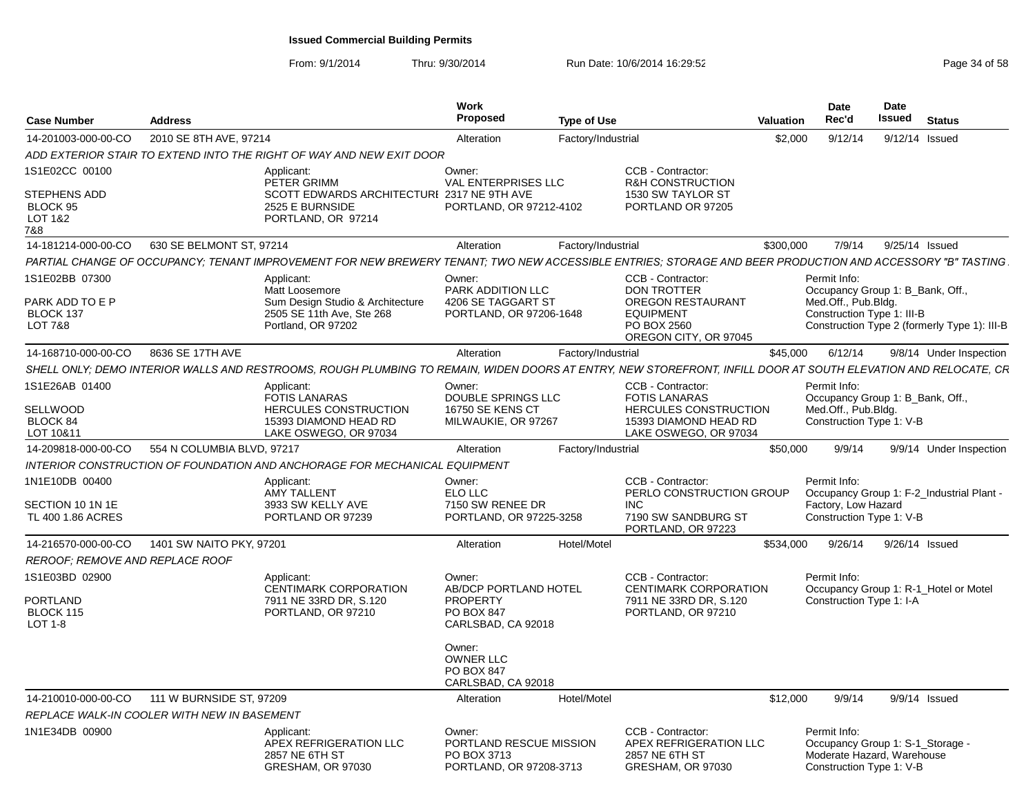**Issued Commercial Building Permits**

From: 9/1/2014 Thru: 9/30/2014 Run Date: 10/6/2014 16:29:52

| Case Number | Address | Work Proposed | Type of Use | Valuation | Date Rec'd | Date Issued | Status |
|---|---|---|---|---|---|---|---|
| 14-201003-000-00-CO | 2010 SE 8TH AVE, 97214 | Alteration | Factory/Industrial | $2,000 | 9/12/14 | 9/12/14 | Issued |

*ADD EXTERIOR STAIR TO EXTEND INTO THE RIGHT OF WAY AND NEW EXIT DOOR*

1S1E02CC 00100
STEPHENS ADD
BLOCK 95
LOT 1&2
7&8

Applicant:
PETER GRIMM
SCOTT EDWARDS ARCHITECTURE
2525 E BURNSIDE
PORTLAND, OR 97214

Owner:
VAL ENTERPRISES LLC
2317 NE 9TH AVE
PORTLAND, OR 97212-4102

CCB - Contractor:
R&H CONSTRUCTION
1530 SW TAYLOR ST
PORTLAND OR 97205

| Case Number | Address | Work Proposed | Type of Use | Valuation | Date Rec'd | Date Issued | Status |
|---|---|---|---|---|---|---|---|
| 14-181214-000-00-CO | 630 SE BELMONT ST, 97214 | Alteration | Factory/Industrial | $300,000 | 7/9/14 | 9/25/14 | Issued |

*PARTIAL CHANGE OF OCCUPANCY; TENANT IMPROVEMENT FOR NEW BREWERY TENANT; TWO NEW ACCESSIBLE ENTRIES; STORAGE AND BEER PRODUCTION AND ACCESSORY "B" TASTING*

1S1E02BB 07300
PARK ADD TO E P
BLOCK 137
LOT 7&8

Applicant:
Matt Loosemore
Sum Design Studio & Architecture
2505 SE 11th Ave, Ste 268
Portland, OR 97202

Owner:
PARK ADDITION LLC
4206 SE TAGGART ST
PORTLAND, OR 97206-1648

CCB - Contractor:
DON TROTTER
OREGON RESTAURANT
EQUIPMENT
PO BOX 2560
OREGON CITY, OR 97045

Permit Info:
Occupancy Group 1: B_Bank, Off., Med.Off., Pub.Bldg.
Construction Type 1: III-B
Construction Type 2 (formerly Type 1): III-B

| Case Number | Address | Work Proposed | Type of Use | Valuation | Date Rec'd | Date Issued | Status |
|---|---|---|---|---|---|---|---|
| 14-168710-000-00-CO | 8636 SE 17TH AVE | Alteration | Factory/Industrial | $45,000 | 6/12/14 | 9/8/14 | Under Inspection |

*SHELL ONLY; DEMO INTERIOR WALLS AND RESTROOMS, ROUGH PLUMBING TO REMAIN, WIDEN DOORS AT ENTRY, NEW STOREFRONT, INFILL DOOR AT SOUTH ELEVATION AND RELOCATE, CR*

1S1E26AB 01400
SELLWOOD
BLOCK 84
LOT 10&11

Applicant:
FOTIS LANARAS
HERCULES CONSTRUCTION
15393 DIAMOND HEAD RD
LAKE OSWEGO, OR 97034

Owner:
DOUBLE SPRINGS LLC
16750 SE KENS CT
MILWAUKIE, OR 97267

CCB - Contractor:
FOTIS LANARAS
HERCULES CONSTRUCTION
15393 DIAMOND HEAD RD
LAKE OSWEGO, OR 97034

Permit Info:
Occupancy Group 1: B_Bank, Off., Med.Off., Pub.Bldg.
Construction Type 1: V-B

| Case Number | Address | Work Proposed | Type of Use | Valuation | Date Rec'd | Date Issued | Status |
|---|---|---|---|---|---|---|---|
| 14-209818-000-00-CO | 554 N COLUMBIA BLVD, 97217 | Alteration | Factory/Industrial | $50,000 | 9/9/14 | 9/9/14 | Under Inspection |

*INTERIOR CONSTRUCTION OF FOUNDATION AND ANCHORAGE FOR MECHANICAL EQUIPMENT*

1N1E10DB 00400
SECTION 10 1N 1E
TL 400 1.86 ACRES

Applicant:
AMY TALLENT
3933 SW KELLY AVE
PORTLAND OR 97239

Owner:
ELO LLC
7150 SW RENEE DR
PORTLAND, OR 97225-3258

CCB - Contractor:
PERLO CONSTRUCTION GROUP INC
7190 SW SANDBURG ST
PORTLAND, OR 97223

Permit Info:
Occupancy Group 1: F-2_Industrial Plant - Factory, Low Hazard
Construction Type 1: V-B

| Case Number | Address | Work Proposed | Type of Use | Valuation | Date Rec'd | Date Issued | Status |
|---|---|---|---|---|---|---|---|
| 14-216570-000-00-CO | 1401 SW NAITO PKY, 97201 | Alteration | Hotel/Motel | $534,000 | 9/26/14 | 9/26/14 | Issued |

*REROOF; REMOVE AND REPLACE ROOF*

1S1E03BD 02900
PORTLAND
BLOCK 115
LOT 1-8

Applicant:
CENTIMARK CORPORATION
7911 NE 33RD DR, S.120
PORTLAND, OR 97210

Owner:
AB/DCP PORTLAND HOTEL PROPERTY
PO BOX 847
CARLSBAD, CA 92018

Owner:
OWNER LLC
PO BOX 847
CARLSBAD, CA 92018

CCB - Contractor:
CENTIMARK CORPORATION
7911 NE 33RD DR, S.120
PORTLAND, OR 97210

Permit Info:
Occupancy Group 1: R-1_Hotel or Motel
Construction Type 1: I-A

| Case Number | Address | Work Proposed | Type of Use | Valuation | Date Rec'd | Date Issued | Status |
|---|---|---|---|---|---|---|---|
| 14-210010-000-00-CO | 111 W BURNSIDE ST, 97209 | Alteration | Hotel/Motel | $12,000 | 9/9/14 | 9/9/14 | Issued |

*REPLACE WALK-IN COOLER WITH NEW IN BASEMENT*

1N1E34DB 00900

Applicant:
APEX REFRIGERATION LLC
2857 NE 6TH ST
GRESHAM, OR 97030

Owner:
PORTLAND RESCUE MISSION
PO BOX 3713
PORTLAND, OR 97208-3713

CCB - Contractor:
APEX REFRIGERATION LLC
2857 NE 6TH ST
GRESHAM, OR 97030

Permit Info:
Occupancy Group 1: S-1_Storage - Moderate Hazard, Warehouse
Construction Type 1: V-B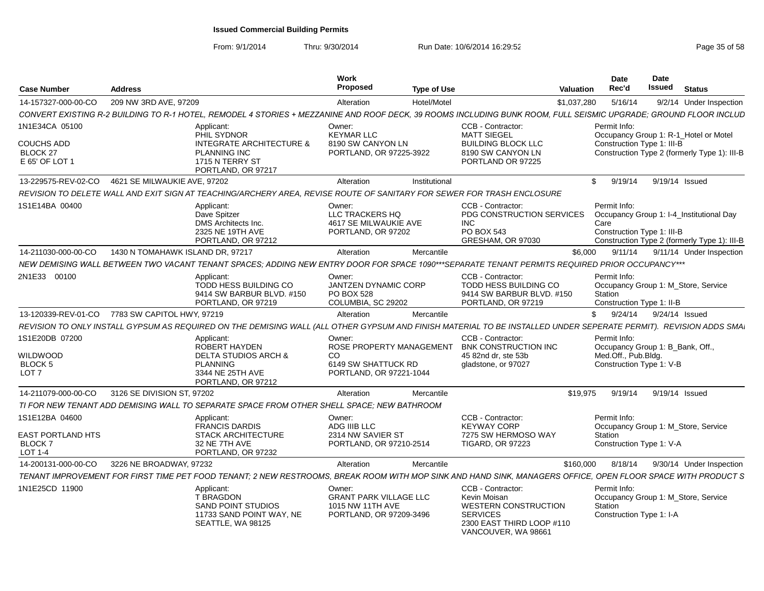**Issued Commercial Building Permits**

From: 9/1/2014 Thru: 9/30/2014 Run Date: 10/6/2014 16:29:52

| Case Number | Address | Work Proposed | Type of Use | Valuation | Date Rec'd | Date Issued | Status |
|---|---|---|---|---|---|---|---|
| 14-157327-000-00-CO | 209 NW 3RD AVE, 97209 | Alteration | Hotel/Motel | $1,037,280 | 5/16/14 | 9/2/14 | Under Inspection |

CONVERT EXISTING R-2 BUILDING TO R-1 HOTEL, REMODEL 4 STORIES + MEZZANINE AND ROOF DECK, 39 ROOMS INCLUDING BUNK ROOM, FULL SEISMIC UPGRADE; GROUND FLOOR INCLUD

1N1E34CA 05100
COUCHS ADD
BLOCK 27
E 65' OF LOT 1

Applicant: PHIL SYDNOR, INTEGRATE ARCHITECTURE & PLANNING INC, 1715 N TERRY ST, PORTLAND, OR 97217

Owner: KEYMAR LLC, 8190 SW CANYON LN, PORTLAND, OR 97225-3922

CCB - Contractor: MATT SIEGEL, BUILDING BLOCK LLC, 8190 SW CANYON LN, PORTLAND OR 97225

Permit Info: Occupancy Group 1: R-1_Hotel or Motel; Construction Type 1: III-B; Construction Type 2 (formerly Type 1): III-B

| Case Number | Address | Work Proposed | Type of Use | Valuation | Date Rec'd | Date Issued | Status |
|---|---|---|---|---|---|---|---|
| 13-229575-REV-02-CO | 4621 SE MILWAUKIE AVE, 97202 | Alteration | Institutional | $ | 9/19/14 | 9/19/14 | Issued |

REVISION TO DELETE WALL AND EXIT SIGN AT TEACHING/ARCHERY AREA, REVISE ROUTE OF SANITARY FOR SEWER FOR TRASH ENCLOSURE

1S1E14BA 00400

Applicant: Dave Spitzer, DMS Architects Inc., 2325 NE 19TH AVE, PORTLAND, OR 97212

Owner: LLC TRACKERS HQ, 4617 SE MILWAUKIE AVE, PORTLAND, OR 97202

CCB - Contractor: PDG CONSTRUCTION SERVICES INC, PO BOX 543, GRESHAM, OR 97030

Permit Info: Occupancy Group 1: I-4_Institutional Day Care; Construction Type 1: III-B; Construction Type 2 (formerly Type 1): III-B

| Case Number | Address | Work Proposed | Type of Use | Valuation | Date Rec'd | Date Issued | Status |
|---|---|---|---|---|---|---|---|
| 14-211030-000-00-CO | 1430 N TOMAHAWK ISLAND DR, 97217 | Alteration | Mercantile | $6,000 | 9/11/14 | 9/11/14 | Under Inspection |

NEW DEMISING WALL BETWEEN TWO VACANT TENANT SPACES; ADDING NEW ENTRY DOOR FOR SPACE 1090***SEPARATE TENANT PERMITS REQUIRED PRIOR OCCUPANCY***

2N1E33 00100

Applicant: TODD HESS BUILDING CO, 9414 SW BARBUR BLVD. #150, PORTLAND, OR 97219

Owner: JANTZEN DYNAMIC CORP, PO BOX 528, COLUMBIA, SC 29202

CCB - Contractor: TODD HESS BUILDING CO, 9414 SW BARBUR BLVD. #150, PORTLAND, OR 97219

Permit Info: Occupancy Group 1: M_Store, Service Station; Construction Type 1: II-B

| Case Number | Address | Work Proposed | Type of Use | Valuation | Date Rec'd | Date Issued | Status |
|---|---|---|---|---|---|---|---|
| 13-120339-REV-01-CO | 7783 SW CAPITOL HWY, 97219 | Alteration | Mercantile | $ | 9/24/14 | 9/24/14 | Issued |

REVISION TO ONLY INSTALL GYPSUM AS REQUIRED ON THE DEMISING WALL (ALL OTHER GYPSUM AND FINISH MATERIAL TO BE INSTALLED UNDER SEPERATE PERMIT). REVISION ADDS SMA

1S1E20DB 07200
WILDWOOD
BLOCK 5
LOT 7

Applicant: ROBERT HAYDEN, DELTA STUDIOS ARCH & PLANNING, 3344 NE 25TH AVE, PORTLAND, OR 97212

Owner: ROSE PROPERTY MANAGEMENT CO, 6149 SW SHATTUCK RD, PORTLAND, OR 97221-1044

CCB - Contractor: BNK CONSTRUCTION INC, 45 82nd dr, ste 53b, gladstone, or 97027

Permit Info: Occupancy Group 1: B_Bank, Off., Med.Off., Pub.Bldg.; Construction Type 1: V-B

| Case Number | Address | Work Proposed | Type of Use | Valuation | Date Rec'd | Date Issued | Status |
|---|---|---|---|---|---|---|---|
| 14-211079-000-00-CO | 3126 SE DIVISION ST, 97202 | Alteration | Mercantile | $19,975 | 9/19/14 | 9/19/14 | Issued |

TI FOR NEW TENANT ADD DEMISING WALL TO SEPARATE SPACE FROM OTHER SHELL SPACE; NEW BATHROOM

1S1E12BA 04600
EAST PORTLAND HTS
BLOCK 7
LOT 1-4

Applicant: FRANCIS DARDIS, STACK ARCHITECTURE, 32 NE 7TH AVE, PORTLAND, OR 97232

Owner: ADG IIIB LLC, 2314 NW SAVIER ST, PORTLAND, OR 97210-2514

CCB - Contractor: KEYWAY CORP, 7275 SW HERMOSO WAY, TIGARD, OR 97223

Permit Info: Occupancy Group 1: M_Store, Service Station; Construction Type 1: V-A

| Case Number | Address | Work Proposed | Type of Use | Valuation | Date Rec'd | Date Issued | Status |
|---|---|---|---|---|---|---|---|
| 14-200131-000-00-CO | 3226 NE BROADWAY, 97232 | Alteration | Mercantile | $160,000 | 8/18/14 | 9/30/14 | Under Inspection |

TENANT IMPROVEMENT FOR FIRST TIME PET FOOD TENANT; 2 NEW RESTROOMS, BREAK ROOM WITH MOP SINK AND HAND SINK, MANAGERS OFFICE, OPEN FLOOR SPACE WITH PRODUCT S

1N1E25CD 11900

Applicant: T BRAGDON, SAND POINT STUDIOS, 11733 SAND POINT WAY, NE, SEATTLE, WA 98125

Owner: GRANT PARK VILLAGE LLC, 1015 NW 11TH AVE, PORTLAND, OR 97209-3496

CCB - Contractor: Kevin Moisan, WESTERN CONSTRUCTION SERVICES, 2300 EAST THIRD LOOP #110, VANCOUVER, WA 98661

Permit Info: Occupancy Group 1: M_Store, Service Station; Construction Type 1: I-A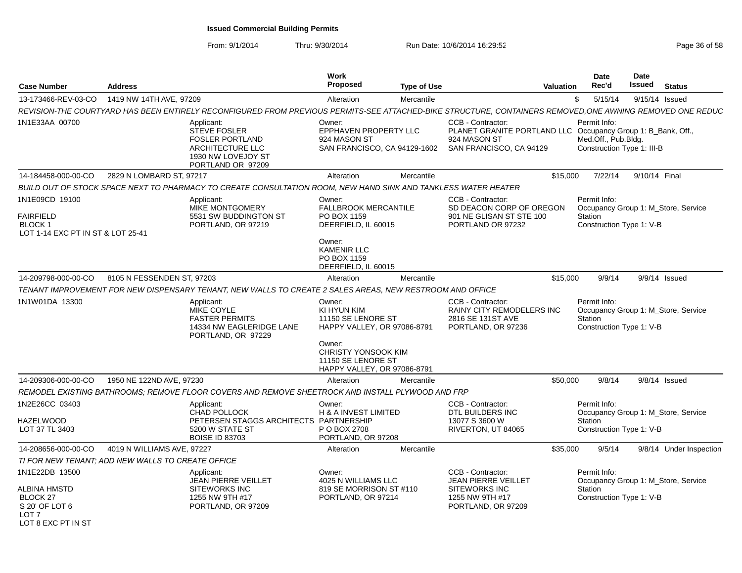# Issued Commercial Building Permits

From: 9/1/2014 Thru: 9/30/2014 Run Date: 10/6/2014 16:29:52

| Case Number | Address | Work Proposed | Type of Use | Valuation | Date Rec'd | Date Issued | Status |
|---|---|---|---|---|---|---|---|
| 13-173466-REV-03-CO | 1419 NW 14TH AVE, 97209 | Alteration | Mercantile | $ | 5/15/14 | 9/15/14 | Issued |

REVISION-THE COURTYARD HAS BEEN ENTIRELY RECONFIGURED FROM PREVIOUS PERMITS-SEE ATTACHED-BIKE STRUCTURE, CONTAINERS REMOVED,ONE AWNING REMOVED ONE REDUC

1N1E33AA 00700

Applicant:
STEVE FOSLER
FOSLER PORTLAND ARCHITECTURE LLC
1930 NW LOVEJOY ST
PORTLAND OR 97209

Owner:
EPPHAVEN PROPERTY LLC
924 MASON ST
SAN FRANCISCO, CA 94129-1602

CCB - Contractor:
PLANET GRANITE PORTLAND LLC
924 MASON ST
SAN FRANCISCO, CA 94129

Permit Info:
Occupancy Group 1: B_Bank, Off., Med.Off., Pub.Bldg.
Construction Type 1: III-B

---

| Case Number | Address | Work Proposed | Type of Use | Valuation | Date Rec'd | Date Issued | Status |
|---|---|---|---|---|---|---|---|
| 14-184458-000-00-CO | 2829 N LOMBARD ST, 97217 | Alteration | Mercantile | $15,000 | 7/22/14 | 9/10/14 | Final |

BUILD OUT OF STOCK SPACE NEXT TO PHARMACY TO CREATE CONSULTATION ROOM, NEW HAND SINK AND TANKLESS WATER HEATER

1N1E09CD 19100

FAIRFIELD
BLOCK 1
LOT 1-14 EXC PT IN ST & LOT 25-41

Applicant:
MIKE MONTGOMERY
5531 SW BUDDINGTON ST
PORTLAND, OR 97219

Owner:
FALLBROOK MERCANTILE
PO BOX 1159
DEERFIELD, IL 60015

Owner:
KAMENIR LLC
PO BOX 1159
DEERFIELD, IL 60015

CCB - Contractor:
SD DEACON CORP OF OREGON
901 NE GLISAN ST STE 100
PORTLAND OR 97232

Permit Info:
Occupancy Group 1: M_Store, Service Station
Construction Type 1: V-B

---

| Case Number | Address | Work Proposed | Type of Use | Valuation | Date Rec'd | Date Issued | Status |
|---|---|---|---|---|---|---|---|
| 14-209798-000-00-CO | 8105 N FESSENDEN ST, 97203 | Alteration | Mercantile | $15,000 | 9/9/14 | 9/9/14 | Issued |

TENANT IMPROVEMENT FOR NEW DISPENSARY TENANT, NEW WALLS TO CREATE 2 SALES AREAS, NEW RESTROOM AND OFFICE

1N1W01DA 13300

Applicant:
MIKE COYLE
FASTER PERMITS
14334 NW EAGLERIDGE LANE
PORTLAND, OR 97229

Owner:
KI HYUN KIM
11150 SE LENORE ST
HAPPY VALLEY, OR 97086-8791

Owner:
CHRISTY YONSOOK KIM
11150 SE LENORE ST
HAPPY VALLEY, OR 97086-8791

CCB - Contractor:
RAINY CITY REMODELERS INC
2816 SE 131ST AVE
PORTLAND, OR 97236

Permit Info:
Occupancy Group 1: M_Store, Service Station
Construction Type 1: V-B

---

| Case Number | Address | Work Proposed | Type of Use | Valuation | Date Rec'd | Date Issued | Status |
|---|---|---|---|---|---|---|---|
| 14-209306-000-00-CO | 1950 NE 122ND AVE, 97230 | Alteration | Mercantile | $50,000 | 9/8/14 | 9/8/14 | Issued |

REMODEL EXISTING BATHROOMS; REMOVE FLOOR COVERS AND REMOVE SHEETROCK AND INSTALL PLYWOOD AND FRP

1N2E26CC 03403

HAZELWOOD
LOT 37 TL 3403

Applicant:
CHAD POLLOCK
PETERSEN STAGGS ARCHITECTS
5200 W STATE ST
BOISE ID 83703

Owner:
H & A INVEST LIMITED PARTNERSHIP
P O BOX 2708
PORTLAND, OR 97208

CCB - Contractor:
DTL BUILDERS INC
13077 S 3600 W
RIVERTON, UT 84065

Permit Info:
Occupancy Group 1: M_Store, Service Station
Construction Type 1: V-B

---

| Case Number | Address | Work Proposed | Type of Use | Valuation | Date Rec'd | Date Issued | Status |
|---|---|---|---|---|---|---|---|
| 14-208656-000-00-CO | 4019 N WILLIAMS AVE, 97227 | Alteration | Mercantile | $35,000 | 9/5/14 | 9/8/14 | Under Inspection |

TI FOR NEW TENANT; ADD NEW WALLS TO CREATE OFFICE

1N1E22DB 13500

ALBINA HMSTD
BLOCK 27
S 20' OF LOT 6
LOT 7
LOT 8 EXC PT IN ST

Applicant:
JEAN PIERRE VEILLET
SITEWORKS INC
1255 NW 9TH #17
PORTLAND, OR 97209

Owner:
4025 N WILLIAMS LLC
819 SE MORRISON ST #110
PORTLAND, OR 97214

CCB - Contractor:
JEAN PIERRE VEILLET
SITEWORKS INC
1255 NW 9TH #17
PORTLAND, OR 97209

Permit Info:
Occupancy Group 1: M_Store, Service Station
Construction Type 1: V-B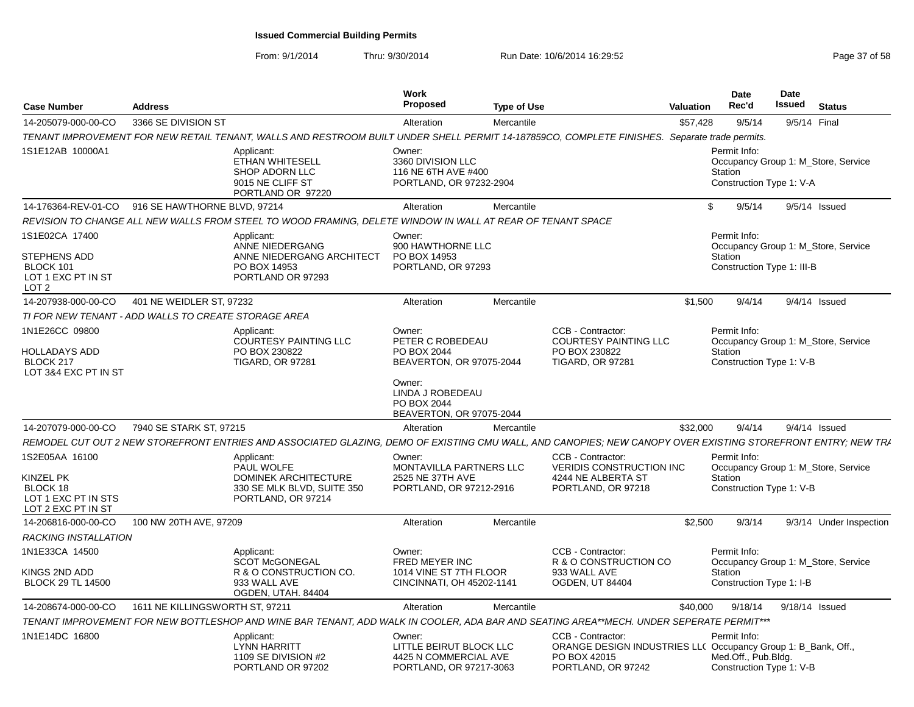**Issued Commercial Building Permits**

From: 9/1/2014 Thru: 9/30/2014 Run Date: 10/6/2014 16:29:52

| Case Number | Address | Work Proposed | Type of Use | Valuation | Date Rec'd | Date Issued | Status |
|---|---|---|---|---|---|---|---|
| 14-205079-000-00-CO | 3366 SE DIVISION ST | Alteration | Mercantile | $57,428 | 9/5/14 | 9/5/14 | Final |

*TENANT IMPROVEMENT FOR NEW RETAIL TENANT, WALLS AND RESTROOM BUILT UNDER SHELL PERMIT 14-187859CO, COMPLETE FINISHES. Separate trade permits.*

- 1S1E12AB 10000A1
- Applicant: ETHAN WHITESELL, SHOP ADORN LLC, 9015 NE CLIFF ST, PORTLAND OR 97220
- Owner: 3360 DIVISION LLC, 116 NE 6TH AVE #400, PORTLAND, OR 97232-2904
- Permit Info: Occupancy Group 1: M_Store, Service Station; Construction Type 1: V-A

| Case Number | Address | Work Proposed | Type of Use | Valuation | Date Rec'd | Date Issued | Status |
|---|---|---|---|---|---|---|---|
| 14-176364-REV-01-CO | 916 SE HAWTHORNE BLVD, 97214 | Alteration | Mercantile | $ | 9/5/14 | 9/5/14 | Issued |

*REVISION TO CHANGE ALL NEW WALLS FROM STEEL TO WOOD FRAMING, DELETE WINDOW IN WALL AT REAR OF TENANT SPACE*

- 1S1E02CA 17400, STEPHENS ADD, BLOCK 101, LOT 1 EXC PT IN ST, LOT 2
- Applicant: ANNE NIEDERGANG, ANNE NIEDERGANG ARCHITECT, PO BOX 14953, PORTLAND OR 97293
- Owner: 900 HAWTHORNE LLC, PO BOX 14953, PORTLAND, OR 97293
- Permit Info: Occupancy Group 1: M_Store, Service Station; Construction Type 1: III-B

| Case Number | Address | Work Proposed | Type of Use | Valuation | Date Rec'd | Date Issued | Status |
|---|---|---|---|---|---|---|---|
| 14-207938-000-00-CO | 401 NE WEIDLER ST, 97232 | Alteration | Mercantile | $1,500 | 9/4/14 | 9/4/14 | Issued |

*TI FOR NEW TENANT - ADD WALLS TO CREATE STORAGE AREA*

- 1N1E26CC 09800, HOLLADAYS ADD, BLOCK 217, LOT 3&4 EXC PT IN ST
- Applicant: COURTESY PAINTING LLC, PO BOX 230822, TIGARD, OR 97281
- Owner: PETER C ROBEDEAU, PO BOX 2044, BEAVERTON, OR 97075-2044
- Owner: LINDA J ROBEDEAU, PO BOX 2044, BEAVERTON, OR 97075-2044
- CCB - Contractor: COURTESY PAINTING LLC, PO BOX 230822, TIGARD, OR 97281
- Permit Info: Occupancy Group 1: M_Store, Service Station; Construction Type 1: V-B

| Case Number | Address | Work Proposed | Type of Use | Valuation | Date Rec'd | Date Issued | Status |
|---|---|---|---|---|---|---|---|
| 14-207079-000-00-CO | 7940 SE STARK ST, 97215 | Alteration | Mercantile | $32,000 | 9/4/14 | 9/4/14 | Issued |

*REMODEL CUT OUT 2 NEW STOREFRONT ENTRIES AND ASSOCIATED GLAZING, DEMO OF EXISTING CMU WALL, AND CANOPIES; NEW CANOPY OVER EXISTING STOREFRONT ENTRY; NEW TRA*

- 1S2E05AA 16100, KINZEL PK, BLOCK 18, LOT 1 EXC PT IN STS, LOT 2 EXC PT IN ST
- Applicant: PAUL WOLFE, DOMINEK ARCHITECTURE, 330 SE MLK BLVD, SUITE 350, PORTLAND, OR 97214
- Owner: MONTAVILLA PARTNERS LLC, 2525 NE 37TH AVE, PORTLAND, OR 97212-2916
- CCB - Contractor: VERIDIS CONSTRUCTION INC, 4244 NE ALBERTA ST, PORTLAND, OR 97218
- Permit Info: Occupancy Group 1: M_Store, Service Station; Construction Type 1: V-B

| Case Number | Address | Work Proposed | Type of Use | Valuation | Date Rec'd | Date Issued | Status |
|---|---|---|---|---|---|---|---|
| 14-206816-000-00-CO | 100 NW 20TH AVE, 97209 | Alteration | Mercantile | $2,500 | 9/3/14 | 9/3/14 | Under Inspection |

*RACKING INSTALLATION*

- 1N1E33CA 14500, KINGS 2ND ADD, BLOCK 29 TL 14500
- Applicant: SCOT McGONEGAL, R & O CONSTRUCTION CO., 933 WALL AVE, OGDEN, UTAH. 84404
- Owner: FRED MEYER INC, 1014 VINE ST 7TH FLOOR, CINCINNATI, OH 45202-1141
- CCB - Contractor: R & O CONSTRUCTION CO, 933 WALL AVE, OGDEN, UT 84404
- Permit Info: Occupancy Group 1: M_Store, Service Station; Construction Type 1: I-B

| Case Number | Address | Work Proposed | Type of Use | Valuation | Date Rec'd | Date Issued | Status |
|---|---|---|---|---|---|---|---|
| 14-208674-000-00-CO | 1611 NE KILLINGSWORTH ST, 97211 | Alteration | Mercantile | $40,000 | 9/18/14 | 9/18/14 | Issued |

*TENANT IMPROVEMENT FOR NEW BOTTLESHOP AND WINE BAR TENANT, ADD WALK IN COOLER, ADA BAR AND SEATING AREA**MECH. UNDER SEPERATE PERMIT****

- 1N1E14DC 16800
- Applicant: LYNN HARRITT, 1109 SE DIVISION #2, PORTLAND OR 97202
- Owner: LITTLE BEIRUT BLOCK LLC, 4425 N COMMERCIAL AVE, PORTLAND, OR 97217-3063
- CCB - Contractor: ORANGE DESIGN INDUSTRIES LL(, PO BOX 42015, PORTLAND, OR 97242
- Permit Info: Occupancy Group 1: B_Bank, Off., Med.Off., Pub.Bldg.; Construction Type 1: V-B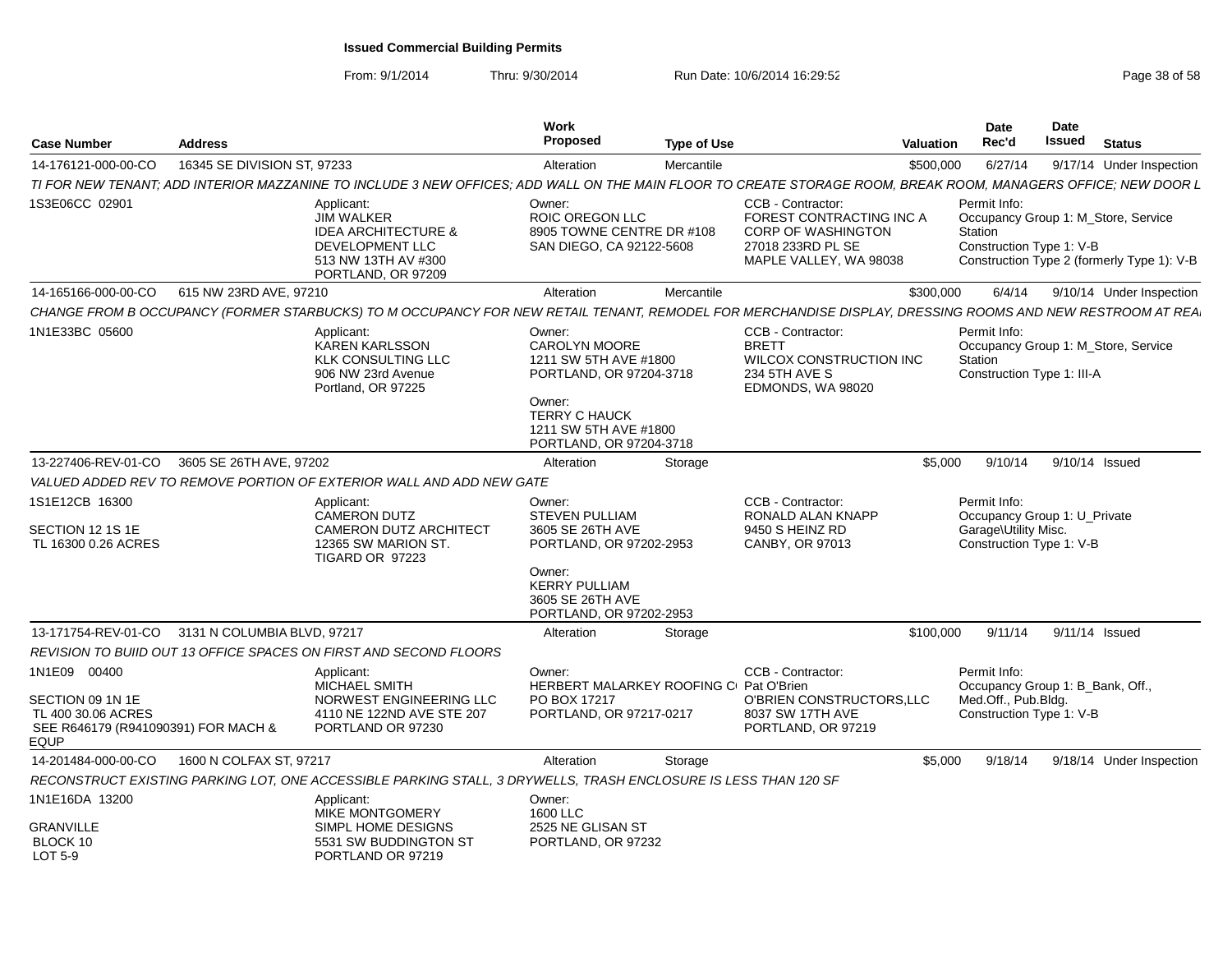**Issued Commercial Building Permits**

From: 9/1/2014 Thru: 9/30/2014 Run Date: 10/6/2014 16:29:52

| Case Number | Address | Work Proposed | Type of Use | Valuation | Date Rec'd | Date Issued | Status |
|---|---|---|---|---|---|---|---|
| 14-176121-000-00-CO | 16345 SE DIVISION ST, 97233 | Alteration | Mercantile | $500,000 | 6/27/14 | 9/17/14 | Under Inspection |

*TI FOR NEW TENANT; ADD INTERIOR MAZZANINE TO INCLUDE 3 NEW OFFICES; ADD WALL ON THE MAIN FLOOR TO CREATE STORAGE ROOM, BREAK ROOM, MANAGERS OFFICE; NEW DOOR L*

1S3E06CC 02901

Applicant: JIM WALKER, IDEA ARCHITECTURE & DEVELOPMENT LLC, 513 NW 13TH AV #300, PORTLAND, OR 97209

Owner: ROIC OREGON LLC, 8905 TOWNE CENTRE DR #108, SAN DIEGO, CA 92122-5608

CCB - Contractor: FOREST CONTRACTING INC A CORP OF WASHINGTON, 27018 233RD PL SE, MAPLE VALLEY, WA 98038

Permit Info: Occupancy Group 1: M_Store, Service Station; Construction Type 1: V-B; Construction Type 2 (formerly Type 1): V-B

| Case Number | Address | Work Proposed | Type of Use | Valuation | Date Rec'd | Date Issued | Status |
|---|---|---|---|---|---|---|---|
| 14-165166-000-00-CO | 615 NW 23RD AVE, 97210 | Alteration | Mercantile | $300,000 | 6/4/14 | 9/10/14 | Under Inspection |

*CHANGE FROM B OCCUPANCY (FORMER STARBUCKS) TO M OCCUPANCY FOR NEW RETAIL TENANT, REMODEL FOR MERCHANDISE DISPLAY, DRESSING ROOMS AND NEW RESTROOM AT REA*

1N1E33BC 05600

Applicant: KAREN KARLSSON, KLK CONSULTING LLC, 906 NW 23rd Avenue, Portland, OR 97225

Owner: CAROLYN MOORE, 1211 SW 5TH AVE #1800, PORTLAND, OR 97204-3718

Owner: TERRY C HAUCK, 1211 SW 5TH AVE #1800, PORTLAND, OR 97204-3718

CCB - Contractor: BRETT, WILCOX CONSTRUCTION INC, 234 5TH AVE S, EDMONDS, WA 98020

Permit Info: Occupancy Group 1: M_Store, Service Station; Construction Type 1: III-A

| Case Number | Address | Work Proposed | Type of Use | Valuation | Date Rec'd | Date Issued | Status |
|---|---|---|---|---|---|---|---|
| 13-227406-REV-01-CO | 3605 SE 26TH AVE, 97202 | Alteration | Storage | $5,000 | 9/10/14 | 9/10/14 | Issued |

*VALUED ADDED REV TO REMOVE PORTION OF EXTERIOR WALL AND ADD NEW GATE*

1S1E12CB 16300, SECTION 12 1S 1E, TL 16300 0.26 ACRES

Applicant: CAMERON DUTZ, CAMERON DUTZ ARCHITECT, 12365 SW MARION ST., TIGARD OR 97223

Owner: STEVEN PULLIAM, 3605 SE 26TH AVE, PORTLAND, OR 97202-2953

Owner: KERRY PULLIAM, 3605 SE 26TH AVE, PORTLAND, OR 97202-2953

CCB - Contractor: RONALD ALAN KNAPP, 9450 S HEINZ RD, CANBY, OR 97013

Permit Info: Occupancy Group 1: U_Private Garage\Utility Misc.; Construction Type 1: V-B

| Case Number | Address | Work Proposed | Type of Use | Valuation | Date Rec'd | Date Issued | Status |
|---|---|---|---|---|---|---|---|
| 13-171754-REV-01-CO | 3131 N COLUMBIA BLVD, 97217 | Alteration | Storage | $100,000 | 9/11/14 | 9/11/14 | Issued |

*REVISION TO BUIID OUT 13 OFFICE SPACES ON FIRST AND SECOND FLOORS*

1N1E09 00400, SECTION 09 1N 1E, TL 400 30.06 ACRES, SEE R646179 (R941090391) FOR MACH & EQUP

Applicant: MICHAEL SMITH, NORWEST ENGINEERING LLC, 4110 NE 122ND AVE STE 207, PORTLAND OR 97230

Owner: HERBERT MALARKEY ROOFING C(, PO BOX 17217, PORTLAND, OR 97217-0217

CCB - Contractor: Pat O'Brien, O'BRIEN CONSTRUCTORS,LLC, 8037 SW 17TH AVE, PORTLAND, OR 97219

Permit Info: Occupancy Group 1: B_Bank, Off., Med.Off., Pub.Bldg.; Construction Type 1: V-B

| Case Number | Address | Work Proposed | Type of Use | Valuation | Date Rec'd | Date Issued | Status |
|---|---|---|---|---|---|---|---|
| 14-201484-000-00-CO | 1600 N COLFAX ST, 97217 | Alteration | Storage | $5,000 | 9/18/14 | 9/18/14 | Under Inspection |

*RECONSTRUCT EXISTING PARKING LOT, ONE ACCESSIBLE PARKING STALL, 3 DRYWELLS, TRASH ENCLOSURE IS LESS THAN 120 SF*

1N1E16DA 13200, GRANVILLE, BLOCK 10, LOT 5-9

Applicant: MIKE MONTGOMERY, SIMPL HOME DESIGNS, 5531 SW BUDDINGTON ST, PORTLAND OR 97219

Owner: 1600 LLC, 2525 NE GLISAN ST, PORTLAND, OR 97232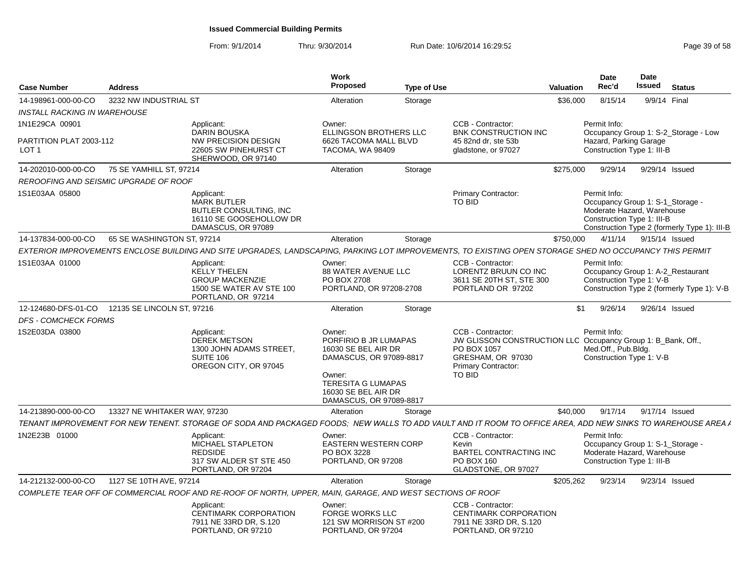**Issued Commercial Building Permits**

From: 9/1/2014 Thru: 9/30/2014 Run Date: 10/6/2014 16:29:52

| Case Number | Address | | Work Proposed | Type of Use | | Valuation | Date Rec'd | Date Issued | Status |
|---|---|---|---|---|---|---|---|---|---|
| 14-198961-000-00-CO | 3232 NW INDUSTRIAL ST | | Alteration | Storage | | $36,000 | 8/15/14 | 9/9/14 | Final |
| *INSTALL RACKING IN WAREHOUSE* | | | | | | | | | |
| 1N1E29CA 00901<br><br>PARTITION PLAT 2003-112<br>LOT 1 | | Applicant:<br>DARIN BOUSKA<br>NW PRECISION DESIGN<br>22605 SW PINEHURST CT<br>SHERWOOD, OR 97140 | Owner:<br>ELLINGSON BROTHERS LLC<br>6626 TACOMA MALL BLVD<br>TACOMA, WA 98409 | | CCB - Contractor:<br>BNK CONSTRUCTION INC<br>45 82nd dr, ste 53b<br>gladstone, or 97027 | | Permit Info:<br>Occupancy Group 1: S-2_Storage - Low Hazard, Parking Garage<br>Construction Type 1: III-B | | |
| 14-202010-000-00-CO | 75 SE YAMHILL ST, 97214 | | Alteration | Storage | | $275,000 | 9/29/14 | 9/29/14 | Issued |
| *REROOFING AND SEISMIC UPGRADE OF ROOF* | | | | | | | | | |
| 1S1E03AA 05800 | | Applicant:<br>MARK BUTLER<br>BUTLER CONSULTING, INC<br>16110 SE GOOSEHOLLOW DR<br>DAMASCUS, OR 97089 | | | Primary Contractor:<br>TO BID | | Permit Info:<br>Occupancy Group 1: S-1_Storage - Moderate Hazard, Warehouse<br>Construction Type 1: III-B<br>Construction Type 2 (formerly Type 1): III-B | | |
| 14-137834-000-00-CO | 65 SE WASHINGTON ST, 97214 | | Alteration | Storage | | $750,000 | 4/11/14 | 9/15/14 | Issued |
| *EXTERIOR IMPROVEMENTS ENCLOSE BUILDING AND SITE UPGRADES, LANDSCAPING, PARKING LOT IMPROVEMENTS, TO EXISTING OPEN STORAGE SHED NO OCCUPANCY THIS PERMIT* | | | | | | | | | |
| 1S1E03AA 01000 | | Applicant:<br>KELLY THELEN<br>GROUP MACKENZIE<br>1500 SE WATER AV STE 100<br>PORTLAND, OR 97214 | Owner:<br>88 WATER AVENUE LLC<br>PO BOX 2708<br>PORTLAND, OR 97208-2708 | | CCB - Contractor:<br>LORENTZ BRUUN CO INC<br>3611 SE 20TH ST, STE 300<br>PORTLAND OR 97202 | | Permit Info:<br>Occupancy Group 1: A-2_Restaurant<br>Construction Type 1: V-B<br>Construction Type 2 (formerly Type 1): V-B | | |
| 12-124680-DFS-01-CO | 12135 SE LINCOLN ST, 97216 | | Alteration | Storage | | $1 | 9/26/14 | 9/26/14 | Issued |
| *DFS - COMCHECK FORMS* | | | | | | | | | |
| 1S2E03DA 03800 | | Applicant:<br>DEREK METSON<br>1300 JOHN ADAMS STREET, SUITE 106<br>OREGON CITY, OR 97045 | Owner:<br>PORFIRIO B JR LUMAPAS<br>16030 SE BEL AIR DR<br>DAMASCUS, OR 97089-8817<br><br>Owner:<br>TERESITA G LUMAPAS<br>16030 SE BEL AIR DR<br>DAMASCUS, OR 97089-8817 | | CCB - Contractor:<br>JW GLISSON CONSTRUCTION LLC<br>PO BOX 1057<br>GRESHAM, OR 97030<br>Primary Contractor:<br>TO BID | | Permit Info:<br>Occupancy Group 1: B_Bank, Off., Med.Off., Pub.Bldg.<br>Construction Type 1: V-B | | |
| 14-213890-000-00-CO | 13327 NE WHITAKER WAY, 97230 | | Alteration | Storage | | $40,000 | 9/17/14 | 9/17/14 | Issued |
| *TENANT IMPROVEMENT FOR NEW TENENT. STORAGE OF SODA AND PACKAGED FOODS; NEW WALLS TO ADD VAULT AND IT ROOM TO OFFICE AREA, ADD NEW SINKS TO WAREHOUSE AREA A* | | | | | | | | | |
| 1N2E23B 01000 | | Applicant:<br>MICHAEL STAPLETON<br>REDSIDE<br>317 SW ALDER ST STE 450<br>PORTLAND, OR 97204 | Owner:<br>EASTERN WESTERN CORP<br>PO BOX 3228<br>PORTLAND, OR 97208 | | CCB - Contractor:<br>Kevin<br>BARTEL CONTRACTING INC<br>PO BOX 160<br>GLADSTONE, OR 97027 | | Permit Info:<br>Occupancy Group 1: S-1_Storage - Moderate Hazard, Warehouse<br>Construction Type 1: III-B | | |
| 14-212132-000-00-CO | 1127 SE 10TH AVE, 97214 | | Alteration | Storage | | $205,262 | 9/23/14 | 9/23/14 | Issued |
| *COMPLETE TEAR OFF OF COMMERCIAL ROOF AND RE-ROOF OF NORTH, UPPER, MAIN, GARAGE, AND WEST SECTIONS OF ROOF* | | | | | | | | | |
| | | Applicant:<br>CENTIMARK CORPORATION<br>7911 NE 33RD DR, S.120<br>PORTLAND, OR 97210 | Owner:<br>FORGE WORKS LLC<br>121 SW MORRISON ST #200<br>PORTLAND, OR 97204 | | CCB - Contractor:<br>CENTIMARK CORPORATION<br>7911 NE 33RD DR, S.120<br>PORTLAND, OR 97210 | | | | |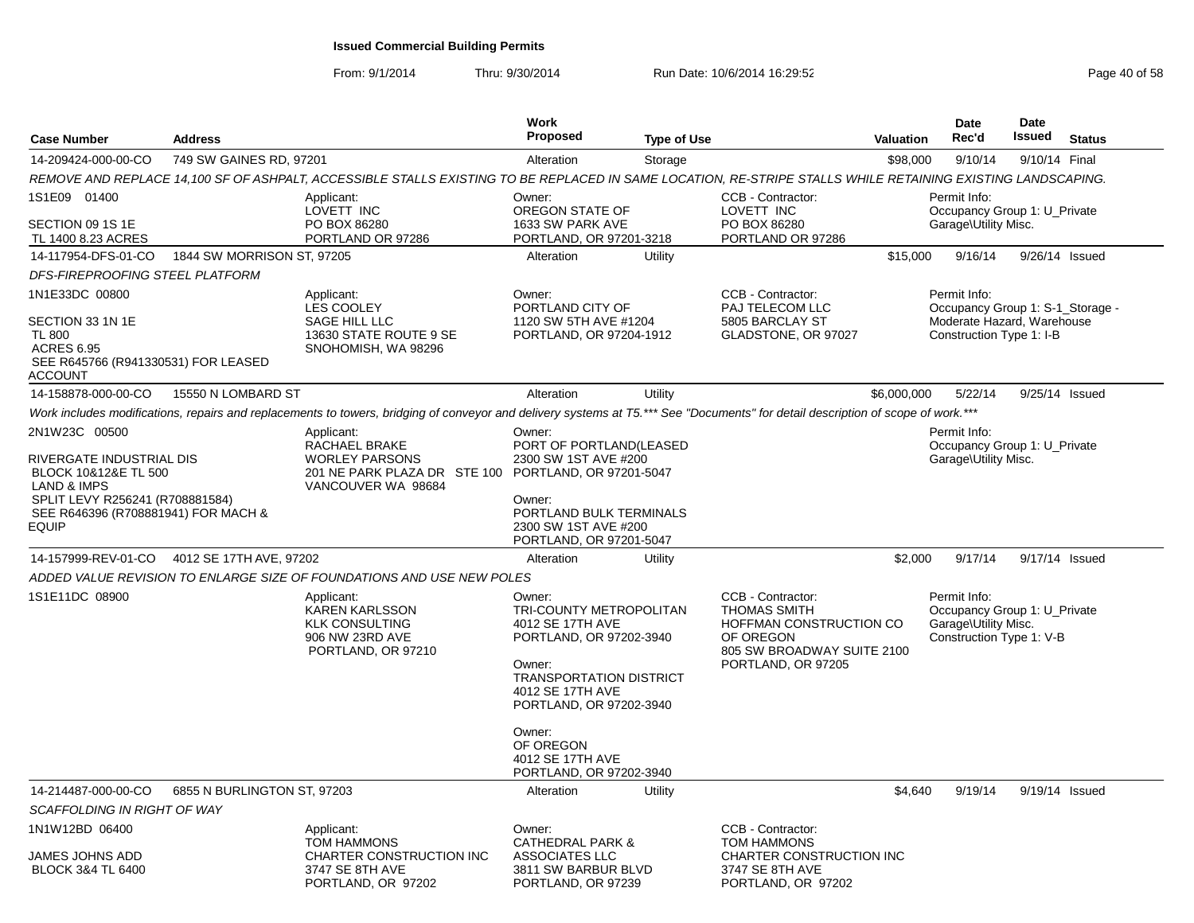# Issued Commercial Building Permits

From: 9/1/2014 Thru: 9/30/2014 Run Date: 10/6/2014 16:29:52

| Case Number | Address | Work Proposed | Type of Use | Valuation | Date Rec'd | Date Issued | Status |
|---|---|---|---|---|---|---|---|
| 14-209424-000-00-CO | 749 SW GAINES RD, 97201 | Alteration | Storage | $98,000 | 9/10/14 | 9/10/14 | Final |

*REMOVE AND REPLACE 14,100 SF OF ASHPALT, ACCESSIBLE STALLS EXISTING TO BE REPLACED IN SAME LOCATION, RE-STRIPE STALLS WHILE RETAINING EXISTING LANDSCAPING.*

1S1E09 01400
SECTION 09 1S 1E
TL 1400 8.23 ACRES

Applicant:
LOVETT INC
PO BOX 86280
PORTLAND OR 97286

Owner:
OREGON STATE OF
1633 SW PARK AVE
PORTLAND, OR 97201-3218

CCB - Contractor:
LOVETT INC
PO BOX 86280
PORTLAND OR 97286

Permit Info:
Occupancy Group 1: U_Private Garage\Utility Misc.

---

| Case Number | Address | Work Proposed | Type of Use | Valuation | Date Rec'd | Date Issued | Status |
|---|---|---|---|---|---|---|---|
| 14-117954-DFS-01-CO | 1844 SW MORRISON ST, 97205 | Alteration | Utility | $15,000 | 9/16/14 | 9/26/14 | Issued |

*DFS-FIREPROOFING STEEL PLATFORM*

1N1E33DC 00800
SECTION 33 1N 1E
TL 800
ACRES 6.95
SEE R645766 (R941330531) FOR LEASED ACCOUNT

Applicant:
LES COOLEY
SAGE HILL LLC
13630 STATE ROUTE 9 SE
SNOHOMISH, WA 98296

Owner:
PORTLAND CITY OF
1120 SW 5TH AVE #1204
PORTLAND, OR 97204-1912

CCB - Contractor:
PAJ TELECOM LLC
5805 BARCLAY ST
GLADSTONE, OR 97027

Permit Info:
Occupancy Group 1: S-1_Storage - Moderate Hazard, Warehouse
Construction Type 1: I-B

---

| Case Number | Address | Work Proposed | Type of Use | Valuation | Date Rec'd | Date Issued | Status |
|---|---|---|---|---|---|---|---|
| 14-158878-000-00-CO | 15550 N LOMBARD ST | Alteration | Utility | $6,000,000 | 5/22/14 | 9/25/14 | Issued |

*Work includes modifications, repairs and replacements to towers, bridging of conveyor and delivery systems at T5.*** See "Documents" for detail description of scope of work.****

2N1W23C 00500
RIVERGATE INDUSTRIAL DIS
BLOCK 10&12&E TL 500
LAND & IMPS
SPLIT LEVY R256241 (R708881584)
SEE R646396 (R708881941) FOR MACH & EQUIP

Applicant:
RACHAEL BRAKE
WORLEY PARSONS
201 NE PARK PLAZA DR STE 100
VANCOUVER WA 98684

Owner:
PORT OF PORTLAND(LEASED
2300 SW 1ST AVE #200
PORTLAND, OR 97201-5047

Owner:
PORTLAND BULK TERMINALS
2300 SW 1ST AVE #200
PORTLAND, OR 97201-5047

Permit Info:
Occupancy Group 1: U_Private Garage\Utility Misc.

---

| Case Number | Address | Work Proposed | Type of Use | Valuation | Date Rec'd | Date Issued | Status |
|---|---|---|---|---|---|---|---|
| 14-157999-REV-01-CO | 4012 SE 17TH AVE, 97202 | Alteration | Utility | $2,000 | 9/17/14 | 9/17/14 | Issued |

*ADDED VALUE REVISION TO ENLARGE SIZE OF FOUNDATIONS AND USE NEW POLES*

1S1E11DC 08900

Applicant:
KAREN KARLSSON
KLK CONSULTING
906 NW 23RD AVE
PORTLAND, OR 97210

Owner:
TRI-COUNTY METROPOLITAN
4012 SE 17TH AVE
PORTLAND, OR 97202-3940

Owner:
TRANSPORTATION DISTRICT
4012 SE 17TH AVE
PORTLAND, OR 97202-3940

Owner:
OF OREGON
4012 SE 17TH AVE
PORTLAND, OR 97202-3940

CCB - Contractor:
THOMAS SMITH
HOFFMAN CONSTRUCTION CO OF OREGON
805 SW BROADWAY SUITE 2100
PORTLAND, OR 97205

Permit Info:
Occupancy Group 1: U_Private Garage\Utility Misc.
Construction Type 1: V-B

---

| Case Number | Address | Work Proposed | Type of Use | Valuation | Date Rec'd | Date Issued | Status |
|---|---|---|---|---|---|---|---|
| 14-214487-000-00-CO | 6855 N BURLINGTON ST, 97203 | Alteration | Utility | $4,640 | 9/19/14 | 9/19/14 | Issued |

*SCAFFOLDING IN RIGHT OF WAY*

1N1W12BD 06400
JAMES JOHNS ADD
BLOCK 3&4 TL 6400

Applicant:
TOM HAMMONS
CHARTER CONSTRUCTION INC
3747 SE 8TH AVE
PORTLAND, OR 97202

Owner:
CATHEDRAL PARK & ASSOCIATES LLC
3811 SW BARBUR BLVD
PORTLAND, OR 97239

CCB - Contractor:
TOM HAMMONS
CHARTER CONSTRUCTION INC
3747 SE 8TH AVE
PORTLAND, OR 97202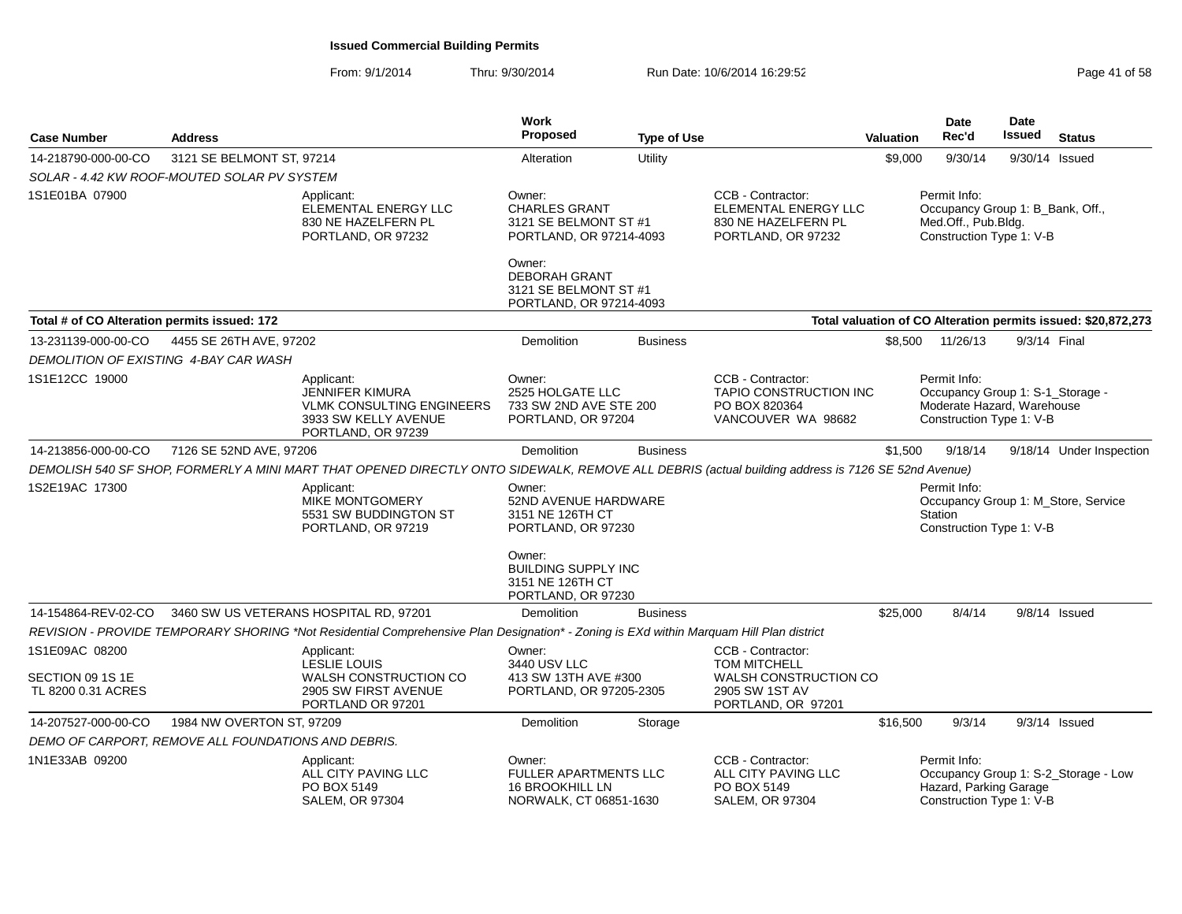**Issued Commercial Building Permits**

From: 9/1/2014 Thru: 9/30/2014 Run Date: 10/6/2014 16:29:52

| Case Number | Address | Work Proposed | Type of Use | Valuation | Date Rec'd | Date Issued | Status |
|---|---|---|---|---|---|---|---|
| 14-218790-000-00-CO | 3121 SE BELMONT ST, 97214 | Alteration | Utility | $9,000 | 9/30/14 | 9/30/14 | Issued |

*SOLAR - 4.42 KW ROOF-MOUTED SOLAR PV SYSTEM*

1S1E01BA 07900

Applicant: ELEMENTAL ENERGY LLC, 830 NE HAZELFERN PL, PORTLAND, OR 97232

Owner: CHARLES GRANT, 3121 SE BELMONT ST #1, PORTLAND, OR 97214-4093

Owner: DEBORAH GRANT, 3121 SE BELMONT ST #1, PORTLAND, OR 97214-4093

CCB - Contractor: ELEMENTAL ENERGY LLC, 830 NE HAZELFERN PL, PORTLAND, OR 97232

Permit Info: Occupancy Group 1: B_Bank, Off., Med.Off., Pub.Bldg. Construction Type 1: V-B

**Total # of CO Alteration permits issued: 172**

**Total valuation of CO Alteration permits issued: $20,872,273**

| Case Number | Address | Work Proposed | Type of Use | Valuation | Date Rec'd | Date Issued | Status |
|---|---|---|---|---|---|---|---|
| 13-231139-000-00-CO | 4455 SE 26TH AVE, 97202 | Demolition | Business | $8,500 | 11/26/13 | 9/3/14 | Final |

*DEMOLITION OF EXISTING 4-BAY CAR WASH*

1S1E12CC 19000

Applicant: JENNIFER KIMURA, VLMK CONSULTING ENGINEERS, 3933 SW KELLY AVENUE, PORTLAND, OR 97239

Owner: 2525 HOLGATE LLC, 733 SW 2ND AVE STE 200, PORTLAND, OR 97204

CCB - Contractor: TAPIO CONSTRUCTION INC, PO BOX 820364, VANCOUVER WA 98682

Permit Info: Occupancy Group 1: S-1_Storage - Moderate Hazard, Warehouse Construction Type 1: V-B

| Case Number | Address | Work Proposed | Type of Use | Valuation | Date Rec'd | Date Issued | Status |
|---|---|---|---|---|---|---|---|
| 14-213856-000-00-CO | 7126 SE 52ND AVE, 97206 | Demolition | Business | $1,500 | 9/18/14 | 9/18/14 | Under Inspection |

*DEMOLISH 540 SF SHOP, FORMERLY A MINI MART THAT OPENED DIRECTLY ONTO SIDEWALK, REMOVE ALL DEBRIS (actual building address is 7126 SE 52nd Avenue)*

1S2E19AC 17300

Applicant: MIKE MONTGOMERY, 5531 SW BUDDINGTON ST, PORTLAND, OR 97219

Owner: 52ND AVENUE HARDWARE, 3151 NE 126TH CT, PORTLAND, OR 97230

Owner: BUILDING SUPPLY INC, 3151 NE 126TH CT, PORTLAND, OR 97230

Permit Info: Occupancy Group 1: M_Store, Service Station Construction Type 1: V-B

| Case Number | Address | Work Proposed | Type of Use | Valuation | Date Rec'd | Date Issued | Status |
|---|---|---|---|---|---|---|---|
| 14-154864-REV-02-CO | 3460 SW US VETERANS HOSPITAL RD, 97201 | Demolition | Business | $25,000 | 8/4/14 | 9/8/14 | Issued |

*REVISION - PROVIDE TEMPORARY SHORING *Not Residential Comprehensive Plan Designation* - Zoning is EXd within Marquam Hill Plan district*

1S1E09AC 08200

SECTION 09 1S 1E
TL 8200 0.31 ACRES

Applicant: LESLIE LOUIS, WALSH CONSTRUCTION CO, 2905 SW FIRST AVENUE, PORTLAND OR 97201

Owner: 3440 USV LLC, 413 SW 13TH AVE #300, PORTLAND, OR 97205-2305

CCB - Contractor: TOM MITCHELL, WALSH CONSTRUCTION CO, 2905 SW 1ST AV, PORTLAND, OR 97201

| Case Number | Address | Work Proposed | Type of Use | Valuation | Date Rec'd | Date Issued | Status |
|---|---|---|---|---|---|---|---|
| 14-207527-000-00-CO | 1984 NW OVERTON ST, 97209 | Demolition | Storage | $16,500 | 9/3/14 | 9/3/14 | Issued |

*DEMO OF CARPORT, REMOVE ALL FOUNDATIONS AND DEBRIS.*

1N1E33AB 09200

Applicant: ALL CITY PAVING LLC, PO BOX 5149, SALEM, OR 97304

Owner: FULLER APARTMENTS LLC, 16 BROOKHILL LN, NORWALK, CT 06851-1630

CCB - Contractor: ALL CITY PAVING LLC, PO BOX 5149, SALEM, OR 97304

Permit Info: Occupancy Group 1: S-2_Storage - Low Hazard, Parking Garage Construction Type 1: V-B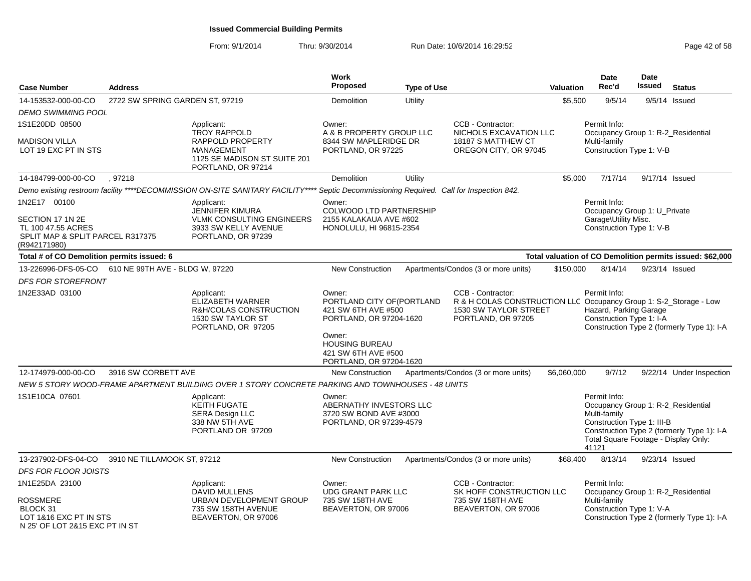**Issued Commercial Building Permits**

From: 9/1/2014 Thru: 9/30/2014 Run Date: 10/6/2014 16:29:52

| Case Number | Address | | Work Proposed | Type of Use | | Valuation | Date Rec'd | Date Issued | Status |
|---|---|---|---|---|---|---|---|---|---|
| 14-153532-000-00-CO | 2722 SW SPRING GARDEN ST, 97219 | | Demolition | Utility | | $5,500 | 9/5/14 | 9/5/14 | Issued |
| *DEMO SWIMMING POOL* | | | | | | | | | |
| 1S1E20DD 08500<br><br>MADISON VILLA<br>LOT 19 EXC PT IN STS | | Applicant:<br>TROY RAPPOLD<br>RAPPOLD PROPERTY MANAGEMENT<br>1125 SE MADISON ST SUITE 201<br>PORTLAND, OR 97214 | Owner:<br>A & B PROPERTY GROUP LLC<br>8344 SW MAPLERIDGE DR<br>PORTLAND, OR 97225 | | CCB - Contractor:<br>NICHOLS EXCAVATION LLC<br>18187 S MATTHEW CT<br>OREGON CITY, OR 97045 | | Permit Info:<br>Occupancy Group 1: R-2_Residential Multi-family<br>Construction Type 1: V-B | | |
| 14-184799-000-00-CO | , 97218 | | Demolition | Utility | | $5,000 | 7/17/14 | 9/17/14 | Issued |
| *Demo existing restroom facility ****DECOMMISSION ON-SITE SANITARY FACILITY**** Septic Decommissioning Required. Call for Inspection 842.* | | | | | | | | | |
| 1N2E17 00100<br><br>SECTION 17 1N 2E<br>TL 100 47.55 ACRES<br>SPLIT MAP & SPLIT PARCEL R317375 (R942171980) | | Applicant:<br>JENNIFER KIMURA<br>VLMK CONSULTING ENGINEERS<br>3933 SW KELLY AVENUE<br>PORTLAND, OR 97239 | Owner:<br>COLWOOD LTD PARTNERSHIP<br>2155 KALAKAUA AVE #602<br>HONOLULU, HI 96815-2354 | | | | Permit Info:<br>Occupancy Group 1: U_Private Garage\Utility Misc.<br>Construction Type 1: V-B | | |
| **Total # of CO Demolition permits issued: 6** | | | | | **Total valuation of CO Demolition permits issued: $62,000** | | | | |
| 13-226996-DFS-05-CO | 610 NE 99TH AVE - BLDG W, 97220 | | New Construction | Apartments/Condos (3 or more units) | | $150,000 | 8/14/14 | 9/23/14 | Issued |
| *DFS FOR STOREFRONT* | | | | | | | | | |
| 1N2E33AD 03100 | | Applicant:<br>ELIZABETH WARNER<br>R&H/COLAS CONSTRUCTION<br>1530 SW TAYLOR ST<br>PORTLAND, OR 97205 | Owner:<br>PORTLAND CITY OF(PORTLAND<br>421 SW 6TH AVE #500<br>PORTLAND, OR 97204-1620<br><br>Owner:<br>HOUSING BUREAU<br>421 SW 6TH AVE #500<br>PORTLAND, OR 97204-1620 | | CCB - Contractor:<br>R & H COLAS CONSTRUCTION LLC<br>1530 SW TAYLOR STREET<br>PORTLAND, OR 97205 | | Permit Info:<br>Occupancy Group 1: S-2_Storage - Low Hazard, Parking Garage<br>Construction Type 1: I-A<br>Construction Type 2 (formerly Type 1): I-A | | |
| 12-174979-000-00-CO | 3916 SW CORBETT AVE | | New Construction | Apartments/Condos (3 or more units) | | $6,060,000 | 9/7/12 | 9/22/14 | Under Inspection |
| *NEW 5 STORY WOOD-FRAME APARTMENT BUILDING OVER 1 STORY CONCRETE PARKING AND TOWNHOUSES - 48 UNITS* | | | | | | | | | |
| 1S1E10CA 07601 | | Applicant:<br>KEITH FUGATE<br>SERA Design LLC<br>338 NW 5TH AVE<br>PORTLAND OR 97209 | Owner:<br>ABERNATHY INVESTORS LLC<br>3720 SW BOND AVE #3000<br>PORTLAND, OR 97239-4579 | | | | Permit Info:<br>Occupancy Group 1: R-2_Residential Multi-family<br>Construction Type 1: III-B<br>Construction Type 2 (formerly Type 1): I-A<br>Total Square Footage - Display Only: 41121 | | |
| 13-237902-DFS-04-CO | 3910 NE TILLAMOOK ST, 97212 | | New Construction | Apartments/Condos (3 or more units) | | $68,400 | 8/13/14 | 9/23/14 | Issued |
| *DFS FOR FLOOR JOISTS* | | | | | | | | | |
| 1N1E25DA 23100<br><br>ROSSMERE<br>BLOCK 31<br>LOT 1&16 EXC PT IN STS<br>N 25' OF LOT 2&15 EXC PT IN ST | | Applicant:<br>DAVID MULLENS<br>URBAN DEVELOPMENT GROUP<br>735 SW 158TH AVENUE<br>BEAVERTON, OR 97006 | Owner:<br>UDG GRANT PARK LLC<br>735 SW 158TH AVE<br>BEAVERTON, OR 97006 | | CCB - Contractor:<br>SK HOFF CONSTRUCTION LLC<br>735 SW 158TH AVE<br>BEAVERTON, OR 97006 | | Permit Info:<br>Occupancy Group 1: R-2_Residential Multi-family<br>Construction Type 1: V-A<br>Construction Type 2 (formerly Type 1): I-A | | |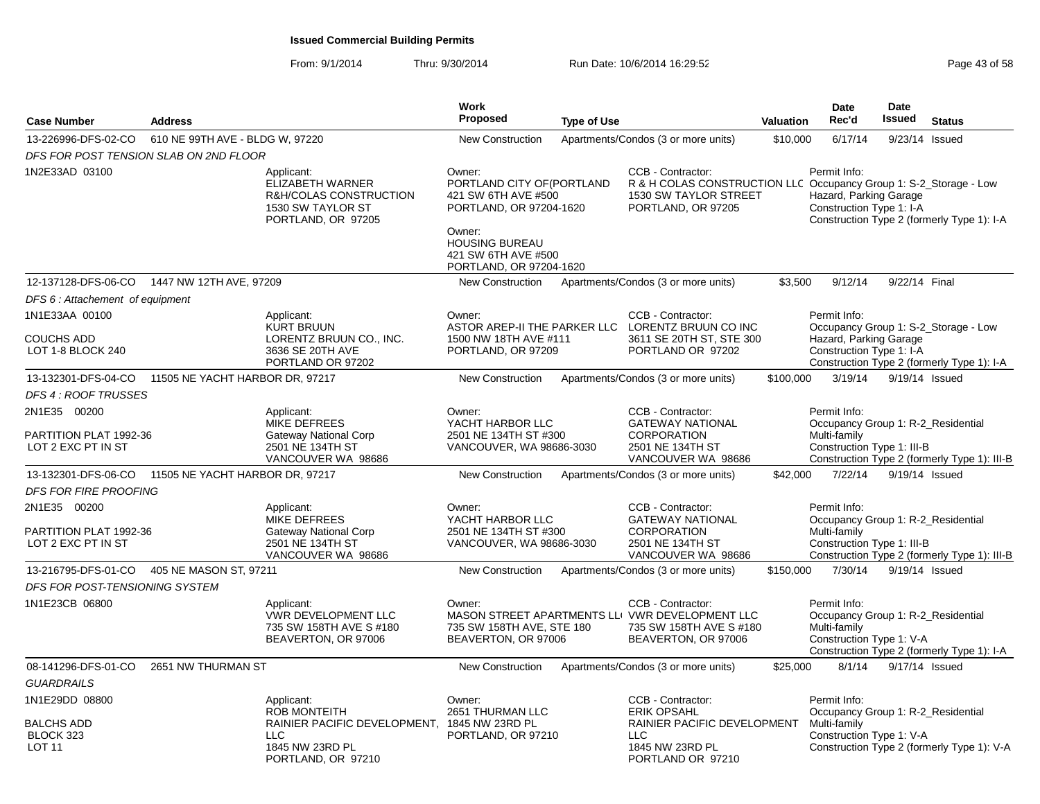# Issued Commercial Building Permits

From: 9/1/2014 Thru: 9/30/2014 Run Date: 10/6/2014 16:29:52

| Case Number | Address | Work Proposed | Type of Use | Valuation | Date Rec'd | Date Issued | Status |
|---|---|---|---|---|---|---|---|
| 13-226996-DFS-02-CO | 610 NE 99TH AVE - BLDG W, 97220 | New Construction | Apartments/Condos (3 or more units) | $10,000 | 6/17/14 | 9/23/14 | Issued |

*DFS FOR POST TENSION SLAB ON 2ND FLOOR*

1N2E33AD 03100

Applicant: ELIZABETH WARNER, R&H/COLAS CONSTRUCTION, 1530 SW TAYLOR ST, PORTLAND, OR 97205

Owner: PORTLAND CITY OF(PORTLAND, 421 SW 6TH AVE #500, PORTLAND, OR 97204-1620

Owner: HOUSING BUREAU, 421 SW 6TH AVE #500, PORTLAND, OR 97204-1620

CCB - Contractor: R & H COLAS CONSTRUCTION LLC, 1530 SW TAYLOR STREET, PORTLAND, OR 97205

Permit Info: Occupancy Group 1: S-2_Storage - Low Hazard, Parking Garage; Construction Type 1: I-A; Construction Type 2 (formerly Type 1): I-A

| Case Number | Address | Work Proposed | Type of Use | Valuation | Date Rec'd | Date Issued | Status |
|---|---|---|---|---|---|---|---|
| 12-137128-DFS-06-CO | 1447 NW 12TH AVE, 97209 | New Construction | Apartments/Condos (3 or more units) | $3,500 | 9/12/14 | 9/22/14 | Final |

*DFS 6 : Attachement of equipment*

1N1E33AA 00100 — COUCHS ADD, LOT 1-8 BLOCK 240

Applicant: KURT BRUUN, LORENTZ BRUUN CO., INC., 3636 SE 20TH AVE, PORTLAND OR 97202

Owner: ASTOR AREP-II THE PARKER LLC, 1500 NW 18TH AVE #111, PORTLAND, OR 97209

CCB - Contractor: LORENTZ BRUUN CO INC, 3611 SE 20TH ST, STE 300, PORTLAND OR 97202

Permit Info: Occupancy Group 1: S-2_Storage - Low Hazard, Parking Garage; Construction Type 1: I-A; Construction Type 2 (formerly Type 1): I-A

| Case Number | Address | Work Proposed | Type of Use | Valuation | Date Rec'd | Date Issued | Status |
|---|---|---|---|---|---|---|---|
| 13-132301-DFS-04-CO | 11505 NE YACHT HARBOR DR, 97217 | New Construction | Apartments/Condos (3 or more units) | $100,000 | 3/19/14 | 9/19/14 | Issued |

*DFS 4 : ROOF TRUSSES*

2N1E35 00200 — PARTITION PLAT 1992-36, LOT 2 EXC PT IN ST

Applicant: MIKE DEFREES, Gateway National Corp, 2501 NE 134TH ST, VANCOUVER WA 98686

Owner: YACHT HARBOR LLC, 2501 NE 134TH ST #300, VANCOUVER, WA 98686-3030

CCB - Contractor: GATEWAY NATIONAL CORPORATION, 2501 NE 134TH ST, VANCOUVER WA 98686

Permit Info: Occupancy Group 1: R-2_Residential Multi-family; Construction Type 1: III-B; Construction Type 2 (formerly Type 1): III-B

| Case Number | Address | Work Proposed | Type of Use | Valuation | Date Rec'd | Date Issued | Status |
|---|---|---|---|---|---|---|---|
| 13-132301-DFS-06-CO | 11505 NE YACHT HARBOR DR, 97217 | New Construction | Apartments/Condos (3 or more units) | $42,000 | 7/22/14 | 9/19/14 | Issued |

*DFS FOR FIRE PROOFING*

2N1E35 00200 — PARTITION PLAT 1992-36, LOT 2 EXC PT IN ST

Applicant: MIKE DEFREES, Gateway National Corp, 2501 NE 134TH ST, VANCOUVER WA 98686

Owner: YACHT HARBOR LLC, 2501 NE 134TH ST #300, VANCOUVER, WA 98686-3030

CCB - Contractor: GATEWAY NATIONAL CORPORATION, 2501 NE 134TH ST, VANCOUVER WA 98686

Permit Info: Occupancy Group 1: R-2_Residential Multi-family; Construction Type 1: III-B; Construction Type 2 (formerly Type 1): III-B

| Case Number | Address | Work Proposed | Type of Use | Valuation | Date Rec'd | Date Issued | Status |
|---|---|---|---|---|---|---|---|
| 13-216795-DFS-01-CO | 405 NE MASON ST, 97211 | New Construction | Apartments/Condos (3 or more units) | $150,000 | 7/30/14 | 9/19/14 | Issued |

*DFS FOR POST-TENSIONING SYSTEM*

1N1E23CB 06800

Applicant: VWR DEVELOPMENT LLC, 735 SW 158TH AVE S #180, BEAVERTON, OR 97006

Owner: MASON STREET APARTMENTS LL(, 735 SW 158TH AVE, STE 180, BEAVERTON, OR 97006

CCB - Contractor: VWR DEVELOPMENT LLC, 735 SW 158TH AVE S #180, BEAVERTON, OR 97006

Permit Info: Occupancy Group 1: R-2_Residential Multi-family; Construction Type 1: V-A; Construction Type 2 (formerly Type 1): I-A

| Case Number | Address | Work Proposed | Type of Use | Valuation | Date Rec'd | Date Issued | Status |
|---|---|---|---|---|---|---|---|
| 08-141296-DFS-01-CO | 2651 NW THURMAN ST | New Construction | Apartments/Condos (3 or more units) | $25,000 | 8/1/14 | 9/17/14 | Issued |

*GUARDRAILS*

1N1E29DD 08800 — BALCHS ADD, BLOCK 323, LOT 11

Applicant: ROB MONTEITH, RAINIER PACIFIC DEVELOPMENT, LLC, 1845 NW 23RD PL, PORTLAND, OR 97210

Owner: 2651 THURMAN LLC, 1845 NW 23RD PL, PORTLAND, OR 97210

CCB - Contractor: ERIK OPSAHL, RAINIER PACIFIC DEVELOPMENT LLC, 1845 NW 23RD PL, PORTLAND OR 97210

Permit Info: Occupancy Group 1: R-2_Residential Multi-family; Construction Type 1: V-A; Construction Type 2 (formerly Type 1): V-A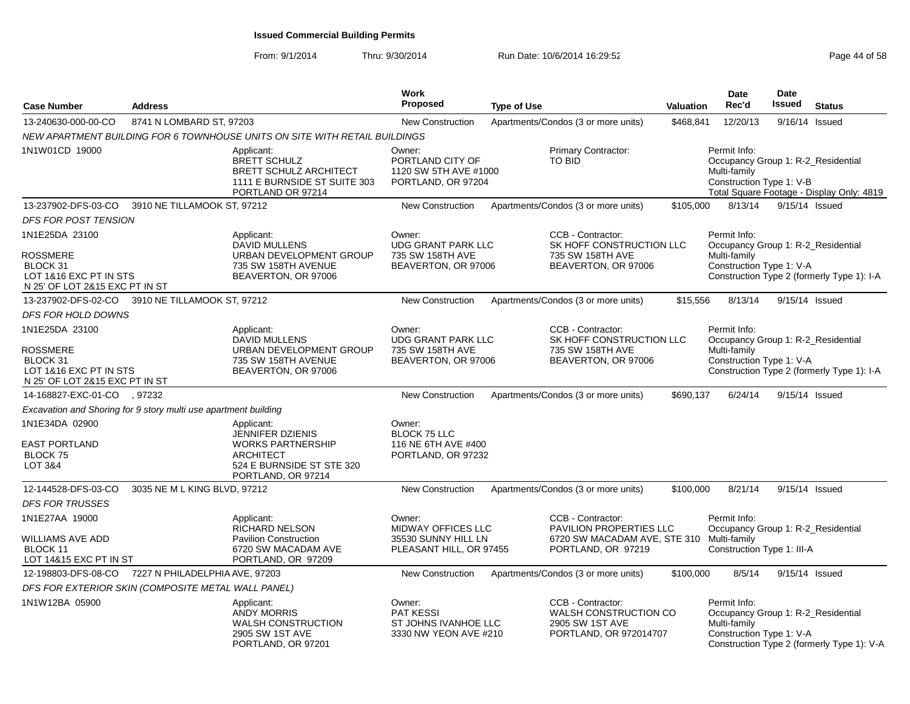**Issued Commercial Building Permits**

From: 9/1/2014 Thru: 9/30/2014 Run Date: 10/6/2014 16:29:52

| Case Number | Address | Work Proposed | Type of Use | Valuation | Date Rec'd | Date Issued | Status |
|---|---|---|---|---|---|---|---|
| 13-240630-000-00-CO | 8741 N LOMBARD ST, 97203 | New Construction | Apartments/Condos (3 or more units) | $468,841 | 12/20/13 | 9/16/14 | Issued |

NEW APARTMENT BUILDING FOR 6 TOWNHOUSE UNITS ON SITE WITH RETAIL BUILDINGS

1N1W01CD 19000

Applicant: BRETT SCHULZ, BRETT SCHULZ ARCHITECT, 1111 E BURNSIDE ST SUITE 303, PORTLAND OR 97214

Owner: PORTLAND CITY OF, 1120 SW 5TH AVE #1000, PORTLAND, OR 97204

Primary Contractor: TO BID

Permit Info: Occupancy Group 1: R-2_Residential Multi-family; Construction Type 1: V-B; Total Square Footage - Display Only: 4819

| Case Number | Address | Work Proposed | Type of Use | Valuation | Date Rec'd | Date Issued | Status |
|---|---|---|---|---|---|---|---|
| 13-237902-DFS-03-CO | 3910 NE TILLAMOOK ST, 97212 | New Construction | Apartments/Condos (3 or more units) | $105,000 | 8/13/14 | 9/15/14 | Issued |

DFS FOR POST TENSION

1N1E25DA 23100; ROSSMERE; BLOCK 31; LOT 1&16 EXC PT IN STS; N 25' OF LOT 2&15 EXC PT IN ST

Applicant: DAVID MULLENS, URBAN DEVELOPMENT GROUP, 735 SW 158TH AVENUE, BEAVERTON, OR 97006

Owner: UDG GRANT PARK LLC, 735 SW 158TH AVE, BEAVERTON, OR 97006

CCB - Contractor: SK HOFF CONSTRUCTION LLC, 735 SW 158TH AVE, BEAVERTON, OR 97006

Permit Info: Occupancy Group 1: R-2_Residential Multi-family; Construction Type 1: V-A; Construction Type 2 (formerly Type 1): I-A

| Case Number | Address | Work Proposed | Type of Use | Valuation | Date Rec'd | Date Issued | Status |
|---|---|---|---|---|---|---|---|
| 13-237902-DFS-02-CO | 3910 NE TILLAMOOK ST, 97212 | New Construction | Apartments/Condos (3 or more units) | $15,556 | 8/13/14 | 9/15/14 | Issued |

DFS FOR HOLD DOWNS

1N1E25DA 23100; ROSSMERE; BLOCK 31; LOT 1&16 EXC PT IN STS; N 25' OF LOT 2&15 EXC PT IN ST

Applicant: DAVID MULLENS, URBAN DEVELOPMENT GROUP, 735 SW 158TH AVENUE, BEAVERTON, OR 97006

Owner: UDG GRANT PARK LLC, 735 SW 158TH AVE, BEAVERTON, OR 97006

CCB - Contractor: SK HOFF CONSTRUCTION LLC, 735 SW 158TH AVE, BEAVERTON, OR 97006

Permit Info: Occupancy Group 1: R-2_Residential Multi-family; Construction Type 1: V-A; Construction Type 2 (formerly Type 1): I-A

| Case Number | Address | Work Proposed | Type of Use | Valuation | Date Rec'd | Date Issued | Status |
|---|---|---|---|---|---|---|---|
| 14-168827-EXC-01-CO | , 97232 | New Construction | Apartments/Condos (3 or more units) | $690,137 | 6/24/14 | 9/15/14 | Issued |

Excavation and Shoring for 9 story multi use apartment building

1N1E34DA 02900; EAST PORTLAND; BLOCK 75; LOT 3&4

Applicant: JENNIFER DZIENIS, WORKS PARTNERSHIP ARCHITECT, 524 E BURNSIDE ST STE 320, PORTLAND, OR 97214

Owner: BLOCK 75 LLC, 116 NE 6TH AVE #400, PORTLAND, OR 97232

| Case Number | Address | Work Proposed | Type of Use | Valuation | Date Rec'd | Date Issued | Status |
|---|---|---|---|---|---|---|---|
| 12-144528-DFS-03-CO | 3035 NE M L KING BLVD, 97212 | New Construction | Apartments/Condos (3 or more units) | $100,000 | 8/21/14 | 9/15/14 | Issued |

DFS FOR TRUSSES

1N1E27AA 19000; WILLIAMS AVE ADD; BLOCK 11; LOT 14&15 EXC PT IN ST

Applicant: RICHARD NELSON, Pavilion Construction, 6720 SW MACADAM AVE, PORTLAND, OR 97209

Owner: MIDWAY OFFICES LLC, 35530 SUNNY HILL LN, PLEASANT HILL, OR 97455

CCB - Contractor: PAVILION PROPERTIES LLC, 6720 SW MACADAM AVE, STE 310, PORTLAND, OR 97219

Permit Info: Occupancy Group 1: R-2_Residential Multi-family; Construction Type 1: III-A

| Case Number | Address | Work Proposed | Type of Use | Valuation | Date Rec'd | Date Issued | Status |
|---|---|---|---|---|---|---|---|
| 12-198803-DFS-08-CO | 7227 N PHILADELPHIA AVE, 97203 | New Construction | Apartments/Condos (3 or more units) | $100,000 | 8/5/14 | 9/15/14 | Issued |

DFS FOR EXTERIOR SKIN (COMPOSITE METAL WALL PANEL)

1N1W12BA 05900

Applicant: ANDY MORRIS, WALSH CONSTRUCTION, 2905 SW 1ST AVE, PORTLAND, OR 97201

Owner: PAT KESSI, ST JOHNS IVANHOE LLC, 3330 NW YEON AVE #210

CCB - Contractor: WALSH CONSTRUCTION CO, 2905 SW 1ST AVE, PORTLAND, OR 972014707

Permit Info: Occupancy Group 1: R-2_Residential Multi-family; Construction Type 1: V-A; Construction Type 2 (formerly Type 1): V-A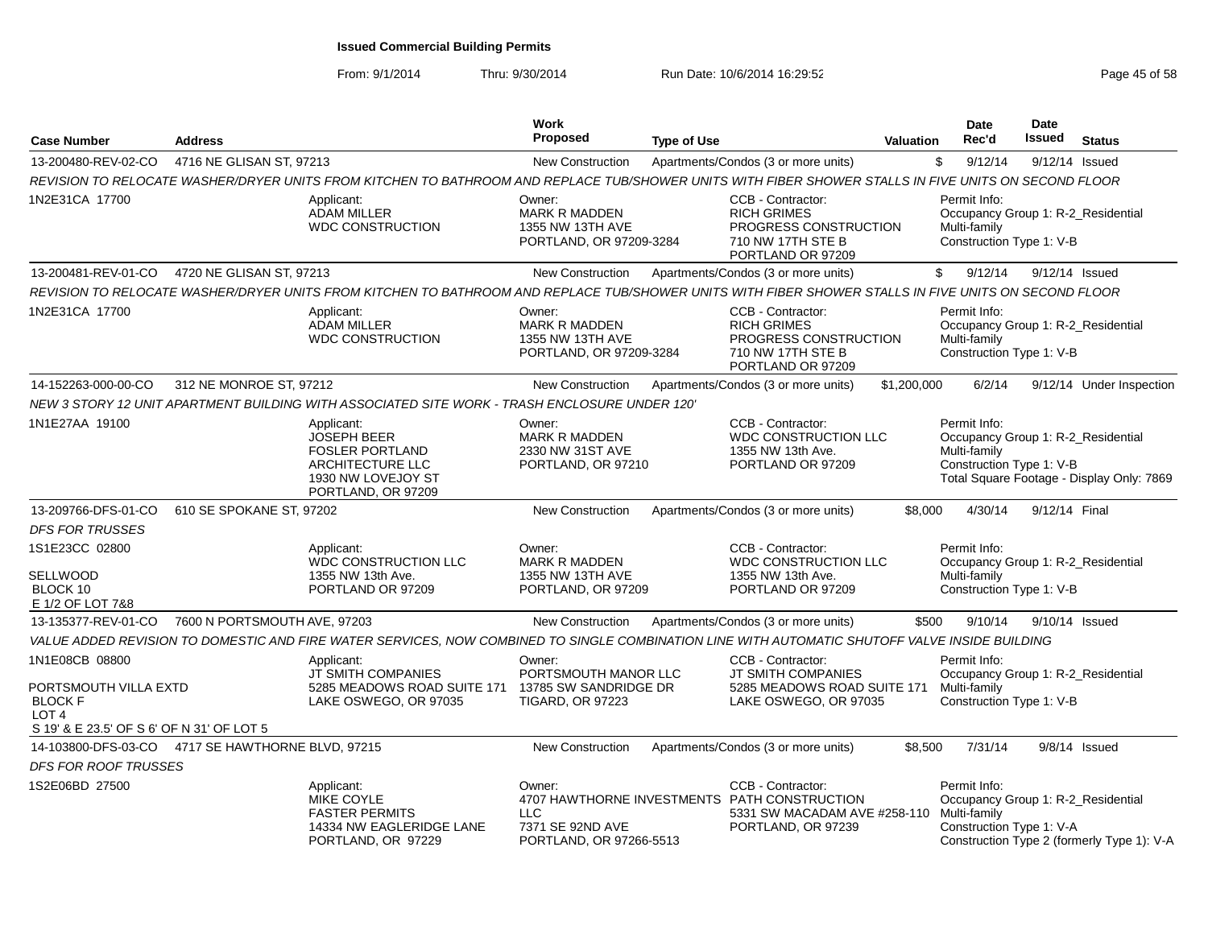**Issued Commercial Building Permits**

From: 9/1/2014 Thru: 9/30/2014 Run Date: 10/6/2014 16:29:52

| Case Number | Address | Work Proposed | Type of Use | Valuation | Date Rec'd | Date Issued | Status |
|---|---|---|---|---|---|---|---|
| 13-200480-REV-02-CO | 4716 NE GLISAN ST, 97213 | New Construction | Apartments/Condos (3 or more units) | $ | 9/12/14 | 9/12/14 | Issued |

*REVISION TO RELOCATE WASHER/DRYER UNITS FROM KITCHEN TO BATHROOM AND REPLACE TUB/SHOWER UNITS WITH FIBER SHOWER STALLS IN FIVE UNITS ON SECOND FLOOR*

1N2E31CA 17700

Applicant: ADAM MILLER, WDC CONSTRUCTION
Owner: MARK R MADDEN, 1355 NW 13TH AVE, PORTLAND, OR 97209-3284
CCB - Contractor: RICH GRIMES, PROGRESS CONSTRUCTION, 710 NW 17TH STE B, PORTLAND OR 97209
Permit Info: Occupancy Group 1: R-2_Residential Multi-family; Construction Type 1: V-B

| Case Number | Address | Work Proposed | Type of Use | Valuation | Date Rec'd | Date Issued | Status |
|---|---|---|---|---|---|---|---|
| 13-200481-REV-01-CO | 4720 NE GLISAN ST, 97213 | New Construction | Apartments/Condos (3 or more units) | $ | 9/12/14 | 9/12/14 | Issued |

*REVISION TO RELOCATE WASHER/DRYER UNITS FROM KITCHEN TO BATHROOM AND REPLACE TUB/SHOWER UNITS WITH FIBER SHOWER STALLS IN FIVE UNITS ON SECOND FLOOR*

1N2E31CA 17700

Applicant: ADAM MILLER, WDC CONSTRUCTION
Owner: MARK R MADDEN, 1355 NW 13TH AVE, PORTLAND, OR 97209-3284
CCB - Contractor: RICH GRIMES, PROGRESS CONSTRUCTION, 710 NW 17TH STE B, PORTLAND OR 97209
Permit Info: Occupancy Group 1: R-2_Residential Multi-family; Construction Type 1: V-B

| Case Number | Address | Work Proposed | Type of Use | Valuation | Date Rec'd | Date Issued | Status |
|---|---|---|---|---|---|---|---|
| 14-152263-000-00-CO | 312 NE MONROE ST, 97212 | New Construction | Apartments/Condos (3 or more units) | $1,200,000 | 6/2/14 | 9/12/14 | Under Inspection |

*NEW 3 STORY 12 UNIT APARTMENT BUILDING WITH ASSOCIATED SITE WORK - TRASH ENCLOSURE UNDER 120'*

1N1E27AA 19100

Applicant: JOSEPH BEER, FOSLER PORTLAND ARCHITECTURE LLC, 1930 NW LOVEJOY ST, PORTLAND, OR 97209
Owner: MARK R MADDEN, 2330 NW 31ST AVE, PORTLAND, OR 97210
CCB - Contractor: WDC CONSTRUCTION LLC, 1355 NW 13th Ave., PORTLAND OR 97209
Permit Info: Occupancy Group 1: R-2_Residential Multi-family; Construction Type 1: V-B; Total Square Footage - Display Only: 7869

| Case Number | Address | Work Proposed | Type of Use | Valuation | Date Rec'd | Date Issued | Status |
|---|---|---|---|---|---|---|---|
| 13-209766-DFS-01-CO | 610 SE SPOKANE ST, 97202 | New Construction | Apartments/Condos (3 or more units) | $8,000 | 4/30/14 | 9/12/14 | Final |

*DFS FOR TRUSSES*

1S1E23CC 02800
SELLWOOD
BLOCK 10
E 1/2 OF LOT 7&8

Applicant: WDC CONSTRUCTION LLC, 1355 NW 13th Ave., PORTLAND OR 97209
Owner: MARK R MADDEN, 1355 NW 13TH AVE, PORTLAND, OR 97209
CCB - Contractor: WDC CONSTRUCTION LLC, 1355 NW 13th Ave., PORTLAND OR 97209
Permit Info: Occupancy Group 1: R-2_Residential Multi-family; Construction Type 1: V-B

| Case Number | Address | Work Proposed | Type of Use | Valuation | Date Rec'd | Date Issued | Status |
|---|---|---|---|---|---|---|---|
| 13-135377-REV-01-CO | 7600 N PORTSMOUTH AVE, 97203 | New Construction | Apartments/Condos (3 or more units) | $500 | 9/10/14 | 9/10/14 | Issued |

*VALUE ADDED REVISION TO DOMESTIC AND FIRE WATER SERVICES, NOW COMBINED TO SINGLE COMBINATION LINE WITH AUTOMATIC SHUTOFF VALVE INSIDE BUILDING*

1N1E08CB 08800
PORTSMOUTH VILLA EXTD
BLOCK F
LOT 4
S 19' & E 23.5' OF S 6' OF N 31' OF LOT 5

Applicant: JT SMITH COMPANIES, 5285 MEADOWS ROAD SUITE 171, LAKE OSWEGO, OR 97035
Owner: PORTSMOUTH MANOR LLC, 13785 SW SANDRIDGE DR, TIGARD, OR 97223
CCB - Contractor: JT SMITH COMPANIES, 5285 MEADOWS ROAD SUITE 171, LAKE OSWEGO, OR 97035
Permit Info: Occupancy Group 1: R-2_Residential Multi-family; Construction Type 1: V-B

| Case Number | Address | Work Proposed | Type of Use | Valuation | Date Rec'd | Date Issued | Status |
|---|---|---|---|---|---|---|---|
| 14-103800-DFS-03-CO | 4717 SE HAWTHORNE BLVD, 97215 | New Construction | Apartments/Condos (3 or more units) | $8,500 | 7/31/14 | 9/8/14 | Issued |

*DFS FOR ROOF TRUSSES*

1S2E06BD 27500

Applicant: MIKE COYLE, FASTER PERMITS, 14334 NW EAGLERIDGE LANE, PORTLAND, OR 97229
Owner: 4707 HAWTHORNE INVESTMENTS LLC, 7371 SE 92ND AVE, PORTLAND, OR 97266-5513
CCB - Contractor: PATH CONSTRUCTION, 5331 SW MACADAM AVE #258-110, PORTLAND, OR 97239
Permit Info: Occupancy Group 1: R-2_Residential Multi-family; Construction Type 1: V-A; Construction Type 2 (formerly Type 1): V-A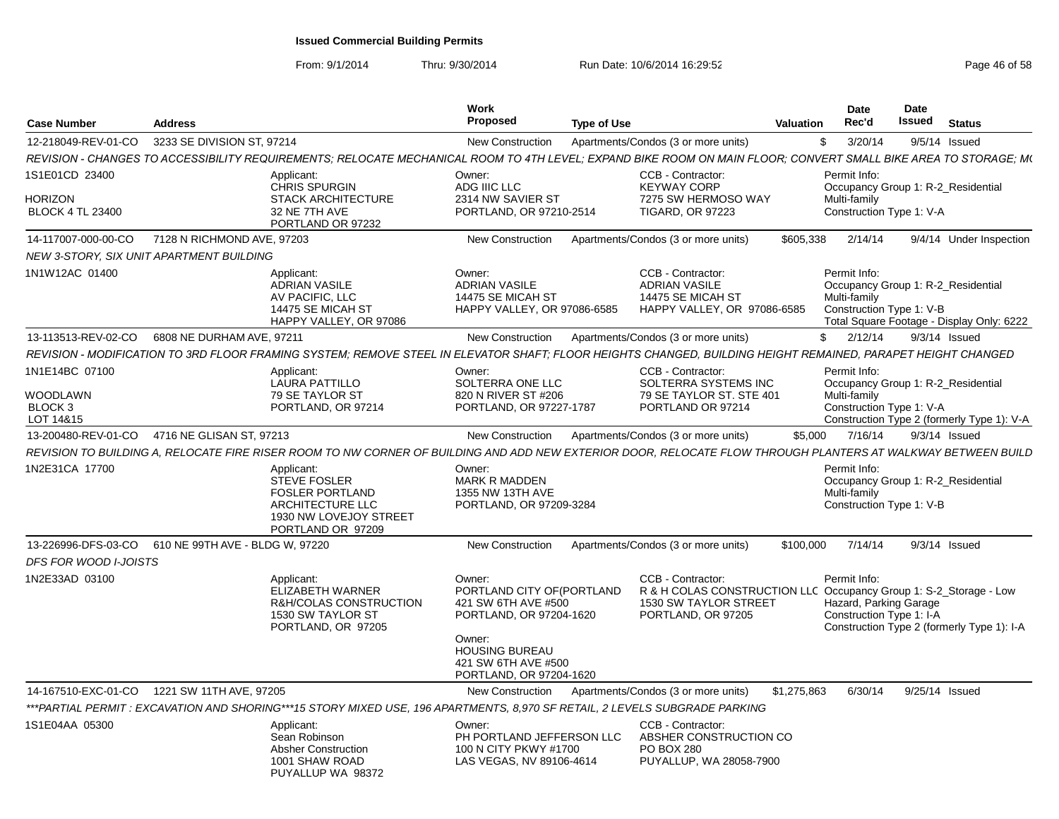**Issued Commercial Building Permits**

From: 9/1/2014 Thru: 9/30/2014 Run Date: 10/6/2014 16:29:52

| Case Number | Address | Work Proposed | Type of Use | Valuation | Date Rec'd | Date Issued | Status |
|---|---|---|---|---|---|---|---|
| 12-218049-REV-01-CO | 3233 SE DIVISION ST, 97214 | New Construction | Apartments/Condos (3 or more units) | $ | 3/20/14 | 9/5/14 | Issued |

REVISION - CHANGES TO ACCESSIBILITY REQUIREMENTS; RELOCATE MECHANICAL ROOM TO 4TH LEVEL; EXPAND BIKE ROOM ON MAIN FLOOR; CONVERT SMALL BIKE AREA TO STORAGE; M(

1S1E01CD 23400
HORIZON
BLOCK 4 TL 23400

Applicant: CHRIS SPURGIN, STACK ARCHITECTURE, 32 NE 7TH AVE, PORTLAND OR 97232
Owner: ADG IIIC LLC, 2314 NW SAVIER ST, PORTLAND, OR 97210-2514
CCB - Contractor: KEYWAY CORP, 7275 SW HERMOSO WAY, TIGARD, OR 97223
Permit Info: Occupancy Group 1: R-2_Residential Multi-family; Construction Type 1: V-A

| Case Number | Address | Work Proposed | Type of Use | Valuation | Date Rec'd | Date Issued | Status |
|---|---|---|---|---|---|---|---|
| 14-117007-000-00-CO | 7128 N RICHMOND AVE, 97203 | New Construction | Apartments/Condos (3 or more units) | $605,338 | 2/14/14 | 9/4/14 | Under Inspection |

NEW 3-STORY, SIX UNIT APARTMENT BUILDING

1N1W12AC 01400

Applicant: ADRIAN VASILE, AV PACIFIC, LLC, 14475 SE MICAH ST, HAPPY VALLEY, OR 97086
Owner: ADRIAN VASILE, 14475 SE MICAH ST, HAPPY VALLEY, OR 97086-6585
CCB - Contractor: ADRIAN VASILE, 14475 SE MICAH ST, HAPPY VALLEY, OR 97086-6585
Permit Info: Occupancy Group 1: R-2_Residential Multi-family; Construction Type 1: V-B; Total Square Footage - Display Only: 6222

| Case Number | Address | Work Proposed | Type of Use | Valuation | Date Rec'd | Date Issued | Status |
|---|---|---|---|---|---|---|---|
| 13-113513-REV-02-CO | 6808 NE DURHAM AVE, 97211 | New Construction | Apartments/Condos (3 or more units) | $ | 2/12/14 | 9/3/14 | Issued |

REVISION - MODIFICATION TO 3RD FLOOR FRAMING SYSTEM; REMOVE STEEL IN ELEVATOR SHAFT; FLOOR HEIGHTS CHANGED, BUILDING HEIGHT REMAINED, PARAPET HEIGHT CHANGED

1N1E14BC 07100
WOODLAWN
BLOCK 3
LOT 14&15

Applicant: LAURA PATTILLO, 79 SE TAYLOR ST, PORTLAND, OR 97214
Owner: SOLTERRA ONE LLC, 820 N RIVER ST #206, PORTLAND, OR 97227-1787
CCB - Contractor: SOLTERRA SYSTEMS INC, 79 SE TAYLOR ST. STE 401, PORTLAND OR 97214
Permit Info: Occupancy Group 1: R-2_Residential Multi-family; Construction Type 1: V-A; Construction Type 2 (formerly Type 1): V-A

| Case Number | Address | Work Proposed | Type of Use | Valuation | Date Rec'd | Date Issued | Status |
|---|---|---|---|---|---|---|---|
| 13-200480-REV-01-CO | 4716 NE GLISAN ST, 97213 | New Construction | Apartments/Condos (3 or more units) | $5,000 | 7/16/14 | 9/3/14 | Issued |

REVISION TO BUILDING A, RELOCATE FIRE RISER ROOM TO NW CORNER OF BUILDING AND ADD NEW EXTERIOR DOOR, RELOCATE FLOW THROUGH PLANTERS AT WALKWAY BETWEEN BUILD

1N2E31CA 17700

Applicant: STEVE FOSLER, FOSLER PORTLAND ARCHITECTURE LLC, 1930 NW LOVEJOY STREET, PORTLAND OR 97209
Owner: MARK R MADDEN, 1355 NW 13TH AVE, PORTLAND, OR 97209-3284
Permit Info: Occupancy Group 1: R-2_Residential Multi-family; Construction Type 1: V-B

| Case Number | Address | Work Proposed | Type of Use | Valuation | Date Rec'd | Date Issued | Status |
|---|---|---|---|---|---|---|---|
| 13-226996-DFS-03-CO | 610 NE 99TH AVE - BLDG W, 97220 | New Construction | Apartments/Condos (3 or more units) | $100,000 | 7/14/14 | 9/3/14 | Issued |

DFS FOR WOOD I-JOISTS

1N2E33AD 03100

Applicant: ELIZABETH WARNER, R&H/COLAS CONSTRUCTION, 1530 SW TAYLOR ST, PORTLAND, OR 97205
Owner: PORTLAND CITY OF(PORTLAND, 421 SW 6TH AVE #500, PORTLAND, OR 97204-1620
Owner: HOUSING BUREAU, 421 SW 6TH AVE #500, PORTLAND, OR 97204-1620
CCB - Contractor: R & H COLAS CONSTRUCTION LLC, 1530 SW TAYLOR STREET, PORTLAND, OR 97205
Permit Info: Occupancy Group 1: S-2_Storage - Low Hazard, Parking Garage; Construction Type 1: I-A; Construction Type 2 (formerly Type 1): I-A

| Case Number | Address | Work Proposed | Type of Use | Valuation | Date Rec'd | Date Issued | Status |
|---|---|---|---|---|---|---|---|
| 14-167510-EXC-01-CO | 1221 SW 11TH AVE, 97205 | New Construction | Apartments/Condos (3 or more units) | $1,275,863 | 6/30/14 | 9/25/14 | Issued |

***PARTIAL PERMIT : EXCAVATION AND SHORING***15 STORY MIXED USE, 196 APARTMENTS, 8,970 SF RETAIL, 2 LEVELS SUBGRADE PARKING

1S1E04AA 05300

Applicant: Sean Robinson, Absher Construction, 1001 SHAW ROAD, PUYALLUP WA 98372
Owner: PH PORTLAND JEFFERSON LLC, 100 N CITY PKWY #1700, LAS VEGAS, NV 89106-4614
CCB - Contractor: ABSHER CONSTRUCTION CO, PO BOX 280, PUYALLUP, WA 28058-7900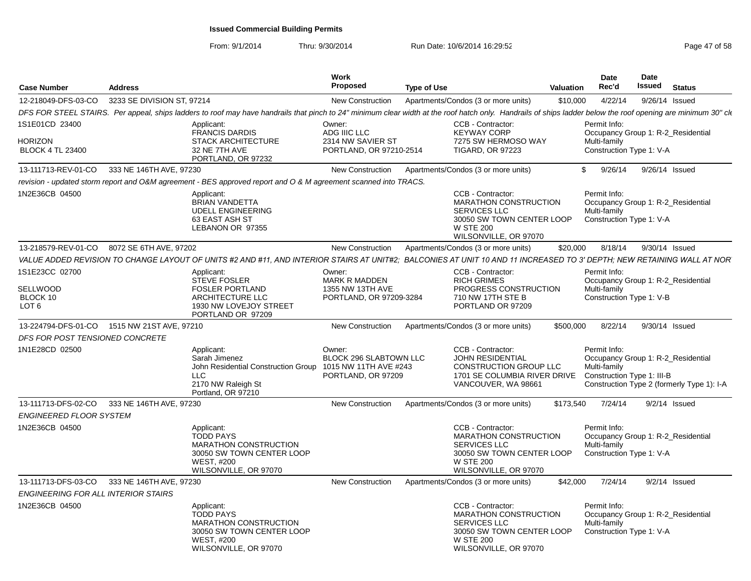**Issued Commercial Building Permits**

From: 9/1/2014 Thru: 9/30/2014 Run Date: 10/6/2014 16:29:52

| Case Number | Address | Work Proposed | Type of Use | Valuation | Date Rec'd | Date Issued | Status |
|---|---|---|---|---|---|---|---|
| 12-218049-DFS-03-CO | 3233 SE DIVISION ST, 97214 | New Construction | Apartments/Condos (3 or more units) | $10,000 | 4/22/14 | 9/26/14 | Issued |

*DFS FOR STEEL STAIRS. Per appeal, ships ladders to roof may have handrails that pinch to 24" minimum clear width at the roof hatch only. Handrails of ships ladder below the roof opening are minimum 30" cle*

1S1E01CD 23400
HORIZON
BLOCK 4 TL 23400

Applicant:
FRANCIS DARDIS
STACK ARCHITECTURE
32 NE 7TH AVE
PORTLAND, OR 97232

Owner:
ADG IIIC LLC
2314 NW SAVIER ST
PORTLAND, OR 97210-2514

CCB - Contractor:
KEYWAY CORP
7275 SW HERMOSO WAY
TIGARD, OR 97223

Permit Info:
Occupancy Group 1: R-2_Residential Multi-family
Construction Type 1: V-A

| Case Number | Address | Work Proposed | Type of Use | Valuation | Date Rec'd | Date Issued | Status |
|---|---|---|---|---|---|---|---|
| 13-111713-REV-01-CO | 333 NE 146TH AVE, 97230 | New Construction | Apartments/Condos (3 or more units) | $ | 9/26/14 | 9/26/14 | Issued |

*revision - updated storm report and O&M agreement - BES approved report and O & M agreement scanned into TRACS.*

1N2E36CB 04500

Applicant:
BRIAN VANDETTA
UDELL ENGINEERING
63 EAST ASH ST
LEBANON OR 97355

CCB - Contractor:
MARATHON CONSTRUCTION SERVICES LLC
30050 SW TOWN CENTER LOOP W STE 200
WILSONVILLE, OR 97070

Permit Info:
Occupancy Group 1: R-2_Residential Multi-family
Construction Type 1: V-A

| Case Number | Address | Work Proposed | Type of Use | Valuation | Date Rec'd | Date Issued | Status |
|---|---|---|---|---|---|---|---|
| 13-218579-REV-01-CO | 8072 SE 6TH AVE, 97202 | New Construction | Apartments/Condos (3 or more units) | $20,000 | 8/18/14 | 9/30/14 | Issued |

*VALUE ADDED REVISION TO CHANGE LAYOUT OF UNITS #2 AND #11, AND INTERIOR STAIRS AT UNIT#2; BALCONIES AT UNIT 10 AND 11 INCREASED TO 3' DEPTH; NEW RETAINING WALL AT NOR*

1S1E23CC 02700
SELLWOOD
BLOCK 10
LOT 6

Applicant:
STEVE FOSLER
FOSLER PORTLAND ARCHITECTURE LLC
1930 NW LOVEJOY STREET
PORTLAND OR 97209

Owner:
MARK R MADDEN
1355 NW 13TH AVE
PORTLAND, OR 97209-3284

CCB - Contractor:
RICH GRIMES
PROGRESS CONSTRUCTION
710 NW 17TH STE B
PORTLAND OR 97209

Permit Info:
Occupancy Group 1: R-2_Residential Multi-family
Construction Type 1: V-B

| Case Number | Address | Work Proposed | Type of Use | Valuation | Date Rec'd | Date Issued | Status |
|---|---|---|---|---|---|---|---|
| 13-224794-DFS-01-CO | 1515 NW 21ST AVE, 97210 | New Construction | Apartments/Condos (3 or more units) | $500,000 | 8/22/14 | 9/30/14 | Issued |

*DFS FOR POST TENSIONED CONCRETE*

1N1E28CD 02500

Applicant:
Sarah Jimenez
John Residential Construction Group LLC
2170 NW Raleigh St
Portland, OR 97210

Owner:
BLOCK 296 SLABTOWN LLC
1015 NW 11TH AVE #243
PORTLAND, OR 97209

CCB - Contractor:
JOHN RESIDENTIAL CONSTRUCTION GROUP LLC
1701 SE COLUMBIA RIVER DRIVE
VANCOUVER, WA 98661

Permit Info:
Occupancy Group 1: R-2_Residential Multi-family
Construction Type 1: III-B
Construction Type 2 (formerly Type 1): I-A

| Case Number | Address | Work Proposed | Type of Use | Valuation | Date Rec'd | Date Issued | Status |
|---|---|---|---|---|---|---|---|
| 13-111713-DFS-02-CO | 333 NE 146TH AVE, 97230 | New Construction | Apartments/Condos (3 or more units) | $173,540 | 7/24/14 | 9/2/14 | Issued |

*ENGINEERED FLOOR SYSTEM*

1N2E36CB 04500

Applicant:
TODD PAYS
MARATHON CONSTRUCTION
30050 SW TOWN CENTER LOOP WEST, #200
WILSONVILLE, OR 97070

CCB - Contractor:
MARATHON CONSTRUCTION SERVICES LLC
30050 SW TOWN CENTER LOOP W STE 200
WILSONVILLE, OR 97070

Permit Info:
Occupancy Group 1: R-2_Residential Multi-family
Construction Type 1: V-A

| Case Number | Address | Work Proposed | Type of Use | Valuation | Date Rec'd | Date Issued | Status |
|---|---|---|---|---|---|---|---|
| 13-111713-DFS-03-CO | 333 NE 146TH AVE, 97230 | New Construction | Apartments/Condos (3 or more units) | $42,000 | 7/24/14 | 9/2/14 | Issued |

*ENGINEERING FOR ALL INTERIOR STAIRS*

1N2E36CB 04500

Applicant:
TODD PAYS
MARATHON CONSTRUCTION
30050 SW TOWN CENTER LOOP WEST, #200
WILSONVILLE, OR 97070

CCB - Contractor:
MARATHON CONSTRUCTION SERVICES LLC
30050 SW TOWN CENTER LOOP W STE 200
WILSONVILLE, OR 97070

Permit Info:
Occupancy Group 1: R-2_Residential Multi-family
Construction Type 1: V-A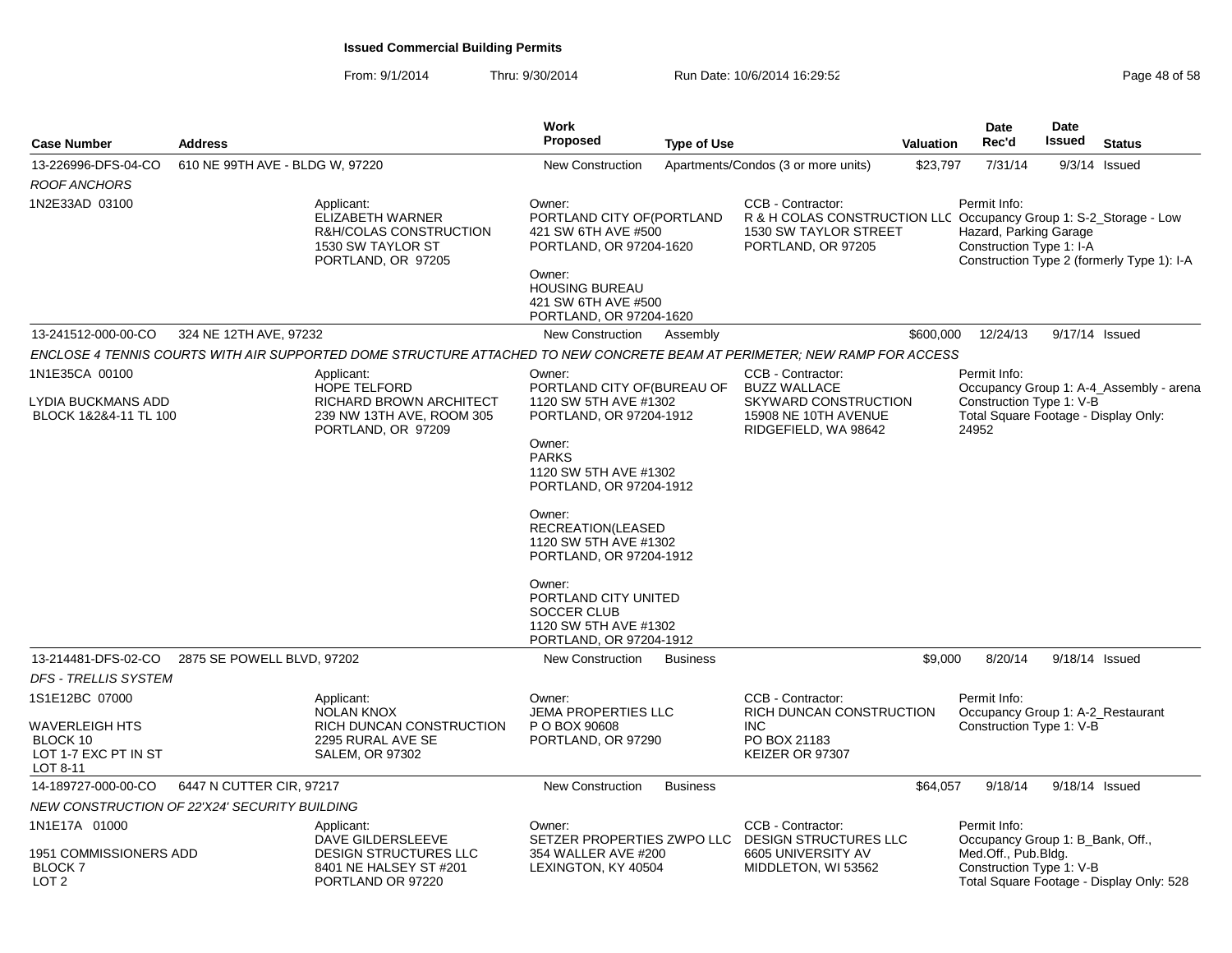# Issued Commercial Building Permits

From: 9/1/2014 Thru: 9/30/2014 Run Date: 10/6/2014 16:29:52

| Case Number | Address | Work Proposed | Type of Use | Valuation | Date Rec'd | Date Issued | Status |
|---|---|---|---|---|---|---|---|
| 13-226996-DFS-04-CO | 610 NE 99TH AVE - BLDG W, 97220 | New Construction | Apartments/Condos (3 or more units) | $23,797 | 7/31/14 | 9/3/14 | Issued |

*ROOF ANCHORS*

1N2E33AD 03100

Applicant:
ELIZABETH WARNER
R&H/COLAS CONSTRUCTION
1530 SW TAYLOR ST
PORTLAND, OR 97205

Owner:
PORTLAND CITY OF(PORTLAND
421 SW 6TH AVE #500
PORTLAND, OR 97204-1620

Owner:
HOUSING BUREAU
421 SW 6TH AVE #500
PORTLAND, OR 97204-1620

CCB - Contractor:
R & H COLAS CONSTRUCTION LLC
1530 SW TAYLOR STREET
PORTLAND, OR 97205

Permit Info:
Occupancy Group 1: S-2_Storage - Low Hazard, Parking Garage
Construction Type 1: I-A
Construction Type 2 (formerly Type 1): I-A

| Case Number | Address | Work Proposed | Type of Use | Valuation | Date Rec'd | Date Issued | Status |
|---|---|---|---|---|---|---|---|
| 13-241512-000-00-CO | 324 NE 12TH AVE, 97232 | New Construction | Assembly | $600,000 | 12/24/13 | 9/17/14 | Issued |

*ENCLOSE 4 TENNIS COURTS WITH AIR SUPPORTED DOME STRUCTURE ATTACHED TO NEW CONCRETE BEAM AT PERIMETER; NEW RAMP FOR ACCESS*

1N1E35CA 00100

LYDIA BUCKMANS ADD
BLOCK 1&2&4-11 TL 100

Applicant:
HOPE TELFORD
RICHARD BROWN ARCHITECT
239 NW 13TH AVE, ROOM 305
PORTLAND, OR 97209

Owner:
PORTLAND CITY OF(BUREAU OF
1120 SW 5TH AVE #1302
PORTLAND, OR 97204-1912

Owner:
PARKS
1120 SW 5TH AVE #1302
PORTLAND, OR 97204-1912

Owner:
RECREATION(LEASED
1120 SW 5TH AVE #1302
PORTLAND, OR 97204-1912

Owner:
PORTLAND CITY UNITED SOCCER CLUB
1120 SW 5TH AVE #1302
PORTLAND, OR 97204-1912

CCB - Contractor:
BUZZ WALLACE
SKYWARD CONSTRUCTION
15908 NE 10TH AVENUE
RIDGEFIELD, WA 98642

Permit Info:
Occupancy Group 1: A-4_Assembly - arena
Construction Type 1: V-B
Total Square Footage - Display Only: 24952

| Case Number | Address | Work Proposed | Type of Use | Valuation | Date Rec'd | Date Issued | Status |
|---|---|---|---|---|---|---|---|
| 13-214481-DFS-02-CO | 2875 SE POWELL BLVD, 97202 | New Construction | Business | $9,000 | 8/20/14 | 9/18/14 | Issued |

*DFS - TRELLIS SYSTEM*

1S1E12BC 07000

WAVERLEIGH HTS
BLOCK 10
LOT 1-7 EXC PT IN ST
LOT 8-11

Applicant:
NOLAN KNOX
RICH DUNCAN CONSTRUCTION
2295 RURAL AVE SE
SALEM, OR 97302

Owner:
JEMA PROPERTIES LLC
P O BOX 90608
PORTLAND, OR 97290

CCB - Contractor:
RICH DUNCAN CONSTRUCTION INC
PO BOX 21183
KEIZER OR 97307

Permit Info:
Occupancy Group 1: A-2_Restaurant
Construction Type 1: V-B

| Case Number | Address | Work Proposed | Type of Use | Valuation | Date Rec'd | Date Issued | Status |
|---|---|---|---|---|---|---|---|
| 14-189727-000-00-CO | 6447 N CUTTER CIR, 97217 | New Construction | Business | $64,057 | 9/18/14 | 9/18/14 | Issued |

*NEW CONSTRUCTION OF 22'X24' SECURITY BUILDING*

1N1E17A 01000

1951 COMMISSIONERS ADD
BLOCK 7
LOT 2

Applicant:
DAVE GILDERSLEEVE
DESIGN STRUCTURES LLC
8401 NE HALSEY ST #201
PORTLAND OR 97220

Owner:
SETZER PROPERTIES ZWPO LLC
354 WALLER AVE #200
LEXINGTON, KY 40504

CCB - Contractor:
DESIGN STRUCTURES LLC
6605 UNIVERSITY AV
MIDDLETON, WI 53562

Permit Info:
Occupancy Group 1: B_Bank, Off., Med.Off., Pub.Bldg.
Construction Type 1: V-B
Total Square Footage - Display Only: 528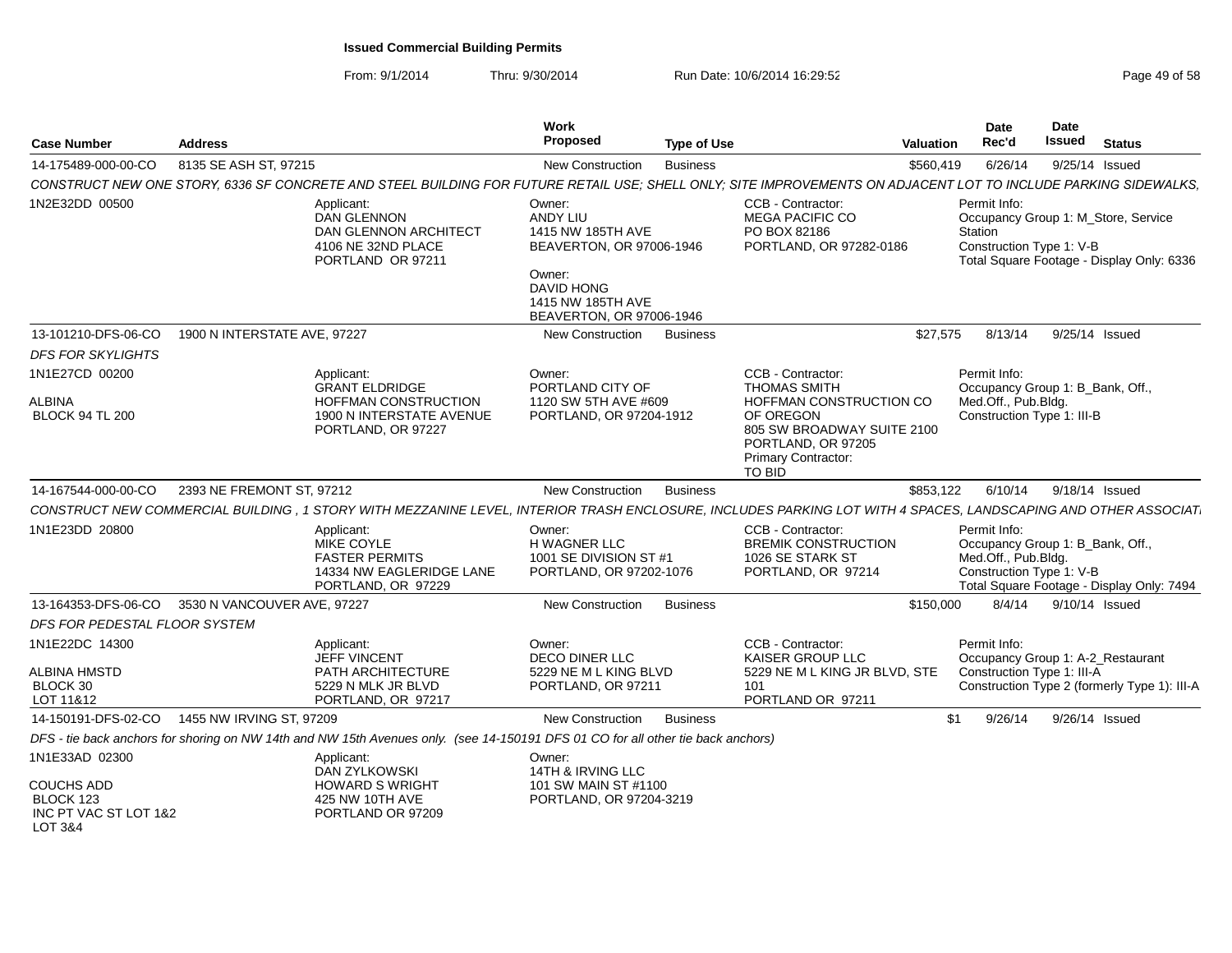**Issued Commercial Building Permits**

From: 9/1/2014 Thru: 9/30/2014 Run Date: 10/6/2014 16:29:52

| Case Number | Address | Work Proposed | Type of Use | Valuation | Date Rec'd | Date Issued | Status |
|---|---|---|---|---|---|---|---|
| 14-175489-000-00-CO | 8135 SE ASH ST, 97215 | New Construction | Business | $560,419 | 6/26/14 | 9/25/14 | Issued |

*CONSTRUCT NEW ONE STORY, 6336 SF CONCRETE AND STEEL BUILDING FOR FUTURE RETAIL USE; SHELL ONLY; SITE IMPROVEMENTS ON ADJACENT LOT TO INCLUDE PARKING SIDEWALKS,*

1N2E32DD 00500

Applicant:
DAN GLENNON
DAN GLENNON ARCHITECT
4106 NE 32ND PLACE
PORTLAND OR 97211

Owner:
ANDY LIU
1415 NW 185TH AVE
BEAVERTON, OR 97006-1946

Owner:
DAVID HONG
1415 NW 185TH AVE
BEAVERTON, OR 97006-1946

CCB - Contractor:
MEGA PACIFIC CO
PO BOX 82186
PORTLAND, OR 97282-0186

Permit Info:
Occupancy Group 1: M_Store, Service Station
Construction Type 1: V-B
Total Square Footage - Display Only: 6336

| Case Number | Address | Work Proposed | Type of Use | Valuation | Date Rec'd | Date Issued | Status |
|---|---|---|---|---|---|---|---|
| 13-101210-DFS-06-CO | 1900 N INTERSTATE AVE, 97227 | New Construction | Business | $27,575 | 8/13/14 | 9/25/14 | Issued |

*DFS FOR SKYLIGHTS*

1N1E27CD 00200

ALBINA
BLOCK 94 TL 200

Applicant:
GRANT ELDRIDGE
HOFFMAN CONSTRUCTION
1900 N INTERSTATE AVENUE
PORTLAND, OR 97227

Owner:
PORTLAND CITY OF
1120 SW 5TH AVE #609
PORTLAND, OR 97204-1912

CCB - Contractor:
THOMAS SMITH
HOFFMAN CONSTRUCTION CO OF OREGON
805 SW BROADWAY SUITE 2100
PORTLAND, OR 97205
Primary Contractor:
TO BID

Permit Info:
Occupancy Group 1: B_Bank, Off., Med.Off., Pub.Bldg.
Construction Type 1: III-B

| Case Number | Address | Work Proposed | Type of Use | Valuation | Date Rec'd | Date Issued | Status |
|---|---|---|---|---|---|---|---|
| 14-167544-000-00-CO | 2393 NE FREMONT ST, 97212 | New Construction | Business | $853,122 | 6/10/14 | 9/18/14 | Issued |

*CONSTRUCT NEW COMMERCIAL BUILDING , 1 STORY WITH MEZZANINE LEVEL, INTERIOR TRASH ENCLOSURE, INCLUDES PARKING LOT WITH 4 SPACES, LANDSCAPING AND OTHER ASSOCIAT*

1N1E23DD 20800

Applicant:
MIKE COYLE
FASTER PERMITS
14334 NW EAGLERIDGE LANE
PORTLAND, OR 97229

Owner:
H WAGNER LLC
1001 SE DIVISION ST #1
PORTLAND, OR 97202-1076

CCB - Contractor:
BREMIK CONSTRUCTION
1026 SE STARK ST
PORTLAND, OR 97214

Permit Info:
Occupancy Group 1: B_Bank, Off., Med.Off., Pub.Bldg.
Construction Type 1: V-B
Total Square Footage - Display Only: 7494

| Case Number | Address | Work Proposed | Type of Use | Valuation | Date Rec'd | Date Issued | Status |
|---|---|---|---|---|---|---|---|
| 13-164353-DFS-06-CO | 3530 N VANCOUVER AVE, 97227 | New Construction | Business | $150,000 | 8/4/14 | 9/10/14 | Issued |

*DFS FOR PEDESTAL FLOOR SYSTEM*

1N1E22DC 14300

ALBINA HMSTD
BLOCK 30
LOT 11&12

Applicant:
JEFF VINCENT
PATH ARCHITECTURE
5229 N MLK JR BLVD
PORTLAND, OR 97217

Owner:
DECO DINER LLC
5229 NE M L KING BLVD
PORTLAND, OR 97211

CCB - Contractor:
KAISER GROUP LLC
5229 NE M L KING JR BLVD, STE 101
PORTLAND OR 97211

Permit Info:
Occupancy Group 1: A-2_Restaurant
Construction Type 1: III-A
Construction Type 2 (formerly Type 1): III-A

| Case Number | Address | Work Proposed | Type of Use | Valuation | Date Rec'd | Date Issued | Status |
|---|---|---|---|---|---|---|---|
| 14-150191-DFS-02-CO | 1455 NW IRVING ST, 97209 | New Construction | Business | $1 | 9/26/14 | 9/26/14 | Issued |

*DFS - tie back anchors for shoring on NW 14th and NW 15th Avenues only. (see 14-150191 DFS 01 CO for all other tie back anchors)*

1N1E33AD 02300

COUCHS ADD
BLOCK 123
INC PT VAC ST LOT 1&2
LOT 3&4

Applicant:
DAN ZYLKOWSKI
HOWARD S WRIGHT
425 NW 10TH AVE
PORTLAND OR 97209

Owner:
14TH & IRVING LLC
101 SW MAIN ST #1100
PORTLAND, OR 97204-3219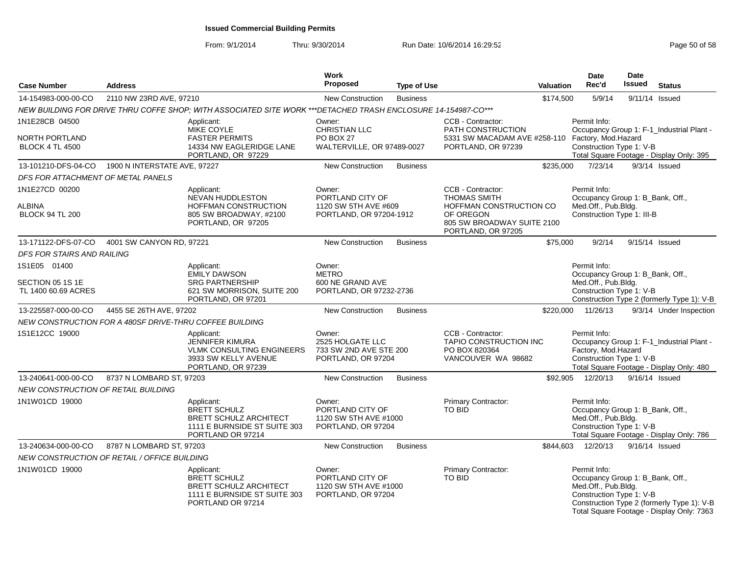**Issued Commercial Building Permits**

From: 9/1/2014 Thru: 9/30/2014 Run Date: 10/6/2014 16:29:52

| Case Number | Address | | Work Proposed | Type of Use | | Valuation | Date Rec'd | Date Issued | Status |
|---|---|---|---|---|---|---|---|---|---|
| 14-154983-000-00-CO | 2110 NW 23RD AVE, 97210 | | New Construction | Business | | $174,500 | 5/9/14 | 9/11/14 | Issued |
| NEW BUILDING FOR DRIVE THRU COFFEE SHOP; WITH ASSOCIATED SITE WORK ***DETACHED TRASH ENCLOSURE 14-154987-CO*** | | | | | | | | | |
| 1N1E28CB 04500<br>NORTH PORTLAND<br>BLOCK 4 TL 4500 | | Applicant:<br>MIKE COYLE<br>FASTER PERMITS<br>14334 NW EAGLERIDGE LANE<br>PORTLAND, OR 97229 | Owner:<br>CHRISTIAN LLC<br>PO BOX 27<br>WALTERVILLE, OR 97489-0027 | | CCB - Contractor:<br>PATH CONSTRUCTION<br>5331 SW MACADAM AVE #258-110<br>PORTLAND, OR 97239 | | Permit Info:<br>Occupancy Group 1: F-1_Industrial Plant - Factory, Mod.Hazard<br>Construction Type 1: V-B<br>Total Square Footage - Display Only: 395 | | |
| 13-101210-DFS-04-CO | 1900 N INTERSTATE AVE, 97227 | | New Construction | Business | | $235,000 | 7/23/14 | 9/3/14 | Issued |
| DFS FOR ATTACHMENT OF METAL PANELS | | | | | | | | | |
| 1N1E27CD 00200<br>ALBINA<br>BLOCK 94 TL 200 | | Applicant:<br>NEVAN HUDDLESTON<br>HOFFMAN CONSTRUCTION<br>805 SW BROADWAY, #2100<br>PORTLAND, OR 97205 | Owner:<br>PORTLAND CITY OF<br>1120 SW 5TH AVE #609<br>PORTLAND, OR 97204-1912 | | CCB - Contractor:<br>THOMAS SMITH<br>HOFFMAN CONSTRUCTION CO OF OREGON<br>805 SW BROADWAY SUITE 2100<br>PORTLAND, OR 97205 | | Permit Info:<br>Occupancy Group 1: B_Bank, Off., Med.Off., Pub.Bldg.<br>Construction Type 1: III-B | | |
| 13-171122-DFS-07-CO | 4001 SW CANYON RD, 97221 | | New Construction | Business | | $75,000 | 9/2/14 | 9/15/14 | Issued |
| DFS FOR STAIRS AND RAILING | | | | | | | | | |
| 1S1E05 01400<br>SECTION 05 1S 1E<br>TL 1400 60.69 ACRES | | Applicant:<br>EMILY DAWSON<br>SRG PARTNERSHIP<br>621 SW MORRISON, SUITE 200<br>PORTLAND, OR 97201 | Owner:<br>METRO<br>600 NE GRAND AVE<br>PORTLAND, OR 97232-2736 | | | | Permit Info:<br>Occupancy Group 1: B_Bank, Off., Med.Off., Pub.Bldg.<br>Construction Type 1: V-B<br>Construction Type 2 (formerly Type 1): V-B | | |
| 13-225587-000-00-CO | 4455 SE 26TH AVE, 97202 | | New Construction | Business | | $220,000 | 11/26/13 | 9/3/14 | Under Inspection |
| NEW CONSTRUCTION FOR A 480SF DRIVE-THRU COFFEE BUILDING | | | | | | | | | |
| 1S1E12CC 19000 | | Applicant:<br>JENNIFER KIMURA<br>VLMK CONSULTING ENGINEERS<br>3933 SW KELLY AVENUE<br>PORTLAND, OR 97239 | Owner:<br>2525 HOLGATE LLC<br>733 SW 2ND AVE STE 200<br>PORTLAND, OR 97204 | | CCB - Contractor:<br>TAPIO CONSTRUCTION INC<br>PO BOX 820364<br>VANCOUVER WA 98682 | | Permit Info:<br>Occupancy Group 1: F-1_Industrial Plant - Factory, Mod.Hazard<br>Construction Type 1: V-B<br>Total Square Footage - Display Only: 480 | | |
| 13-240641-000-00-CO | 8737 N LOMBARD ST, 97203 | | New Construction | Business | | $92,905 | 12/20/13 | 9/16/14 | Issued |
| NEW CONSTRUCTION OF RETAIL BUILDING | | | | | | | | | |
| 1N1W01CD 19000 | | Applicant:<br>BRETT SCHULZ<br>BRETT SCHULZ ARCHITECT<br>1111 E BURNSIDE ST SUITE 303<br>PORTLAND OR 97214 | Owner:<br>PORTLAND CITY OF<br>1120 SW 5TH AVE #1000<br>PORTLAND, OR 97204 | | Primary Contractor:<br>TO BID | | Permit Info:<br>Occupancy Group 1: B_Bank, Off., Med.Off., Pub.Bldg.<br>Construction Type 1: V-B<br>Total Square Footage - Display Only: 786 | | |
| 13-240634-000-00-CO | 8787 N LOMBARD ST, 97203 | | New Construction | Business | | $844,603 | 12/20/13 | 9/16/14 | Issued |
| NEW CONSTRUCTION OF RETAIL / OFFICE BUILDING | | | | | | | | | |
| 1N1W01CD 19000 | | Applicant:<br>BRETT SCHULZ<br>BRETT SCHULZ ARCHITECT<br>1111 E BURNSIDE ST SUITE 303<br>PORTLAND OR 97214 | Owner:<br>PORTLAND CITY OF<br>1120 SW 5TH AVE #1000<br>PORTLAND, OR 97204 | | Primary Contractor:<br>TO BID | | Permit Info:<br>Occupancy Group 1: B_Bank, Off., Med.Off., Pub.Bldg.<br>Construction Type 1: V-B<br>Construction Type 2 (formerly Type 1): V-B<br>Total Square Footage - Display Only: 7363 | | |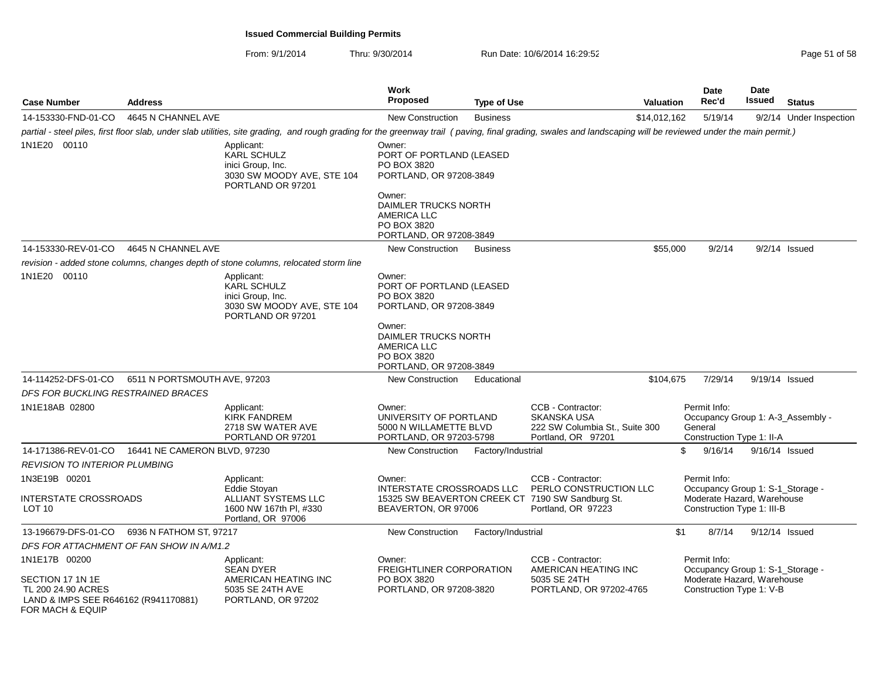**Issued Commercial Building Permits**

From: 9/1/2014 Thru: 9/30/2014 Run Date: 10/6/2014 16:29:52

| Case Number | Address | Work Proposed | Type of Use | Valuation | Date Rec'd | Date Issued | Status |
|---|---|---|---|---|---|---|---|
| 14-153330-FND-01-CO | 4645 N CHANNEL AVE | New Construction | Business | $14,012,162 | 5/19/14 | 9/2/14 | Under Inspection |

*partial - steel piles, first floor slab, under slab utilities, site grading, and rough grading for the greenway trail ( paving, final grading, swales and landscaping will be reviewed under the main permit.)*

1N1E20 00110

Applicant: KARL SCHULZ, inici Group, Inc., 3030 SW MOODY AVE, STE 104, PORTLAND OR 97201

Owner: PORT OF PORTLAND (LEASED, PO BOX 3820, PORTLAND, OR 97208-3849

Owner: DAIMLER TRUCKS NORTH AMERICA LLC, PO BOX 3820, PORTLAND, OR 97208-3849

| Case Number | Address | Work Proposed | Type of Use | Valuation | Date Rec'd | Date Issued | Status |
|---|---|---|---|---|---|---|---|
| 14-153330-REV-01-CO | 4645 N CHANNEL AVE | New Construction | Business | $55,000 | 9/2/14 | 9/2/14 | Issued |

*revision - added stone columns, changes depth of stone columns, relocated storm line*

1N1E20 00110

Applicant: KARL SCHULZ, inici Group, Inc., 3030 SW MOODY AVE, STE 104, PORTLAND OR 97201

Owner: PORT OF PORTLAND (LEASED, PO BOX 3820, PORTLAND, OR 97208-3849

Owner: DAIMLER TRUCKS NORTH AMERICA LLC, PO BOX 3820, PORTLAND, OR 97208-3849

| Case Number | Address | Work Proposed | Type of Use | Valuation | Date Rec'd | Date Issued | Status |
|---|---|---|---|---|---|---|---|
| 14-114252-DFS-01-CO | 6511 N PORTSMOUTH AVE, 97203 | New Construction | Educational | $104,675 | 7/29/14 | 9/19/14 | Issued |

*DFS FOR BUCKLING RESTRAINED BRACES*

1N1E18AB 02800

Applicant: KIRK FANDREM, 2718 SW WATER AVE, PORTLAND OR 97201

Owner: UNIVERSITY OF PORTLAND, 5000 N WILLAMETTE BLVD, PORTLAND, OR 97203-5798

CCB - Contractor: SKANSKA USA, 222 SW Columbia St., Suite 300, Portland, OR 97201

Permit Info: Occupancy Group 1: A-3_Assembly - General; Construction Type 1: II-A

| Case Number | Address | Work Proposed | Type of Use | Valuation | Date Rec'd | Date Issued | Status |
|---|---|---|---|---|---|---|---|
| 14-171386-REV-01-CO | 16441 NE CAMERON BLVD, 97230 | New Construction | Factory/Industrial | $ | 9/16/14 | 9/16/14 | Issued |

*REVISION TO INTERIOR PLUMBING*

1N3E19B 00201

INTERSTATE CROSSROADS LOT 10

Applicant: Eddie Stoyan, ALLIANT SYSTEMS LLC, 1600 NW 167th Pl, #330, Portland, OR 97006

Owner: INTERSTATE CROSSROADS LLC, 15325 SW BEAVERTON CREEK CT, BEAVERTON, OR 97006

CCB - Contractor: PERLO CONSTRUCTION LLC, 7190 SW Sandburg St., Portland, OR 97223

Permit Info: Occupancy Group 1: S-1_Storage - Moderate Hazard, Warehouse; Construction Type 1: III-B

| Case Number | Address | Work Proposed | Type of Use | Valuation | Date Rec'd | Date Issued | Status |
|---|---|---|---|---|---|---|---|
| 13-196679-DFS-01-CO | 6936 N FATHOM ST, 97217 | New Construction | Factory/Industrial | $1 | 8/7/14 | 9/12/14 | Issued |

*DFS FOR ATTACHMENT OF FAN SHOW IN A/M1.2*

1N1E17B 00200

SECTION 17 1N 1E TL 200 24.90 ACRES LAND & IMPS SEE R646162 (R941170881) FOR MACH & EQUIP

Applicant: SEAN DYER, AMERICAN HEATING INC, 5035 SE 24TH AVE, PORTLAND, OR 97202

Owner: FREIGHTLINER CORPORATION, PO BOX 3820, PORTLAND, OR 97208-3820

CCB - Contractor: AMERICAN HEATING INC, 5035 SE 24TH, PORTLAND, OR 97202-4765

Permit Info: Occupancy Group 1: S-1_Storage - Moderate Hazard, Warehouse; Construction Type 1: V-B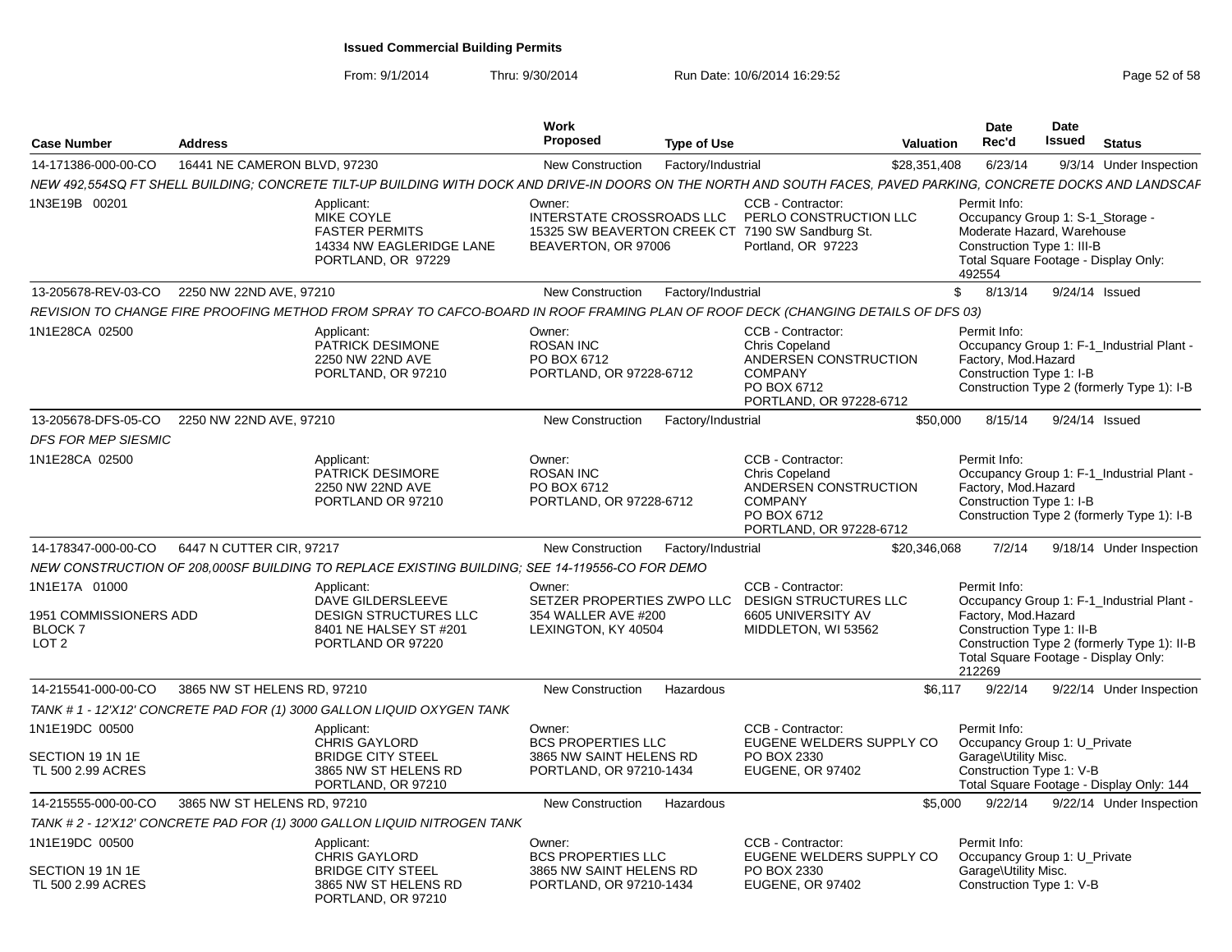# Issued Commercial Building Permits

From: 9/1/2014 Thru: 9/30/2014 Run Date: 10/6/2014 16:29:52

| Case Number | Address | Work Proposed | Type of Use | Valuation | Date Rec'd | Date Issued | Status |
|---|---|---|---|---|---|---|---|
| 14-171386-000-00-CO | 16441 NE CAMERON BLVD, 97230 | New Construction | Factory/Industrial | $28,351,408 | 6/23/14 | 9/3/14 | Under Inspection |

*NEW 492,554SQ FT SHELL BUILDING; CONCRETE TILT-UP BUILDING WITH DOCK AND DRIVE-IN DOORS ON THE NORTH AND SOUTH FACES, PAVED PARKING, CONCRETE DOCKS AND LANDSCAF*

1N3E19B 00201

Applicant: MIKE COYLE, FASTER PERMITS, 14334 NW EAGLERIDGE LANE, PORTLAND, OR 97229

Owner: INTERSTATE CROSSROADS LLC, 15325 SW BEAVERTON CREEK CT, BEAVERTON, OR 97006

CCB - Contractor: PERLO CONSTRUCTION LLC, 7190 SW Sandburg St., Portland, OR 97223

Permit Info: Occupancy Group 1: S-1_Storage - Moderate Hazard, Warehouse; Construction Type 1: III-B; Total Square Footage - Display Only: 492554

| Case Number | Address | Work Proposed | Type of Use | Valuation | Date Rec'd | Date Issued | Status |
|---|---|---|---|---|---|---|---|
| 13-205678-REV-03-CO | 2250 NW 22ND AVE, 97210 | New Construction | Factory/Industrial | $ | 8/13/14 | 9/24/14 | Issued |

*REVISION TO CHANGE FIRE PROOFING METHOD FROM SPRAY TO CAFCO-BOARD IN ROOF FRAMING PLAN OF ROOF DECK (CHANGING DETAILS OF DFS 03)*

1N1E28CA 02500

Applicant: PATRICK DESIMONE, 2250 NW 22ND AVE, PORTLAND, OR 97210

Owner: ROSAN INC, PO BOX 6712, PORTLAND, OR 97228-6712

CCB - Contractor: Chris Copeland, ANDERSEN CONSTRUCTION COMPANY, PO BOX 6712, PORTLAND, OR 97228-6712

Permit Info: Occupancy Group 1: F-1_Industrial Plant - Factory, Mod.Hazard; Construction Type 1: I-B; Construction Type 2 (formerly Type 1): I-B

| Case Number | Address | Work Proposed | Type of Use | Valuation | Date Rec'd | Date Issued | Status |
|---|---|---|---|---|---|---|---|
| 13-205678-DFS-05-CO | 2250 NW 22ND AVE, 97210 | New Construction | Factory/Industrial | $50,000 | 8/15/14 | 9/24/14 | Issued |

*DFS FOR MEP SIESMIC*

1N1E28CA 02500

Applicant: PATRICK DESIMORE, 2250 NW 22ND AVE, PORTLAND OR 97210

Owner: ROSAN INC, PO BOX 6712, PORTLAND, OR 97228-6712

CCB - Contractor: Chris Copeland, ANDERSEN CONSTRUCTION COMPANY, PO BOX 6712, PORTLAND, OR 97228-6712

Permit Info: Occupancy Group 1: F-1_Industrial Plant - Factory, Mod.Hazard; Construction Type 1: I-B; Construction Type 2 (formerly Type 1): I-B

| Case Number | Address | Work Proposed | Type of Use | Valuation | Date Rec'd | Date Issued | Status |
|---|---|---|---|---|---|---|---|
| 14-178347-000-00-CO | 6447 N CUTTER CIR, 97217 | New Construction | Factory/Industrial | $20,346,068 | 7/2/14 | 9/18/14 | Under Inspection |

*NEW CONSTRUCTION OF 208,000SF BUILDING TO REPLACE EXISTING BUILDING; SEE 14-119556-CO FOR DEMO*

1N1E17A 01000; 1951 COMMISSIONERS ADD BLOCK 7 LOT 2

Applicant: DAVE GILDERSLEEVE, DESIGN STRUCTURES LLC, 8401 NE HALSEY ST #201, PORTLAND OR 97220

Owner: SETZER PROPERTIES ZWPO LLC, 354 WALLER AVE #200, LEXINGTON, KY 40504

CCB - Contractor: DESIGN STRUCTURES LLC, 6605 UNIVERSITY AV, MIDDLETON, WI 53562

Permit Info: Occupancy Group 1: F-1_Industrial Plant - Factory, Mod.Hazard; Construction Type 1: II-B; Construction Type 2 (formerly Type 1): II-B; Total Square Footage - Display Only: 212269

| Case Number | Address | Work Proposed | Type of Use | Valuation | Date Rec'd | Date Issued | Status |
|---|---|---|---|---|---|---|---|
| 14-215541-000-00-CO | 3865 NW ST HELENS RD, 97210 | New Construction | Hazardous | $6,117 | 9/22/14 | 9/22/14 | Under Inspection |

*TANK # 1 - 12'X12' CONCRETE PAD FOR (1) 3000 GALLON LIQUID OXYGEN TANK*

1N1E19DC 00500; SECTION 19 1N 1E TL 500 2.99 ACRES

Applicant: CHRIS GAYLORD, BRIDGE CITY STEEL, 3865 NW ST HELENS RD, PORTLAND, OR 97210

Owner: BCS PROPERTIES LLC, 3865 NW SAINT HELENS RD, PORTLAND, OR 97210-1434

CCB - Contractor: EUGENE WELDERS SUPPLY CO, PO BOX 2330, EUGENE, OR 97402

Permit Info: Occupancy Group 1: U_Private Garage\Utility Misc.; Construction Type 1: V-B; Total Square Footage - Display Only: 144

| Case Number | Address | Work Proposed | Type of Use | Valuation | Date Rec'd | Date Issued | Status |
|---|---|---|---|---|---|---|---|
| 14-215555-000-00-CO | 3865 NW ST HELENS RD, 97210 | New Construction | Hazardous | $5,000 | 9/22/14 | 9/22/14 | Under Inspection |

*TANK # 2 - 12'X12' CONCRETE PAD FOR (1) 3000 GALLON LIQUID NITROGEN TANK*

1N1E19DC 00500; SECTION 19 1N 1E TL 500 2.99 ACRES

Applicant: CHRIS GAYLORD, BRIDGE CITY STEEL, 3865 NW ST HELENS RD, PORTLAND, OR 97210

Owner: BCS PROPERTIES LLC, 3865 NW SAINT HELENS RD, PORTLAND, OR 97210-1434

CCB - Contractor: EUGENE WELDERS SUPPLY CO, PO BOX 2330, EUGENE, OR 97402

Permit Info: Occupancy Group 1: U_Private Garage\Utility Misc.; Construction Type 1: V-B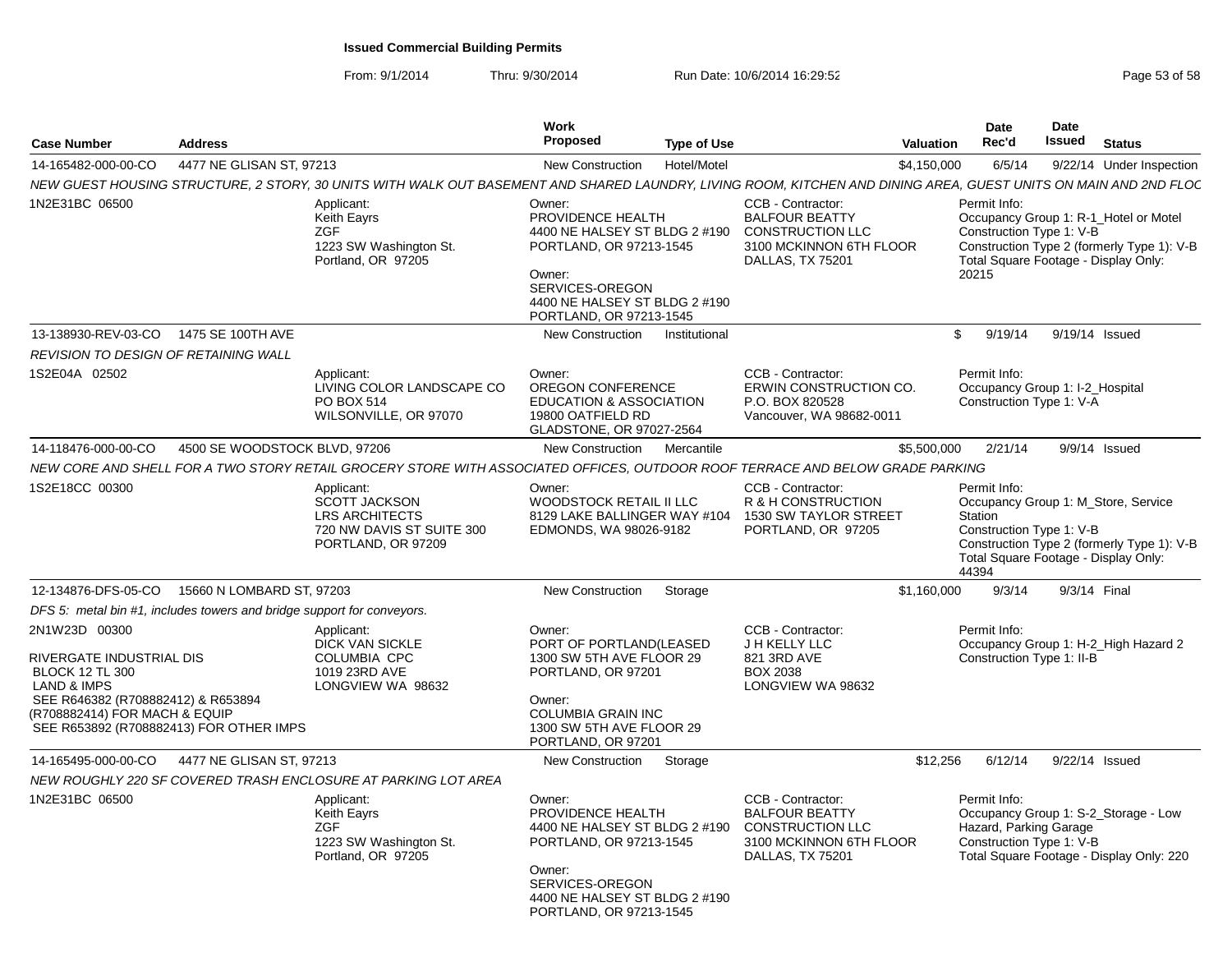**Issued Commercial Building Permits**

From: 9/1/2014 Thru: 9/30/2014 Run Date: 10/6/2014 16:29:52

| Case Number | Address | Work Proposed | Type of Use | Valuation | Date Rec'd | Date Issued | Status |
|---|---|---|---|---|---|---|---|
| 14-165482-000-00-CO | 4477 NE GLISAN ST, 97213 | New Construction | Hotel/Motel | $4,150,000 | 6/5/14 | 9/22/14 | Under Inspection |

*NEW GUEST HOUSING STRUCTURE, 2 STORY, 30 UNITS WITH WALK OUT BASEMENT AND SHARED LAUNDRY, LIVING ROOM, KITCHEN AND DINING AREA, GUEST UNITS ON MAIN AND 2ND FLOC*

1N2E31BC 06500

Applicant: Keith Eayrs, ZGF, 1223 SW Washington St., Portland, OR 97205

Owner: PROVIDENCE HEALTH, 4400 NE HALSEY ST BLDG 2 #190, PORTLAND, OR 97213-1545

Owner: SERVICES-OREGON, 4400 NE HALSEY ST BLDG 2 #190, PORTLAND, OR 97213-1545

CCB - Contractor: BALFOUR BEATTY CONSTRUCTION LLC, 3100 MCKINNON 6TH FLOOR, DALLAS, TX 75201

Permit Info: Occupancy Group 1: R-1_Hotel or Motel; Construction Type 1: V-B; Construction Type 2 (formerly Type 1): V-B; Total Square Footage - Display Only: 20215

---

| Case Number | Address | Work Proposed | Type of Use | Valuation | Date Rec'd | Date Issued | Status |
|---|---|---|---|---|---|---|---|
| 13-138930-REV-03-CO | 1475 SE 100TH AVE | New Construction | Institutional | $ | 9/19/14 | 9/19/14 | Issued |

*REVISION TO DESIGN OF RETAINING WALL*

1S2E04A 02502

Applicant: LIVING COLOR LANDSCAPE CO, PO BOX 514, WILSONVILLE, OR 97070

Owner: OREGON CONFERENCE EDUCATION & ASSOCIATION, 19800 OATFIELD RD, GLADSTONE, OR 97027-2564

CCB - Contractor: ERWIN CONSTRUCTION CO., P.O. BOX 820528, Vancouver, WA 98682-0011

Permit Info: Occupancy Group 1: I-2_Hospital; Construction Type 1: V-A

---

| Case Number | Address | Work Proposed | Type of Use | Valuation | Date Rec'd | Date Issued | Status |
|---|---|---|---|---|---|---|---|
| 14-118476-000-00-CO | 4500 SE WOODSTOCK BLVD, 97206 | New Construction | Mercantile | $5,500,000 | 2/21/14 | 9/9/14 | Issued |

*NEW CORE AND SHELL FOR A TWO STORY RETAIL GROCERY STORE WITH ASSOCIATED OFFICES, OUTDOOR ROOF TERRACE AND BELOW GRADE PARKING*

1S2E18CC 00300

Applicant: SCOTT JACKSON, LRS ARCHITECTS, 720 NW DAVIS ST SUITE 300, PORTLAND, OR 97209

Owner: WOODSTOCK RETAIL II LLC, 8129 LAKE BALLINGER WAY #104, EDMONDS, WA 98026-9182

CCB - Contractor: R & H CONSTRUCTION, 1530 SW TAYLOR STREET, PORTLAND, OR 97205

Permit Info: Occupancy Group 1: M_Store, Service Station; Construction Type 1: V-B; Construction Type 2 (formerly Type 1): V-B; Total Square Footage - Display Only: 44394

---

| Case Number | Address | Work Proposed | Type of Use | Valuation | Date Rec'd | Date Issued | Status |
|---|---|---|---|---|---|---|---|
| 12-134876-DFS-05-CO | 15660 N LOMBARD ST, 97203 | New Construction | Storage | $1,160,000 | 9/3/14 | 9/3/14 | Final |

*DFS 5: metal bin #1, includes towers and bridge support for conveyors.*

2N1W23D 00300

RIVERGATE INDUSTRIAL DIS
BLOCK 12 TL 300
LAND & IMPS
SEE R646382 (R708882412) & R653894 (R708882414) FOR MACH & EQUIP
SEE R653892 (R708882413) FOR OTHER IMPS

Applicant: DICK VAN SICKLE, COLUMBIA CPC, 1019 23RD AVE, LONGVIEW WA 98632

Owner: PORT OF PORTLAND(LEASED, 1300 SW 5TH AVE FLOOR 29, PORTLAND, OR 97201

Owner: COLUMBIA GRAIN INC, 1300 SW 5TH AVE FLOOR 29, PORTLAND, OR 97201

CCB - Contractor: J H KELLY LLC, 821 3RD AVE, BOX 2038, LONGVIEW WA 98632

Permit Info: Occupancy Group 1: H-2_High Hazard 2; Construction Type 1: II-B

---

| Case Number | Address | Work Proposed | Type of Use | Valuation | Date Rec'd | Date Issued | Status |
|---|---|---|---|---|---|---|---|
| 14-165495-000-00-CO | 4477 NE GLISAN ST, 97213 | New Construction | Storage | $12,256 | 6/12/14 | 9/22/14 | Issued |

*NEW ROUGHLY 220 SF COVERED TRASH ENCLOSURE AT PARKING LOT AREA*

1N2E31BC 06500

Applicant: Keith Eayrs, ZGF, 1223 SW Washington St., Portland, OR 97205

Owner: PROVIDENCE HEALTH, 4400 NE HALSEY ST BLDG 2 #190, PORTLAND, OR 97213-1545

Owner: SERVICES-OREGON, 4400 NE HALSEY ST BLDG 2 #190, PORTLAND, OR 97213-1545

CCB - Contractor: BALFOUR BEATTY CONSTRUCTION LLC, 3100 MCKINNON 6TH FLOOR, DALLAS, TX 75201

Permit Info: Occupancy Group 1: S-2_Storage - Low Hazard, Parking Garage; Construction Type 1: V-B; Total Square Footage - Display Only: 220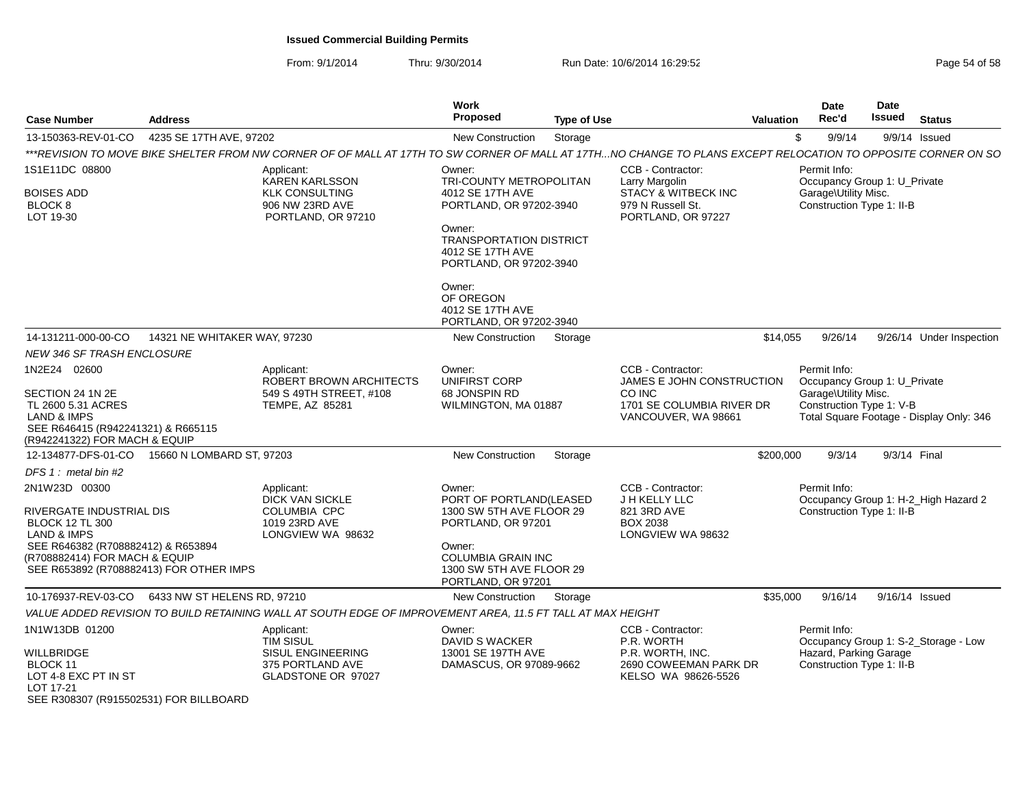# Issued Commercial Building Permits

From: 9/1/2014 Thru: 9/30/2014 Run Date: 10/6/2014 16:29:52

| Case Number | Address | Work Proposed | Type of Use | Valuation | Date Rec'd | Date Issued | Status |
|---|---|---|---|---|---|---|---|
| 13-150363-REV-01-CO | 4235 SE 17TH AVE, 97202 | New Construction | Storage | $ | 9/9/14 | 9/9/14 | Issued |

***REVISION TO MOVE BIKE SHELTER FROM NW CORNER OF OF MALL AT 17TH TO SW CORNER OF MALL AT 17TH...NO CHANGE TO PLANS EXCEPT RELOCATION TO OPPOSITE CORNER ON SO

1S1E11DC 08800
BOISES ADD
BLOCK 8
LOT 19-30

Applicant:
KAREN KARLSSON
KLK CONSULTING
906 NW 23RD AVE
PORTLAND, OR 97210

Owner:
TRI-COUNTY METROPOLITAN
4012 SE 17TH AVE
PORTLAND, OR 97202-3940

Owner:
TRANSPORTATION DISTRICT
4012 SE 17TH AVE
PORTLAND, OR 97202-3940

Owner:
OF OREGON
4012 SE 17TH AVE
PORTLAND, OR 97202-3940

CCB - Contractor:
Larry Margolin
STACY & WITBECK INC
979 N Russell St.
PORTLAND, OR 97227

Permit Info:
Occupancy Group 1: U_Private Garage\Utility Misc.
Construction Type 1: II-B

| Case Number | Address | Work Proposed | Type of Use | Valuation | Date Rec'd | Date Issued | Status |
|---|---|---|---|---|---|---|---|
| 14-131211-000-00-CO | 14321 NE WHITAKER WAY, 97230 | New Construction | Storage | $14,055 | 9/26/14 | 9/26/14 | Under Inspection |

*NEW 346 SF TRASH ENCLOSURE*

1N2E24 02600
SECTION 24 1N 2E
TL 2600 5.31 ACRES
LAND & IMPS
SEE R646415 (R942241321) & R665115 (R942241322) FOR MACH & EQUIP

Applicant:
ROBERT BROWN ARCHITECTS
549 S 49TH STREET, #108
TEMPE, AZ 85281

Owner:
UNIFIRST CORP
68 JONSPIN RD
WILMINGTON, MA 01887

CCB - Contractor:
JAMES E JOHN CONSTRUCTION CO INC
1701 SE COLUMBIA RIVER DR
VANCOUVER, WA 98661

Permit Info:
Occupancy Group 1: U_Private Garage\Utility Misc.
Construction Type 1: V-B
Total Square Footage - Display Only: 346

| Case Number | Address | Work Proposed | Type of Use | Valuation | Date Rec'd | Date Issued | Status |
|---|---|---|---|---|---|---|---|
| 12-134877-DFS-01-CO | 15660 N LOMBARD ST, 97203 | New Construction | Storage | $200,000 | 9/3/14 | 9/3/14 | Final |

*DFS 1 : metal bin #2*

2N1W23D 00300
RIVERGATE INDUSTRIAL DIS
BLOCK 12 TL 300
LAND & IMPS
SEE R646382 (R708882412) & R653894 (R708882414) FOR MACH & EQUIP
SEE R653892 (R708882413) FOR OTHER IMPS

Applicant:
DICK VAN SICKLE
COLUMBIA CPC
1019 23RD AVE
LONGVIEW WA 98632

Owner:
PORT OF PORTLAND(LEASED
1300 SW 5TH AVE FLOOR 29
PORTLAND, OR 97201

Owner:
COLUMBIA GRAIN INC
1300 SW 5TH AVE FLOOR 29
PORTLAND, OR 97201

CCB - Contractor:
J H KELLY LLC
821 3RD AVE
BOX 2038
LONGVIEW WA 98632

Permit Info:
Occupancy Group 1: H-2_High Hazard 2
Construction Type 1: II-B

| Case Number | Address | Work Proposed | Type of Use | Valuation | Date Rec'd | Date Issued | Status |
|---|---|---|---|---|---|---|---|
| 10-176937-REV-03-CO | 6433 NW ST HELENS RD, 97210 | New Construction | Storage | $35,000 | 9/16/14 | 9/16/14 | Issued |

*VALUE ADDED REVISION TO BUILD RETAINING WALL AT SOUTH EDGE OF IMPROVEMENT AREA, 11.5 FT TALL AT MAX HEIGHT*

1N1W13DB 01200
WILLBRIDGE
BLOCK 11
LOT 4-8 EXC PT IN ST
LOT 17-21
SEE R308307 (R915502531) FOR BILLBOARD

Applicant:
TIM SISUL
SISUL ENGINEERING
375 PORTLAND AVE
GLADSTONE OR 97027

Owner:
DAVID S WACKER
13001 SE 197TH AVE
DAMASCUS, OR 97089-9662

CCB - Contractor:
P.R. WORTH
P.R. WORTH, INC.
2690 COWEEMAN PARK DR
KELSO WA 98626-5526

Permit Info:
Occupancy Group 1: S-2_Storage - Low Hazard, Parking Garage
Construction Type 1: II-B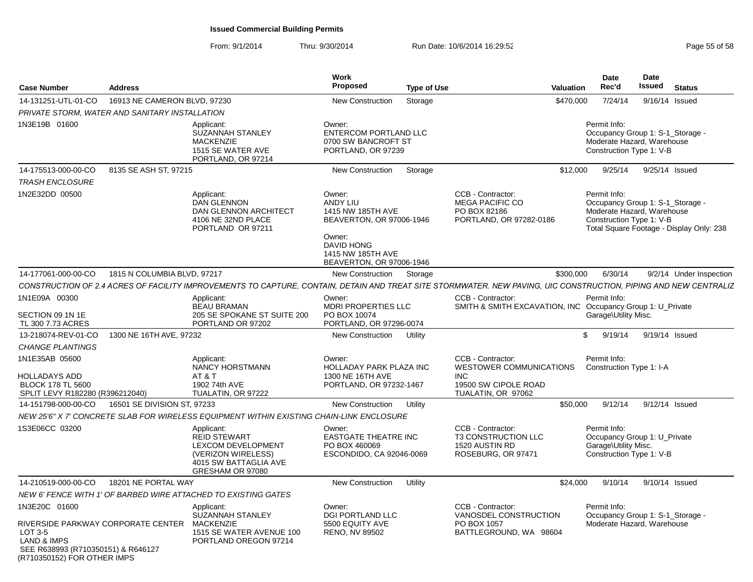**Issued Commercial Building Permits**

From: 9/1/2014 Thru: 9/30/2014 Run Date: 10/6/2014 16:29:52

| Case Number | Address | | Work Proposed | Type of Use | | Valuation | Date Rec'd | Date Issued | Status |
|---|---|---|---|---|---|---|---|---|---|
| 14-131251-UTL-01-CO | 16913 NE CAMERON BLVD, 97230 | | New Construction | Storage | | $470,000 | 7/24/14 | 9/16/14 | Issued |
| PRIVATE STORM, WATER AND SANITARY INSTALLATION | | | | | | | | | |
| 1N3E19B 01600 | | Applicant: SUZANNAH STANLEY MACKENZIE 1515 SE WATER AVE PORTLAND, OR 97214 | Owner: ENTERCOM PORTLAND LLC 0700 SW BANCROFT ST PORTLAND, OR 97239 | | | | Permit Info: Occupancy Group 1: S-1_Storage - Moderate Hazard, Warehouse Construction Type 1: V-B | | |
| 14-175513-000-00-CO | 8135 SE ASH ST, 97215 | | New Construction | Storage | | $12,000 | 9/25/14 | 9/25/14 | Issued |
| TRASH ENCLOSURE | | | | | | | | | |
| 1N2E32DD 00500 | | Applicant: DAN GLENNON DAN GLENNON ARCHITECT 4106 NE 32ND PLACE PORTLAND OR 97211 | Owner: ANDY LIU 1415 NW 185TH AVE BEAVERTON, OR 97006-1946 Owner: DAVID HONG 1415 NW 185TH AVE BEAVERTON, OR 97006-1946 | | CCB - Contractor: MEGA PACIFIC CO PO BOX 82186 PORTLAND, OR 97282-0186 | | Permit Info: Occupancy Group 1: S-1_Storage - Moderate Hazard, Warehouse Construction Type 1: V-B Total Square Footage - Display Only: 238 | | |
| 14-177061-000-00-CO | 1815 N COLUMBIA BLVD, 97217 | | New Construction | Storage | | $300,000 | 6/30/14 | 9/2/14 | Under Inspection |
| CONSTRUCTION OF 2.4 ACRES OF FACILITY IMPROVEMENTS TO CAPTURE, CONTAIN, DETAIN AND TREAT SITE STORMWATER. NEW PAVING, UIC CONSTRUCTION, PIPING AND NEW CENTRALIZ | | | | | | | | | |
| 1N1E09A 00300 SECTION 09 1N 1E TL 300 7.73 ACRES | | Applicant: BEAU BRAMAN 205 SE SPOKANE ST SUITE 200 PORTLAND OR 97202 | Owner: MDRI PROPERTIES LLC PO BOX 10074 PORTLAND, OR 97296-0074 | | CCB - Contractor: SMITH & SMITH EXCAVATION, INC | | Permit Info: Occupancy Group 1: U_Private Garage\Utility Misc. | | |
| 13-218074-REV-01-CO | 1300 NE 16TH AVE, 97232 | | New Construction | Utility | | $ | 9/19/14 | 9/19/14 | Issued |
| CHANGE PLANTINGS | | | | | | | | | |
| 1N1E35AB 05600 HOLLADAYS ADD BLOCK 178 TL 5600 SPLIT LEVY R182280 (R396212040) | | Applicant: NANCY HORSTMANN AT & T 1902 74th AVE TUALATIN, OR 97222 | Owner: HOLLADAY PARK PLAZA INC 1300 NE 16TH AVE PORTLAND, OR 97232-1467 | | CCB - Contractor: WESTOWER COMMUNICATIONS INC 19500 SW CIPOLE ROAD TUALATIN, OR 97062 | | Permit Info: Construction Type 1: I-A | | |
| 14-151798-000-00-CO | 16501 SE DIVISION ST, 97233 | | New Construction | Utility | | $50,000 | 9/12/14 | 9/12/14 | Issued |
| NEW 25'6" X 7' CONCRETE SLAB FOR WIRELESS EQUIPMENT WITHIN EXISTING CHAIN-LINK ENCLOSURE | | | | | | | | | |
| 1S3E06CC 03200 | | Applicant: REID STEWART LEXCOM DEVELOPMENT (VERIZON WIRELESS) 4015 SW BATTAGLIA AVE GRESHAM OR 97080 | Owner: EASTGATE THEATRE INC PO BOX 460069 ESCONDIDO, CA 92046-0069 | | CCB - Contractor: T3 CONSTRUCTION LLC 1520 AUSTIN RD ROSEBURG, OR 97471 | | Permit Info: Occupancy Group 1: U_Private Garage\Utility Misc. Construction Type 1: V-B | | |
| 14-210519-000-00-CO | 18201 NE PORTAL WAY | | New Construction | Utility | | $24,000 | 9/10/14 | 9/10/14 | Issued |
| NEW 6' FENCE WITH 1' OF BARBED WIRE ATTACHED TO EXISTING GATES | | | | | | | | | |
| 1N3E20C 01600 RIVERSIDE PARKWAY CORPORATE CENTER LOT 3-5 LAND & IMPS SEE R638993 (R710350151) & R646127 (R710350152) FOR OTHER IMPS | | Applicant: SUZANNAH STANLEY MACKENZIE 1515 SE WATER AVENUE 100 PORTLAND OREGON 97214 | Owner: DGI PORTLAND LLC 5500 EQUITY AVE RENO, NV 89502 | | CCB - Contractor: VANOSDEL CONSTRUCTION PO BOX 1057 BATTLEGROUND, WA 98604 | | Permit Info: Occupancy Group 1: S-1_Storage - Moderate Hazard, Warehouse | | |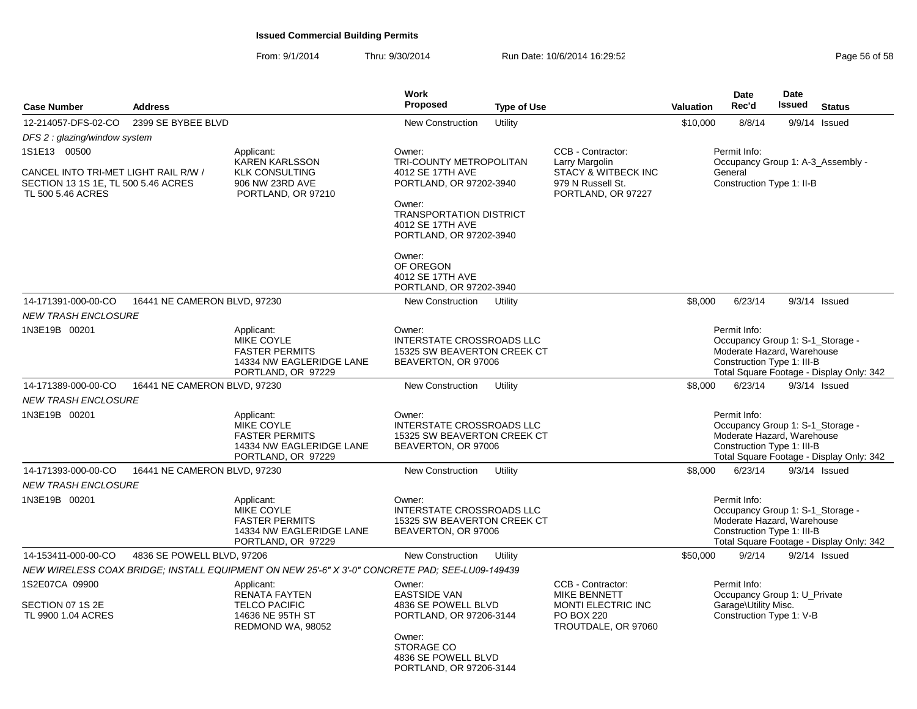# Issued Commercial Building Permits

From: 9/1/2014 Thru: 9/30/2014 Run Date: 10/6/2014 16:29:52

| Case Number | Address | Work Proposed | Type of Use | Valuation | Date Rec'd | Date Issued | Status |
|---|---|---|---|---|---|---|---|
| 12-214057-DFS-02-CO | 2399 SE BYBEE BLVD | New Construction | Utility | $10,000 | 8/8/14 | 9/9/14 | Issued |

*DFS 2 : glazing/window system*

1S1E13 00500

CANCEL INTO TRI-MET LIGHT RAIL R/W / SECTION 13 1S 1E, TL 500 5.46 ACRES TL 500 5.46 ACRES

Applicant: KAREN KARLSSON, KLK CONSULTING, 906 NW 23RD AVE, PORTLAND, OR 97210

Owner: TRI-COUNTY METROPOLITAN, 4012 SE 17TH AVE, PORTLAND, OR 97202-3940

Owner: TRANSPORTATION DISTRICT, 4012 SE 17TH AVE, PORTLAND, OR 97202-3940

Owner: OF OREGON, 4012 SE 17TH AVE, PORTLAND, OR 97202-3940

CCB - Contractor: Larry Margolin, STACY & WITBECK INC, 979 N Russell St., PORTLAND, OR 97227

Permit Info: Occupancy Group 1: A-3_Assembly - General; Construction Type 1: II-B

---

| Case Number | Address | Work Proposed | Type of Use | Valuation | Date Rec'd | Date Issued | Status |
|---|---|---|---|---|---|---|---|
| 14-171391-000-00-CO | 16441 NE CAMERON BLVD, 97230 | New Construction | Utility | $8,000 | 6/23/14 | 9/3/14 | Issued |

*NEW TRASH ENCLOSURE*

1N3E19B 00201

Applicant: MIKE COYLE, FASTER PERMITS, 14334 NW EAGLERIDGE LANE, PORTLAND, OR 97229

Owner: INTERSTATE CROSSROADS LLC, 15325 SW BEAVERTON CREEK CT, BEAVERTON, OR 97006

Permit Info: Occupancy Group 1: S-1_Storage - Moderate Hazard, Warehouse; Construction Type 1: III-B; Total Square Footage - Display Only: 342

---

| Case Number | Address | Work Proposed | Type of Use | Valuation | Date Rec'd | Date Issued | Status |
|---|---|---|---|---|---|---|---|
| 14-171389-000-00-CO | 16441 NE CAMERON BLVD, 97230 | New Construction | Utility | $8,000 | 6/23/14 | 9/3/14 | Issued |

*NEW TRASH ENCLOSURE*

1N3E19B 00201

Applicant: MIKE COYLE, FASTER PERMITS, 14334 NW EAGLERIDGE LANE, PORTLAND, OR 97229

Owner: INTERSTATE CROSSROADS LLC, 15325 SW BEAVERTON CREEK CT, BEAVERTON, OR 97006

Permit Info: Occupancy Group 1: S-1_Storage - Moderate Hazard, Warehouse; Construction Type 1: III-B; Total Square Footage - Display Only: 342

---

| Case Number | Address | Work Proposed | Type of Use | Valuation | Date Rec'd | Date Issued | Status |
|---|---|---|---|---|---|---|---|
| 14-171393-000-00-CO | 16441 NE CAMERON BLVD, 97230 | New Construction | Utility | $8,000 | 6/23/14 | 9/3/14 | Issued |

*NEW TRASH ENCLOSURE*

1N3E19B 00201

Applicant: MIKE COYLE, FASTER PERMITS, 14334 NW EAGLERIDGE LANE, PORTLAND, OR 97229

Owner: INTERSTATE CROSSROADS LLC, 15325 SW BEAVERTON CREEK CT, BEAVERTON, OR 97006

Permit Info: Occupancy Group 1: S-1_Storage - Moderate Hazard, Warehouse; Construction Type 1: III-B; Total Square Footage - Display Only: 342

---

| Case Number | Address | Work Proposed | Type of Use | Valuation | Date Rec'd | Date Issued | Status |
|---|---|---|---|---|---|---|---|
| 14-153411-000-00-CO | 4836 SE POWELL BLVD, 97206 | New Construction | Utility | $50,000 | 9/2/14 | 9/2/14 | Issued |

*NEW WIRELESS COAX BRIDGE; INSTALL EQUIPMENT ON NEW 25'-6" X 3'-0" CONCRETE PAD; SEE-LU09-149439*

1S2E07CA 09900

SECTION 07 1S 2E TL 9900 1.04 ACRES

Applicant: RENATA FAYTEN, TELCO PACIFIC, 14636 NE 95TH ST, REDMOND WA, 98052

Owner: EASTSIDE VAN, 4836 SE POWELL BLVD, PORTLAND, OR 97206-3144

Owner: STORAGE CO, 4836 SE POWELL BLVD, PORTLAND, OR 97206-3144

CCB - Contractor: MIKE BENNETT, MONTI ELECTRIC INC, PO BOX 220, TROUTDALE, OR 97060

Permit Info: Occupancy Group 1: U_Private Garage\Utility Misc.; Construction Type 1: V-B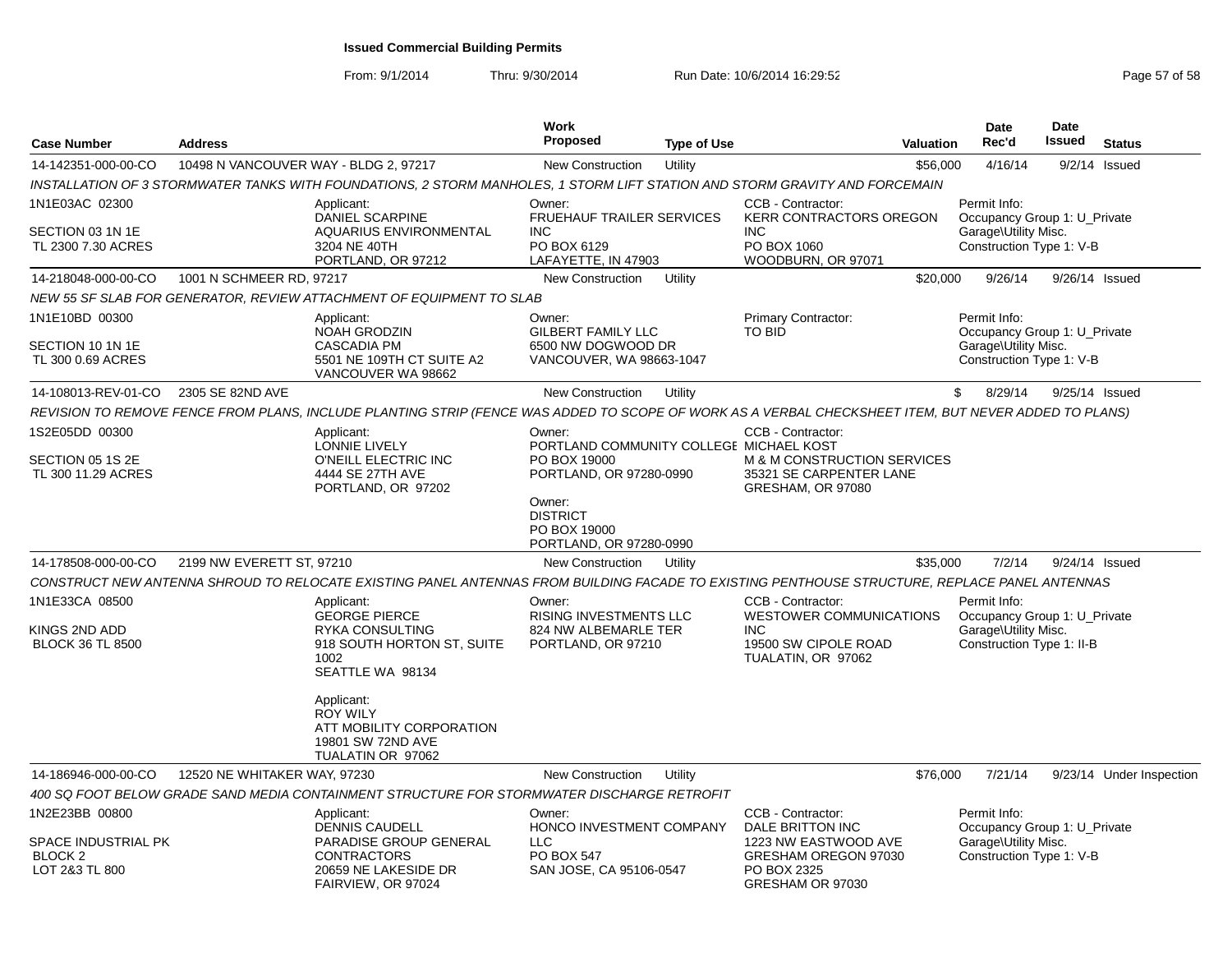**Issued Commercial Building Permits**

From: 9/1/2014 Thru: 9/30/2014 Run Date: 10/6/2014 16:29:52

| Case Number | Address | | Work Proposed | Type of Use | | Valuation | Date Rec'd | Date Issued | Status |
|---|---|---|---|---|---|---|---|---|---|
| 14-142351-000-00-CO | 10498 N VANCOUVER WAY - BLDG 2, 97217 | | New Construction | Utility | | $56,000 | 4/16/14 | 9/2/14 | Issued |
| *INSTALLATION OF 3 STORMWATER TANKS WITH FOUNDATIONS, 2 STORM MANHOLES, 1 STORM LIFT STATION AND STORM GRAVITY AND FORCEMAIN* | | | | | | | | | |
| 1N1E03AC 02300<br>SECTION 03 1N 1E<br>TL 2300 7.30 ACRES | | Applicant:<br>DANIEL SCARPINE<br>AQUARIUS ENVIRONMENTAL<br>3204 NE 40TH<br>PORTLAND, OR 97212 | Owner:<br>FRUEHAUF TRAILER SERVICES INC<br>PO BOX 6129<br>LAFAYETTE, IN 47903 | | CCB - Contractor:<br>KERR CONTRACTORS OREGON INC<br>PO BOX 1060<br>WOODBURN, OR 97071 | | Permit Info:<br>Occupancy Group 1: U_Private Garage\Utility Misc.<br>Construction Type 1: V-B | | |
| 14-218048-000-00-CO | 1001 N SCHMEER RD, 97217 | | New Construction | Utility | | $20,000 | 9/26/14 | 9/26/14 | Issued |
| *NEW 55 SF SLAB FOR GENERATOR, REVIEW ATTACHMENT OF EQUIPMENT TO SLAB* | | | | | | | | | |
| 1N1E10BD 00300<br>SECTION 10 1N 1E<br>TL 300 0.69 ACRES | | Applicant:<br>NOAH GRODZIN<br>CASCADIA PM<br>5501 NE 109TH CT SUITE A2<br>VANCOUVER WA 98662 | Owner:<br>GILBERT FAMILY LLC<br>6500 NW DOGWOOD DR<br>VANCOUVER, WA 98663-1047 | | Primary Contractor:<br>TO BID | | Permit Info:<br>Occupancy Group 1: U_Private Garage\Utility Misc.<br>Construction Type 1: V-B | | |
| 14-108013-REV-01-CO | 2305 SE 82ND AVE | | New Construction | Utility | | $ | 8/29/14 | 9/25/14 | Issued |
| *REVISION TO REMOVE FENCE FROM PLANS, INCLUDE PLANTING STRIP (FENCE WAS ADDED TO SCOPE OF WORK AS A VERBAL CHECKSHEET ITEM, BUT NEVER ADDED TO PLANS)* | | | | | | | | | |
| 1S2E05DD 00300<br>SECTION 05 1S 2E<br>TL 300 11.29 ACRES | | Applicant:<br>LONNIE LIVELY<br>O'NEILL ELECTRIC INC<br>4444 SE 27TH AVE<br>PORTLAND, OR 97202 | Owner:<br>PORTLAND COMMUNITY COLLEGE<br>PO BOX 19000<br>PORTLAND, OR 97280-0990<br>Owner:<br>DISTRICT<br>PO BOX 19000<br>PORTLAND, OR 97280-0990 | | CCB - Contractor:<br>MICHAEL KOST<br>M & M CONSTRUCTION SERVICES<br>35321 SE CARPENTER LANE<br>GRESHAM, OR 97080 | | | | |
| 14-178508-000-00-CO | 2199 NW EVERETT ST, 97210 | | New Construction | Utility | | $35,000 | 7/2/14 | 9/24/14 | Issued |
| *CONSTRUCT NEW ANTENNA SHROUD TO RELOCATE EXISTING PANEL ANTENNAS FROM BUILDING FACADE TO EXISTING PENTHOUSE STRUCTURE, REPLACE PANEL ANTENNAS* | | | | | | | | | |
| 1N1E33CA 08500<br>KINGS 2ND ADD<br>BLOCK 36 TL 8500 | | Applicant:<br>GEORGE PIERCE<br>RYKA CONSULTING<br>918 SOUTH HORTON ST, SUITE 1002<br>SEATTLE WA 98134<br>Applicant:<br>ROY WILY<br>ATT MOBILITY CORPORATION<br>19801 SW 72ND AVE<br>TUALATIN OR 97062 | Owner:<br>RISING INVESTMENTS LLC<br>824 NW ALBEMARLE TER<br>PORTLAND, OR 97210 | | CCB - Contractor:<br>WESTOWER COMMUNICATIONS INC<br>19500 SW CIPOLE ROAD<br>TUALATIN, OR 97062 | | Permit Info:<br>Occupancy Group 1: U_Private Garage\Utility Misc.<br>Construction Type 1: II-B | | |
| 14-186946-000-00-CO | 12520 NE WHITAKER WAY, 97230 | | New Construction | Utility | | $76,000 | 7/21/14 | 9/23/14 | Under Inspection |
| *400 SQ FOOT BELOW GRADE SAND MEDIA CONTAINMENT STRUCTURE FOR STORMWATER DISCHARGE RETROFIT* | | | | | | | | | |
| 1N2E23BB 00800<br>SPACE INDUSTRIAL PK<br>BLOCK 2<br>LOT 2&3 TL 800 | | Applicant:<br>DENNIS CAUDELL<br>PARADISE GROUP GENERAL CONTRACTORS<br>20659 NE LAKESIDE DR<br>FAIRVIEW, OR 97024 | Owner:<br>HONCO INVESTMENT COMPANY LLC<br>PO BOX 547<br>SAN JOSE, CA 95106-0547 | | CCB - Contractor:<br>DALE BRITTON INC<br>1223 NW EASTWOOD AVE<br>GRESHAM OREGON 97030<br>PO BOX 2325<br>GRESHAM OR 97030 | | Permit Info:<br>Occupancy Group 1: U_Private Garage\Utility Misc.<br>Construction Type 1: V-B | | |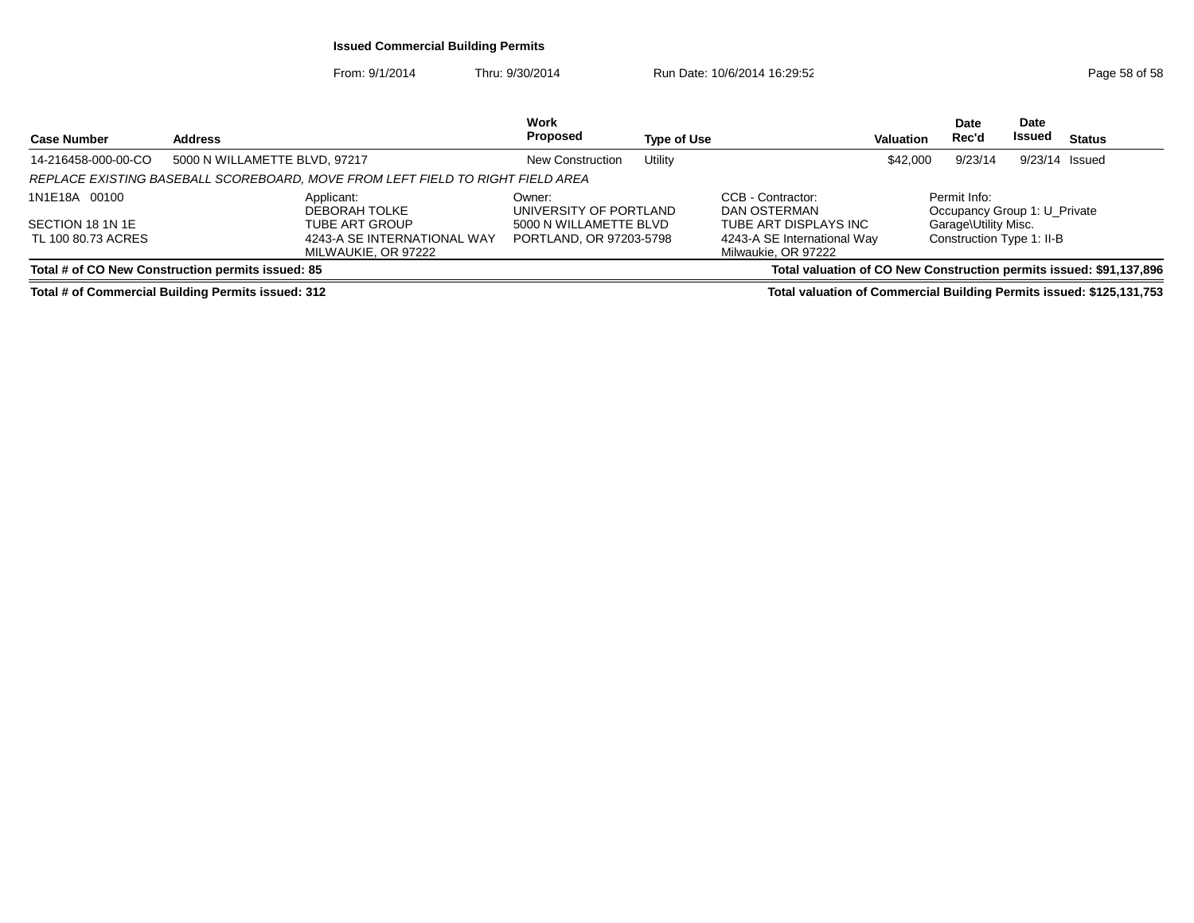**Issued Commercial Building Permits**

From: 9/1/2014 Thru: 9/30/2014 Run Date: 10/6/2014 16:29:52

| Case Number | Address | | Work Proposed | Type of Use | | Valuation | Date Rec'd | Date Issued | Status |
|---|---|---|---|---|---|---|---|---|---|
| 14-216458-000-00-CO | 5000 N WILLAMETTE BLVD, 97217 | | New Construction | Utility | | $42,000 | 9/23/14 | 9/23/14 | Issued |
| *REPLACE EXISTING BASEBALL SCOREBOARD, MOVE FROM LEFT FIELD TO RIGHT FIELD AREA* | | | | | | | | | |
| 1N1E18A 00100<br>SECTION 18 1N 1E<br>TL 100 80.73 ACRES | | Applicant:<br>DEBORAH TOLKE<br>TUBE ART GROUP<br>4243-A SE INTERNATIONAL WAY<br>MILWAUKIE, OR 97222 | Owner:<br>UNIVERSITY OF PORTLAND<br>5000 N WILLAMETTE BLVD<br>PORTLAND, OR 97203-5798 | | CCB - Contractor:<br>DAN OSTERMAN<br>TUBE ART DISPLAYS INC<br>4243-A SE International Way<br>Milwaukie, OR 97222 | | Permit Info:<br>Occupancy Group 1: U_Private Garage\Utility Misc.<br>Construction Type 1: II-B | | |

**Total # of CO New Construction permits issued: 85** | **Total valuation of CO New Construction permits issued: $91,137,896**

**Total # of Commercial Building Permits issued: 312** | **Total valuation of Commercial Building Permits issued: $125,131,753**